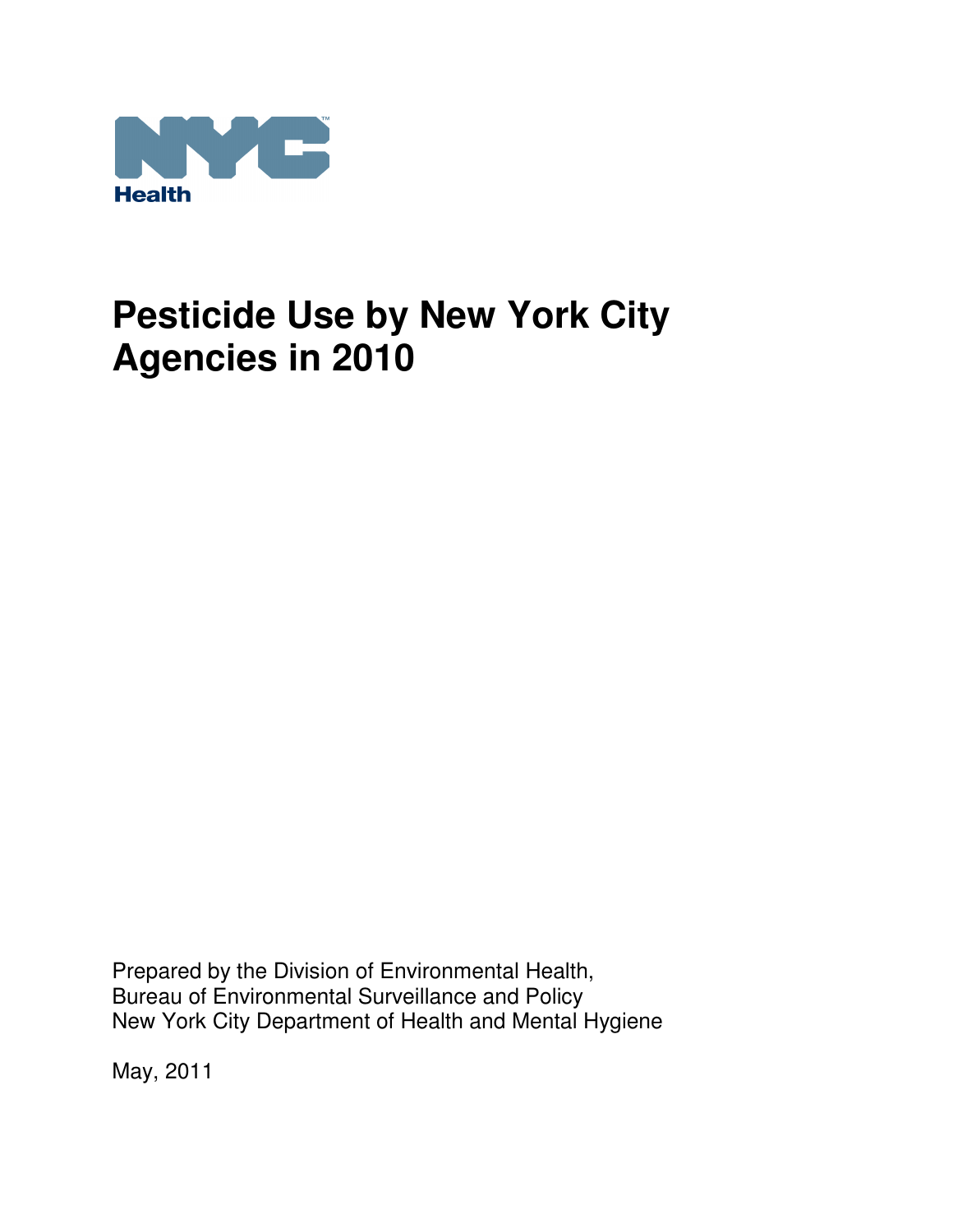NYC Health

# Pesticide Use by New York City Agencies in 2010

Prepared by the Division of Environmental Health,
Bureau of Environmental Surveillance and Policy
New York City Department of Health and Mental Hygiene

May, 2011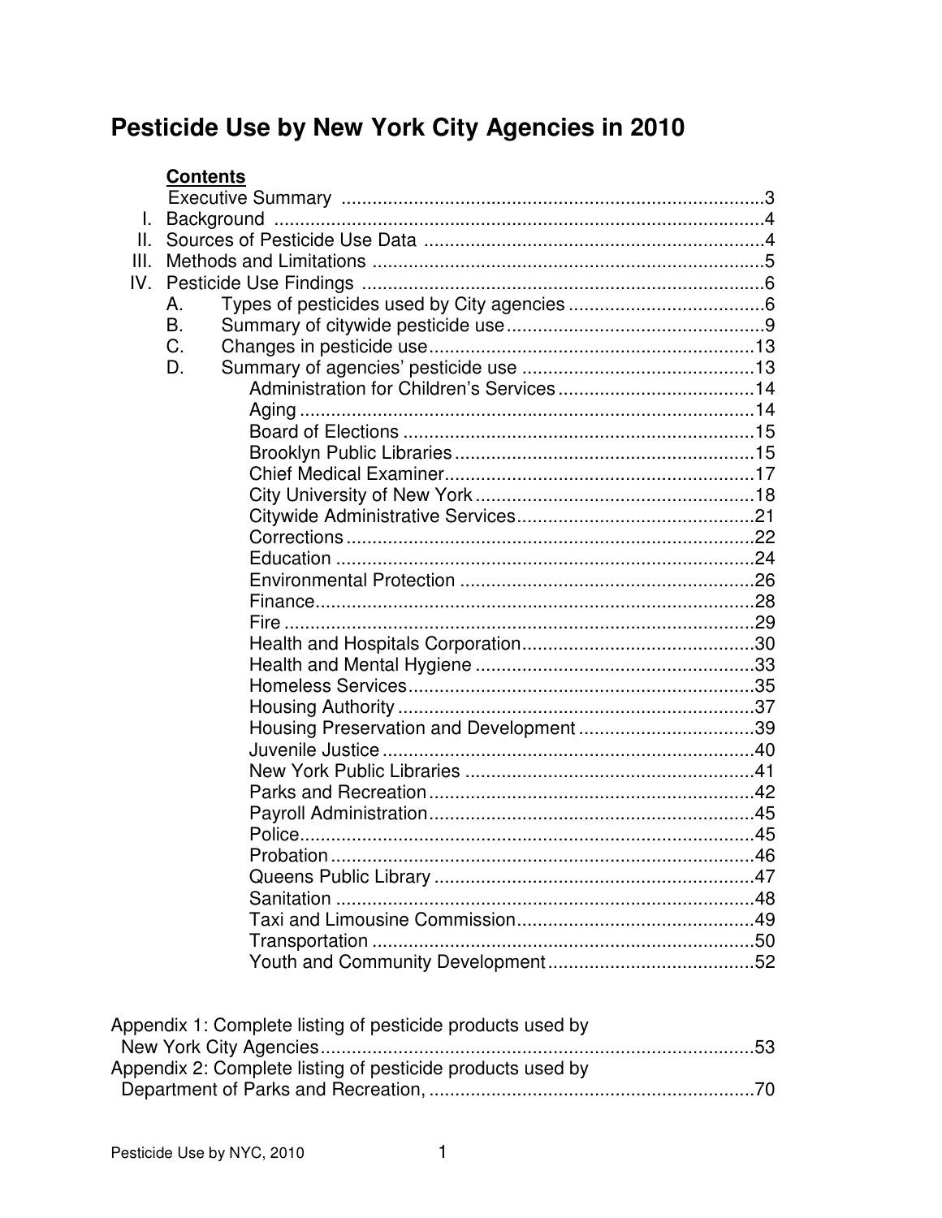# Pesticide Use by New York City Agencies in 2010

**Contents**

Executive Summary ..................................................................................3

I. Background ..........................................................................................4

II. Sources of Pesticide Use Data ............................................................4

III. Methods and Limitations ....................................................................5

IV. Pesticide Use Findings .......................................................................6

- A. Types of pesticides used by City agencies .....................................6
- B. Summary of citywide pesticide use .................................................9
- C. Changes in pesticide use ................................................................13
- D. Summary of agencies' pesticide use ..............................................13
    - Administration for Children's Services ..........................................14
    - Aging ..............................................................................................14
    - Board of Elections ..........................................................................15
    - Brooklyn Public Libraries ...............................................................15
    - Chief Medical Examiner .................................................................17
    - City University of New York ...........................................................18
    - Citywide Administrative Services ...................................................21
    - Corrections .....................................................................................22
    - Education ........................................................................................24
    - Environmental Protection ...............................................................26
    - Finance ............................................................................................28
    - Fire ...................................................................................................29
    - Health and Hospitals Corporation ..................................................30
    - Health and Mental Hygiene ............................................................33
    - Homeless Services .........................................................................35
    - Housing Authority ...........................................................................37
    - Housing Preservation and Development ........................................39
    - Juvenile Justice ..............................................................................40
    - New York Public Libraries ..............................................................41
    - Parks and Recreation .....................................................................42
    - Payroll Administration .....................................................................45
    - Police ...............................................................................................45
    - Probation .........................................................................................46
    - Queens Public Library .....................................................................47
    - Sanitation ........................................................................................48
    - Taxi and Limousine Commission ....................................................49
    - Transportation .................................................................................50
    - Youth and Community Development ..............................................52

Appendix 1: Complete listing of pesticide products used by New York City Agencies ..........................................................................................53

Appendix 2: Complete listing of pesticide products used by Department of Parks and Recreation, ......................................................................70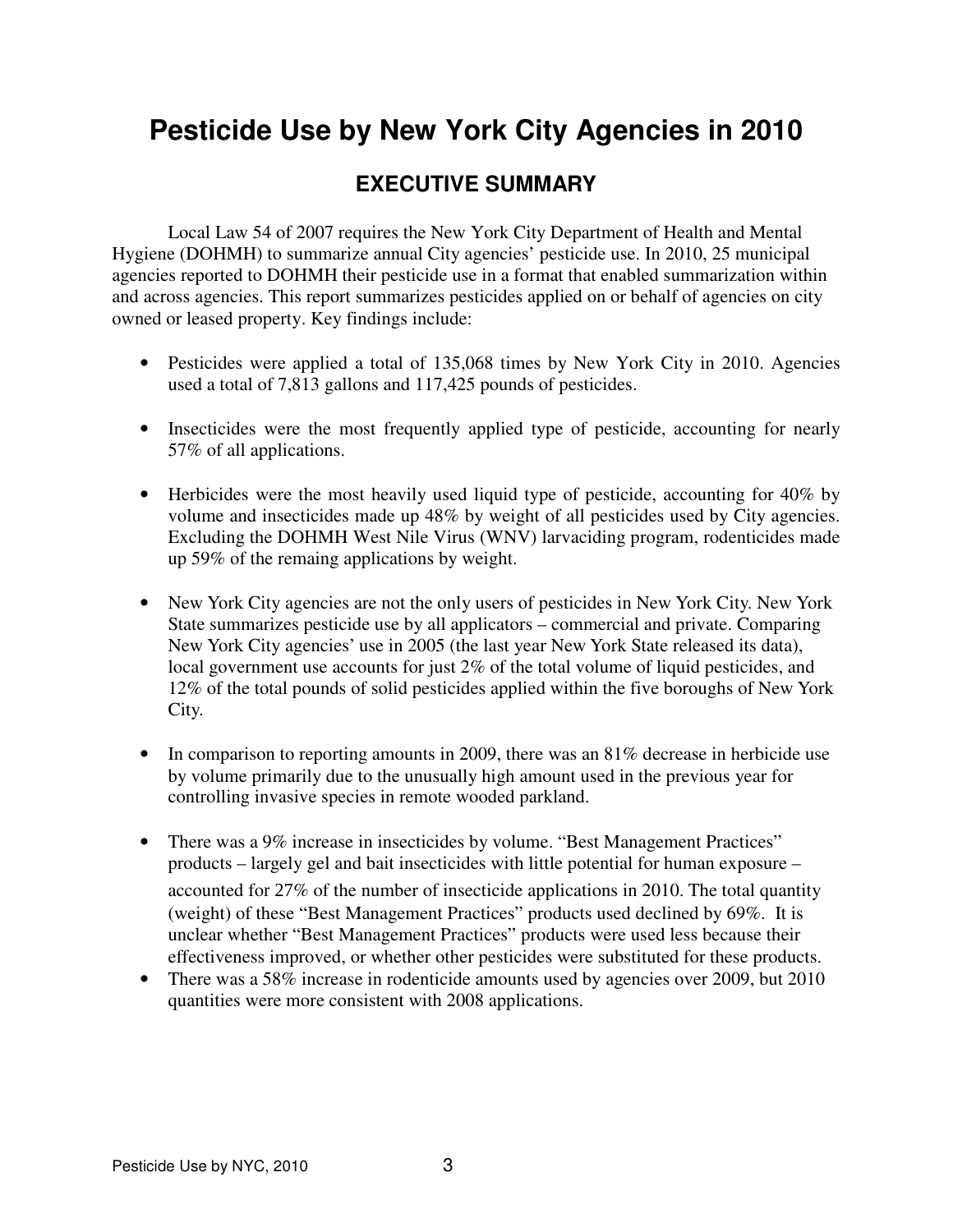# Pesticide Use by New York City Agencies in 2010

## EXECUTIVE SUMMARY

Local Law 54 of 2007 requires the New York City Department of Health and Mental Hygiene (DOHMH) to summarize annual City agencies' pesticide use. In 2010, 25 municipal agencies reported to DOHMH their pesticide use in a format that enabled summarization within and across agencies. This report summarizes pesticides applied on or behalf of agencies on city owned or leased property. Key findings include:

- Pesticides were applied a total of 135,068 times by New York City in 2010. Agencies used a total of 7,813 gallons and 117,425 pounds of pesticides.
- Insecticides were the most frequently applied type of pesticide, accounting for nearly 57% of all applications.
- Herbicides were the most heavily used liquid type of pesticide, accounting for 40% by volume and insecticides made up 48% by weight of all pesticides used by City agencies. Excluding the DOHMH West Nile Virus (WNV) larvaciding program, rodenticides made up 59% of the remaing applications by weight.
- New York City agencies are not the only users of pesticides in New York City. New York State summarizes pesticide use by all applicators – commercial and private. Comparing New York City agencies' use in 2005 (the last year New York State released its data), local government use accounts for just 2% of the total volume of liquid pesticides, and 12% of the total pounds of solid pesticides applied within the five boroughs of New York City.
- In comparison to reporting amounts in 2009, there was an 81% decrease in herbicide use by volume primarily due to the unusually high amount used in the previous year for controlling invasive species in remote wooded parkland.
- There was a 9% increase in insecticides by volume. "Best Management Practices" products – largely gel and bait insecticides with little potential for human exposure – accounted for 27% of the number of insecticide applications in 2010. The total quantity (weight) of these "Best Management Practices" products used declined by 69%. It is unclear whether "Best Management Practices" products were used less because their effectiveness improved, or whether other pesticides were substituted for these products.
- There was a 58% increase in rodenticide amounts used by agencies over 2009, but 2010 quantities were more consistent with 2008 applications.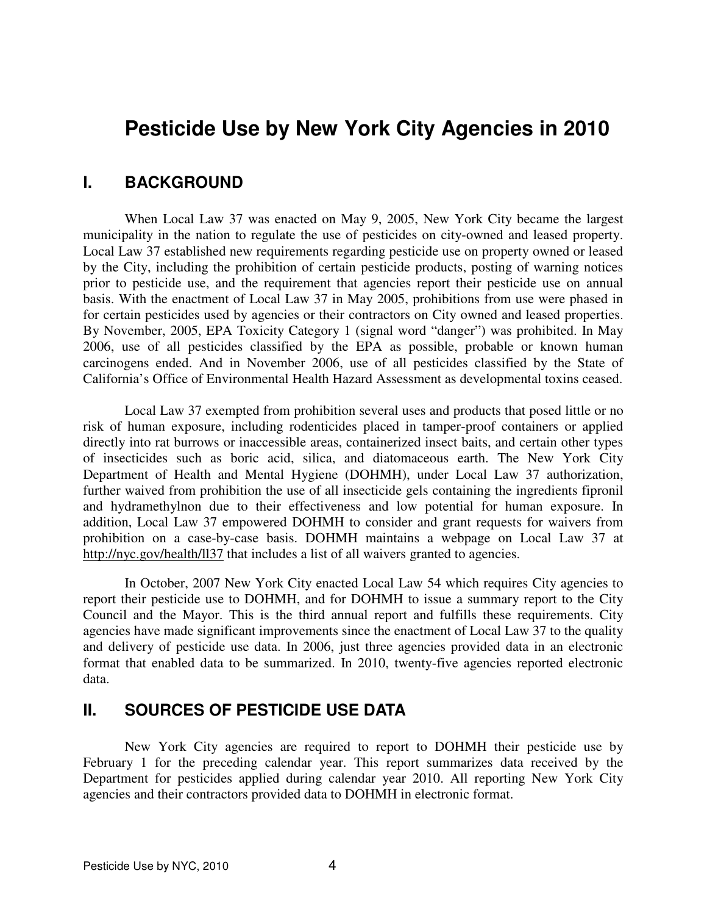# Pesticide Use by New York City Agencies in 2010

## I. BACKGROUND

When Local Law 37 was enacted on May 9, 2005, New York City became the largest municipality in the nation to regulate the use of pesticides on city-owned and leased property. Local Law 37 established new requirements regarding pesticide use on property owned or leased by the City, including the prohibition of certain pesticide products, posting of warning notices prior to pesticide use, and the requirement that agencies report their pesticide use on annual basis. With the enactment of Local Law 37 in May 2005, prohibitions from use were phased in for certain pesticides used by agencies or their contractors on City owned and leased properties. By November, 2005, EPA Toxicity Category 1 (signal word "danger") was prohibited. In May 2006, use of all pesticides classified by the EPA as possible, probable or known human carcinogens ended. And in November 2006, use of all pesticides classified by the State of California's Office of Environmental Health Hazard Assessment as developmental toxins ceased.

Local Law 37 exempted from prohibition several uses and products that posed little or no risk of human exposure, including rodenticides placed in tamper-proof containers or applied directly into rat burrows or inaccessible areas, containerized insect baits, and certain other types of insecticides such as boric acid, silica, and diatomaceous earth. The New York City Department of Health and Mental Hygiene (DOHMH), under Local Law 37 authorization, further waived from prohibition the use of all insecticide gels containing the ingredients fipronil and hydramethylnon due to their effectiveness and low potential for human exposure. In addition, Local Law 37 empowered DOHMH to consider and grant requests for waivers from prohibition on a case-by-case basis. DOHMH maintains a webpage on Local Law 37 at http://nyc.gov/health/ll37 that includes a list of all waivers granted to agencies.

In October, 2007 New York City enacted Local Law 54 which requires City agencies to report their pesticide use to DOHMH, and for DOHMH to issue a summary report to the City Council and the Mayor. This is the third annual report and fulfills these requirements. City agencies have made significant improvements since the enactment of Local Law 37 to the quality and delivery of pesticide use data. In 2006, just three agencies provided data in an electronic format that enabled data to be summarized. In 2010, twenty-five agencies reported electronic data.

## II. SOURCES OF PESTICIDE USE DATA

New York City agencies are required to report to DOHMH their pesticide use by February 1 for the preceding calendar year. This report summarizes data received by the Department for pesticides applied during calendar year 2010. All reporting New York City agencies and their contractors provided data to DOHMH in electronic format.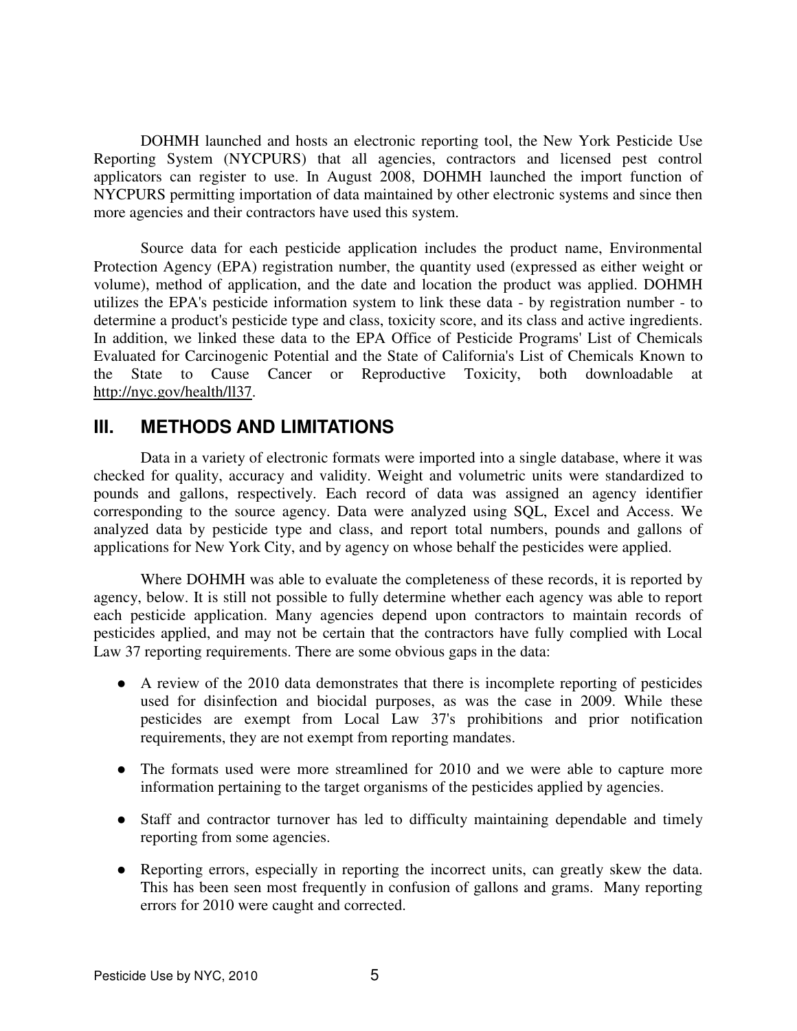DOHMH launched and hosts an electronic reporting tool, the New York Pesticide Use Reporting System (NYCPURS) that all agencies, contractors and licensed pest control applicators can register to use. In August 2008, DOHMH launched the import function of NYCPURS permitting importation of data maintained by other electronic systems and since then more agencies and their contractors have used this system.

Source data for each pesticide application includes the product name, Environmental Protection Agency (EPA) registration number, the quantity used (expressed as either weight or volume), method of application, and the date and location the product was applied. DOHMH utilizes the EPA's pesticide information system to link these data - by registration number - to determine a product's pesticide type and class, toxicity score, and its class and active ingredients. In addition, we linked these data to the EPA Office of Pesticide Programs' List of Chemicals Evaluated for Carcinogenic Potential and the State of California's List of Chemicals Known to the State to Cause Cancer or Reproductive Toxicity, both downloadable at http://nyc.gov/health/ll37.

## III. METHODS AND LIMITATIONS

Data in a variety of electronic formats were imported into a single database, where it was checked for quality, accuracy and validity. Weight and volumetric units were standardized to pounds and gallons, respectively. Each record of data was assigned an agency identifier corresponding to the source agency. Data were analyzed using SQL, Excel and Access. We analyzed data by pesticide type and class, and report total numbers, pounds and gallons of applications for New York City, and by agency on whose behalf the pesticides were applied.

Where DOHMH was able to evaluate the completeness of these records, it is reported by agency, below. It is still not possible to fully determine whether each agency was able to report each pesticide application. Many agencies depend upon contractors to maintain records of pesticides applied, and may not be certain that the contractors have fully complied with Local Law 37 reporting requirements. There are some obvious gaps in the data:

- A review of the 2010 data demonstrates that there is incomplete reporting of pesticides used for disinfection and biocidal purposes, as was the case in 2009. While these pesticides are exempt from Local Law 37's prohibitions and prior notification requirements, they are not exempt from reporting mandates.
- The formats used were more streamlined for 2010 and we were able to capture more information pertaining to the target organisms of the pesticides applied by agencies.
- Staff and contractor turnover has led to difficulty maintaining dependable and timely reporting from some agencies.
- Reporting errors, especially in reporting the incorrect units, can greatly skew the data. This has been seen most frequently in confusion of gallons and grams. Many reporting errors for 2010 were caught and corrected.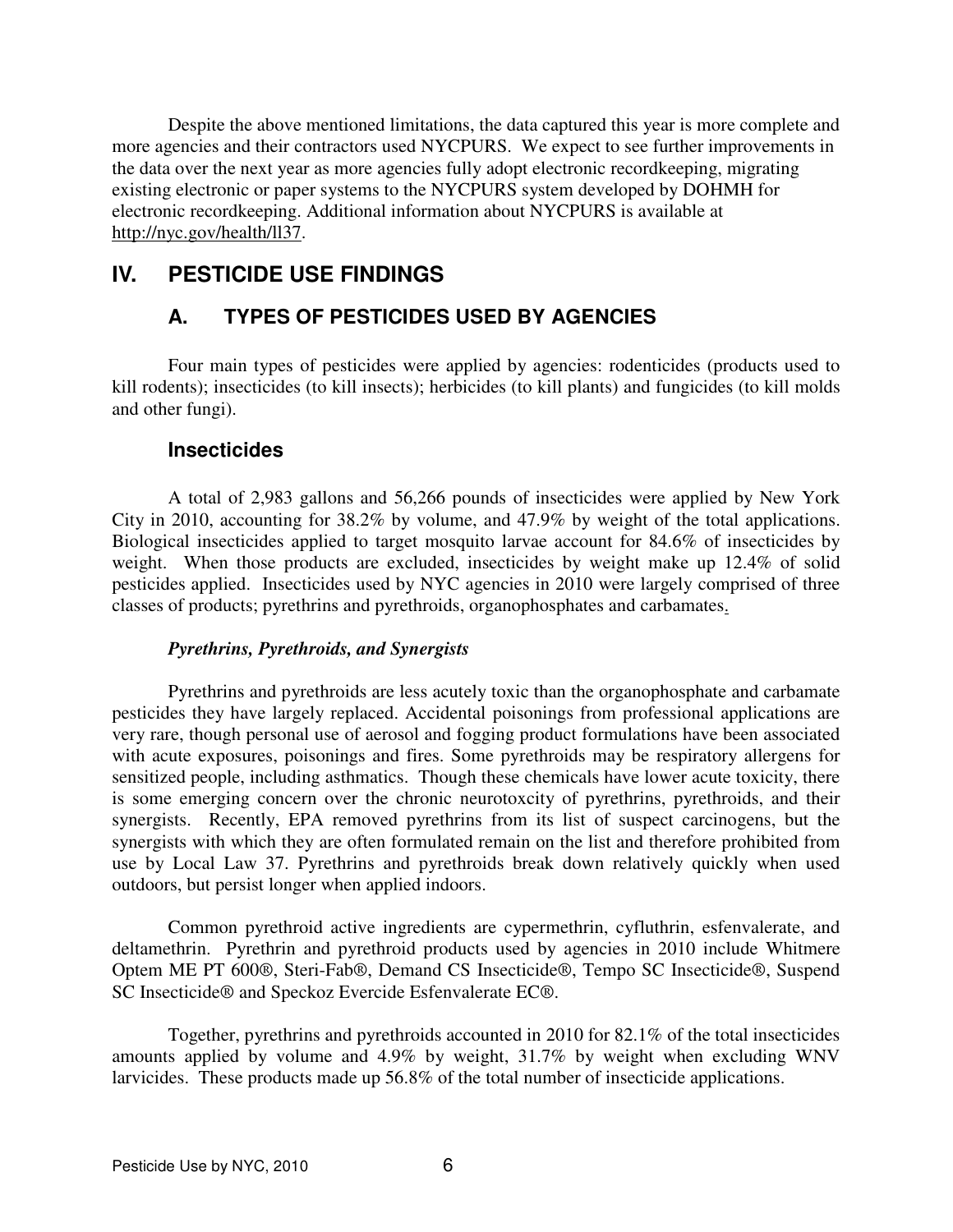Despite the above mentioned limitations, the data captured this year is more complete and more agencies and their contractors used NYCPURS. We expect to see further improvements in the data over the next year as more agencies fully adopt electronic recordkeeping, migrating existing electronic or paper systems to the NYCPURS system developed by DOHMH for electronic recordkeeping. Additional information about NYCPURS is available at http://nyc.gov/health/ll37.

# IV. PESTICIDE USE FINDINGS

## A. TYPES OF PESTICIDES USED BY AGENCIES

Four main types of pesticides were applied by agencies: rodenticides (products used to kill rodents); insecticides (to kill insects); herbicides (to kill plants) and fungicides (to kill molds and other fungi).

### Insecticides

A total of 2,983 gallons and 56,266 pounds of insecticides were applied by New York City in 2010, accounting for 38.2% by volume, and 47.9% by weight of the total applications. Biological insecticides applied to target mosquito larvae account for 84.6% of insecticides by weight. When those products are excluded, insecticides by weight make up 12.4% of solid pesticides applied. Insecticides used by NYC agencies in 2010 were largely comprised of three classes of products; pyrethrins and pyrethroids, organophosphates and carbamates.

***Pyrethrins, Pyrethroids, and Synergists***

Pyrethrins and pyrethroids are less acutely toxic than the organophosphate and carbamate pesticides they have largely replaced. Accidental poisonings from professional applications are very rare, though personal use of aerosol and fogging product formulations have been associated with acute exposures, poisonings and fires. Some pyrethroids may be respiratory allergens for sensitized people, including asthmatics. Though these chemicals have lower acute toxicity, there is some emerging concern over the chronic neurotoxcity of pyrethrins, pyrethroids, and their synergists. Recently, EPA removed pyrethrins from its list of suspect carcinogens, but the synergists with which they are often formulated remain on the list and therefore prohibited from use by Local Law 37. Pyrethrins and pyrethroids break down relatively quickly when used outdoors, but persist longer when applied indoors.

Common pyrethroid active ingredients are cypermethrin, cyfluthrin, esfenvalerate, and deltamethrin. Pyrethrin and pyrethroid products used by agencies in 2010 include Whitmere Optem ME PT 600®, Steri-Fab®, Demand CS Insecticide®, Tempo SC Insecticide®, Suspend SC Insecticide® and Speckoz Evercide Esfenvalerate EC®.

Together, pyrethrins and pyrethroids accounted in 2010 for 82.1% of the total insecticides amounts applied by volume and 4.9% by weight, 31.7% by weight when excluding WNV larvicides. These products made up 56.8% of the total number of insecticide applications.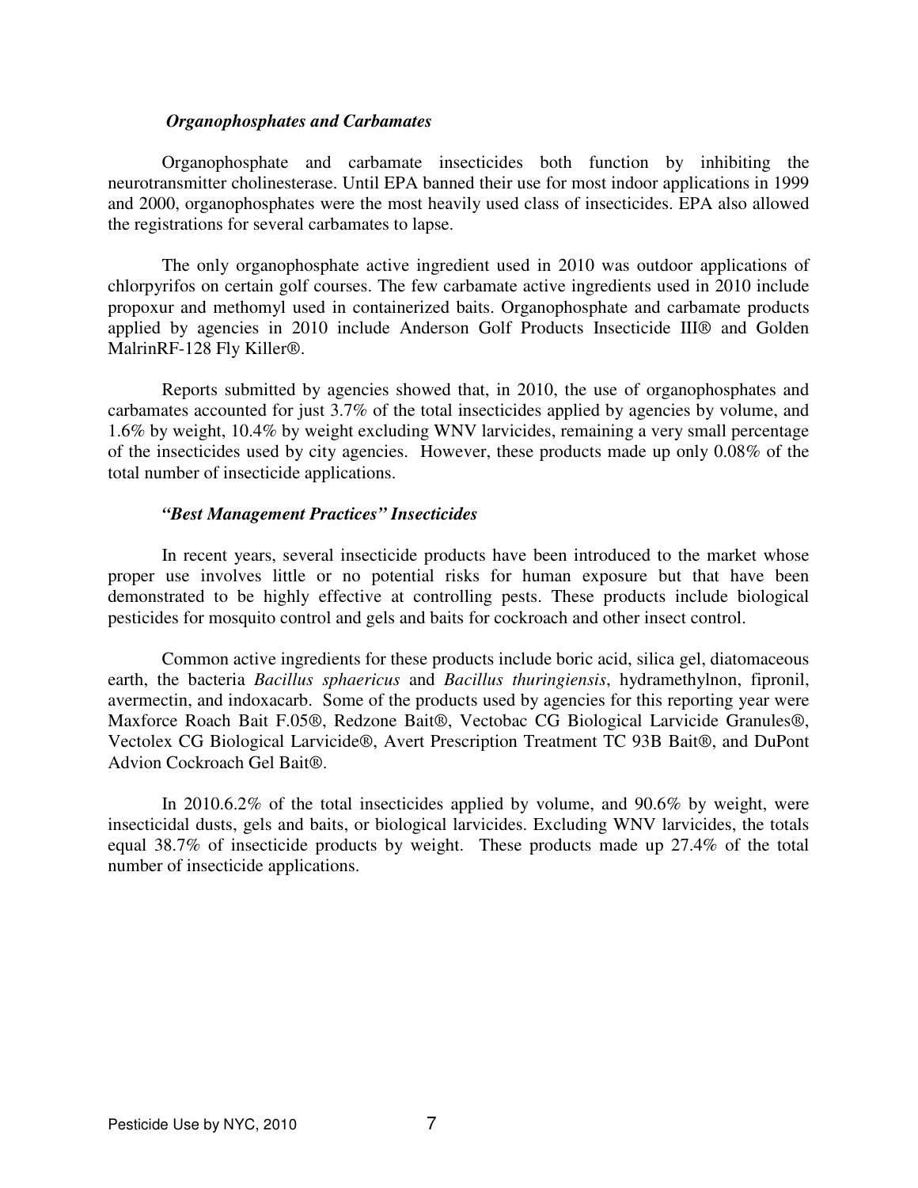### *Organophosphates and Carbamates*

Organophosphate and carbamate insecticides both function by inhibiting the neurotransmitter cholinesterase. Until EPA banned their use for most indoor applications in 1999 and 2000, organophosphates were the most heavily used class of insecticides. EPA also allowed the registrations for several carbamates to lapse.

The only organophosphate active ingredient used in 2010 was outdoor applications of chlorpyrifos on certain golf courses. The few carbamate active ingredients used in 2010 include propoxur and methomyl used in containerized baits. Organophosphate and carbamate products applied by agencies in 2010 include Anderson Golf Products Insecticide III® and Golden MalrinRF-128 Fly Killer®.

Reports submitted by agencies showed that, in 2010, the use of organophosphates and carbamates accounted for just 3.7% of the total insecticides applied by agencies by volume, and 1.6% by weight, 10.4% by weight excluding WNV larvicides, remaining a very small percentage of the insecticides used by city agencies. However, these products made up only 0.08% of the total number of insecticide applications.

### *"Best Management Practices" Insecticides*

In recent years, several insecticide products have been introduced to the market whose proper use involves little or no potential risks for human exposure but that have been demonstrated to be highly effective at controlling pests. These products include biological pesticides for mosquito control and gels and baits for cockroach and other insect control.

Common active ingredients for these products include boric acid, silica gel, diatomaceous earth, the bacteria *Bacillus sphaericus* and *Bacillus thuringiensis*, hydramethylnon, fipronil, avermectin, and indoxacarb. Some of the products used by agencies for this reporting year were Maxforce Roach Bait F.05®, Redzone Bait®, Vectobac CG Biological Larvicide Granules®, Vectolex CG Biological Larvicide®, Avert Prescription Treatment TC 93B Bait®, and DuPont Advion Cockroach Gel Bait®.

In 2010.6.2% of the total insecticides applied by volume, and 90.6% by weight, were insecticidal dusts, gels and baits, or biological larvicides. Excluding WNV larvicides, the totals equal 38.7% of insecticide products by weight. These products made up 27.4% of the total number of insecticide applications.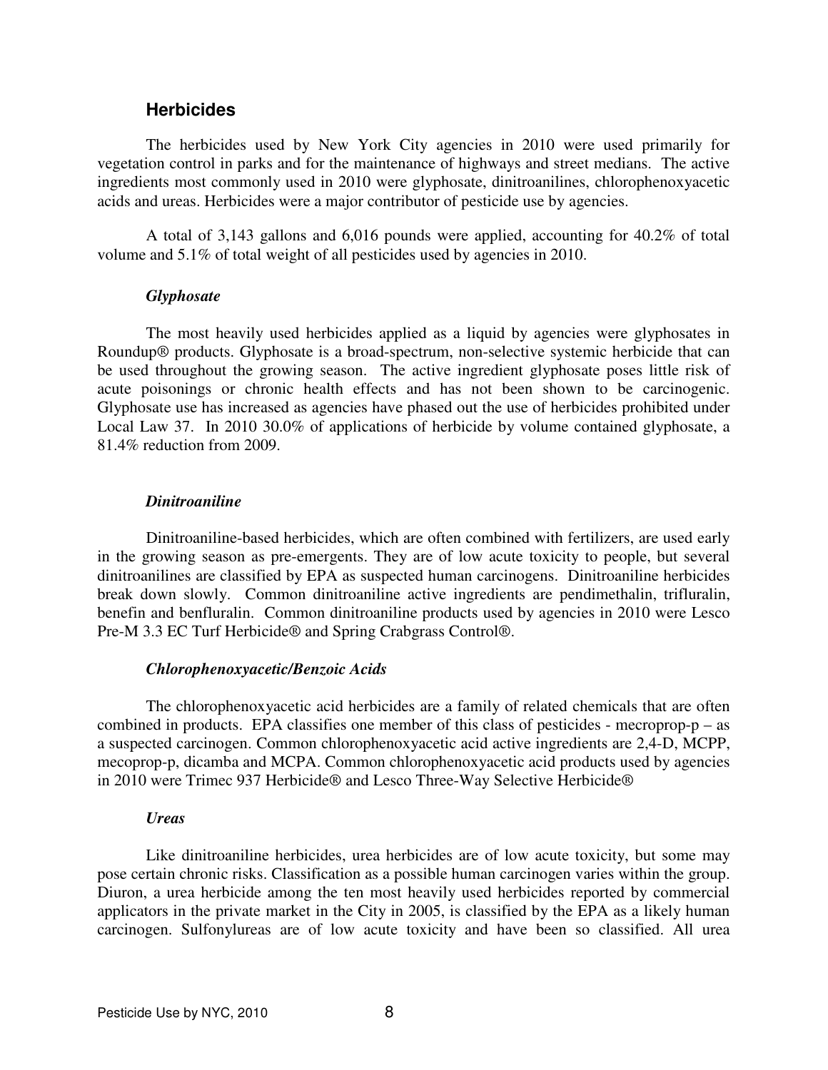## Herbicides

The herbicides used by New York City agencies in 2010 were used primarily for vegetation control in parks and for the maintenance of highways and street medians. The active ingredients most commonly used in 2010 were glyphosate, dinitroanilines, chlorophenoxyacetic acids and ureas. Herbicides were a major contributor of pesticide use by agencies.

A total of 3,143 gallons and 6,016 pounds were applied, accounting for 40.2% of total volume and 5.1% of total weight of all pesticides used by agencies in 2010.

### *Glyphosate*

The most heavily used herbicides applied as a liquid by agencies were glyphosates in Roundup® products. Glyphosate is a broad-spectrum, non-selective systemic herbicide that can be used throughout the growing season. The active ingredient glyphosate poses little risk of acute poisonings or chronic health effects and has not been shown to be carcinogenic. Glyphosate use has increased as agencies have phased out the use of herbicides prohibited under Local Law 37. In 2010 30.0% of applications of herbicide by volume contained glyphosate, a 81.4% reduction from 2009.

### *Dinitroaniline*

Dinitroaniline-based herbicides, which are often combined with fertilizers, are used early in the growing season as pre-emergents. They are of low acute toxicity to people, but several dinitroanilines are classified by EPA as suspected human carcinogens. Dinitroaniline herbicides break down slowly. Common dinitroaniline active ingredients are pendimethalin, trifluralin, benefin and benfluralin. Common dinitroaniline products used by agencies in 2010 were Lesco Pre-M 3.3 EC Turf Herbicide® and Spring Crabgrass Control®.

### *Chlorophenoxyacetic/Benzoic Acids*

The chlorophenoxyacetic acid herbicides are a family of related chemicals that are often combined in products. EPA classifies one member of this class of pesticides - mecroprop-p – as a suspected carcinogen. Common chlorophenoxyacetic acid active ingredients are 2,4-D, MCPP, mecoprop-p, dicamba and MCPA. Common chlorophenoxyacetic acid products used by agencies in 2010 were Trimec 937 Herbicide® and Lesco Three-Way Selective Herbicide®

### *Ureas*

Like dinitroaniline herbicides, urea herbicides are of low acute toxicity, but some may pose certain chronic risks. Classification as a possible human carcinogen varies within the group. Diuron, a urea herbicide among the ten most heavily used herbicides reported by commercial applicators in the private market in the City in 2005, is classified by the EPA as a likely human carcinogen. Sulfonylureas are of low acute toxicity and have been so classified. All urea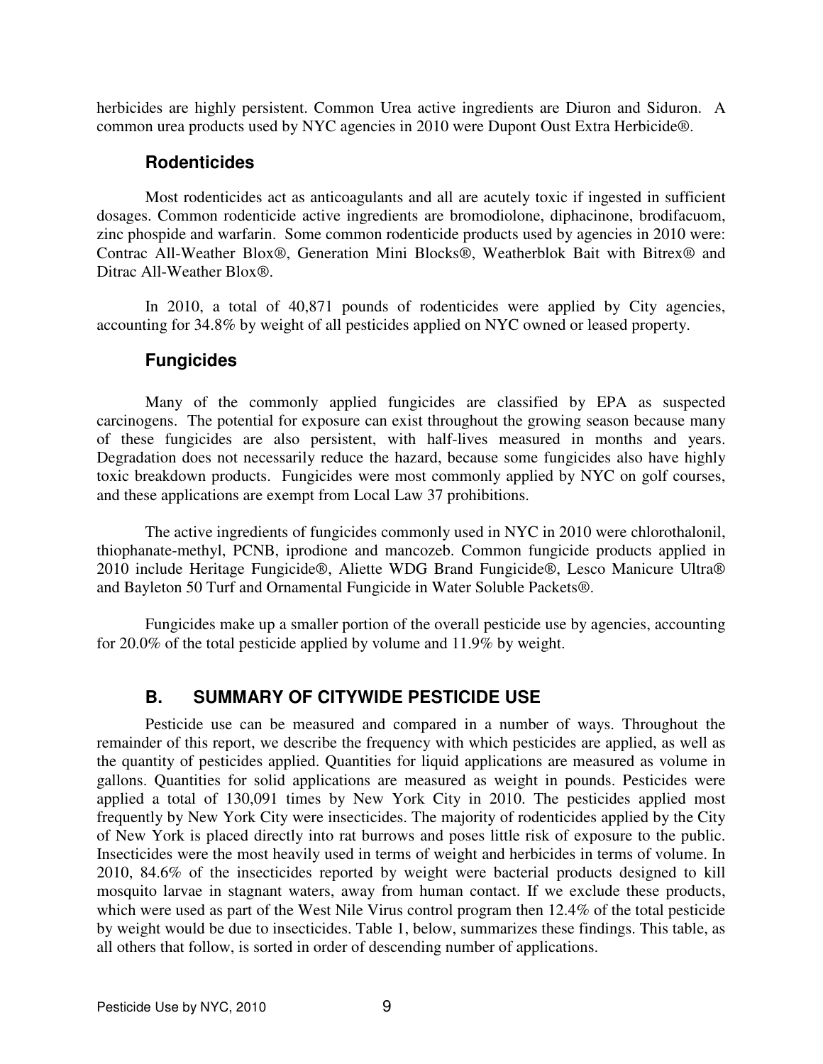herbicides are highly persistent. Common Urea active ingredients are Diuron and Siduron. A common urea products used by NYC agencies in 2010 were Dupont Oust Extra Herbicide®.

### Rodenticides

Most rodenticides act as anticoagulants and all are acutely toxic if ingested in sufficient dosages. Common rodenticide active ingredients are bromodiolone, diphacinone, brodifacuom, zinc phospide and warfarin. Some common rodenticide products used by agencies in 2010 were: Contrac All-Weather Blox®, Generation Mini Blocks®, Weatherblok Bait with Bitrex® and Ditrac All-Weather Blox®.

In 2010, a total of 40,871 pounds of rodenticides were applied by City agencies, accounting for 34.8% by weight of all pesticides applied on NYC owned or leased property.

### Fungicides

Many of the commonly applied fungicides are classified by EPA as suspected carcinogens. The potential for exposure can exist throughout the growing season because many of these fungicides are also persistent, with half-lives measured in months and years. Degradation does not necessarily reduce the hazard, because some fungicides also have highly toxic breakdown products. Fungicides were most commonly applied by NYC on golf courses, and these applications are exempt from Local Law 37 prohibitions.

The active ingredients of fungicides commonly used in NYC in 2010 were chlorothalonil, thiophanate-methyl, PCNB, iprodione and mancozeb. Common fungicide products applied in 2010 include Heritage Fungicide®, Aliette WDG Brand Fungicide®, Lesco Manicure Ultra® and Bayleton 50 Turf and Ornamental Fungicide in Water Soluble Packets®.

Fungicides make up a smaller portion of the overall pesticide use by agencies, accounting for 20.0% of the total pesticide applied by volume and 11.9% by weight.

## B. SUMMARY OF CITYWIDE PESTICIDE USE

Pesticide use can be measured and compared in a number of ways. Throughout the remainder of this report, we describe the frequency with which pesticides are applied, as well as the quantity of pesticides applied. Quantities for liquid applications are measured as volume in gallons. Quantities for solid applications are measured as weight in pounds. Pesticides were applied a total of 130,091 times by New York City in 2010. The pesticides applied most frequently by New York City were insecticides. The majority of rodenticides applied by the City of New York is placed directly into rat burrows and poses little risk of exposure to the public. Insecticides were the most heavily used in terms of weight and herbicides in terms of volume. In 2010, 84.6% of the insecticides reported by weight were bacterial products designed to kill mosquito larvae in stagnant waters, away from human contact. If we exclude these products, which were used as part of the West Nile Virus control program then 12.4% of the total pesticide by weight would be due to insecticides. Table 1, below, summarizes these findings. This table, as all others that follow, is sorted in order of descending number of applications.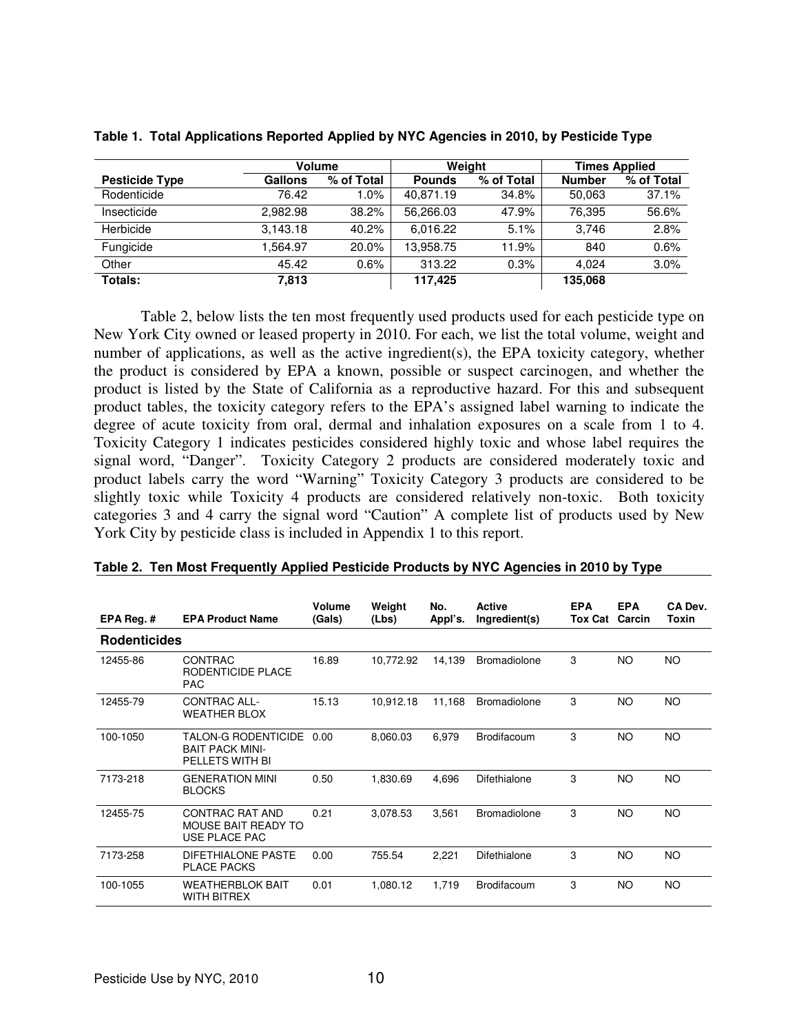**Table 1. Total Applications Reported Applied by NYC Agencies in 2010, by Pesticide Type**

| | Volume | | Weight | | Times Applied | |
|---|---|---|---|---|---|---|
| **Pesticide Type** | **Gallons** | **% of Total** | **Pounds** | **% of Total** | **Number** | **% of Total** |
| Rodenticide | 76.42 | 1.0% | 40,871.19 | 34.8% | 50,063 | 37.1% |
| Insecticide | 2,982.98 | 38.2% | 56,266.03 | 47.9% | 76,395 | 56.6% |
| Herbicide | 3,143.18 | 40.2% | 6,016.22 | 5.1% | 3,746 | 2.8% |
| Fungicide | 1,564.97 | 20.0% | 13,958.75 | 11.9% | 840 | 0.6% |
| Other | 45.42 | 0.6% | 313.22 | 0.3% | 4,024 | 3.0% |
| **Totals:** | **7,813** | | **117,425** | | **135,068** | |

Table 2, below lists the ten most frequently used products used for each pesticide type on New York City owned or leased property in 2010. For each, we list the total volume, weight and number of applications, as well as the active ingredient(s), the EPA toxicity category, whether the product is considered by EPA a known, possible or suspect carcinogen, and whether the product is listed by the State of California as a reproductive hazard. For this and subsequent product tables, the toxicity category refers to the EPA's assigned label warning to indicate the degree of acute toxicity from oral, dermal and inhalation exposures on a scale from 1 to 4. Toxicity Category 1 indicates pesticides considered highly toxic and whose label requires the signal word, "Danger". Toxicity Category 2 products are considered moderately toxic and product labels carry the word "Warning" Toxicity Category 3 products are considered to be slightly toxic while Toxicity 4 products are considered relatively non-toxic. Both toxicity categories 3 and 4 carry the signal word "Caution" A complete list of products used by New York City by pesticide class is included in Appendix 1 to this report.

**Table 2. Ten Most Frequently Applied Pesticide Products by NYC Agencies in 2010 by Type**

| EPA Reg. # | EPA Product Name | Volume (Gals) | Weight (Lbs) | No. Appl's. | Active Ingredient(s) | EPA Tox Cat | EPA Carcin | CA Dev. Toxin |
|---|---|---|---|---|---|---|---|---|
| **Rodenticides** | | | | | | | | |
| 12455-86 | CONTRAC RODENTICIDE PLACE PAC | 16.89 | 10,772.92 | 14,139 | Bromadiolone | 3 | NO | NO |
| 12455-79 | CONTRAC ALL-WEATHER BLOX | 15.13 | 10,912.18 | 11,168 | Bromadiolone | 3 | NO | NO |
| 100-1050 | TALON-G RODENTICIDE BAIT PACK MINI-PELLETS WITH BI | 0.00 | 8,060.03 | 6,979 | Brodifacoum | 3 | NO | NO |
| 7173-218 | GENERATION MINI BLOCKS | 0.50 | 1,830.69 | 4,696 | Difethialone | 3 | NO | NO |
| 12455-75 | CONTRAC RAT AND MOUSE BAIT READY TO USE PLACE PAC | 0.21 | 3,078.53 | 3,561 | Bromadiolone | 3 | NO | NO |
| 7173-258 | DIFETHIALONE PASTE PLACE PACKS | 0.00 | 755.54 | 2,221 | Difethialone | 3 | NO | NO |
| 100-1055 | WEATHERBLOK BAIT WITH BITREX | 0.01 | 1,080.12 | 1,719 | Brodifacoum | 3 | NO | NO |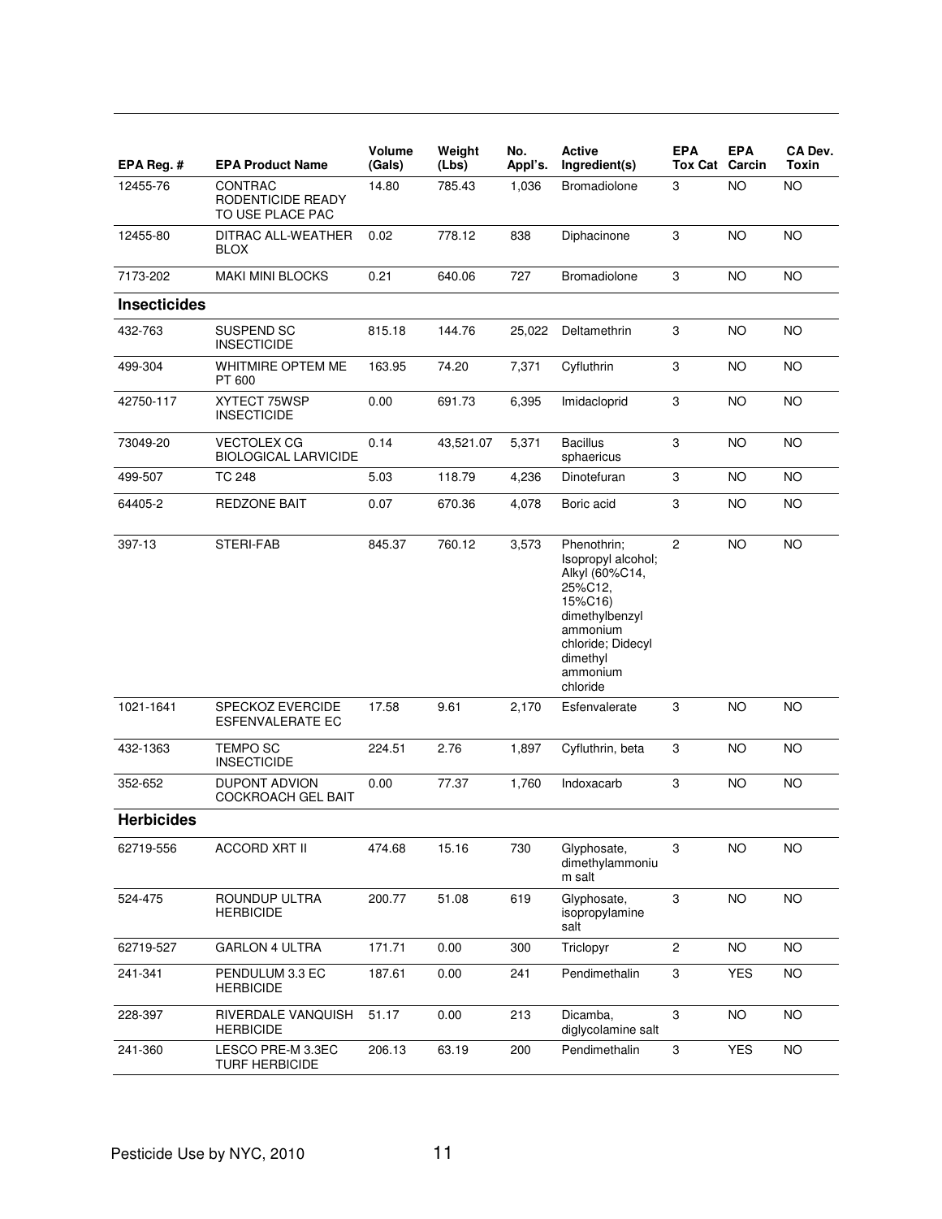| EPA Reg. # | EPA Product Name | Volume (Gals) | Weight (Lbs) | No. Appl's. | Active Ingredient(s) | EPA Tox Cat | EPA Carcin | CA Dev. Toxin |
|---|---|---|---|---|---|---|---|---|
| 12455-76 | CONTRAC RODENTICIDE READY TO USE PLACE PAC | 14.80 | 785.43 | 1,036 | Bromadiolone | 3 | NO | NO |
| 12455-80 | DITRAC ALL-WEATHER BLOX | 0.02 | 778.12 | 838 | Diphacinone | 3 | NO | NO |
| 7173-202 | MAKI MINI BLOCKS | 0.21 | 640.06 | 727 | Bromadiolone | 3 | NO | NO |
| **Insecticides** | | | | | | | | |
| 432-763 | SUSPEND SC INSECTICIDE | 815.18 | 144.76 | 25,022 | Deltamethrin | 3 | NO | NO |
| 499-304 | WHITMIRE OPTEM ME PT 600 | 163.95 | 74.20 | 7,371 | Cyfluthrin | 3 | NO | NO |
| 42750-117 | XYTECT 75WSP INSECTICIDE | 0.00 | 691.73 | 6,395 | Imidacloprid | 3 | NO | NO |
| 73049-20 | VECTOLEX CG BIOLOGICAL LARVICIDE | 0.14 | 43,521.07 | 5,371 | Bacillus sphaericus | 3 | NO | NO |
| 499-507 | TC 248 | 5.03 | 118.79 | 4,236 | Dinotefuran | 3 | NO | NO |
| 64405-2 | REDZONE BAIT | 0.07 | 670.36 | 4,078 | Boric acid | 3 | NO | NO |
| 397-13 | STERI-FAB | 845.37 | 760.12 | 3,573 | Phenothrin; Isopropyl alcohol; Alkyl (60%C14, 25%C12, 15%C16) dimethylbenzyl ammonium chloride; Didecyl dimethyl ammonium chloride | 2 | NO | NO |
| 1021-1641 | SPECKOZ EVERCIDE ESFENVALERATE EC | 17.58 | 9.61 | 2,170 | Esfenvalerate | 3 | NO | NO |
| 432-1363 | TEMPO SC INSECTICIDE | 224.51 | 2.76 | 1,897 | Cyfluthrin, beta | 3 | NO | NO |
| 352-652 | DUPONT ADVION COCKROACH GEL BAIT | 0.00 | 77.37 | 1,760 | Indoxacarb | 3 | NO | NO |
| **Herbicides** | | | | | | | | |
| 62719-556 | ACCORD XRT II | 474.68 | 15.16 | 730 | Glyphosate, dimethylammonium salt | 3 | NO | NO |
| 524-475 | ROUNDUP ULTRA HERBICIDE | 200.77 | 51.08 | 619 | Glyphosate, isopropylamine salt | 3 | NO | NO |
| 62719-527 | GARLON 4 ULTRA | 171.71 | 0.00 | 300 | Triclopyr | 2 | NO | NO |
| 241-341 | PENDULUM 3.3 EC HERBICIDE | 187.61 | 0.00 | 241 | Pendimethalin | 3 | YES | NO |
| 228-397 | RIVERDALE VANQUISH HERBICIDE | 51.17 | 0.00 | 213 | Dicamba, diglycolamine salt | 3 | NO | NO |
| 241-360 | LESCO PRE-M 3.3EC TURF HERBICIDE | 206.13 | 63.19 | 200 | Pendimethalin | 3 | YES | NO |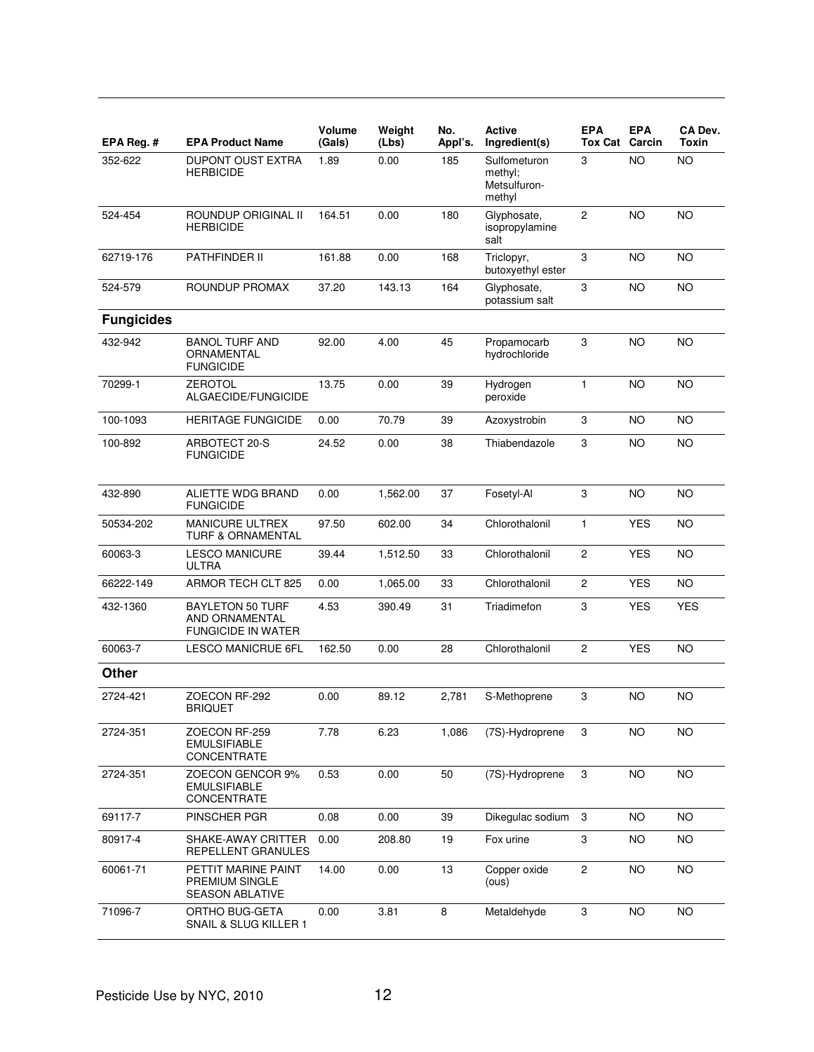| EPA Reg. # | EPA Product Name | Volume (Gals) | Weight (Lbs) | No. Appl's. | Active Ingredient(s) | EPA Tox Cat | EPA Carcin | CA Dev. Toxin |
|---|---|---|---|---|---|---|---|---|
| 352-622 | DUPONT OUST EXTRA HERBICIDE | 1.89 | 0.00 | 185 | Sulfometuron methyl; Metsulfuron-methyl | 3 | NO | NO |
| 524-454 | ROUNDUP ORIGINAL II HERBICIDE | 164.51 | 0.00 | 180 | Glyphosate, isopropylamine salt | 2 | NO | NO |
| 62719-176 | PATHFINDER II | 161.88 | 0.00 | 168 | Triclopyr, butoxyethyl ester | 3 | NO | NO |
| 524-579 | ROUNDUP PROMAX | 37.20 | 143.13 | 164 | Glyphosate, potassium salt | 3 | NO | NO |
| **Fungicides** | | | | | | | | |
| 432-942 | BANOL TURF AND ORNAMENTAL FUNGICIDE | 92.00 | 4.00 | 45 | Propamocarb hydrochloride | 3 | NO | NO |
| 70299-1 | ZEROTOL ALGAECIDE/FUNGICIDE | 13.75 | 0.00 | 39 | Hydrogen peroxide | 1 | NO | NO |
| 100-1093 | HERITAGE FUNGICIDE | 0.00 | 70.79 | 39 | Azoxystrobin | 3 | NO | NO |
| 100-892 | ARBOTECT 20-S FUNGICIDE | 24.52 | 0.00 | 38 | Thiabendazole | 3 | NO | NO |
| 432-890 | ALIETTE WDG BRAND FUNGICIDE | 0.00 | 1,562.00 | 37 | Fosetyl-Al | 3 | NO | NO |
| 50534-202 | MANICURE ULTREX TURF & ORNAMENTAL | 97.50 | 602.00 | 34 | Chlorothalonil | 1 | YES | NO |
| 60063-3 | LESCO MANICURE ULTRA | 39.44 | 1,512.50 | 33 | Chlorothalonil | 2 | YES | NO |
| 66222-149 | ARMOR TECH CLT 825 | 0.00 | 1,065.00 | 33 | Chlorothalonil | 2 | YES | NO |
| 432-1360 | BAYLETON 50 TURF AND ORNAMENTAL FUNGICIDE IN WATER | 4.53 | 390.49 | 31 | Triadimefon | 3 | YES | YES |
| 60063-7 | LESCO MANICRUE 6FL | 162.50 | 0.00 | 28 | Chlorothalonil | 2 | YES | NO |
| **Other** | | | | | | | | |
| 2724-421 | ZOECON RF-292 BRIQUET | 0.00 | 89.12 | 2,781 | S-Methoprene | 3 | NO | NO |
| 2724-351 | ZOECON RF-259 EMULSIFIABLE CONCENTRATE | 7.78 | 6.23 | 1,086 | (7S)-Hydroprene | 3 | NO | NO |
| 2724-351 | ZOECON GENCOR 9% EMULSIFIABLE CONCENTRATE | 0.53 | 0.00 | 50 | (7S)-Hydroprene | 3 | NO | NO |
| 69117-7 | PINSCHER PGR | 0.08 | 0.00 | 39 | Dikegulac sodium | 3 | NO | NO |
| 80917-4 | SHAKE-AWAY CRITTER REPELLENT GRANULES | 0.00 | 208.80 | 19 | Fox urine | 3 | NO | NO |
| 60061-71 | PETTIT MARINE PAINT PREMIUM SINGLE SEASON ABLATIVE | 14.00 | 0.00 | 13 | Copper oxide (ous) | 2 | NO | NO |
| 71096-7 | ORTHO BUG-GETA SNAIL & SLUG KILLER 1 | 0.00 | 3.81 | 8 | Metaldehyde | 3 | NO | NO |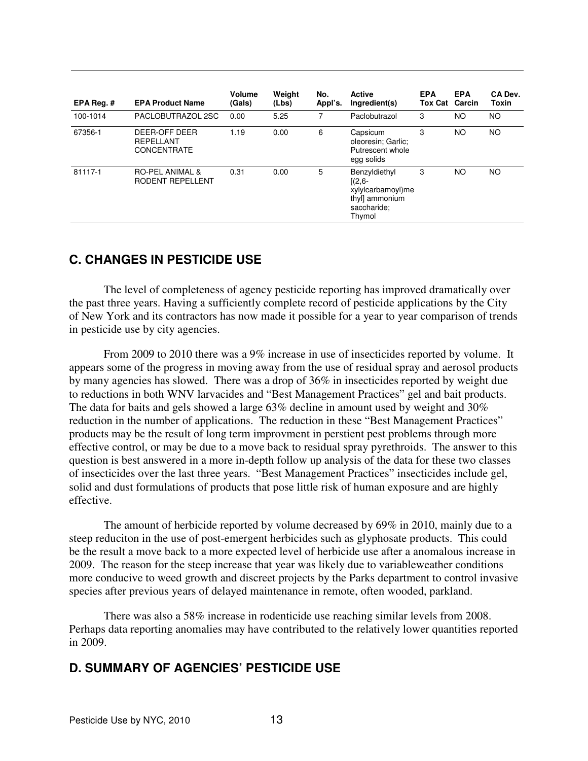| EPA Reg. # | EPA Product Name | Volume (Gals) | Weight (Lbs) | No. Appl's. | Active Ingredient(s) | EPA Tox Cat | EPA Carcin | CA Dev. Toxin |
|---|---|---|---|---|---|---|---|---|
| 100-1014 | PACLOBUTRAZOL 2SC | 0.00 | 5.25 | 7 | Paclobutrazol | 3 | NO | NO |
| 67356-1 | DEER-OFF DEER REPELLANT CONCENTRATE | 1.19 | 0.00 | 6 | Capsicum oleoresin; Garlic; Putrescent whole egg solids | 3 | NO | NO |
| 81117-1 | RO-PEL ANIMAL & RODENT REPELLENT | 0.31 | 0.00 | 5 | Benzyldiethyl [(2,6-xylylcarbamoyl)methyl] ammonium saccharide; Thymol | 3 | NO | NO |

## C. CHANGES IN PESTICIDE USE

The level of completeness of agency pesticide reporting has improved dramatically over the past three years. Having a sufficiently complete record of pesticide applications by the City of New York and its contractors has now made it possible for a year to year comparison of trends in pesticide use by city agencies.

From 2009 to 2010 there was a 9% increase in use of insecticides reported by volume. It appears some of the progress in moving away from the use of residual spray and aerosol products by many agencies has slowed. There was a drop of 36% in insecticides reported by weight due to reductions in both WNV larvacides and "Best Management Practices" gel and bait products. The data for baits and gels showed a large 63% decline in amount used by weight and 30% reduction in the number of applications. The reduction in these "Best Management Practices" products may be the result of long term improvment in perstient pest problems through more effective control, or may be due to a move back to residual spray pyrethroids. The answer to this question is best answered in a more in-depth follow up analysis of the data for these two classes of insecticides over the last three years. "Best Management Practices" insecticides include gel, solid and dust formulations of products that pose little risk of human exposure and are highly effective.

The amount of herbicide reported by volume decreased by 69% in 2010, mainly due to a steep reduciton in the use of post-emergent herbicides such as glyphosate products. This could be the result a move back to a more expected level of herbicide use after a anomalous increase in 2009. The reason for the steep increase that year was likely due to variableweather conditions more conducive to weed growth and discreet projects by the Parks department to control invasive species after previous years of delayed maintenance in remote, often wooded, parkland.

There was also a 58% increase in rodenticide use reaching similar levels from 2008. Perhaps data reporting anomalies may have contributed to the relatively lower quantities reported in 2009.

## D. SUMMARY OF AGENCIES' PESTICIDE USE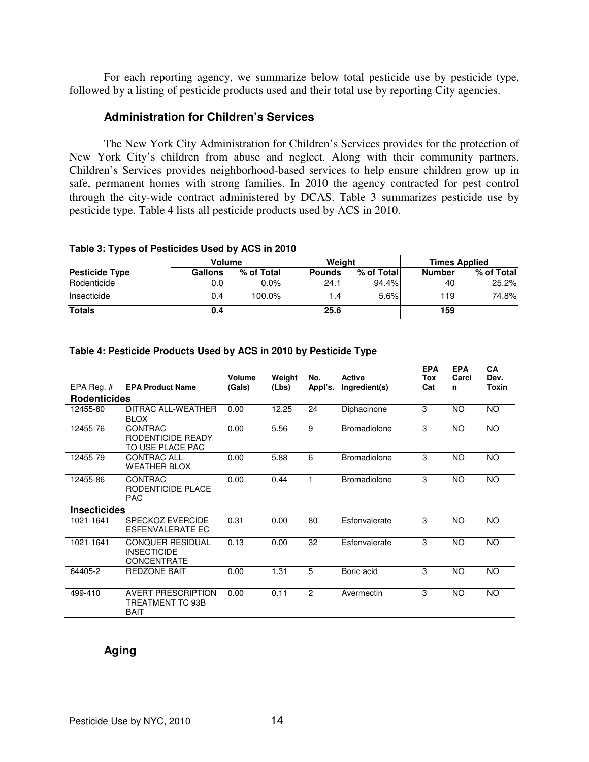For each reporting agency, we summarize below total pesticide use by pesticide type, followed by a listing of pesticide products used and their total use by reporting City agencies.

### Administration for Children's Services

The New York City Administration for Children's Services provides for the protection of New York City's children from abuse and neglect. Along with their community partners, Children's Services provides neighborhood-based services to help ensure children grow up in safe, permanent homes with strong families. In 2010 the agency contracted for pest control through the city-wide contract administered by DCAS. Table 3 summarizes pesticide use by pesticide type. Table 4 lists all pesticide products used by ACS in 2010.

**Table 3: Types of Pesticides Used by ACS in 2010**

| | Volume | | Weight | | Times Applied | |
|---|---|---|---|---|---|---|
| **Pesticide Type** | **Gallons** | **% of Total** | **Pounds** | **% of Total** | **Number** | **% of Total** |
| Rodenticide | 0.0 | 0.0% | 24.1 | 94.4% | 40 | 25.2% |
| Insecticide | 0.4 | 100.0% | 1.4 | 5.6% | 119 | 74.8% |
| **Totals** | **0.4** | | **25.6** | | **159** | |

**Table 4: Pesticide Products Used by ACS in 2010 by Pesticide Type**

| EPA Reg. # | EPA Product Name | Volume (Gals) | Weight (Lbs) | No. Appl's. | Active Ingredient(s) | EPA Tox Cat | EPA Carcin | CA Dev. Toxin |
|---|---|---|---|---|---|---|---|---|
| **Rodenticides** | | | | | | | | |
| 12455-80 | DITRAC ALL-WEATHER BLOX | 0.00 | 12.25 | 24 | Diphacinone | 3 | NO | NO |
| 12455-76 | CONTRAC RODENTICIDE READY TO USE PLACE PAC | 0.00 | 5.56 | 9 | Bromadiolone | 3 | NO | NO |
| 12455-79 | CONTRAC ALL-WEATHER BLOX | 0.00 | 5.88 | 6 | Bromadiolone | 3 | NO | NO |
| 12455-86 | CONTRAC RODENTICIDE PLACE PAC | 0.00 | 0.44 | 1 | Bromadiolone | 3 | NO | NO |
| **Insecticides** | | | | | | | | |
| 1021-1641 | SPECKOZ EVERCIDE ESFENVALERATE EC | 0.31 | 0.00 | 80 | Esfenvalerate | 3 | NO | NO |
| 1021-1641 | CONQUER RESIDUAL INSECTICIDE CONCENTRATE | 0.13 | 0.00 | 32 | Esfenvalerate | 3 | NO | NO |
| 64405-2 | REDZONE BAIT | 0.00 | 1.31 | 5 | Boric acid | 3 | NO | NO |
| 499-410 | AVERT PRESCRIPTION TREATMENT TC 93B BAIT | 0.00 | 0.11 | 2 | Avermectin | 3 | NO | NO |

### Aging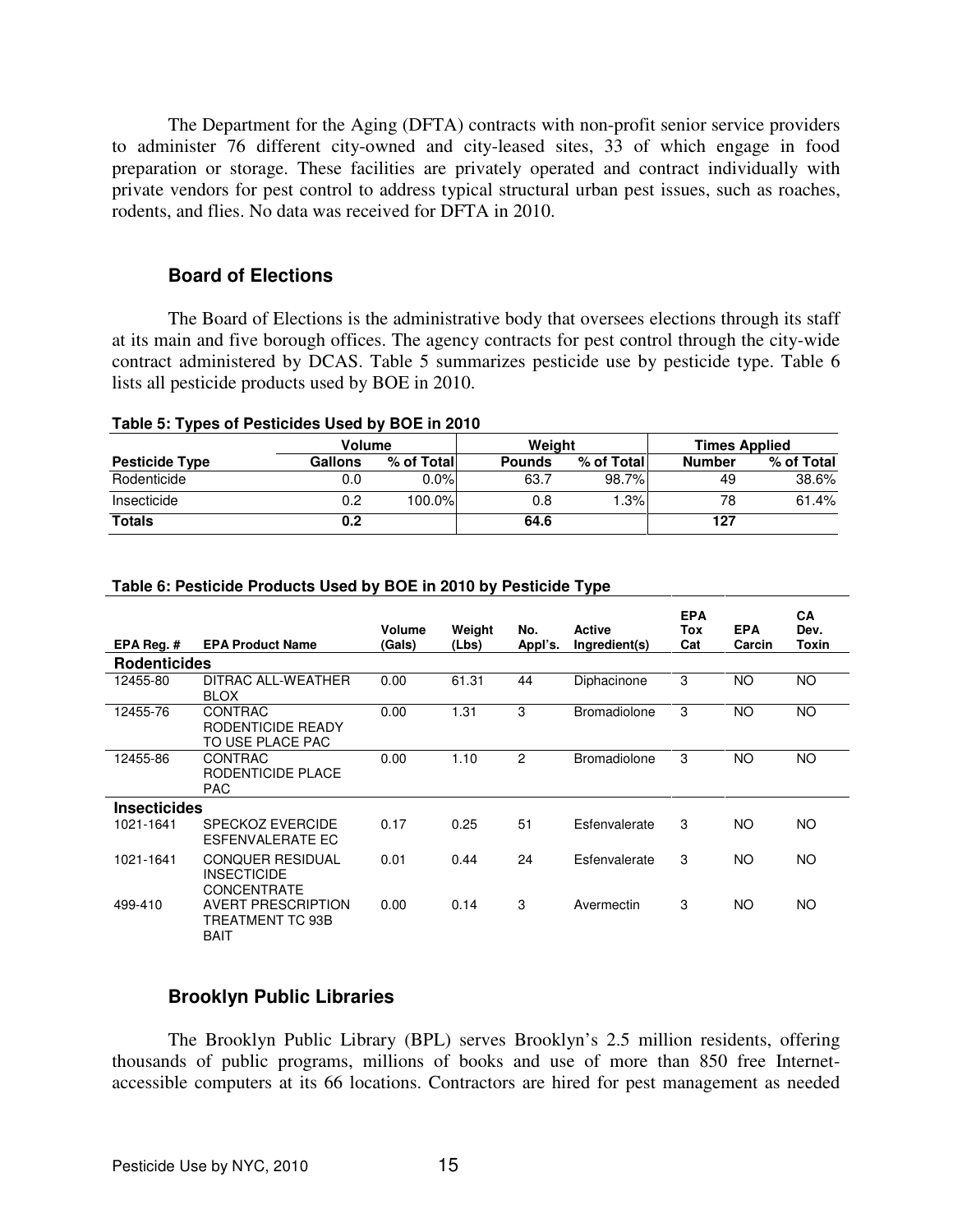The Department for the Aging (DFTA) contracts with non-profit senior service providers to administer 76 different city-owned and city-leased sites, 33 of which engage in food preparation or storage. These facilities are privately operated and contract individually with private vendors for pest control to address typical structural urban pest issues, such as roaches, rodents, and flies. No data was received for DFTA in 2010.

### Board of Elections

The Board of Elections is the administrative body that oversees elections through its staff at its main and five borough offices. The agency contracts for pest control through the city-wide contract administered by DCAS. Table 5 summarizes pesticide use by pesticide type. Table 6 lists all pesticide products used by BOE in 2010.

**Table 5: Types of Pesticides Used by BOE in 2010**

| | Volume | | Weight | | Times Applied | |
|---|---|---|---|---|---|---|
| **Pesticide Type** | **Gallons** | **% of Total** | **Pounds** | **% of Total** | **Number** | **% of Total** |
| Rodenticide | 0.0 | 0.0% | 63.7 | 98.7% | 49 | 38.6% |
| Insecticide | 0.2 | 100.0% | 0.8 | 1.3% | 78 | 61.4% |
| **Totals** | **0.2** | | **64.6** | | **127** | |

**Table 6: Pesticide Products Used by BOE in 2010 by Pesticide Type**

| EPA Reg. # | EPA Product Name | Volume (Gals) | Weight (Lbs) | No. Appl's. | Active Ingredient(s) | EPA Tox Cat | EPA Carcin | CA Dev. Toxin |
|---|---|---|---|---|---|---|---|---|
| **Rodenticides** | | | | | | | | |
| 12455-80 | DITRAC ALL-WEATHER BLOX | 0.00 | 61.31 | 44 | Diphacinone | 3 | NO | NO |
| 12455-76 | CONTRAC RODENTICIDE READY TO USE PLACE PAC | 0.00 | 1.31 | 3 | Bromadiolone | 3 | NO | NO |
| 12455-86 | CONTRAC RODENTICIDE PLACE PAC | 0.00 | 1.10 | 2 | Bromadiolone | 3 | NO | NO |
| **Insecticides** | | | | | | | | |
| 1021-1641 | SPECKOZ EVERCIDE ESFENVALERATE EC | 0.17 | 0.25 | 51 | Esfenvalerate | 3 | NO | NO |
| 1021-1641 | CONQUER RESIDUAL INSECTICIDE CONCENTRATE | 0.01 | 0.44 | 24 | Esfenvalerate | 3 | NO | NO |
| 499-410 | AVERT PRESCRIPTION TREATMENT TC 93B BAIT | 0.00 | 0.14 | 3 | Avermectin | 3 | NO | NO |

### Brooklyn Public Libraries

The Brooklyn Public Library (BPL) serves Brooklyn's 2.5 million residents, offering thousands of public programs, millions of books and use of more than 850 free Internet-accessible computers at its 66 locations. Contractors are hired for pest management as needed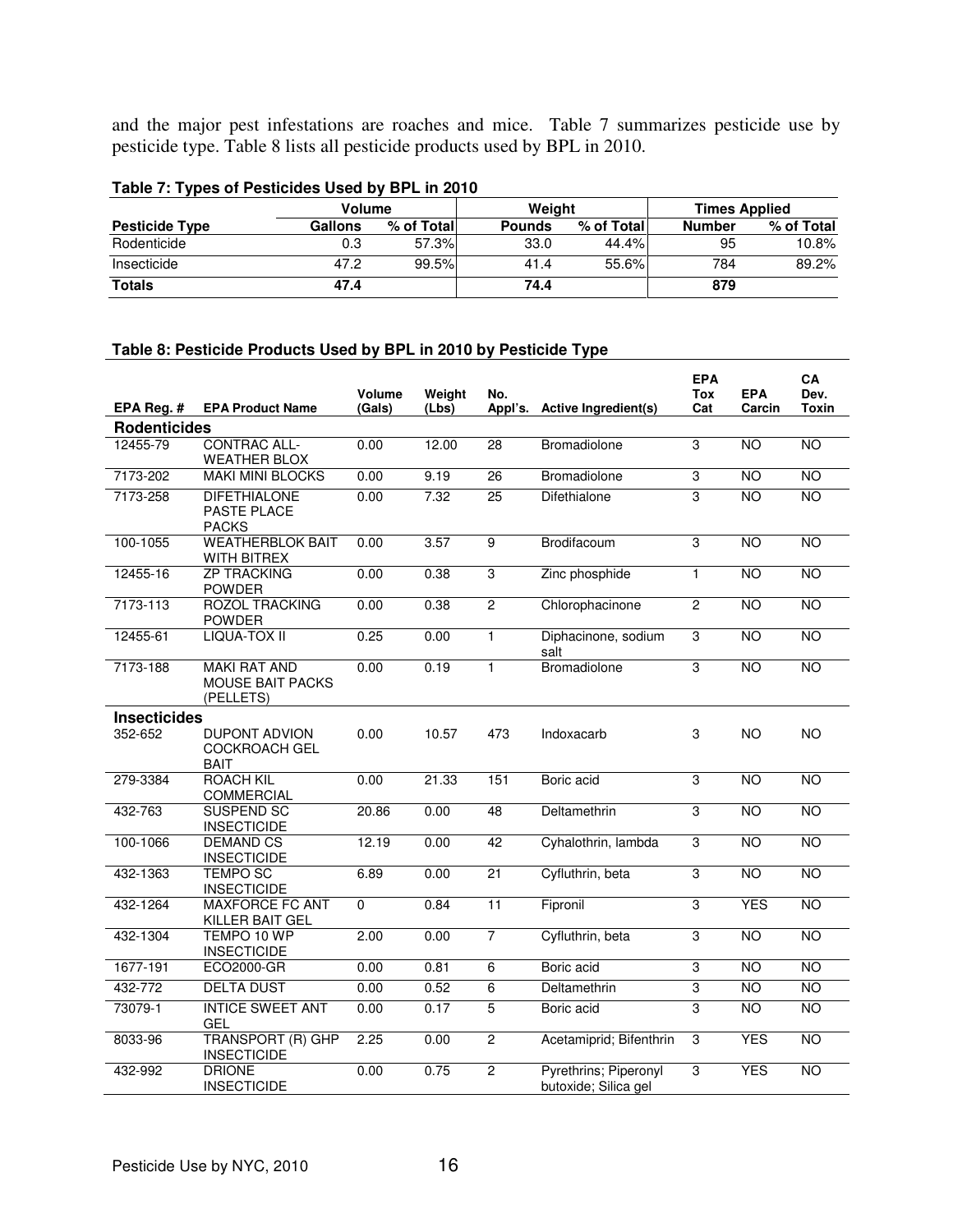and the major pest infestations are roaches and mice. Table 7 summarizes pesticide use by pesticide type. Table 8 lists all pesticide products used by BPL in 2010.

**Table 7: Types of Pesticides Used by BPL in 2010**

| | Volume | | Weight | | Times Applied | |
|---|---|---|---|---|---|---|
| **Pesticide Type** | **Gallons** | **% of Total** | **Pounds** | **% of Total** | **Number** | **% of Total** |
| Rodenticide | 0.3 | 57.3% | 33.0 | 44.4% | 95 | 10.8% |
| Insecticide | 47.2 | 99.5% | 41.4 | 55.6% | 784 | 89.2% |
| **Totals** | **47.4** | | **74.4** | | **879** | |

**Table 8: Pesticide Products Used by BPL in 2010 by Pesticide Type**

| EPA Reg. # | EPA Product Name | Volume (Gals) | Weight (Lbs) | No. Appl's. | Active Ingredient(s) | EPA Tox Cat | EPA Carcin | CA Dev. Toxin |
|---|---|---|---|---|---|---|---|---|
| **Rodenticides** | | | | | | | | |
| 12455-79 | CONTRAC ALL-WEATHER BLOX | 0.00 | 12.00 | 28 | Bromadiolone | 3 | NO | NO |
| 7173-202 | MAKI MINI BLOCKS | 0.00 | 9.19 | 26 | Bromadiolone | 3 | NO | NO |
| 7173-258 | DIFETHIALONE PASTE PLACE PACKS | 0.00 | 7.32 | 25 | Difethialone | 3 | NO | NO |
| 100-1055 | WEATHERBLOK BAIT WITH BITREX | 0.00 | 3.57 | 9 | Brodifacoum | 3 | NO | NO |
| 12455-16 | ZP TRACKING POWDER | 0.00 | 0.38 | 3 | Zinc phosphide | 1 | NO | NO |
| 7173-113 | ROZOL TRACKING POWDER | 0.00 | 0.38 | 2 | Chlorophacinone | 2 | NO | NO |
| 12455-61 | LIQUA-TOX II | 0.25 | 0.00 | 1 | Diphacinone, sodium salt | 3 | NO | NO |
| 7173-188 | MAKI RAT AND MOUSE BAIT PACKS (PELLETS) | 0.00 | 0.19 | 1 | Bromadiolone | 3 | NO | NO |
| **Insecticides** | | | | | | | | |
| 352-652 | DUPONT ADVION COCKROACH GEL BAIT | 0.00 | 10.57 | 473 | Indoxacarb | 3 | NO | NO |
| 279-3384 | ROACH KIL COMMERCIAL | 0.00 | 21.33 | 151 | Boric acid | 3 | NO | NO |
| 432-763 | SUSPEND SC INSECTICIDE | 20.86 | 0.00 | 48 | Deltamethrin | 3 | NO | NO |
| 100-1066 | DEMAND CS INSECTICIDE | 12.19 | 0.00 | 42 | Cyhalothrin, lambda | 3 | NO | NO |
| 432-1363 | TEMPO SC INSECTICIDE | 6.89 | 0.00 | 21 | Cyfluthrin, beta | 3 | NO | NO |
| 432-1264 | MAXFORCE FC ANT KILLER BAIT GEL | 0 | 0.84 | 11 | Fipronil | 3 | YES | NO |
| 432-1304 | TEMPO 10 WP INSECTICIDE | 2.00 | 0.00 | 7 | Cyfluthrin, beta | 3 | NO | NO |
| 1677-191 | ECO2000-GR | 0.00 | 0.81 | 6 | Boric acid | 3 | NO | NO |
| 432-772 | DELTA DUST | 0.00 | 0.52 | 6 | Deltamethrin | 3 | NO | NO |
| 73079-1 | INTICE SWEET ANT GEL | 0.00 | 0.17 | 5 | Boric acid | 3 | NO | NO |
| 8033-96 | TRANSPORT (R) GHP INSECTICIDE | 2.25 | 0.00 | 2 | Acetamiprid; Bifenthrin | 3 | YES | NO |
| 432-992 | DRIONE INSECTICIDE | 0.00 | 0.75 | 2 | Pyrethrins; Piperonyl butoxide; Silica gel | 3 | YES | NO |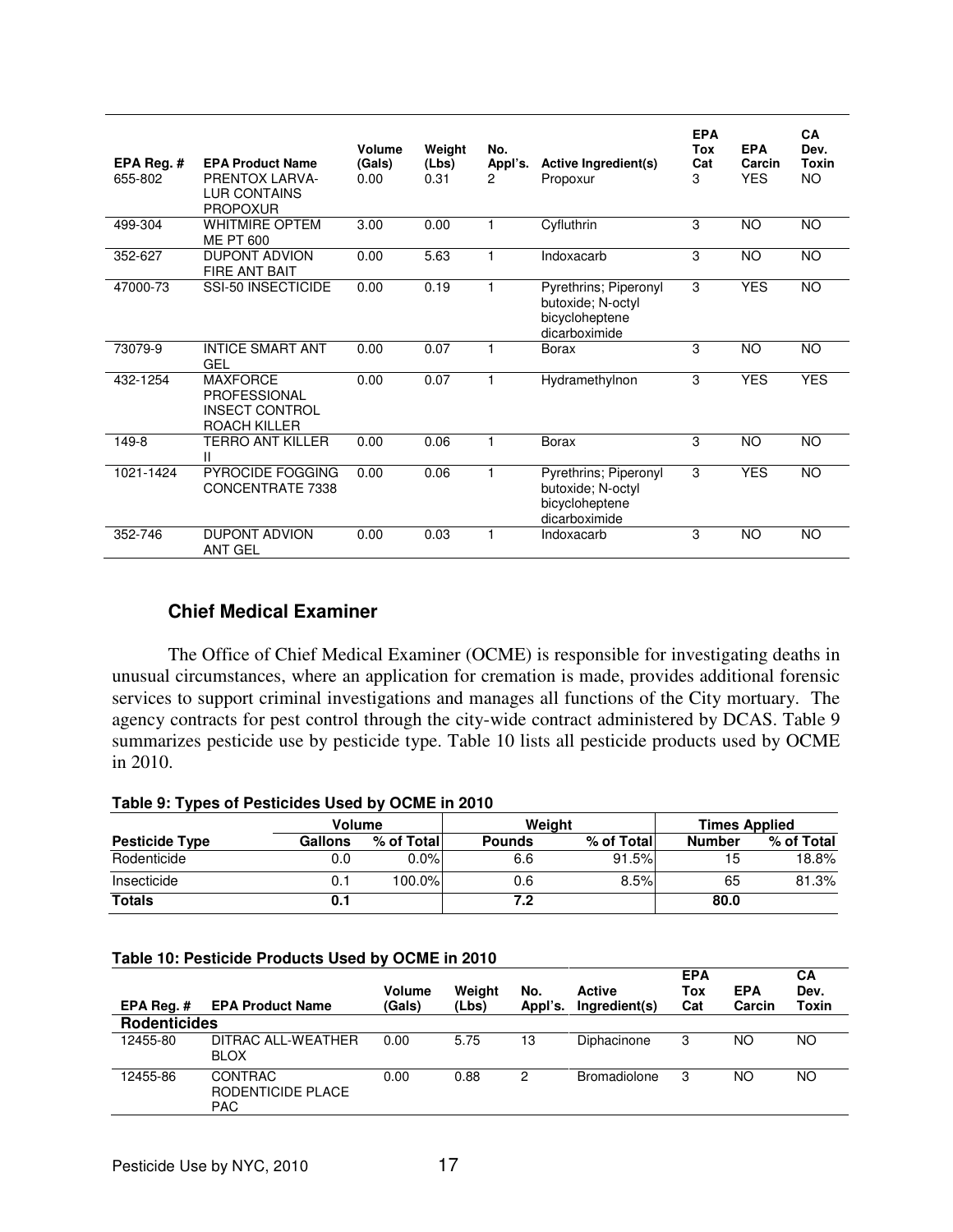| EPA Reg. # | EPA Product Name | Volume (Gals) | Weight (Lbs) | No. Appl's. | Active Ingredient(s) | EPA Tox Cat | EPA Carcin | CA Dev. Toxin |
|---|---|---|---|---|---|---|---|---|
| 655-802 | PRENTOX LARVA-LUR CONTAINS PROPOXUR | 0.00 | 0.31 | 2 | Propoxur | 3 | YES | NO |
| 499-304 | WHITMIRE OPTEM ME PT 600 | 3.00 | 0.00 | 1 | Cyfluthrin | 3 | NO | NO |
| 352-627 | DUPONT ADVION FIRE ANT BAIT | 0.00 | 5.63 | 1 | Indoxacarb | 3 | NO | NO |
| 47000-73 | SSI-50 INSECTICIDE | 0.00 | 0.19 | 1 | Pyrethrins; Piperonyl butoxide; N-octyl bicycloheptene dicarboximide | 3 | YES | NO |
| 73079-9 | INTICE SMART ANT GEL | 0.00 | 0.07 | 1 | Borax | 3 | NO | NO |
| 432-1254 | MAXFORCE PROFESSIONAL INSECT CONTROL ROACH KILLER | 0.00 | 0.07 | 1 | Hydramethylnon | 3 | YES | YES |
| 149-8 | TERRO ANT KILLER II | 0.00 | 0.06 | 1 | Borax | 3 | NO | NO |
| 1021-1424 | PYROCIDE FOGGING CONCENTRATE 7338 | 0.00 | 0.06 | 1 | Pyrethrins; Piperonyl butoxide; N-octyl bicycloheptene dicarboximide | 3 | YES | NO |
| 352-746 | DUPONT ADVION ANT GEL | 0.00 | 0.03 | 1 | Indoxacarb | 3 | NO | NO |

### Chief Medical Examiner

The Office of Chief Medical Examiner (OCME) is responsible for investigating deaths in unusual circumstances, where an application for cremation is made, provides additional forensic services to support criminal investigations and manages all functions of the City mortuary. The agency contracts for pest control through the city-wide contract administered by DCAS. Table 9 summarizes pesticide use by pesticide type. Table 10 lists all pesticide products used by OCME in 2010.

**Table 9: Types of Pesticides Used by OCME in 2010**

| | Volume | | Weight | | Times Applied | |
|---|---|---|---|---|---|---|
| **Pesticide Type** | **Gallons** | **% of Total** | **Pounds** | **% of Total** | **Number** | **% of Total** |
| Rodenticide | 0.0 | 0.0% | 6.6 | 91.5% | 15 | 18.8% |
| Insecticide | 0.1 | 100.0% | 0.6 | 8.5% | 65 | 81.3% |
| **Totals** | **0.1** | | **7.2** | | **80.0** | |

**Table 10: Pesticide Products Used by OCME in 2010**

| EPA Reg. # | EPA Product Name | Volume (Gals) | Weight (Lbs) | No. Appl's. | Active Ingredient(s) | EPA Tox Cat | EPA Carcin | CA Dev. Toxin |
|---|---|---|---|---|---|---|---|---|
| **Rodenticides** | | | | | | | | |
| 12455-80 | DITRAC ALL-WEATHER BLOX | 0.00 | 5.75 | 13 | Diphacinone | 3 | NO | NO |
| 12455-86 | CONTRAC RODENTICIDE PLACE PAC | 0.00 | 0.88 | 2 | Bromadiolone | 3 | NO | NO |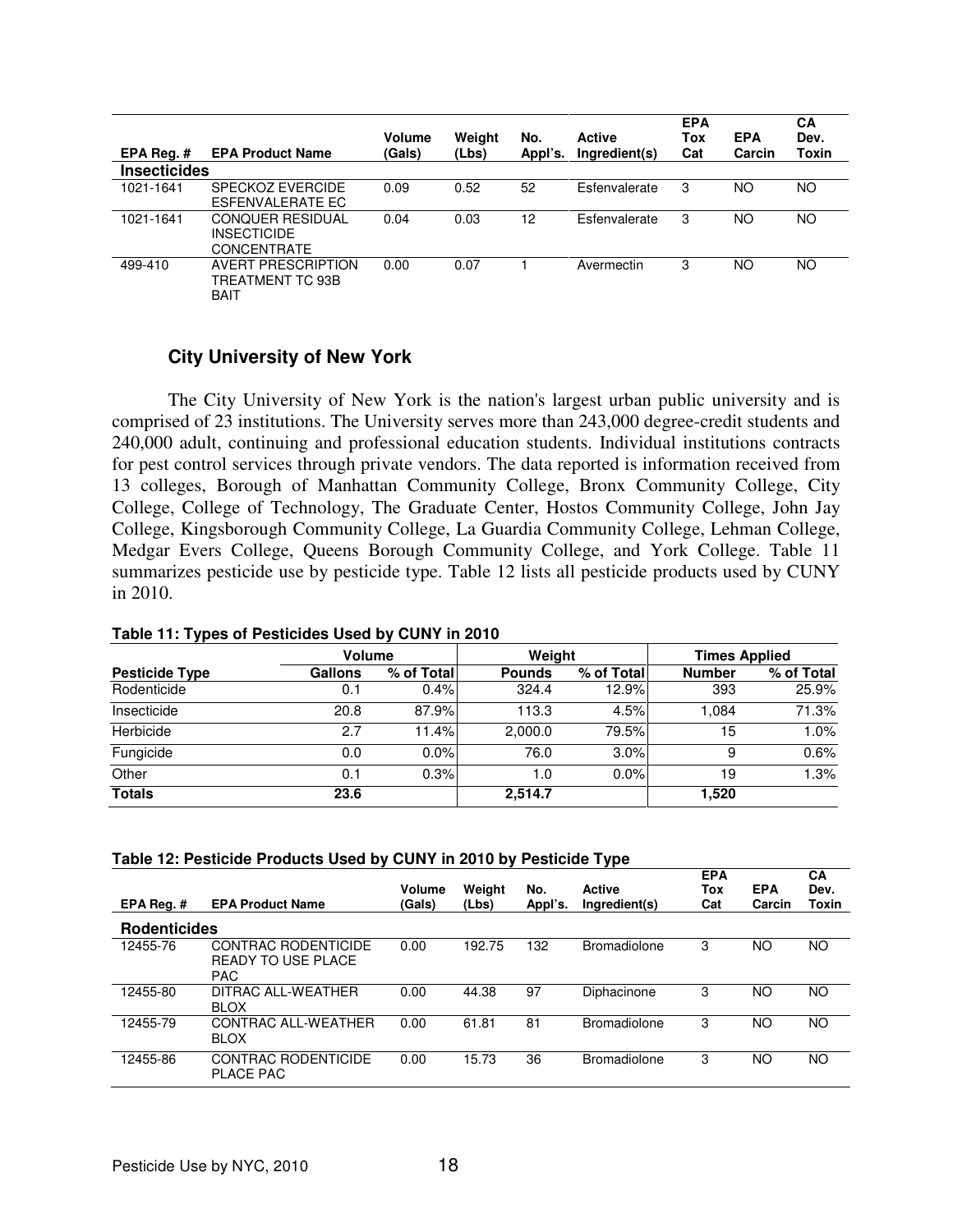| EPA Reg. # | EPA Product Name | Volume (Gals) | Weight (Lbs) | No. Appl's. | Active Ingredient(s) | EPA Tox Cat | EPA Carcin | CA Dev. Toxin |
|---|---|---|---|---|---|---|---|---|
| **Insecticides** | | | | | | | | |
| 1021-1641 | SPECKOZ EVERCIDE ESFENVALERATE EC | 0.09 | 0.52 | 52 | Esfenvalerate | 3 | NO | NO |
| 1021-1641 | CONQUER RESIDUAL INSECTICIDE CONCENTRATE | 0.04 | 0.03 | 12 | Esfenvalerate | 3 | NO | NO |
| 499-410 | AVERT PRESCRIPTION TREATMENT TC 93B BAIT | 0.00 | 0.07 | 1 | Avermectin | 3 | NO | NO |

### City University of New York

The City University of New York is the nation's largest urban public university and is comprised of 23 institutions. The University serves more than 243,000 degree-credit students and 240,000 adult, continuing and professional education students. Individual institutions contracts for pest control services through private vendors. The data reported is information received from 13 colleges, Borough of Manhattan Community College, Bronx Community College, City College, College of Technology, The Graduate Center, Hostos Community College, John Jay College, Kingsborough Community College, La Guardia Community College, Lehman College, Medgar Evers College, Queens Borough Community College, and York College. Table 11 summarizes pesticide use by pesticide type. Table 12 lists all pesticide products used by CUNY in 2010.

**Table 11: Types of Pesticides Used by CUNY in 2010**

| | Volume | | Weight | | Times Applied | |
|---|---|---|---|---|---|---|
| **Pesticide Type** | **Gallons** | **% of Total** | **Pounds** | **% of Total** | **Number** | **% of Total** |
| Rodenticide | 0.1 | 0.4% | 324.4 | 12.9% | 393 | 25.9% |
| Insecticide | 20.8 | 87.9% | 113.3 | 4.5% | 1,084 | 71.3% |
| Herbicide | 2.7 | 11.4% | 2,000.0 | 79.5% | 15 | 1.0% |
| Fungicide | 0.0 | 0.0% | 76.0 | 3.0% | 9 | 0.6% |
| Other | 0.1 | 0.3% | 1.0 | 0.0% | 19 | 1.3% |
| **Totals** | **23.6** | | **2,514.7** | | **1,520** | |

**Table 12: Pesticide Products Used by CUNY in 2010 by Pesticide Type**

| EPA Reg. # | EPA Product Name | Volume (Gals) | Weight (Lbs) | No. Appl's. | Active Ingredient(s) | EPA Tox Cat | EPA Carcin | CA Dev. Toxin |
|---|---|---|---|---|---|---|---|---|
| **Rodenticides** | | | | | | | | |
| 12455-76 | CONTRAC RODENTICIDE READY TO USE PLACE PAC | 0.00 | 192.75 | 132 | Bromadiolone | 3 | NO | NO |
| 12455-80 | DITRAC ALL-WEATHER BLOX | 0.00 | 44.38 | 97 | Diphacinone | 3 | NO | NO |
| 12455-79 | CONTRAC ALL-WEATHER BLOX | 0.00 | 61.81 | 81 | Bromadiolone | 3 | NO | NO |
| 12455-86 | CONTRAC RODENTICIDE PLACE PAC | 0.00 | 15.73 | 36 | Bromadiolone | 3 | NO | NO |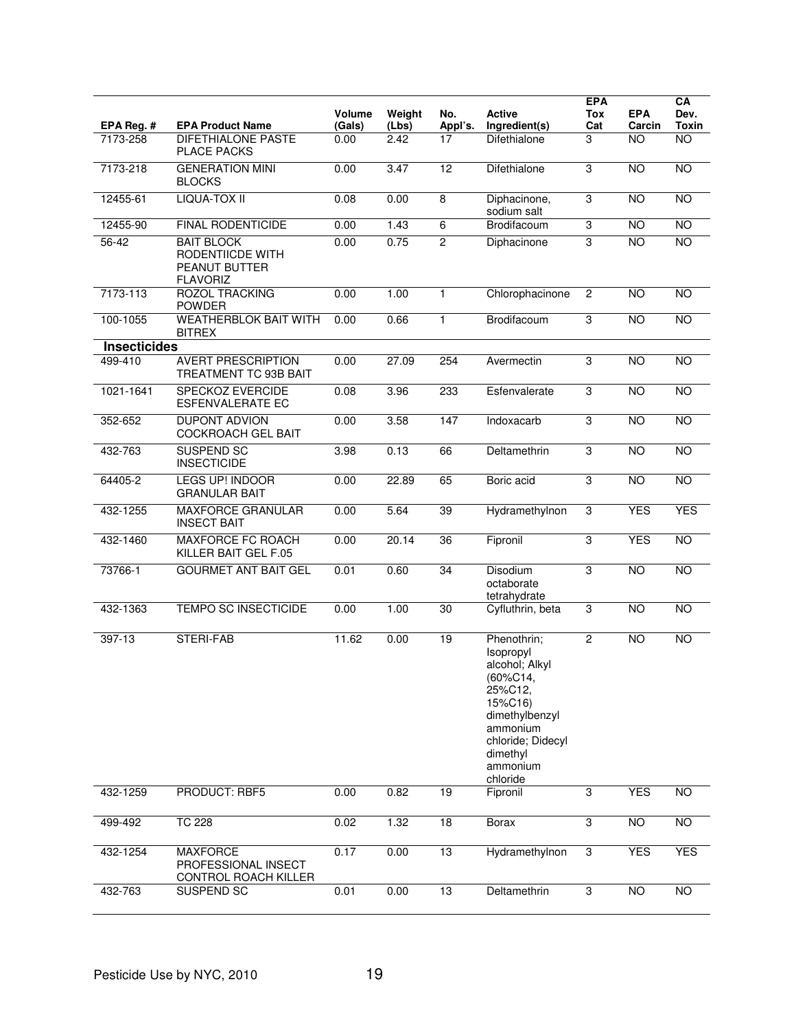| EPA Reg. # | EPA Product Name | Volume (Gals) | Weight (Lbs) | No. Appl's. | Active Ingredient(s) | EPA Tox Cat | EPA Carcin | CA Dev. Toxin |
|---|---|---|---|---|---|---|---|---|
| 7173-258 | DIFETHIALONE PASTE PLACE PACKS | 0.00 | 2.42 | 17 | Difethialone | 3 | NO | NO |
| 7173-218 | GENERATION MINI BLOCKS | 0.00 | 3.47 | 12 | Difethialone | 3 | NO | NO |
| 12455-61 | LIQUA-TOX II | 0.08 | 0.00 | 8 | Diphacinone, sodium salt | 3 | NO | NO |
| 12455-90 | FINAL RODENTICIDE | 0.00 | 1.43 | 6 | Brodifacoum | 3 | NO | NO |
| 56-42 | BAIT BLOCK RODENTIICDE WITH PEANUT BUTTER FLAVORIZ | 0.00 | 0.75 | 2 | Diphacinone | 3 | NO | NO |
| 7173-113 | ROZOL TRACKING POWDER | 0.00 | 1.00 | 1 | Chlorophacinone | 2 | NO | NO |
| 100-1055 | WEATHERBLOK BAIT WITH BITREX | 0.00 | 0.66 | 1 | Brodifacoum | 3 | NO | NO |
| **Insecticides** | | | | | | | | |
| 499-410 | AVERT PRESCRIPTION TREATMENT TC 93B BAIT | 0.00 | 27.09 | 254 | Avermectin | 3 | NO | NO |
| 1021-1641 | SPECKOZ EVERCIDE ESFENVALERATE EC | 0.08 | 3.96 | 233 | Esfenvalerate | 3 | NO | NO |
| 352-652 | DUPONT ADVION COCKROACH GEL BAIT | 0.00 | 3.58 | 147 | Indoxacarb | 3 | NO | NO |
| 432-763 | SUSPEND SC INSECTICIDE | 3.98 | 0.13 | 66 | Deltamethrin | 3 | NO | NO |
| 64405-2 | LEGS UP! INDOOR GRANULAR BAIT | 0.00 | 22.89 | 65 | Boric acid | 3 | NO | NO |
| 432-1255 | MAXFORCE GRANULAR INSECT BAIT | 0.00 | 5.64 | 39 | Hydramethylnon | 3 | YES | YES |
| 432-1460 | MAXFORCE FC ROACH KILLER BAIT GEL F.05 | 0.00 | 20.14 | 36 | Fipronil | 3 | YES | NO |
| 73766-1 | GOURMET ANT BAIT GEL | 0.01 | 0.60 | 34 | Disodium octaborate tetrahydrate | 3 | NO | NO |
| 432-1363 | TEMPO SC INSECTICIDE | 0.00 | 1.00 | 30 | Cyfluthrin, beta | 3 | NO | NO |
| 397-13 | STERI-FAB | 11.62 | 0.00 | 19 | Phenothrin; Isopropyl alcohol; Alkyl (60%C14, 25%C12, 15%C16) dimethylbenzyl ammonium chloride; Didecyl dimethyl ammonium chloride | 2 | NO | NO |
| 432-1259 | PRODUCT: RBF5 | 0.00 | 0.82 | 19 | Fipronil | 3 | YES | NO |
| 499-492 | TC 228 | 0.02 | 1.32 | 18 | Borax | 3 | NO | NO |
| 432-1254 | MAXFORCE PROFESSIONAL INSECT CONTROL ROACH KILLER | 0.17 | 0.00 | 13 | Hydramethylnon | 3 | YES | YES |
| 432-763 | SUSPEND SC | 0.01 | 0.00 | 13 | Deltamethrin | 3 | NO | NO |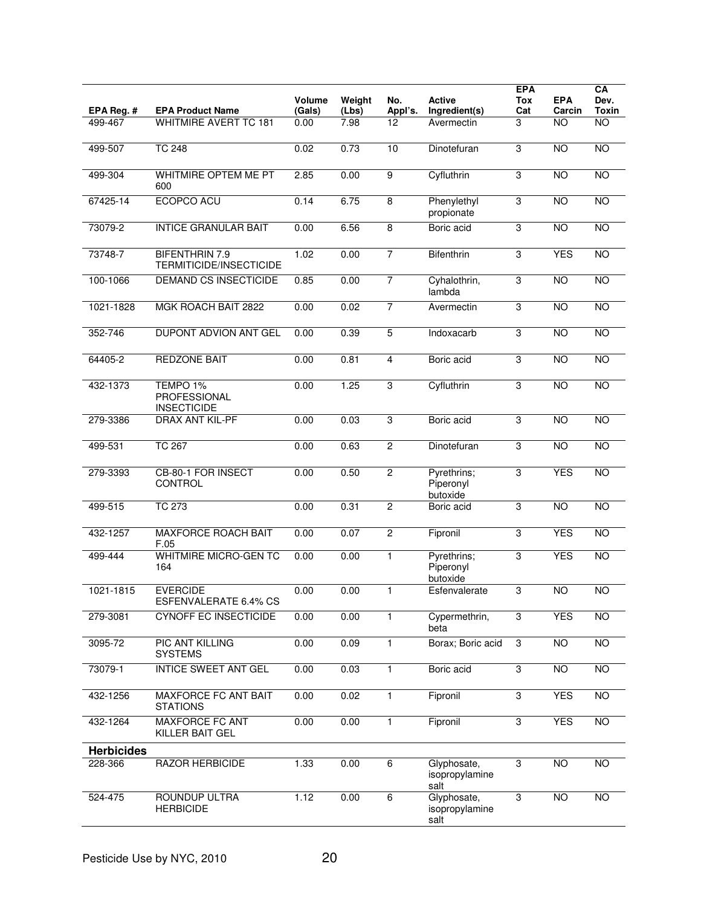| EPA Reg. # | EPA Product Name | Volume (Gals) | Weight (Lbs) | No. Appl's. | Active Ingredient(s) | EPA Tox Cat | EPA Carcin | CA Dev. Toxin |
|---|---|---|---|---|---|---|---|---|
| 499-467 | WHITMIRE AVERT TC 181 | 0.00 | 7.98 | 12 | Avermectin | 3 | NO | NO |
| 499-507 | TC 248 | 0.02 | 0.73 | 10 | Dinotefuran | 3 | NO | NO |
| 499-304 | WHITMIRE OPTEM ME PT 600 | 2.85 | 0.00 | 9 | Cyfluthrin | 3 | NO | NO |
| 67425-14 | ECOPCO ACU | 0.14 | 6.75 | 8 | Phenylethyl propionate | 3 | NO | NO |
| 73079-2 | INTICE GRANULAR BAIT | 0.00 | 6.56 | 8 | Boric acid | 3 | NO | NO |
| 73748-7 | BIFENTHRIN 7.9 TERMITICIDE/INSECTICIDE | 1.02 | 0.00 | 7 | Bifenthrin | 3 | YES | NO |
| 100-1066 | DEMAND CS INSECTICIDE | 0.85 | 0.00 | 7 | Cyhalothrin, lambda | 3 | NO | NO |
| 1021-1828 | MGK ROACH BAIT 2822 | 0.00 | 0.02 | 7 | Avermectin | 3 | NO | NO |
| 352-746 | DUPONT ADVION ANT GEL | 0.00 | 0.39 | 5 | Indoxacarb | 3 | NO | NO |
| 64405-2 | REDZONE BAIT | 0.00 | 0.81 | 4 | Boric acid | 3 | NO | NO |
| 432-1373 | TEMPO 1% PROFESSIONAL INSECTICIDE | 0.00 | 1.25 | 3 | Cyfluthrin | 3 | NO | NO |
| 279-3386 | DRAX ANT KIL-PF | 0.00 | 0.03 | 3 | Boric acid | 3 | NO | NO |
| 499-531 | TC 267 | 0.00 | 0.63 | 2 | Dinotefuran | 3 | NO | NO |
| 279-3393 | CB-80-1 FOR INSECT CONTROL | 0.00 | 0.50 | 2 | Pyrethrins; Piperonyl butoxide | 3 | YES | NO |
| 499-515 | TC 273 | 0.00 | 0.31 | 2 | Boric acid | 3 | NO | NO |
| 432-1257 | MAXFORCE ROACH BAIT F.05 | 0.00 | 0.07 | 2 | Fipronil | 3 | YES | NO |
| 499-444 | WHITMIRE MICRO-GEN TC 164 | 0.00 | 0.00 | 1 | Pyrethrins; Piperonyl butoxide | 3 | YES | NO |
| 1021-1815 | EVERCIDE ESFENVALERATE 6.4% CS | 0.00 | 0.00 | 1 | Esfenvalerate | 3 | NO | NO |
| 279-3081 | CYNOFF EC INSECTICIDE | 0.00 | 0.00 | 1 | Cypermethrin, beta | 3 | YES | NO |
| 3095-72 | PIC ANT KILLING SYSTEMS | 0.00 | 0.09 | 1 | Borax; Boric acid | 3 | NO | NO |
| 73079-1 | INTICE SWEET ANT GEL | 0.00 | 0.03 | 1 | Boric acid | 3 | NO | NO |
| 432-1256 | MAXFORCE FC ANT BAIT STATIONS | 0.00 | 0.02 | 1 | Fipronil | 3 | YES | NO |
| 432-1264 | MAXFORCE FC ANT KILLER BAIT GEL | 0.00 | 0.00 | 1 | Fipronil | 3 | YES | NO |
| **Herbicides** | | | | | | | | |
| 228-366 | RAZOR HERBICIDE | 1.33 | 0.00 | 6 | Glyphosate, isopropylamine salt | 3 | NO | NO |
| 524-475 | ROUNDUP ULTRA HERBICIDE | 1.12 | 0.00 | 6 | Glyphosate, isopropylamine salt | 3 | NO | NO |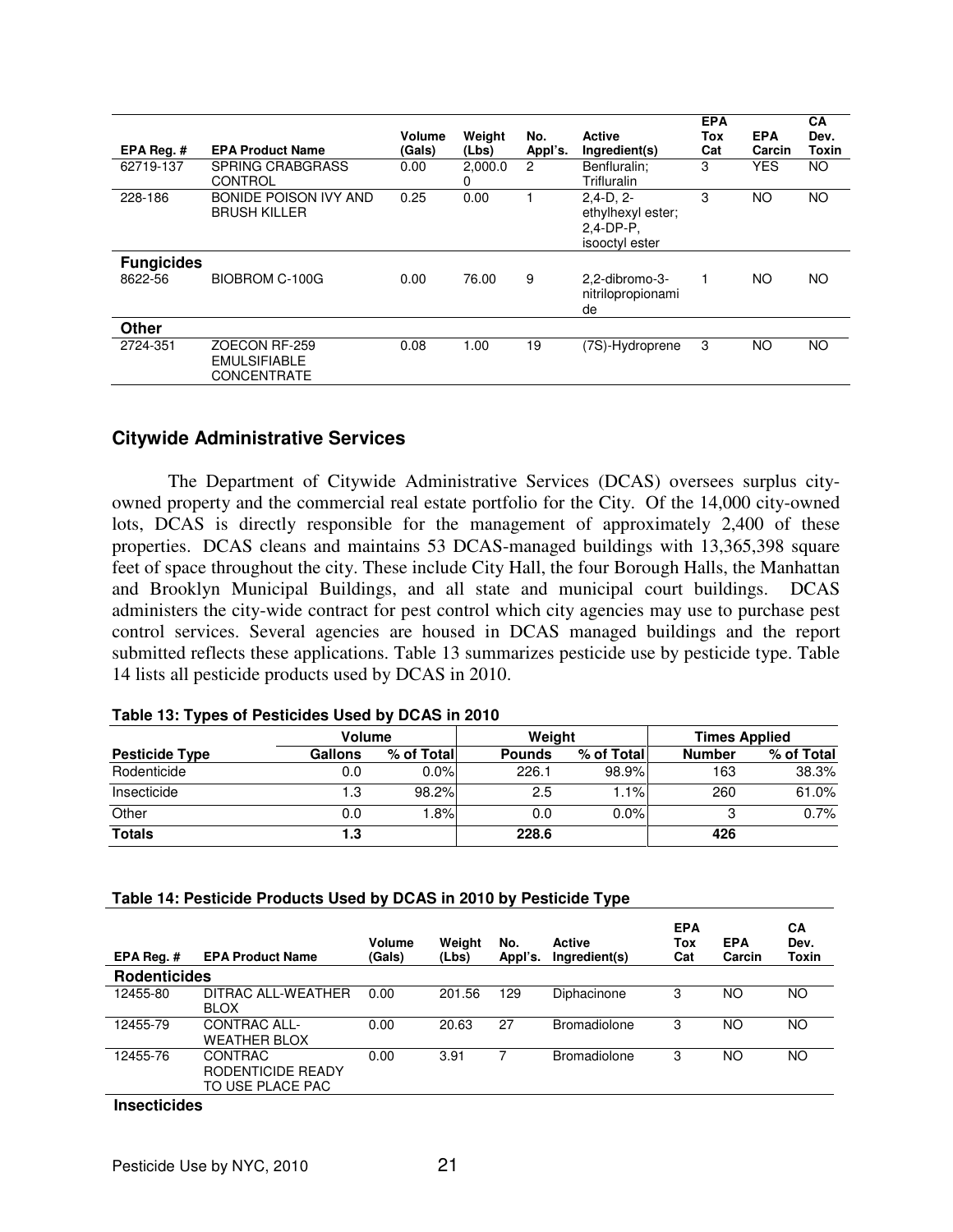| EPA Reg. # | EPA Product Name | Volume (Gals) | Weight (Lbs) | No. Appl's. | Active Ingredient(s) | EPA Tox Cat | EPA Carcin | CA Dev. Toxin |
|---|---|---|---|---|---|---|---|---|
| 62719-137 | SPRING CRABGRASS CONTROL | 0.00 | 2,000.00 | 2 | Benfluralin; Trifluralin | 3 | YES | NO |
| 228-186 | BONIDE POISON IVY AND BRUSH KILLER | 0.25 | 0.00 | 1 | 2,4-D, 2-ethylhexyl ester; 2,4-DP-P, isooctyl ester | 3 | NO | NO |
| **Fungicides** | | | | | | | | |
| 8622-56 | BIOBROM C-100G | 0.00 | 76.00 | 9 | 2,2-dibromo-3-nitrilopropionamide | 1 | NO | NO |
| **Other** | | | | | | | | |
| 2724-351 | ZOECON RF-259 EMULSIFIABLE CONCENTRATE | 0.08 | 1.00 | 19 | (7S)-Hydroprene | 3 | NO | NO |

## Citywide Administrative Services

The Department of Citywide Administrative Services (DCAS) oversees surplus city-owned property and the commercial real estate portfolio for the City. Of the 14,000 city-owned lots, DCAS is directly responsible for the management of approximately 2,400 of these properties. DCAS cleans and maintains 53 DCAS-managed buildings with 13,365,398 square feet of space throughout the city. These include City Hall, the four Borough Halls, the Manhattan and Brooklyn Municipal Buildings, and all state and municipal court buildings. DCAS administers the city-wide contract for pest control which city agencies may use to purchase pest control services. Several agencies are housed in DCAS managed buildings and the report submitted reflects these applications. Table 13 summarizes pesticide use by pesticide type. Table 14 lists all pesticide products used by DCAS in 2010.

**Table 13: Types of Pesticides Used by DCAS in 2010**

| | Volume | | Weight | | Times Applied | |
|---|---|---|---|---|---|---|
| **Pesticide Type** | **Gallons** | **% of Total** | **Pounds** | **% of Total** | **Number** | **% of Total** |
| Rodenticide | 0.0 | 0.0% | 226.1 | 98.9% | 163 | 38.3% |
| Insecticide | 1.3 | 98.2% | 2.5 | 1.1% | 260 | 61.0% |
| Other | 0.0 | 1.8% | 0.0 | 0.0% | 3 | 0.7% |
| **Totals** | **1.3** | | **228.6** | | **426** | |

**Table 14: Pesticide Products Used by DCAS in 2010 by Pesticide Type**

| EPA Reg. # | EPA Product Name | Volume (Gals) | Weight (Lbs) | No. Appl's. | Active Ingredient(s) | EPA Tox Cat | EPA Carcin | CA Dev. Toxin |
|---|---|---|---|---|---|---|---|---|
| **Rodenticides** | | | | | | | | |
| 12455-80 | DITRAC ALL-WEATHER BLOX | 0.00 | 201.56 | 129 | Diphacinone | 3 | NO | NO |
| 12455-79 | CONTRAC ALL-WEATHER BLOX | 0.00 | 20.63 | 27 | Bromadiolone | 3 | NO | NO |
| 12455-76 | CONTRAC RODENTICIDE READY TO USE PLACE PAC | 0.00 | 3.91 | 7 | Bromadiolone | 3 | NO | NO |
| **Insecticides** | | | | | | | | |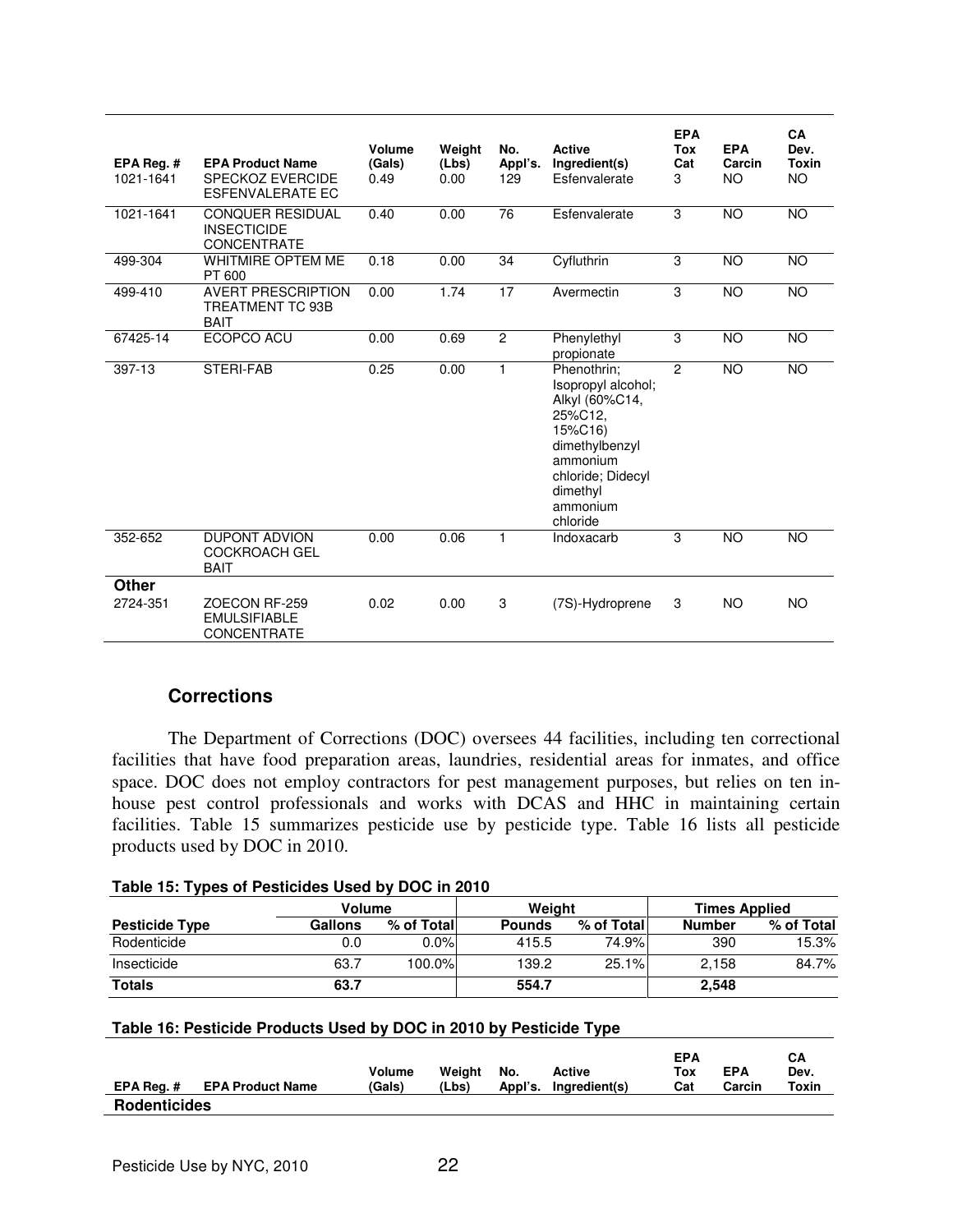| EPA Reg. # | EPA Product Name | Volume (Gals) | Weight (Lbs) | No. Appl's. | Active Ingredient(s) | EPA Tox Cat | EPA Carcin | CA Dev. Toxin |
|---|---|---|---|---|---|---|---|---|
| 1021-1641 | SPECKOZ EVERCIDE ESFENVALERATE EC | 0.49 | 0.00 | 129 | Esfenvalerate | 3 | NO | NO |
| 1021-1641 | CONQUER RESIDUAL INSECTICIDE CONCENTRATE | 0.40 | 0.00 | 76 | Esfenvalerate | 3 | NO | NO |
| 499-304 | WHITMIRE OPTEM ME PT 600 | 0.18 | 0.00 | 34 | Cyfluthrin | 3 | NO | NO |
| 499-410 | AVERT PRESCRIPTION TREATMENT TC 93B BAIT | 0.00 | 1.74 | 17 | Avermectin | 3 | NO | NO |
| 67425-14 | ECOPCO ACU | 0.00 | 0.69 | 2 | Phenylethyl propionate | 3 | NO | NO |
| 397-13 | STERI-FAB | 0.25 | 0.00 | 1 | Phenothrin; Isopropyl alcohol; Alkyl (60%C14, 25%C12, 15%C16) dimethylbenzyl ammonium chloride; Didecyl dimethyl ammonium chloride | 2 | NO | NO |
| 352-652 | DUPONT ADVION COCKROACH GEL BAIT | 0.00 | 0.06 | 1 | Indoxacarb | 3 | NO | NO |
| **Other** | | | | | | | | |
| 2724-351 | ZOECON RF-259 EMULSIFIABLE CONCENTRATE | 0.02 | 0.00 | 3 | (7S)-Hydroprene | 3 | NO | NO |

## Corrections

The Department of Corrections (DOC) oversees 44 facilities, including ten correctional facilities that have food preparation areas, laundries, residential areas for inmates, and office space. DOC does not employ contractors for pest management purposes, but relies on ten in-house pest control professionals and works with DCAS and HHC in maintaining certain facilities. Table 15 summarizes pesticide use by pesticide type. Table 16 lists all pesticide products used by DOC in 2010.

**Table 15: Types of Pesticides Used by DOC in 2010**

| | Volume | | Weight | | Times Applied | |
|---|---|---|---|---|---|---|
| **Pesticide Type** | **Gallons** | **% of Total** | **Pounds** | **% of Total** | **Number** | **% of Total** |
| Rodenticide | 0.0 | 0.0% | 415.5 | 74.9% | 390 | 15.3% |
| Insecticide | 63.7 | 100.0% | 139.2 | 25.1% | 2,158 | 84.7% |
| **Totals** | **63.7** | | **554.7** | | **2,548** | |

**Table 16: Pesticide Products Used by DOC in 2010 by Pesticide Type**

| EPA Reg. # | EPA Product Name | Volume (Gals) | Weight (Lbs) | No. Appl's. | Active Ingredient(s) | EPA Tox Cat | EPA Carcin | CA Dev. Toxin |
|---|---|---|---|---|---|---|---|---|
| **Rodenticides** | | | | | | | | |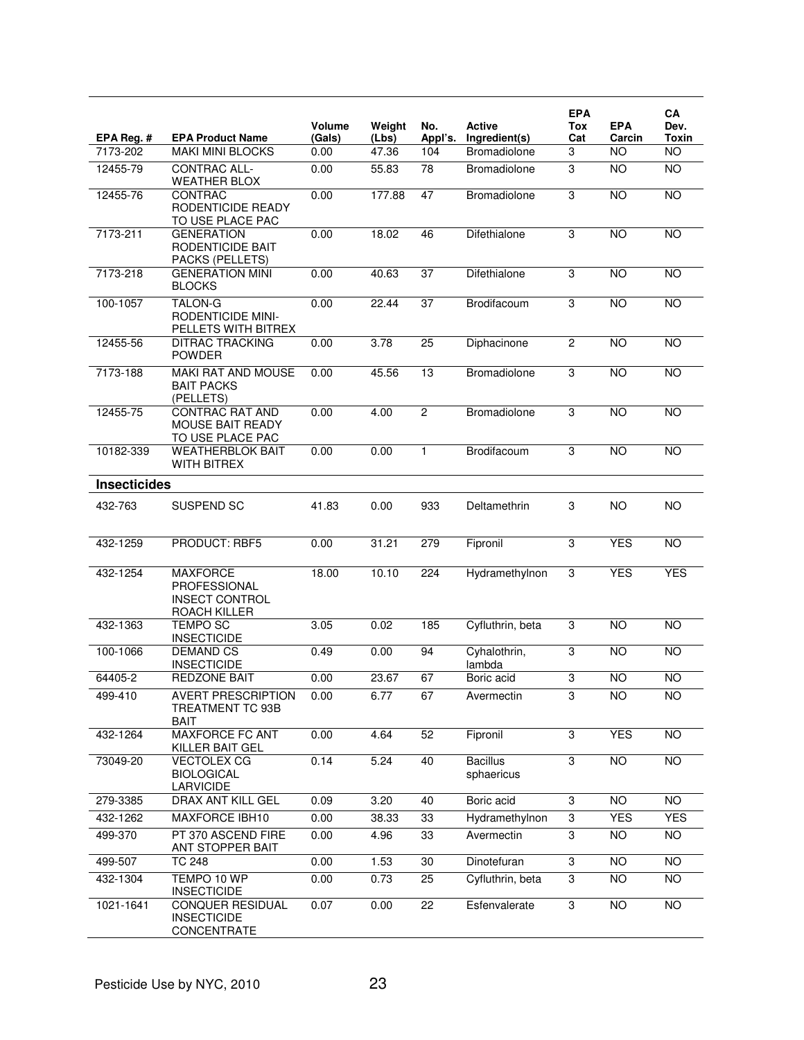| EPA Reg. # | EPA Product Name | Volume (Gals) | Weight (Lbs) | No. Appl's. | Active Ingredient(s) | EPA Tox Cat | EPA Carcin | CA Dev. Toxin |
|---|---|---|---|---|---|---|---|---|
| 7173-202 | MAKI MINI BLOCKS | 0.00 | 47.36 | 104 | Bromadiolone | 3 | NO | NO |
| 12455-79 | CONTRAC ALL-WEATHER BLOX | 0.00 | 55.83 | 78 | Bromadiolone | 3 | NO | NO |
| 12455-76 | CONTRAC RODENTICIDE READY TO USE PLACE PAC | 0.00 | 177.88 | 47 | Bromadiolone | 3 | NO | NO |
| 7173-211 | GENERATION RODENTICIDE BAIT PACKS (PELLETS) | 0.00 | 18.02 | 46 | Difethialone | 3 | NO | NO |
| 7173-218 | GENERATION MINI BLOCKS | 0.00 | 40.63 | 37 | Difethialone | 3 | NO | NO |
| 100-1057 | TALON-G RODENTICIDE MINI-PELLETS WITH BITREX | 0.00 | 22.44 | 37 | Brodifacoum | 3 | NO | NO |
| 12455-56 | DITRAC TRACKING POWDER | 0.00 | 3.78 | 25 | Diphacinone | 2 | NO | NO |
| 7173-188 | MAKI RAT AND MOUSE BAIT PACKS (PELLETS) | 0.00 | 45.56 | 13 | Bromadiolone | 3 | NO | NO |
| 12455-75 | CONTRAC RAT AND MOUSE BAIT READY TO USE PLACE PAC | 0.00 | 4.00 | 2 | Bromadiolone | 3 | NO | NO |
| 10182-339 | WEATHERBLOK BAIT WITH BITREX | 0.00 | 0.00 | 1 | Brodifacoum | 3 | NO | NO |
| **Insecticides** | | | | | | | | |
| 432-763 | SUSPEND SC | 41.83 | 0.00 | 933 | Deltamethrin | 3 | NO | NO |
| 432-1259 | PRODUCT: RBF5 | 0.00 | 31.21 | 279 | Fipronil | 3 | YES | NO |
| 432-1254 | MAXFORCE PROFESSIONAL INSECT CONTROL ROACH KILLER | 18.00 | 10.10 | 224 | Hydramethylnon | 3 | YES | YES |
| 432-1363 | TEMPO SC INSECTICIDE | 3.05 | 0.02 | 185 | Cyfluthrin, beta | 3 | NO | NO |
| 100-1066 | DEMAND CS INSECTICIDE | 0.49 | 0.00 | 94 | Cyhalothrin, lambda | 3 | NO | NO |
| 64405-2 | REDZONE BAIT | 0.00 | 23.67 | 67 | Boric acid | 3 | NO | NO |
| 499-410 | AVERT PRESCRIPTION TREATMENT TC 93B BAIT | 0.00 | 6.77 | 67 | Avermectin | 3 | NO | NO |
| 432-1264 | MAXFORCE FC ANT KILLER BAIT GEL | 0.00 | 4.64 | 52 | Fipronil | 3 | YES | NO |
| 73049-20 | VECTOLEX CG BIOLOGICAL LARVICIDE | 0.14 | 5.24 | 40 | Bacillus sphaericus | 3 | NO | NO |
| 279-3385 | DRAX ANT KILL GEL | 0.09 | 3.20 | 40 | Boric acid | 3 | NO | NO |
| 432-1262 | MAXFORCE IBH10 | 0.00 | 38.33 | 33 | Hydramethylnon | 3 | YES | YES |
| 499-370 | PT 370 ASCEND FIRE ANT STOPPER BAIT | 0.00 | 4.96 | 33 | Avermectin | 3 | NO | NO |
| 499-507 | TC 248 | 0.00 | 1.53 | 30 | Dinotefuran | 3 | NO | NO |
| 432-1304 | TEMPO 10 WP INSECTICIDE | 0.00 | 0.73 | 25 | Cyfluthrin, beta | 3 | NO | NO |
| 1021-1641 | CONQUER RESIDUAL INSECTICIDE CONCENTRATE | 0.07 | 0.00 | 22 | Esfenvalerate | 3 | NO | NO |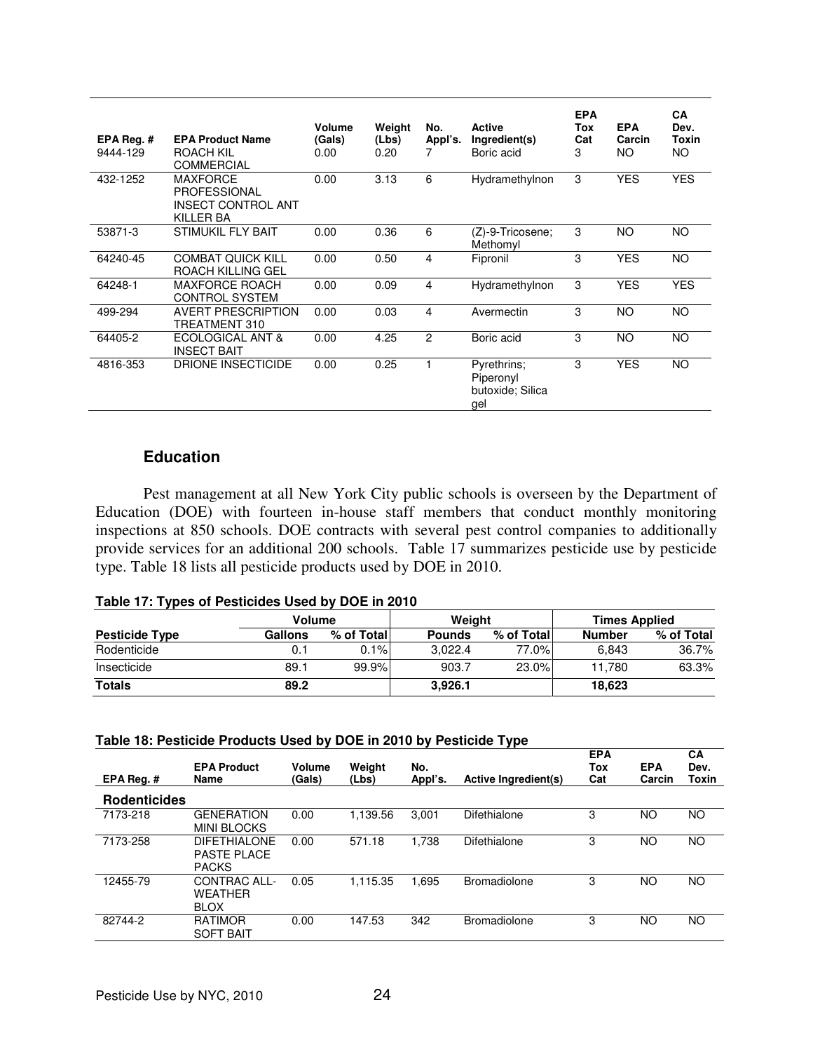| EPA Reg. # | EPA Product Name | Volume (Gals) | Weight (Lbs) | No. Appl's. | Active Ingredient(s) | EPA Tox Cat | EPA Carcin | CA Dev. Toxin |
|---|---|---|---|---|---|---|---|---|
| 9444-129 | ROACH KIL COMMERCIAL | 0.00 | 0.20 | 7 | Boric acid | 3 | NO | NO |
| 432-1252 | MAXFORCE PROFESSIONAL INSECT CONTROL ANT KILLER BA | 0.00 | 3.13 | 6 | Hydramethylnon | 3 | YES | YES |
| 53871-3 | STIMUKIL FLY BAIT | 0.00 | 0.36 | 6 | (Z)-9-Tricosene; Methomyl | 3 | NO | NO |
| 64240-45 | COMBAT QUICK KILL ROACH KILLING GEL | 0.00 | 0.50 | 4 | Fipronil | 3 | YES | NO |
| 64248-1 | MAXFORCE ROACH CONTROL SYSTEM | 0.00 | 0.09 | 4 | Hydramethylnon | 3 | YES | YES |
| 499-294 | AVERT PRESCRIPTION TREATMENT 310 | 0.00 | 0.03 | 4 | Avermectin | 3 | NO | NO |
| 64405-2 | ECOLOGICAL ANT & INSECT BAIT | 0.00 | 4.25 | 2 | Boric acid | 3 | NO | NO |
| 4816-353 | DRIONE INSECTICIDE | 0.00 | 0.25 | 1 | Pyrethrins; Piperonyl butoxide; Silica gel | 3 | YES | NO |

## Education

Pest management at all New York City public schools is overseen by the Department of Education (DOE) with fourteen in-house staff members that conduct monthly monitoring inspections at 850 schools. DOE contracts with several pest control companies to additionally provide services for an additional 200 schools. Table 17 summarizes pesticide use by pesticide type. Table 18 lists all pesticide products used by DOE in 2010.

**Table 17: Types of Pesticides Used by DOE in 2010**

| | Volume | | Weight | | Times Applied | |
|---|---|---|---|---|---|---|
| **Pesticide Type** | **Gallons** | **% of Total** | **Pounds** | **% of Total** | **Number** | **% of Total** |
| Rodenticide | 0.1 | 0.1% | 3,022.4 | 77.0% | 6,843 | 36.7% |
| Insecticide | 89.1 | 99.9% | 903.7 | 23.0% | 11,780 | 63.3% |
| **Totals** | **89.2** | | **3,926.1** | | **18,623** | |

**Table 18: Pesticide Products Used by DOE in 2010 by Pesticide Type**

| EPA Reg. # | EPA Product Name | Volume (Gals) | Weight (Lbs) | No. Appl's. | Active Ingredient(s) | EPA Tox Cat | EPA Carcin | CA Dev. Toxin |
|---|---|---|---|---|---|---|---|---|
| **Rodenticides** | | | | | | | | |
| 7173-218 | GENERATION MINI BLOCKS | 0.00 | 1,139.56 | 3,001 | Difethialone | 3 | NO | NO |
| 7173-258 | DIFETHIALONE PASTE PLACE PACKS | 0.00 | 571.18 | 1,738 | Difethialone | 3 | NO | NO |
| 12455-79 | CONTRAC ALL-WEATHER BLOX | 0.05 | 1,115.35 | 1,695 | Bromadiolone | 3 | NO | NO |
| 82744-2 | RATIMOR SOFT BAIT | 0.00 | 147.53 | 342 | Bromadiolone | 3 | NO | NO |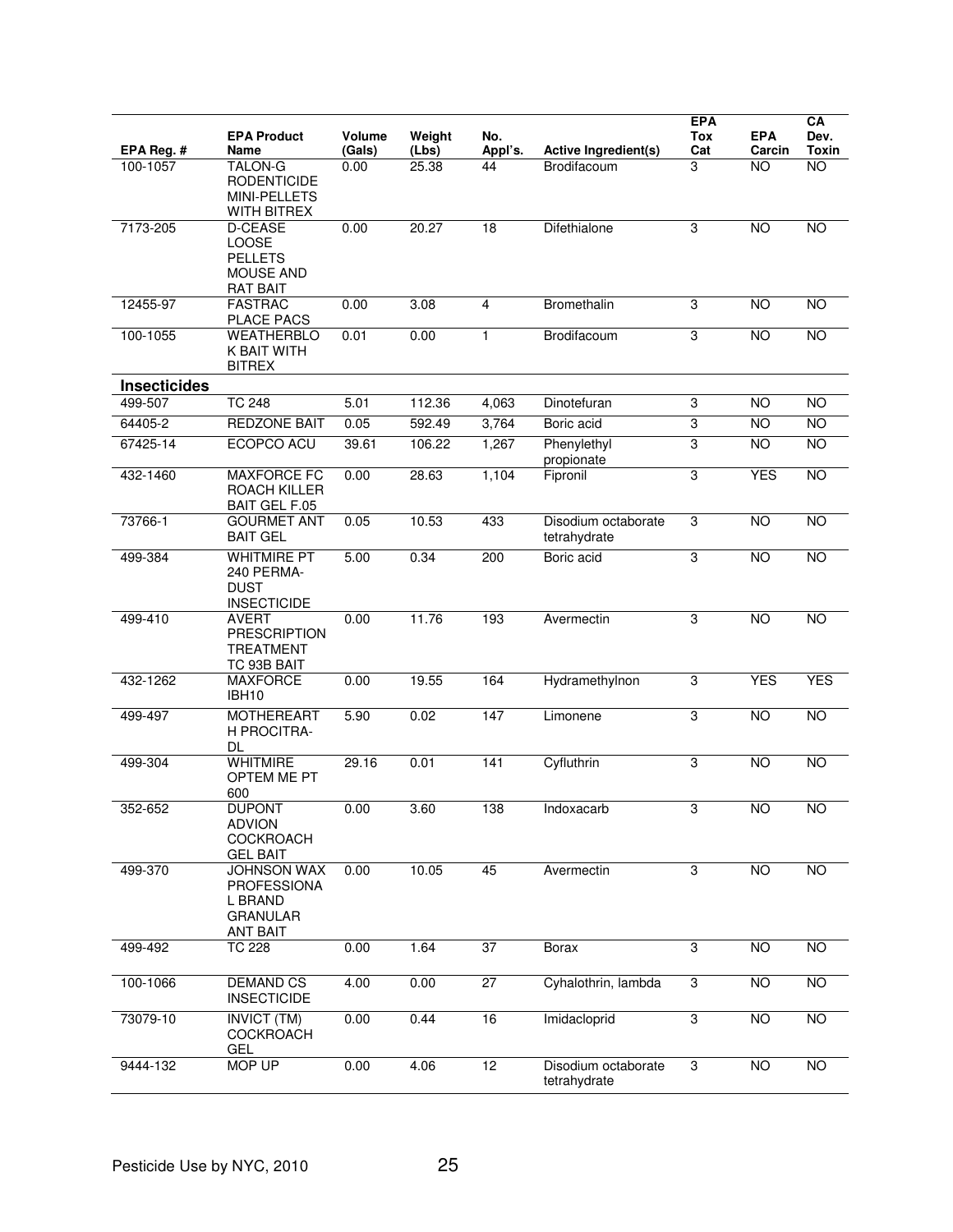| EPA Reg. # | EPA Product Name | Volume (Gals) | Weight (Lbs) | No. Appl's. | Active Ingredient(s) | EPA Tox Cat | EPA Carcin | CA Dev. Toxin |
|---|---|---|---|---|---|---|---|---|
| 100-1057 | TALON-G RODENTICIDE MINI-PELLETS WITH BITREX | 0.00 | 25.38 | 44 | Brodifacoum | 3 | NO | NO |
| 7173-205 | D-CEASE LOOSE PELLETS MOUSE AND RAT BAIT | 0.00 | 20.27 | 18 | Difethialone | 3 | NO | NO |
| 12455-97 | FASTRAC PLACE PACS | 0.00 | 3.08 | 4 | Bromethalin | 3 | NO | NO |
| 100-1055 | WEATHERBLOK BAIT WITH BITREX | 0.01 | 0.00 | 1 | Brodifacoum | 3 | NO | NO |
| **Insecticides** | | | | | | | | |
| 499-507 | TC 248 | 5.01 | 112.36 | 4,063 | Dinotefuran | 3 | NO | NO |
| 64405-2 | REDZONE BAIT | 0.05 | 592.49 | 3,764 | Boric acid | 3 | NO | NO |
| 67425-14 | ECOPCO ACU | 39.61 | 106.22 | 1,267 | Phenylethyl propionate | 3 | NO | NO |
| 432-1460 | MAXFORCE FC ROACH KILLER BAIT GEL F.05 | 0.00 | 28.63 | 1,104 | Fipronil | 3 | YES | NO |
| 73766-1 | GOURMET ANT BAIT GEL | 0.05 | 10.53 | 433 | Disodium octaborate tetrahydrate | 3 | NO | NO |
| 499-384 | WHITMIRE PT 240 PERMA-DUST INSECTICIDE | 5.00 | 0.34 | 200 | Boric acid | 3 | NO | NO |
| 499-410 | AVERT PRESCRIPTION TREATMENT TC 93B BAIT | 0.00 | 11.76 | 193 | Avermectin | 3 | NO | NO |
| 432-1262 | MAXFORCE IBH10 | 0.00 | 19.55 | 164 | Hydramethylnon | 3 | YES | YES |
| 499-497 | MOTHEREARTH PROCITRA-DL | 5.90 | 0.02 | 147 | Limonene | 3 | NO | NO |
| 499-304 | WHITMIRE OPTEM ME PT 600 | 29.16 | 0.01 | 141 | Cyfluthrin | 3 | NO | NO |
| 352-652 | DUPONT ADVION COCKROACH GEL BAIT | 0.00 | 3.60 | 138 | Indoxacarb | 3 | NO | NO |
| 499-370 | JOHNSON WAX PROFESSIONAL BRAND GRANULAR ANT BAIT | 0.00 | 10.05 | 45 | Avermectin | 3 | NO | NO |
| 499-492 | TC 228 | 0.00 | 1.64 | 37 | Borax | 3 | NO | NO |
| 100-1066 | DEMAND CS INSECTICIDE | 4.00 | 0.00 | 27 | Cyhalothrin, lambda | 3 | NO | NO |
| 73079-10 | INVICT (TM) COCKROACH GEL | 0.00 | 0.44 | 16 | Imidacloprid | 3 | NO | NO |
| 9444-132 | MOP UP | 0.00 | 4.06 | 12 | Disodium octaborate tetrahydrate | 3 | NO | NO |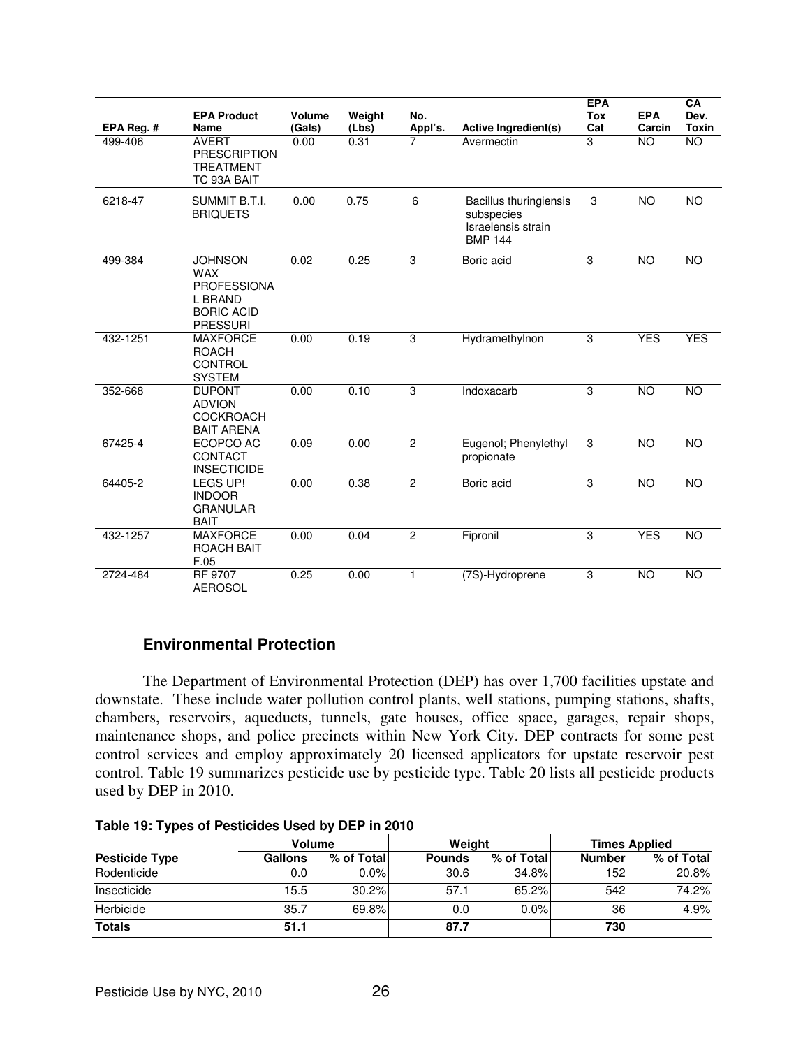| EPA Reg. # | EPA Product Name | Volume (Gals) | Weight (Lbs) | No. Appl's. | Active Ingredient(s) | EPA Tox Cat | EPA Carcin | CA Dev. Toxin |
|---|---|---|---|---|---|---|---|---|
| 499-406 | AVERT PRESCRIPTION TREATMENT TC 93A BAIT | 0.00 | 0.31 | 7 | Avermectin | 3 | NO | NO |
| 6218-47 | SUMMIT B.T.I. BRIQUETS | 0.00 | 0.75 | 6 | Bacillus thuringiensis subspecies Israelensis strain BMP 144 | 3 | NO | NO |
| 499-384 | JOHNSON WAX PROFESSIONAL BRAND BORIC ACID PRESSURI | 0.02 | 0.25 | 3 | Boric acid | 3 | NO | NO |
| 432-1251 | MAXFORCE ROACH CONTROL SYSTEM | 0.00 | 0.19 | 3 | Hydramethylnon | 3 | YES | YES |
| 352-668 | DUPONT ADVION COCKROACH BAIT ARENA | 0.00 | 0.10 | 3 | Indoxacarb | 3 | NO | NO |
| 67425-4 | ECOPCO AC CONTACT INSECTICIDE | 0.09 | 0.00 | 2 | Eugenol; Phenylethyl propionate | 3 | NO | NO |
| 64405-2 | LEGS UP! INDOOR GRANULAR BAIT | 0.00 | 0.38 | 2 | Boric acid | 3 | NO | NO |
| 432-1257 | MAXFORCE ROACH BAIT F.05 | 0.00 | 0.04 | 2 | Fipronil | 3 | YES | NO |
| 2724-484 | RF 9707 AEROSOL | 0.25 | 0.00 | 1 | (7S)-Hydroprene | 3 | NO | NO |

## Environmental Protection

The Department of Environmental Protection (DEP) has over 1,700 facilities upstate and downstate. These include water pollution control plants, well stations, pumping stations, shafts, chambers, reservoirs, aqueducts, tunnels, gate houses, office space, garages, repair shops, maintenance shops, and police precincts within New York City. DEP contracts for some pest control services and employ approximately 20 licensed applicators for upstate reservoir pest control. Table 19 summarizes pesticide use by pesticide type. Table 20 lists all pesticide products used by DEP in 2010.

**Table 19: Types of Pesticides Used by DEP in 2010**

| | Volume | | Weight | | Times Applied | |
|---|---|---|---|---|---|---|
| **Pesticide Type** | **Gallons** | **% of Total** | **Pounds** | **% of Total** | **Number** | **% of Total** |
| Rodenticide | 0.0 | 0.0% | 30.6 | 34.8% | 152 | 20.8% |
| Insecticide | 15.5 | 30.2% | 57.1 | 65.2% | 542 | 74.2% |
| Herbicide | 35.7 | 69.8% | 0.0 | 0.0% | 36 | 4.9% |
| **Totals** | **51.1** | | **87.7** | | **730** | |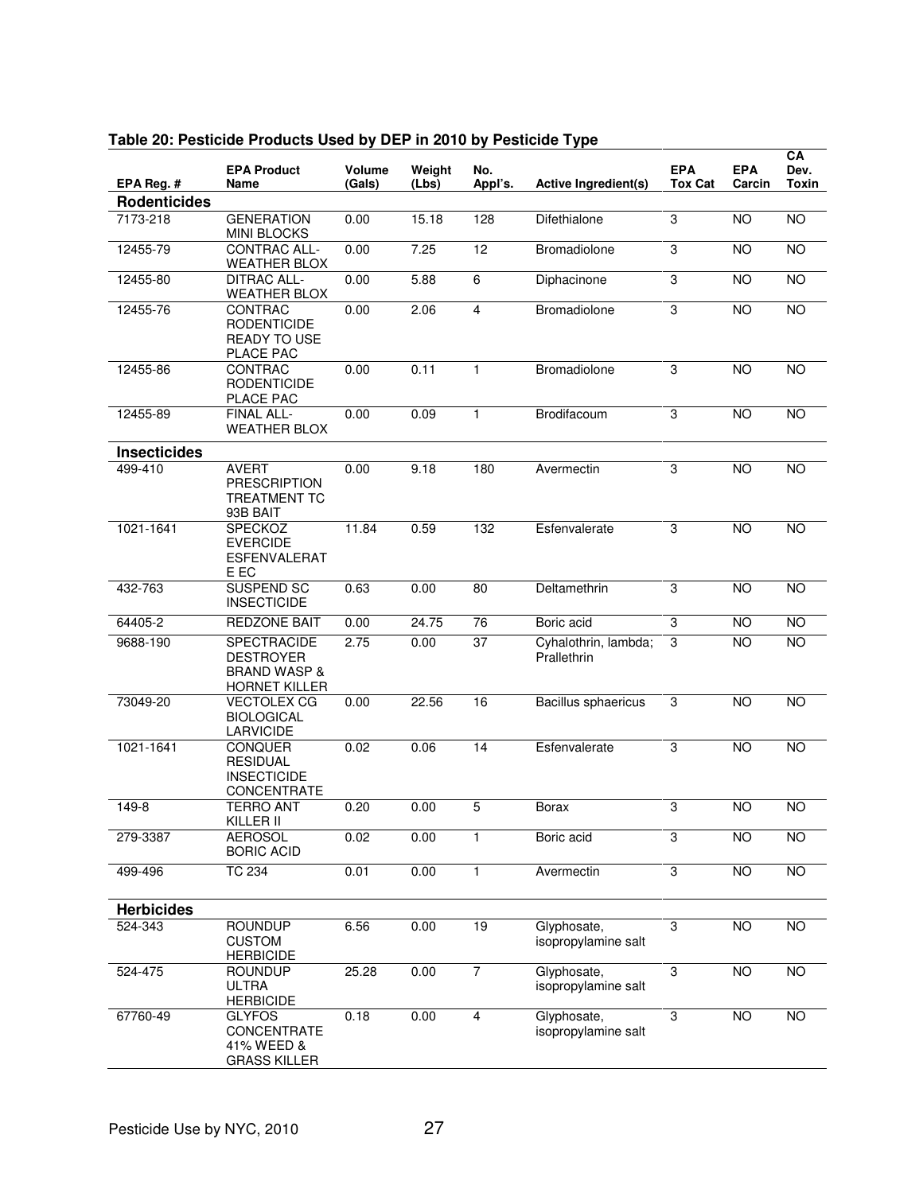**Table 20: Pesticide Products Used by DEP in 2010 by Pesticide Type**

| EPA Reg. # | EPA Product Name | Volume (Gals) | Weight (Lbs) | No. Appl's. | Active Ingredient(s) | EPA Tox Cat | EPA Carcin | CA Dev. Toxin |
|---|---|---|---|---|---|---|---|---|
| **Rodenticides** | | | | | | | | |
| 7173-218 | GENERATION MINI BLOCKS | 0.00 | 15.18 | 128 | Difethialone | 3 | NO | NO |
| 12455-79 | CONTRAC ALL-WEATHER BLOX | 0.00 | 7.25 | 12 | Bromadiolone | 3 | NO | NO |
| 12455-80 | DITRAC ALL-WEATHER BLOX | 0.00 | 5.88 | 6 | Diphacinone | 3 | NO | NO |
| 12455-76 | CONTRAC RODENTICIDE READY TO USE PLACE PAC | 0.00 | 2.06 | 4 | Bromadiolone | 3 | NO | NO |
| 12455-86 | CONTRAC RODENTICIDE PLACE PAC | 0.00 | 0.11 | 1 | Bromadiolone | 3 | NO | NO |
| 12455-89 | FINAL ALL-WEATHER BLOX | 0.00 | 0.09 | 1 | Brodifacoum | 3 | NO | NO |
| **Insecticides** | | | | | | | | |
| 499-410 | AVERT PRESCRIPTION TREATMENT TC 93B BAIT | 0.00 | 9.18 | 180 | Avermectin | 3 | NO | NO |
| 1021-1641 | SPECKOZ EVERCIDE ESFENVALERATE EC | 11.84 | 0.59 | 132 | Esfenvalerate | 3 | NO | NO |
| 432-763 | SUSPEND SC INSECTICIDE | 0.63 | 0.00 | 80 | Deltamethrin | 3 | NO | NO |
| 64405-2 | REDZONE BAIT | 0.00 | 24.75 | 76 | Boric acid | 3 | NO | NO |
| 9688-190 | SPECTRACIDE DESTROYER BRAND WASP & HORNET KILLER | 2.75 | 0.00 | 37 | Cyhalothrin, lambda; Prallethrin | 3 | NO | NO |
| 73049-20 | VECTOLEX CG BIOLOGICAL LARVICIDE | 0.00 | 22.56 | 16 | Bacillus sphaericus | 3 | NO | NO |
| 1021-1641 | CONQUER RESIDUAL INSECTICIDE CONCENTRATE | 0.02 | 0.06 | 14 | Esfenvalerate | 3 | NO | NO |
| 149-8 | TERRO ANT KILLER II | 0.20 | 0.00 | 5 | Borax | 3 | NO | NO |
| 279-3387 | AEROSOL BORIC ACID | 0.02 | 0.00 | 1 | Boric acid | 3 | NO | NO |
| 499-496 | TC 234 | 0.01 | 0.00 | 1 | Avermectin | 3 | NO | NO |
| **Herbicides** | | | | | | | | |
| 524-343 | ROUNDUP CUSTOM HERBICIDE | 6.56 | 0.00 | 19 | Glyphosate, isopropylamine salt | 3 | NO | NO |
| 524-475 | ROUNDUP ULTRA HERBICIDE | 25.28 | 0.00 | 7 | Glyphosate, isopropylamine salt | 3 | NO | NO |
| 67760-49 | GLYFOS CONCENTRATE 41% WEED & GRASS KILLER | 0.18 | 0.00 | 4 | Glyphosate, isopropylamine salt | 3 | NO | NO |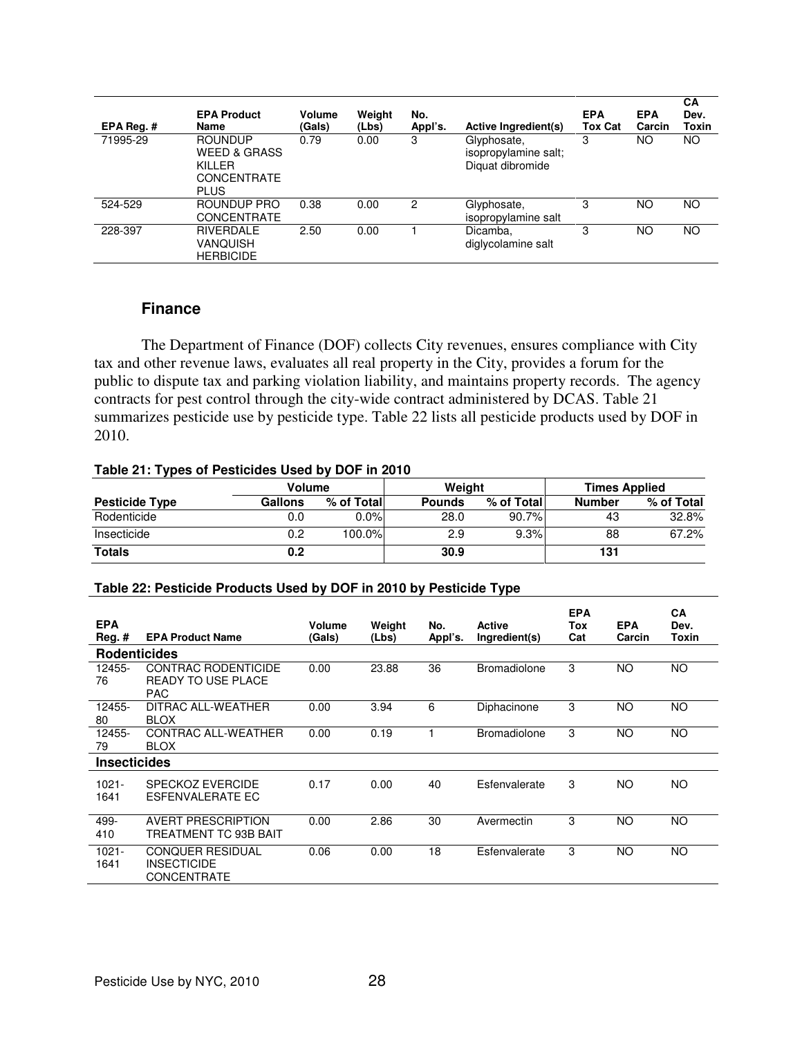| EPA Reg. # | EPA Product Name | Volume (Gals) | Weight (Lbs) | No. Appl's. | Active Ingredient(s) | EPA Tox Cat | EPA Carcin | CA Dev. Toxin |
|---|---|---|---|---|---|---|---|---|
| 71995-29 | ROUNDUP WEED & GRASS KILLER CONCENTRATE PLUS | 0.79 | 0.00 | 3 | Glyphosate, isopropylamine salt; Diquat dibromide | 3 | NO | NO |
| 524-529 | ROUNDUP PRO CONCENTRATE | 0.38 | 0.00 | 2 | Glyphosate, isopropylamine salt | 3 | NO | NO |
| 228-397 | RIVERDALE VANQUISH HERBICIDE | 2.50 | 0.00 | 1 | Dicamba, diglycolamine salt | 3 | NO | NO |

## Finance

The Department of Finance (DOF) collects City revenues, ensures compliance with City tax and other revenue laws, evaluates all real property in the City, provides a forum for the public to dispute tax and parking violation liability, and maintains property records. The agency contracts for pest control through the city-wide contract administered by DCAS. Table 21 summarizes pesticide use by pesticide type. Table 22 lists all pesticide products used by DOF in 2010.

**Table 21: Types of Pesticides Used by DOF in 2010**

| | Volume | | Weight | | Times Applied | |
|---|---|---|---|---|---|---|
| **Pesticide Type** | **Gallons** | **% of Total** | **Pounds** | **% of Total** | **Number** | **% of Total** |
| Rodenticide | 0.0 | 0.0% | 28.0 | 90.7% | 43 | 32.8% |
| Insecticide | 0.2 | 100.0% | 2.9 | 9.3% | 88 | 67.2% |
| **Totals** | **0.2** | | **30.9** | | **131** | |

**Table 22: Pesticide Products Used by DOF in 2010 by Pesticide Type**

| EPA Reg. # | EPA Product Name | Volume (Gals) | Weight (Lbs) | No. Appl's. | Active Ingredient(s) | EPA Tox Cat | EPA Carcin | CA Dev. Toxin |
|---|---|---|---|---|---|---|---|---|
| **Rodenticides** | | | | | | | | |
| 12455-76 | CONTRAC RODENTICIDE READY TO USE PLACE PAC | 0.00 | 23.88 | 36 | Bromadiolone | 3 | NO | NO |
| 12455-80 | DITRAC ALL-WEATHER BLOX | 0.00 | 3.94 | 6 | Diphacinone | 3 | NO | NO |
| 12455-79 | CONTRAC ALL-WEATHER BLOX | 0.00 | 0.19 | 1 | Bromadiolone | 3 | NO | NO |
| **Insecticides** | | | | | | | | |
| 1021-1641 | SPECKOZ EVERCIDE ESFENVALERATE EC | 0.17 | 0.00 | 40 | Esfenvalerate | 3 | NO | NO |
| 499-410 | AVERT PRESCRIPTION TREATMENT TC 93B BAIT | 0.00 | 2.86 | 30 | Avermectin | 3 | NO | NO |
| 1021-1641 | CONQUER RESIDUAL INSECTICIDE CONCENTRATE | 0.06 | 0.00 | 18 | Esfenvalerate | 3 | NO | NO |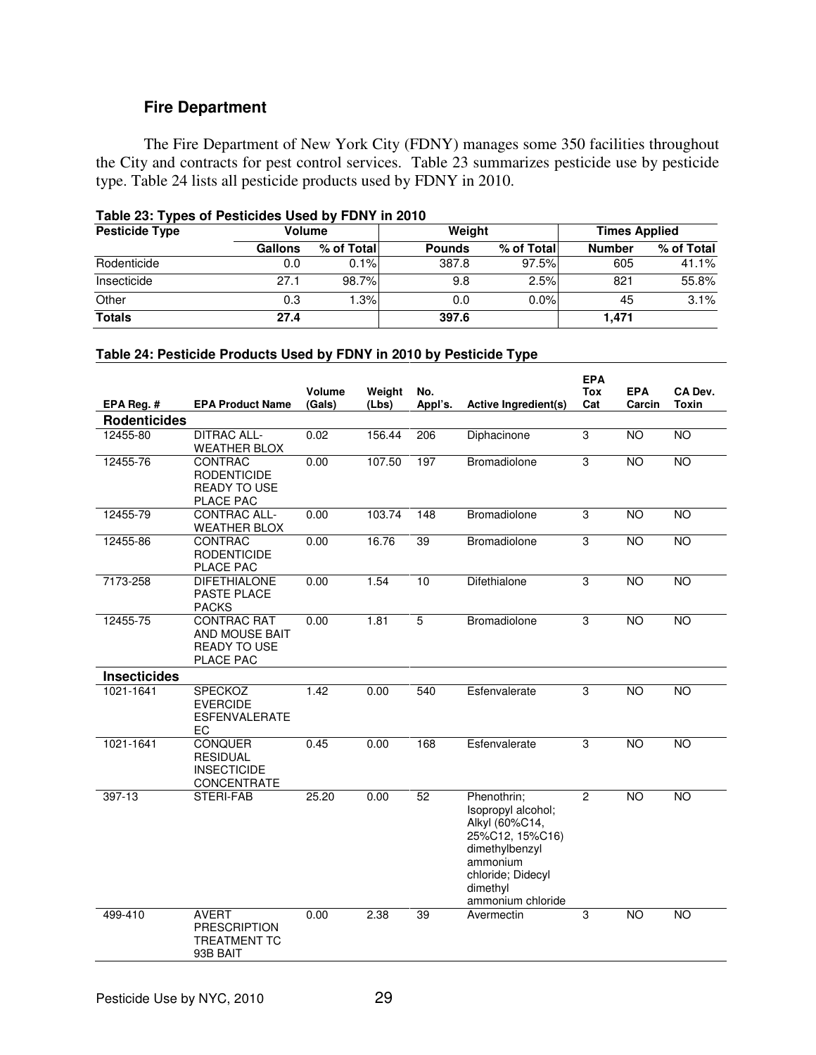## Fire Department

The Fire Department of New York City (FDNY) manages some 350 facilities throughout the City and contracts for pest control services. Table 23 summarizes pesticide use by pesticide type. Table 24 lists all pesticide products used by FDNY in 2010.

**Table 23: Types of Pesticides Used by FDNY in 2010**

| Pesticide Type | Volume | | Weight | | Times Applied | |
|---|---|---|---|---|---|---|
| | Gallons | % of Total | Pounds | % of Total | Number | % of Total |
| Rodenticide | 0.0 | 0.1% | 387.8 | 97.5% | 605 | 41.1% |
| Insecticide | 27.1 | 98.7% | 9.8 | 2.5% | 821 | 55.8% |
| Other | 0.3 | 1.3% | 0.0 | 0.0% | 45 | 3.1% |
| **Totals** | **27.4** | | **397.6** | | **1,471** | |

**Table 24: Pesticide Products Used by FDNY in 2010 by Pesticide Type**

| EPA Reg. # | EPA Product Name | Volume (Gals) | Weight (Lbs) | No. Appl's. | Active Ingredient(s) | EPA Tox Cat | EPA Carcin | CA Dev. Toxin |
|---|---|---|---|---|---|---|---|---|
| **Rodenticides** | | | | | | | | |
| 12455-80 | DITRAC ALL-WEATHER BLOX | 0.02 | 156.44 | 206 | Diphacinone | 3 | NO | NO |
| 12455-76 | CONTRAC RODENTICIDE READY TO USE PLACE PAC | 0.00 | 107.50 | 197 | Bromadiolone | 3 | NO | NO |
| 12455-79 | CONTRAC ALL-WEATHER BLOX | 0.00 | 103.74 | 148 | Bromadiolone | 3 | NO | NO |
| 12455-86 | CONTRAC RODENTICIDE PLACE PAC | 0.00 | 16.76 | 39 | Bromadiolone | 3 | NO | NO |
| 7173-258 | DIFETHIALONE PASTE PLACE PACKS | 0.00 | 1.54 | 10 | Difethialone | 3 | NO | NO |
| 12455-75 | CONTRAC RAT AND MOUSE BAIT READY TO USE PLACE PAC | 0.00 | 1.81 | 5 | Bromadiolone | 3 | NO | NO |
| **Insecticides** | | | | | | | | |
| 1021-1641 | SPECKOZ EVERCIDE ESFENVALERATE EC | 1.42 | 0.00 | 540 | Esfenvalerate | 3 | NO | NO |
| 1021-1641 | CONQUER RESIDUAL INSECTICIDE CONCENTRATE | 0.45 | 0.00 | 168 | Esfenvalerate | 3 | NO | NO |
| 397-13 | STERI-FAB | 25.20 | 0.00 | 52 | Phenothrin; Isopropyl alcohol; Alkyl (60%C14, 25%C12, 15%C16) dimethylbenzyl ammonium chloride; Didecyl dimethyl ammonium chloride | 2 | NO | NO |
| 499-410 | AVERT PRESCRIPTION TREATMENT TC 93B BAIT | 0.00 | 2.38 | 39 | Avermectin | 3 | NO | NO |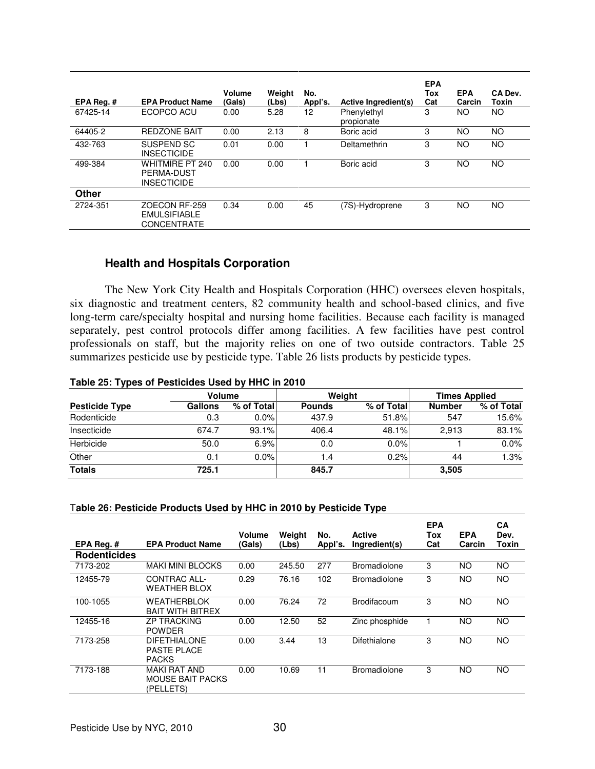| EPA Reg. # | EPA Product Name | Volume (Gals) | Weight (Lbs) | No. Appl's. | Active Ingredient(s) | EPA Tox Cat | EPA Carcin | CA Dev. Toxin |
|---|---|---|---|---|---|---|---|---|
| 67425-14 | ECOPCO ACU | 0.00 | 5.28 | 12 | Phenylethyl propionate | 3 | NO | NO |
| 64405-2 | REDZONE BAIT | 0.00 | 2.13 | 8 | Boric acid | 3 | NO | NO |
| 432-763 | SUSPEND SC INSECTICIDE | 0.01 | 0.00 | 1 | Deltamethrin | 3 | NO | NO |
| 499-384 | WHITMIRE PT 240 PERMA-DUST INSECTICIDE | 0.00 | 0.00 | 1 | Boric acid | 3 | NO | NO |
| **Other** | | | | | | | | |
| 2724-351 | ZOECON RF-259 EMULSIFIABLE CONCENTRATE | 0.34 | 0.00 | 45 | (7S)-Hydroprene | 3 | NO | NO |

## Health and Hospitals Corporation

The New York City Health and Hospitals Corporation (HHC) oversees eleven hospitals, six diagnostic and treatment centers, 82 community health and school-based clinics, and five long-term care/specialty hospital and nursing home facilities. Because each facility is managed separately, pest control protocols differ among facilities. A few facilities have pest control professionals on staff, but the majority relies on one of two outside contractors. Table 25 summarizes pesticide use by pesticide type. Table 26 lists products by pesticide types.

**Table 25: Types of Pesticides Used by HHC in 2010**

| | Volume | | Weight | | Times Applied | |
|---|---|---|---|---|---|---|
| **Pesticide Type** | **Gallons** | **% of Total** | **Pounds** | **% of Total** | **Number** | **% of Total** |
| Rodenticide | 0.3 | 0.0% | 437.9 | 51.8% | 547 | 15.6% |
| Insecticide | 674.7 | 93.1% | 406.4 | 48.1% | 2,913 | 83.1% |
| Herbicide | 50.0 | 6.9% | 0.0 | 0.0% | 1 | 0.0% |
| Other | 0.1 | 0.0% | 1.4 | 0.2% | 44 | 1.3% |
| **Totals** | **725.1** | | **845.7** | | **3,505** | |

**Table 26: Pesticide Products Used by HHC in 2010 by Pesticide Type**

| EPA Reg. # | EPA Product Name | Volume (Gals) | Weight (Lbs) | No. Appl's. | Active Ingredient(s) | EPA Tox Cat | EPA Carcin | CA Dev. Toxin |
|---|---|---|---|---|---|---|---|---|
| **Rodenticides** | | | | | | | | |
| 7173-202 | MAKI MINI BLOCKS | 0.00 | 245.50 | 277 | Bromadiolone | 3 | NO | NO |
| 12455-79 | CONTRAC ALL-WEATHER BLOX | 0.29 | 76.16 | 102 | Bromadiolone | 3 | NO | NO |
| 100-1055 | WEATHERBLOK BAIT WITH BITREX | 0.00 | 76.24 | 72 | Brodifacoum | 3 | NO | NO |
| 12455-16 | ZP TRACKING POWDER | 0.00 | 12.50 | 52 | Zinc phosphide | 1 | NO | NO |
| 7173-258 | DIFETHIALONE PASTE PLACE PACKS | 0.00 | 3.44 | 13 | Difethialone | 3 | NO | NO |
| 7173-188 | MAKI RAT AND MOUSE BAIT PACKS (PELLETS) | 0.00 | 10.69 | 11 | Bromadiolone | 3 | NO | NO |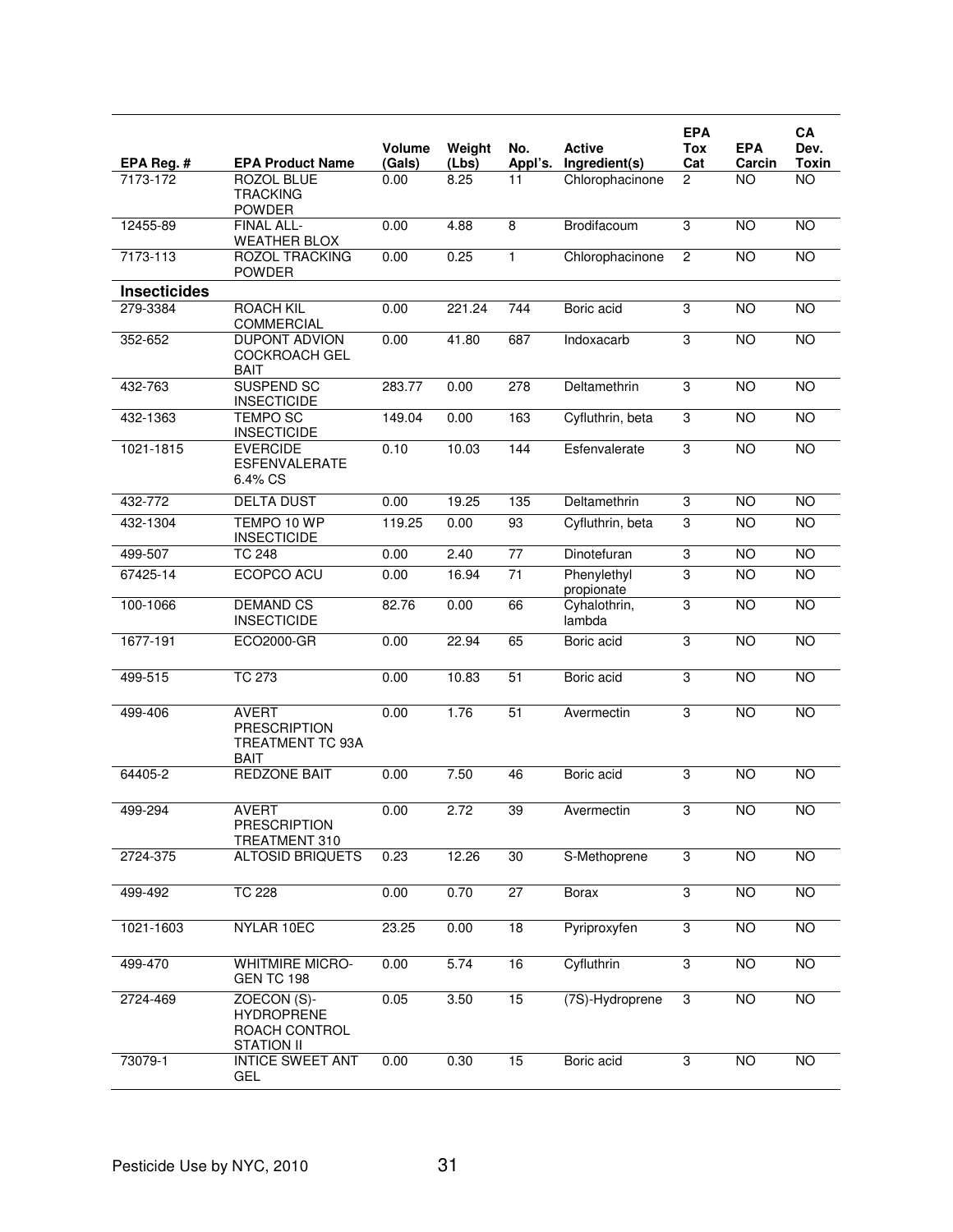| EPA Reg. # | EPA Product Name | Volume (Gals) | Weight (Lbs) | No. Appl's. | Active Ingredient(s) | EPA Tox Cat | EPA Carcin | CA Dev. Toxin |
|---|---|---|---|---|---|---|---|---|
| 7173-172 | ROZOL BLUE TRACKING POWDER | 0.00 | 8.25 | 11 | Chlorophacinone | 2 | NO | NO |
| 12455-89 | FINAL ALL-WEATHER BLOX | 0.00 | 4.88 | 8 | Brodifacoum | 3 | NO | NO |
| 7173-113 | ROZOL TRACKING POWDER | 0.00 | 0.25 | 1 | Chlorophacinone | 2 | NO | NO |
| **Insecticides** | | | | | | | | |
| 279-3384 | ROACH KIL COMMERCIAL | 0.00 | 221.24 | 744 | Boric acid | 3 | NO | NO |
| 352-652 | DUPONT ADVION COCKROACH GEL BAIT | 0.00 | 41.80 | 687 | Indoxacarb | 3 | NO | NO |
| 432-763 | SUSPEND SC INSECTICIDE | 283.77 | 0.00 | 278 | Deltamethrin | 3 | NO | NO |
| 432-1363 | TEMPO SC INSECTICIDE | 149.04 | 0.00 | 163 | Cyfluthrin, beta | 3 | NO | NO |
| 1021-1815 | EVERCIDE ESFENVALERATE 6.4% CS | 0.10 | 10.03 | 144 | Esfenvalerate | 3 | NO | NO |
| 432-772 | DELTA DUST | 0.00 | 19.25 | 135 | Deltamethrin | 3 | NO | NO |
| 432-1304 | TEMPO 10 WP INSECTICIDE | 119.25 | 0.00 | 93 | Cyfluthrin, beta | 3 | NO | NO |
| 499-507 | TC 248 | 0.00 | 2.40 | 77 | Dinotefuran | 3 | NO | NO |
| 67425-14 | ECOPCO ACU | 0.00 | 16.94 | 71 | Phenylethyl propionate | 3 | NO | NO |
| 100-1066 | DEMAND CS INSECTICIDE | 82.76 | 0.00 | 66 | Cyhalothrin, lambda | 3 | NO | NO |
| 1677-191 | ECO2000-GR | 0.00 | 22.94 | 65 | Boric acid | 3 | NO | NO |
| 499-515 | TC 273 | 0.00 | 10.83 | 51 | Boric acid | 3 | NO | NO |
| 499-406 | AVERT PRESCRIPTION TREATMENT TC 93A BAIT | 0.00 | 1.76 | 51 | Avermectin | 3 | NO | NO |
| 64405-2 | REDZONE BAIT | 0.00 | 7.50 | 46 | Boric acid | 3 | NO | NO |
| 499-294 | AVERT PRESCRIPTION TREATMENT 310 | 0.00 | 2.72 | 39 | Avermectin | 3 | NO | NO |
| 2724-375 | ALTOSID BRIQUETS | 0.23 | 12.26 | 30 | S-Methoprene | 3 | NO | NO |
| 499-492 | TC 228 | 0.00 | 0.70 | 27 | Borax | 3 | NO | NO |
| 1021-1603 | NYLAR 10EC | 23.25 | 0.00 | 18 | Pyriproxyfen | 3 | NO | NO |
| 499-470 | WHITMIRE MICRO-GEN TC 198 | 0.00 | 5.74 | 16 | Cyfluthrin | 3 | NO | NO |
| 2724-469 | ZOECON (S)-HYDROPRENE ROACH CONTROL STATION II | 0.05 | 3.50 | 15 | (7S)-Hydroprene | 3 | NO | NO |
| 73079-1 | INTICE SWEET ANT GEL | 0.00 | 0.30 | 15 | Boric acid | 3 | NO | NO |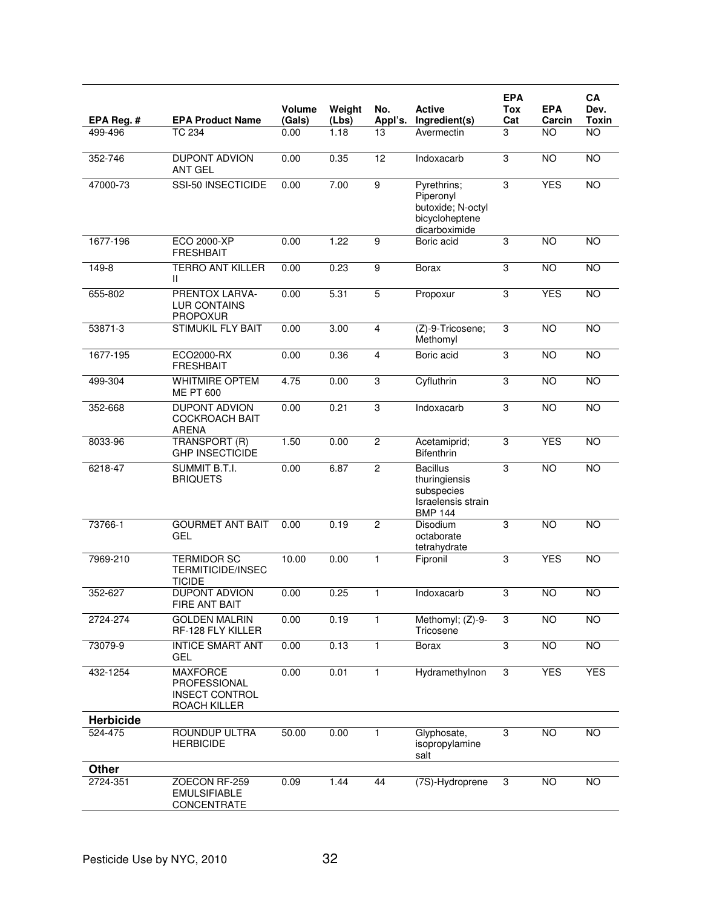| EPA Reg. # | EPA Product Name | Volume (Gals) | Weight (Lbs) | No. Appl's. | Active Ingredient(s) | EPA Tox Cat | EPA Carcin | CA Dev. Toxin |
|---|---|---|---|---|---|---|---|---|
| 499-496 | TC 234 | 0.00 | 1.18 | 13 | Avermectin | 3 | NO | NO |
| 352-746 | DUPONT ADVION ANT GEL | 0.00 | 0.35 | 12 | Indoxacarb | 3 | NO | NO |
| 47000-73 | SSI-50 INSECTICIDE | 0.00 | 7.00 | 9 | Pyrethrins; Piperonyl butoxide; N-octyl bicycloheptene dicarboximide | 3 | YES | NO |
| 1677-196 | ECO 2000-XP FRESHBAIT | 0.00 | 1.22 | 9 | Boric acid | 3 | NO | NO |
| 149-8 | TERRO ANT KILLER II | 0.00 | 0.23 | 9 | Borax | 3 | NO | NO |
| 655-802 | PRENTOX LARVA-LUR CONTAINS PROPOXUR | 0.00 | 5.31 | 5 | Propoxur | 3 | YES | NO |
| 53871-3 | STIMUKIL FLY BAIT | 0.00 | 3.00 | 4 | (Z)-9-Tricosene; Methomyl | 3 | NO | NO |
| 1677-195 | ECO2000-RX FRESHBAIT | 0.00 | 0.36 | 4 | Boric acid | 3 | NO | NO |
| 499-304 | WHITMIRE OPTEM ME PT 600 | 4.75 | 0.00 | 3 | Cyfluthrin | 3 | NO | NO |
| 352-668 | DUPONT ADVION COCKROACH BAIT ARENA | 0.00 | 0.21 | 3 | Indoxacarb | 3 | NO | NO |
| 8033-96 | TRANSPORT (R) GHP INSECTICIDE | 1.50 | 0.00 | 2 | Acetamiprid; Bifenthrin | 3 | YES | NO |
| 6218-47 | SUMMIT B.T.I. BRIQUETS | 0.00 | 6.87 | 2 | Bacillus thuringiensis subspecies Israelensis strain BMP 144 | 3 | NO | NO |
| 73766-1 | GOURMET ANT BAIT GEL | 0.00 | 0.19 | 2 | Disodium octaborate tetrahydrate | 3 | NO | NO |
| 7969-210 | TERMIDOR SC TERMITICIDE/INSECTICIDE | 10.00 | 0.00 | 1 | Fipronil | 3 | YES | NO |
| 352-627 | DUPONT ADVION FIRE ANT BAIT | 0.00 | 0.25 | 1 | Indoxacarb | 3 | NO | NO |
| 2724-274 | GOLDEN MALRIN RF-128 FLY KILLER | 0.00 | 0.19 | 1 | Methomyl; (Z)-9-Tricosene | 3 | NO | NO |
| 73079-9 | INTICE SMART ANT GEL | 0.00 | 0.13 | 1 | Borax | 3 | NO | NO |
| 432-1254 | MAXFORCE PROFESSIONAL INSECT CONTROL ROACH KILLER | 0.00 | 0.01 | 1 | Hydramethylnon | 3 | YES | YES |
| **Herbicide** | | | | | | | | |
| 524-475 | ROUNDUP ULTRA HERBICIDE | 50.00 | 0.00 | 1 | Glyphosate, isopropylamine salt | 3 | NO | NO |
| **Other** | | | | | | | | |
| 2724-351 | ZOECON RF-259 EMULSIFIABLE CONCENTRATE | 0.09 | 1.44 | 44 | (7S)-Hydroprene | 3 | NO | NO |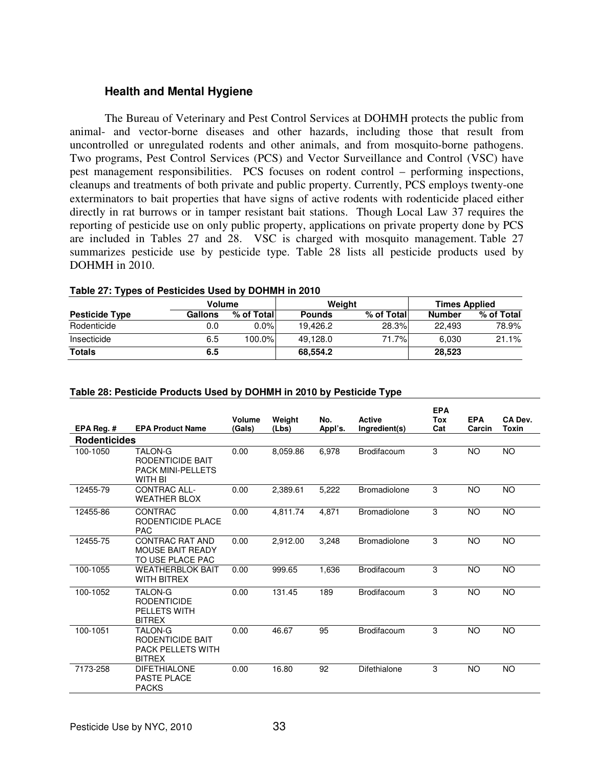## Health and Mental Hygiene

The Bureau of Veterinary and Pest Control Services at DOHMH protects the public from animal- and vector-borne diseases and other hazards, including those that result from uncontrolled or unregulated rodents and other animals, and from mosquito-borne pathogens. Two programs, Pest Control Services (PCS) and Vector Surveillance and Control (VSC) have pest management responsibilities. PCS focuses on rodent control – performing inspections, cleanups and treatments of both private and public property. Currently, PCS employs twenty-one exterminators to bait properties that have signs of active rodents with rodenticide placed either directly in rat burrows or in tamper resistant bait stations. Though Local Law 37 requires the reporting of pesticide use on only public property, applications on private property done by PCS are included in Tables 27 and 28. VSC is charged with mosquito management. Table 27 summarizes pesticide use by pesticide type. Table 28 lists all pesticide products used by DOHMH in 2010.

**Table 27: Types of Pesticides Used by DOHMH in 2010**

| | Volume | | Weight | | Times Applied | |
|---|---|---|---|---|---|---|
| **Pesticide Type** | **Gallons** | **% of Total** | **Pounds** | **% of Total** | **Number** | **% of Total** |
| Rodenticide | 0.0 | 0.0% | 19,426.2 | 28.3% | 22,493 | 78.9% |
| Insecticide | 6.5 | 100.0% | 49,128.0 | 71.7% | 6,030 | 21.1% |
| **Totals** | **6.5** | | **68,554.2** | | **28,523** | |

**Table 28: Pesticide Products Used by DOHMH in 2010 by Pesticide Type**

| EPA Reg. # | EPA Product Name | Volume (Gals) | Weight (Lbs) | No. Appl's. | Active Ingredient(s) | EPA Tox Cat | EPA Carcin | CA Dev. Toxin |
|---|---|---|---|---|---|---|---|---|
| **Rodenticides** | | | | | | | | |
| 100-1050 | TALON-G RODENTICIDE BAIT PACK MINI-PELLETS WITH BI | 0.00 | 8,059.86 | 6,978 | Brodifacoum | 3 | NO | NO |
| 12455-79 | CONTRAC ALL-WEATHER BLOX | 0.00 | 2,389.61 | 5,222 | Bromadiolone | 3 | NO | NO |
| 12455-86 | CONTRAC RODENTICIDE PLACE PAC | 0.00 | 4,811.74 | 4,871 | Bromadiolone | 3 | NO | NO |
| 12455-75 | CONTRAC RAT AND MOUSE BAIT READY TO USE PLACE PAC | 0.00 | 2,912.00 | 3,248 | Bromadiolone | 3 | NO | NO |
| 100-1055 | WEATHERBLOK BAIT WITH BITREX | 0.00 | 999.65 | 1,636 | Brodifacoum | 3 | NO | NO |
| 100-1052 | TALON-G RODENTICIDE PELLETS WITH BITREX | 0.00 | 131.45 | 189 | Brodifacoum | 3 | NO | NO |
| 100-1051 | TALON-G RODENTICIDE BAIT PACK PELLETS WITH BITREX | 0.00 | 46.67 | 95 | Brodifacoum | 3 | NO | NO |
| 7173-258 | DIFETHIALONE PASTE PLACE PACKS | 0.00 | 16.80 | 92 | Difethialone | 3 | NO | NO |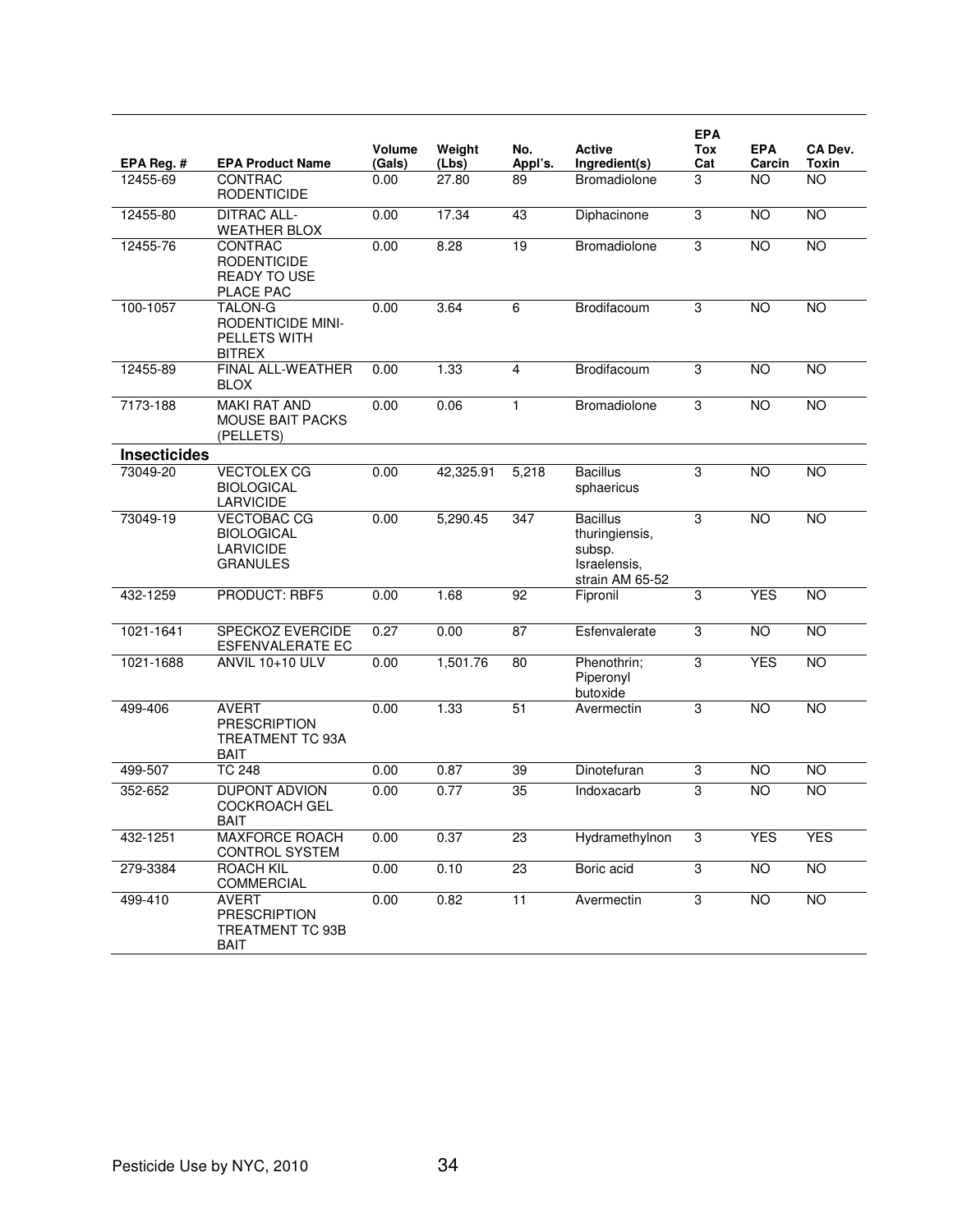| EPA Reg. # | EPA Product Name | Volume (Gals) | Weight (Lbs) | No. Appl's. | Active Ingredient(s) | EPA Tox Cat | EPA Carcin | CA Dev. Toxin |
|---|---|---|---|---|---|---|---|---|
| 12455-69 | CONTRAC RODENTICIDE | 0.00 | 27.80 | 89 | Bromadiolone | 3 | NO | NO |
| 12455-80 | DITRAC ALL-WEATHER BLOX | 0.00 | 17.34 | 43 | Diphacinone | 3 | NO | NO |
| 12455-76 | CONTRAC RODENTICIDE READY TO USE PLACE PAC | 0.00 | 8.28 | 19 | Bromadiolone | 3 | NO | NO |
| 100-1057 | TALON-G RODENTICIDE MINI-PELLETS WITH BITREX | 0.00 | 3.64 | 6 | Brodifacoum | 3 | NO | NO |
| 12455-89 | FINAL ALL-WEATHER BLOX | 0.00 | 1.33 | 4 | Brodifacoum | 3 | NO | NO |
| 7173-188 | MAKI RAT AND MOUSE BAIT PACKS (PELLETS) | 0.00 | 0.06 | 1 | Bromadiolone | 3 | NO | NO |
| **Insecticides** | | | | | | | | |
| 73049-20 | VECTOLEX CG BIOLOGICAL LARVICIDE | 0.00 | 42,325.91 | 5,218 | Bacillus sphaericus | 3 | NO | NO |
| 73049-19 | VECTOBAC CG BIOLOGICAL LARVICIDE GRANULES | 0.00 | 5,290.45 | 347 | Bacillus thuringiensis, subsp. Israelensis, strain AM 65-52 | 3 | NO | NO |
| 432-1259 | PRODUCT: RBF5 | 0.00 | 1.68 | 92 | Fipronil | 3 | YES | NO |
| 1021-1641 | SPECKOZ EVERCIDE ESFENVALERATE EC | 0.27 | 0.00 | 87 | Esfenvalerate | 3 | NO | NO |
| 1021-1688 | ANVIL 10+10 ULV | 0.00 | 1,501.76 | 80 | Phenothrin; Piperonyl butoxide | 3 | YES | NO |
| 499-406 | AVERT PRESCRIPTION TREATMENT TC 93A BAIT | 0.00 | 1.33 | 51 | Avermectin | 3 | NO | NO |
| 499-507 | TC 248 | 0.00 | 0.87 | 39 | Dinotefuran | 3 | NO | NO |
| 352-652 | DUPONT ADVION COCKROACH GEL BAIT | 0.00 | 0.77 | 35 | Indoxacarb | 3 | NO | NO |
| 432-1251 | MAXFORCE ROACH CONTROL SYSTEM | 0.00 | 0.37 | 23 | Hydramethylnon | 3 | YES | YES |
| 279-3384 | ROACH KIL COMMERCIAL | 0.00 | 0.10 | 23 | Boric acid | 3 | NO | NO |
| 499-410 | AVERT PRESCRIPTION TREATMENT TC 93B BAIT | 0.00 | 0.82 | 11 | Avermectin | 3 | NO | NO |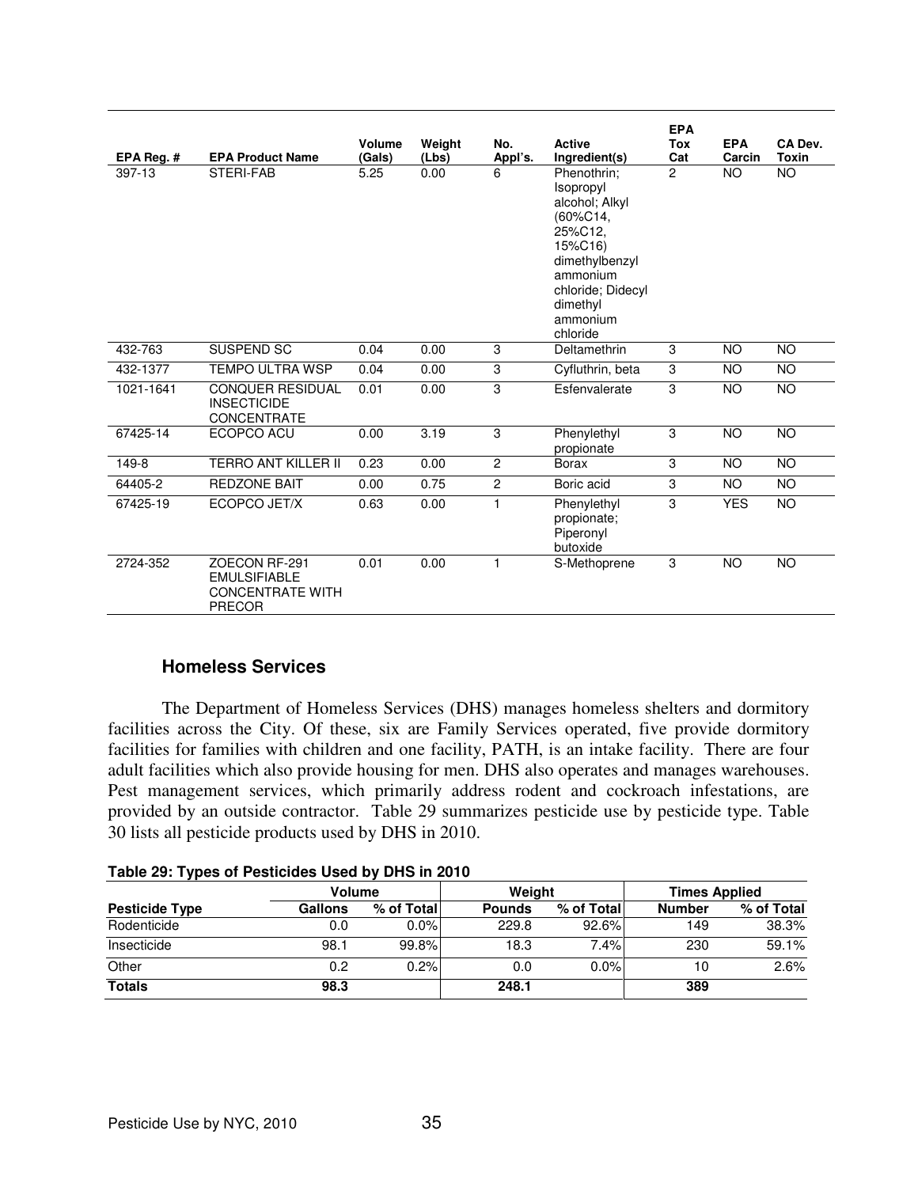| EPA Reg. # | EPA Product Name | Volume (Gals) | Weight (Lbs) | No. Appl's. | Active Ingredient(s) | EPA Tox Cat | EPA Carcin | CA Dev. Toxin |
|---|---|---|---|---|---|---|---|---|
| 397-13 | STERI-FAB | 5.25 | 0.00 | 6 | Phenothrin; Isopropyl alcohol; Alkyl (60%C14, 25%C12, 15%C16) dimethylbenzyl ammonium chloride; Didecyl dimethyl ammonium chloride | 2 | NO | NO |
| 432-763 | SUSPEND SC | 0.04 | 0.00 | 3 | Deltamethrin | 3 | NO | NO |
| 432-1377 | TEMPO ULTRA WSP | 0.04 | 0.00 | 3 | Cyfluthrin, beta | 3 | NO | NO |
| 1021-1641 | CONQUER RESIDUAL INSECTICIDE CONCENTRATE | 0.01 | 0.00 | 3 | Esfenvalerate | 3 | NO | NO |
| 67425-14 | ECOPCO ACU | 0.00 | 3.19 | 3 | Phenylethyl propionate | 3 | NO | NO |
| 149-8 | TERRO ANT KILLER II | 0.23 | 0.00 | 2 | Borax | 3 | NO | NO |
| 64405-2 | REDZONE BAIT | 0.00 | 0.75 | 2 | Boric acid | 3 | NO | NO |
| 67425-19 | ECOPCO JET/X | 0.63 | 0.00 | 1 | Phenylethyl propionate; Piperonyl butoxide | 3 | YES | NO |
| 2724-352 | ZOECON RF-291 EMULSIFIABLE CONCENTRATE WITH PRECOR | 0.01 | 0.00 | 1 | S-Methoprene | 3 | NO | NO |

### Homeless Services

The Department of Homeless Services (DHS) manages homeless shelters and dormitory facilities across the City. Of these, six are Family Services operated, five provide dormitory facilities for families with children and one facility, PATH, is an intake facility. There are four adult facilities which also provide housing for men. DHS also operates and manages warehouses. Pest management services, which primarily address rodent and cockroach infestations, are provided by an outside contractor. Table 29 summarizes pesticide use by pesticide type. Table 30 lists all pesticide products used by DHS in 2010.

**Table 29: Types of Pesticides Used by DHS in 2010**

| | Volume | | Weight | | Times Applied | |
|---|---|---|---|---|---|---|
| **Pesticide Type** | **Gallons** | **% of Total** | **Pounds** | **% of Total** | **Number** | **% of Total** |
| Rodenticide | 0.0 | 0.0% | 229.8 | 92.6% | 149 | 38.3% |
| Insecticide | 98.1 | 99.8% | 18.3 | 7.4% | 230 | 59.1% |
| Other | 0.2 | 0.2% | 0.0 | 0.0% | 10 | 2.6% |
| **Totals** | **98.3** | | **248.1** | | **389** | |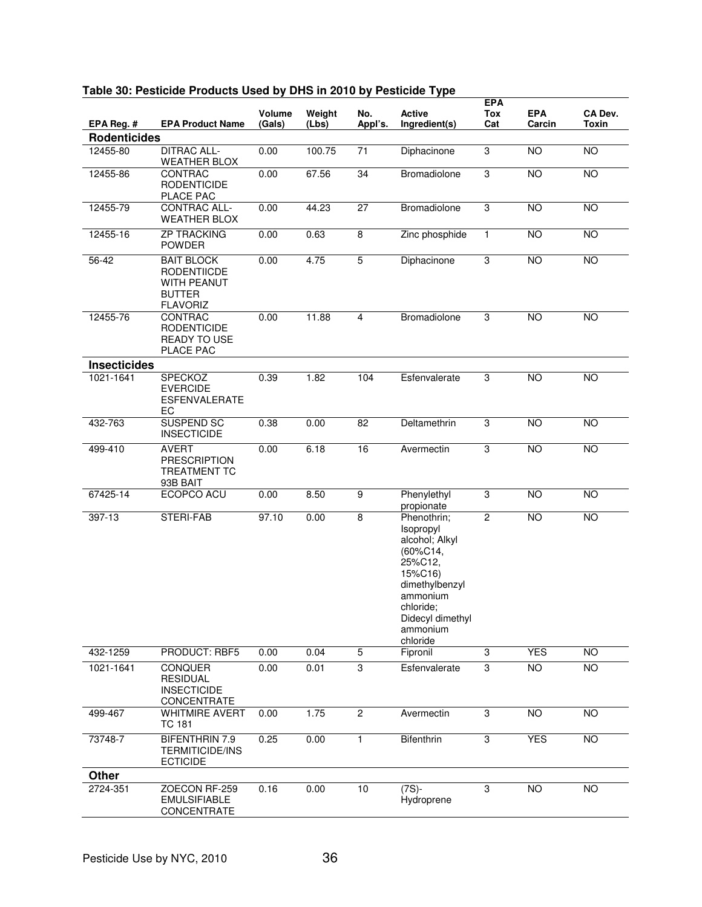**Table 30: Pesticide Products Used by DHS in 2010 by Pesticide Type**

| EPA Reg. # | EPA Product Name | Volume (Gals) | Weight (Lbs) | No. Appl's. | Active Ingredient(s) | EPA Tox Cat | EPA Carcin | CA Dev. Toxin |
|---|---|---|---|---|---|---|---|---|
| **Rodenticides** | | | | | | | | |
| 12455-80 | DITRAC ALL-WEATHER BLOX | 0.00 | 100.75 | 71 | Diphacinone | 3 | NO | NO |
| 12455-86 | CONTRAC RODENTICIDE PLACE PAC | 0.00 | 67.56 | 34 | Bromadiolone | 3 | NO | NO |
| 12455-79 | CONTRAC ALL-WEATHER BLOX | 0.00 | 44.23 | 27 | Bromadiolone | 3 | NO | NO |
| 12455-16 | ZP TRACKING POWDER | 0.00 | 0.63 | 8 | Zinc phosphide | 1 | NO | NO |
| 56-42 | BAIT BLOCK RODENTIICDE WITH PEANUT BUTTER FLAVORIZ | 0.00 | 4.75 | 5 | Diphacinone | 3 | NO | NO |
| 12455-76 | CONTRAC RODENTICIDE READY TO USE PLACE PAC | 0.00 | 11.88 | 4 | Bromadiolone | 3 | NO | NO |
| **Insecticides** | | | | | | | | |
| 1021-1641 | SPECKOZ EVERCIDE ESFENVALERATE EC | 0.39 | 1.82 | 104 | Esfenvalerate | 3 | NO | NO |
| 432-763 | SUSPEND SC INSECTICIDE | 0.38 | 0.00 | 82 | Deltamethrin | 3 | NO | NO |
| 499-410 | AVERT PRESCRIPTION TREATMENT TC 93B BAIT | 0.00 | 6.18 | 16 | Avermectin | 3 | NO | NO |
| 67425-14 | ECOPCO ACU | 0.00 | 8.50 | 9 | Phenylethyl propionate | 3 | NO | NO |
| 397-13 | STERI-FAB | 97.10 | 0.00 | 8 | Phenothrin; Isopropyl alcohol; Alkyl (60%C14, 25%C12, 15%C16) dimethylbenzyl ammonium chloride; Didecyl dimethyl ammonium chloride | 2 | NO | NO |
| 432-1259 | PRODUCT: RBF5 | 0.00 | 0.04 | 5 | Fipronil | 3 | YES | NO |
| 1021-1641 | CONQUER RESIDUAL INSECTICIDE CONCENTRATE | 0.00 | 0.01 | 3 | Esfenvalerate | 3 | NO | NO |
| 499-467 | WHITMIRE AVERT TC 181 | 0.00 | 1.75 | 2 | Avermectin | 3 | NO | NO |
| 73748-7 | BIFENTHRIN 7.9 TERMITICIDE/INSECTICIDE | 0.25 | 0.00 | 1 | Bifenthrin | 3 | YES | NO |
| **Other** | | | | | | | | |
| 2724-351 | ZOECON RF-259 EMULSIFIABLE CONCENTRATE | 0.16 | 0.00 | 10 | (7S)-Hydroprene | 3 | NO | NO |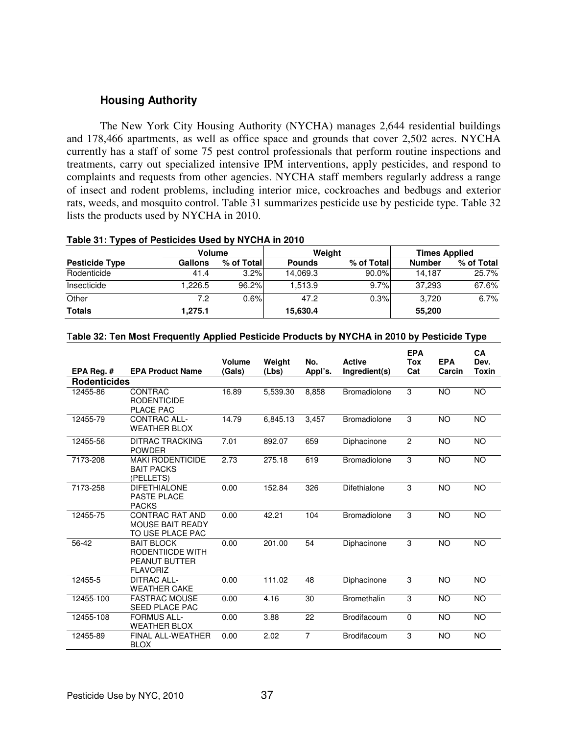## Housing Authority

The New York City Housing Authority (NYCHA) manages 2,644 residential buildings and 178,466 apartments, as well as office space and grounds that cover 2,502 acres. NYCHA currently has a staff of some 75 pest control professionals that perform routine inspections and treatments, carry out specialized intensive IPM interventions, apply pesticides, and respond to complaints and requests from other agencies. NYCHA staff members regularly address a range of insect and rodent problems, including interior mice, cockroaches and bedbugs and exterior rats, weeds, and mosquito control. Table 31 summarizes pesticide use by pesticide type. Table 32 lists the products used by NYCHA in 2010.

**Table 31: Types of Pesticides Used by NYCHA in 2010**

| | Volume | | Weight | | Times Applied | |
|---|---|---|---|---|---|---|
| **Pesticide Type** | **Gallons** | **% of Total** | **Pounds** | **% of Total** | **Number** | **% of Total** |
| Rodenticide | 41.4 | 3.2% | 14,069.3 | 90.0% | 14,187 | 25.7% |
| Insecticide | 1,226.5 | 96.2% | 1,513.9 | 9.7% | 37,293 | 67.6% |
| Other | 7.2 | 0.6% | 47.2 | 0.3% | 3,720 | 6.7% |
| **Totals** | **1,275.1** | | **15,630.4** | | **55,200** | |

**Table 32: Ten Most Frequently Applied Pesticide Products by NYCHA in 2010 by Pesticide Type**

| EPA Reg. # | EPA Product Name | Volume (Gals) | Weight (Lbs) | No. Appl's. | Active Ingredient(s) | EPA Tox Cat | EPA Carcin | CA Dev. Toxin |
|---|---|---|---|---|---|---|---|---|
| **Rodenticides** | | | | | | | | |
| 12455-86 | CONTRAC RODENTICIDE PLACE PAC | 16.89 | 5,539.30 | 8,858 | Bromadiolone | 3 | NO | NO |
| 12455-79 | CONTRAC ALL-WEATHER BLOX | 14.79 | 6,845.13 | 3,457 | Bromadiolone | 3 | NO | NO |
| 12455-56 | DITRAC TRACKING POWDER | 7.01 | 892.07 | 659 | Diphacinone | 2 | NO | NO |
| 7173-208 | MAKI RODENTICIDE BAIT PACKS (PELLETS) | 2.73 | 275.18 | 619 | Bromadiolone | 3 | NO | NO |
| 7173-258 | DIFETHIALONE PASTE PLACE PACKS | 0.00 | 152.84 | 326 | Difethialone | 3 | NO | NO |
| 12455-75 | CONTRAC RAT AND MOUSE BAIT READY TO USE PLACE PAC | 0.00 | 42.21 | 104 | Bromadiolone | 3 | NO | NO |
| 56-42 | BAIT BLOCK RODENTIICDE WITH PEANUT BUTTER FLAVORIZ | 0.00 | 201.00 | 54 | Diphacinone | 3 | NO | NO |
| 12455-5 | DITRAC ALL-WEATHER CAKE | 0.00 | 111.02 | 48 | Diphacinone | 3 | NO | NO |
| 12455-100 | FASTRAC MOUSE SEED PLACE PAC | 0.00 | 4.16 | 30 | Bromethalin | 3 | NO | NO |
| 12455-108 | FORMUS ALL-WEATHER BLOX | 0.00 | 3.88 | 22 | Brodifacoum | 0 | NO | NO |
| 12455-89 | FINAL ALL-WEATHER BLOX | 0.00 | 2.02 | 7 | Brodifacoum | 3 | NO | NO |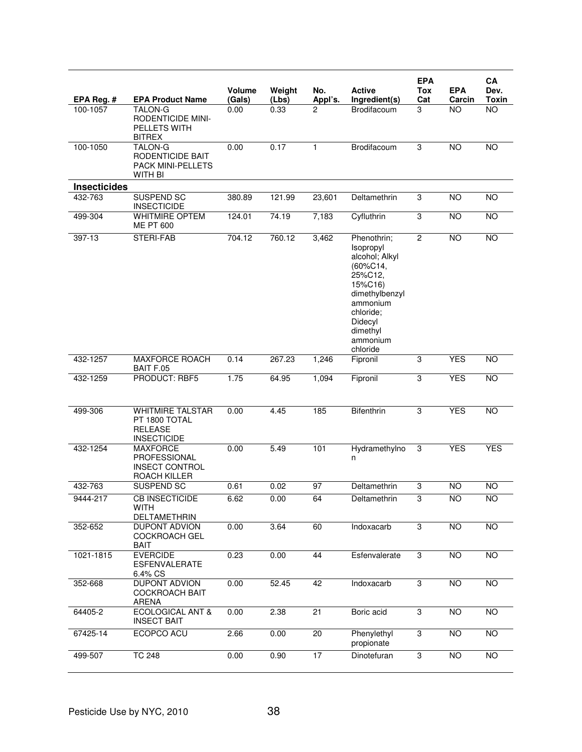| EPA Reg. # | EPA Product Name | Volume (Gals) | Weight (Lbs) | No. Appl's. | Active Ingredient(s) | EPA Tox Cat | EPA Carcin | CA Dev. Toxin |
|---|---|---|---|---|---|---|---|---|
| 100-1057 | TALON-G RODENTICIDE MINI-PELLETS WITH BITREX | 0.00 | 0.33 | 2 | Brodifacoum | 3 | NO | NO |
| 100-1050 | TALON-G RODENTICIDE BAIT PACK MINI-PELLETS WITH BI | 0.00 | 0.17 | 1 | Brodifacoum | 3 | NO | NO |
| **Insecticides** | | | | | | | | |
| 432-763 | SUSPEND SC INSECTICIDE | 380.89 | 121.99 | 23,601 | Deltamethrin | 3 | NO | NO |
| 499-304 | WHITMIRE OPTEM ME PT 600 | 124.01 | 74.19 | 7,183 | Cyfluthrin | 3 | NO | NO |
| 397-13 | STERI-FAB | 704.12 | 760.12 | 3,462 | Phenothrin; Isopropyl alcohol; Alkyl (60%C14, 25%C12, 15%C16) dimethylbenzyl ammonium chloride; Didecyl dimethyl ammonium chloride | 2 | NO | NO |
| 432-1257 | MAXFORCE ROACH BAIT F.05 | 0.14 | 267.23 | 1,246 | Fipronil | 3 | YES | NO |
| 432-1259 | PRODUCT: RBF5 | 1.75 | 64.95 | 1,094 | Fipronil | 3 | YES | NO |
| 499-306 | WHITMIRE TALSTAR PT 1800 TOTAL RELEASE INSECTICIDE | 0.00 | 4.45 | 185 | Bifenthrin | 3 | YES | NO |
| 432-1254 | MAXFORCE PROFESSIONAL INSECT CONTROL ROACH KILLER | 0.00 | 5.49 | 101 | Hydramethylnon | 3 | YES | YES |
| 432-763 | SUSPEND SC | 0.61 | 0.02 | 97 | Deltamethrin | 3 | NO | NO |
| 9444-217 | CB INSECTICIDE WITH DELTAMETHRIN | 6.62 | 0.00 | 64 | Deltamethrin | 3 | NO | NO |
| 352-652 | DUPONT ADVION COCKROACH GEL BAIT | 0.00 | 3.64 | 60 | Indoxacarb | 3 | NO | NO |
| 1021-1815 | EVERCIDE ESFENVALERATE 6.4% CS | 0.23 | 0.00 | 44 | Esfenvalerate | 3 | NO | NO |
| 352-668 | DUPONT ADVION COCKROACH BAIT ARENA | 0.00 | 52.45 | 42 | Indoxacarb | 3 | NO | NO |
| 64405-2 | ECOLOGICAL ANT & INSECT BAIT | 0.00 | 2.38 | 21 | Boric acid | 3 | NO | NO |
| 67425-14 | ECOPCO ACU | 2.66 | 0.00 | 20 | Phenylethyl propionate | 3 | NO | NO |
| 499-507 | TC 248 | 0.00 | 0.90 | 17 | Dinotefuran | 3 | NO | NO |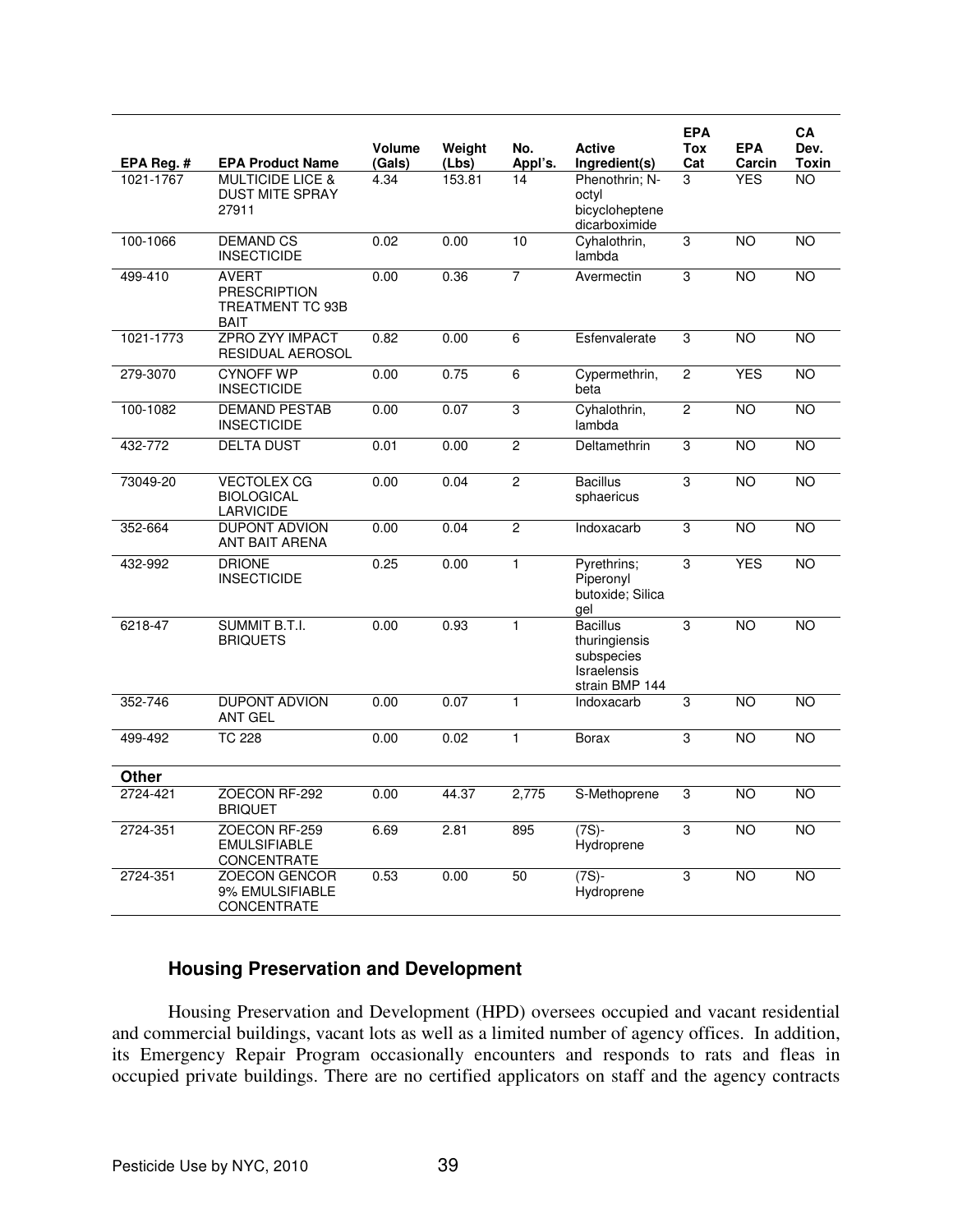| EPA Reg. # | EPA Product Name | Volume (Gals) | Weight (Lbs) | No. Appl's. | Active Ingredient(s) | EPA Tox Cat | EPA Carcin | CA Dev. Toxin |
|---|---|---|---|---|---|---|---|---|
| 1021-1767 | MULTICIDE LICE & DUST MITE SPRAY 27911 | 4.34 | 153.81 | 14 | Phenothrin; N-octyl bicycloheptene dicarboximide | 3 | YES | NO |
| 100-1066 | DEMAND CS INSECTICIDE | 0.02 | 0.00 | 10 | Cyhalothrin, lambda | 3 | NO | NO |
| 499-410 | AVERT PRESCRIPTION TREATMENT TC 93B BAIT | 0.00 | 0.36 | 7 | Avermectin | 3 | NO | NO |
| 1021-1773 | ZPRO ZYY IMPACT RESIDUAL AEROSOL | 0.82 | 0.00 | 6 | Esfenvalerate | 3 | NO | NO |
| 279-3070 | CYNOFF WP INSECTICIDE | 0.00 | 0.75 | 6 | Cypermethrin, beta | 2 | YES | NO |
| 100-1082 | DEMAND PESTAB INSECTICIDE | 0.00 | 0.07 | 3 | Cyhalothrin, lambda | 2 | NO | NO |
| 432-772 | DELTA DUST | 0.01 | 0.00 | 2 | Deltamethrin | 3 | NO | NO |
| 73049-20 | VECTOLEX CG BIOLOGICAL LARVICIDE | 0.00 | 0.04 | 2 | Bacillus sphaericus | 3 | NO | NO |
| 352-664 | DUPONT ADVION ANT BAIT ARENA | 0.00 | 0.04 | 2 | Indoxacarb | 3 | NO | NO |
| 432-992 | DRIONE INSECTICIDE | 0.25 | 0.00 | 1 | Pyrethrins; Piperonyl butoxide; Silica gel | 3 | YES | NO |
| 6218-47 | SUMMIT B.T.I. BRIQUETS | 0.00 | 0.93 | 1 | Bacillus thuringiensis subspecies Israelensis strain BMP 144 | 3 | NO | NO |
| 352-746 | DUPONT ADVION ANT GEL | 0.00 | 0.07 | 1 | Indoxacarb | 3 | NO | NO |
| 499-492 | TC 228 | 0.00 | 0.02 | 1 | Borax | 3 | NO | NO |
| **Other** | | | | | | | | |
| 2724-421 | ZOECON RF-292 BRIQUET | 0.00 | 44.37 | 2,775 | S-Methoprene | 3 | NO | NO |
| 2724-351 | ZOECON RF-259 EMULSIFIABLE CONCENTRATE | 6.69 | 2.81 | 895 | (7S)-Hydroprene | 3 | NO | NO |
| 2724-351 | ZOECON GENCOR 9% EMULSIFIABLE CONCENTRATE | 0.53 | 0.00 | 50 | (7S)-Hydroprene | 3 | NO | NO |

### Housing Preservation and Development

Housing Preservation and Development (HPD) oversees occupied and vacant residential and commercial buildings, vacant lots as well as a limited number of agency offices. In addition, its Emergency Repair Program occasionally encounters and responds to rats and fleas in occupied private buildings. There are no certified applicators on staff and the agency contracts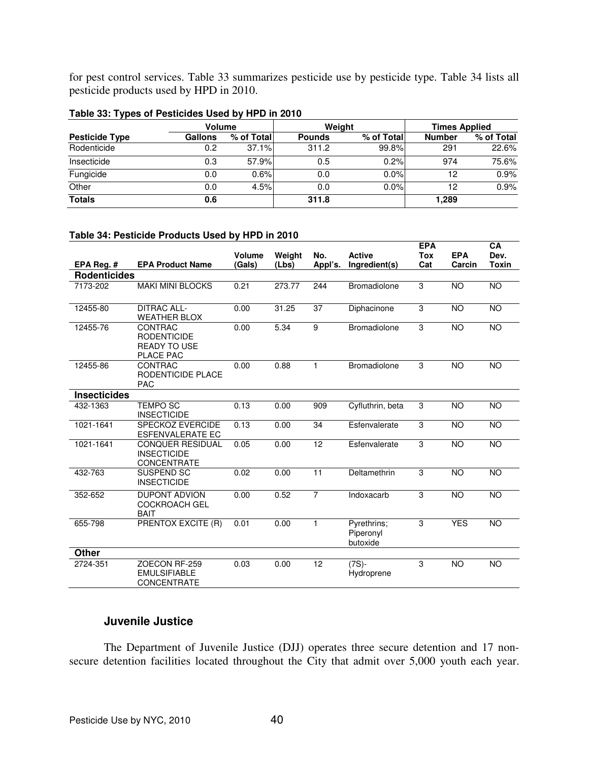for pest control services. Table 33 summarizes pesticide use by pesticide type. Table 34 lists all pesticide products used by HPD in 2010.

**Table 33: Types of Pesticides Used by HPD in 2010**

| | Volume | | Weight | | Times Applied | |
|---|---|---|---|---|---|---|
| **Pesticide Type** | **Gallons** | **% of Total** | **Pounds** | **% of Total** | **Number** | **% of Total** |
| Rodenticide | 0.2 | 37.1% | 311.2 | 99.8% | 291 | 22.6% |
| Insecticide | 0.3 | 57.9% | 0.5 | 0.2% | 974 | 75.6% |
| Fungicide | 0.0 | 0.6% | 0.0 | 0.0% | 12 | 0.9% |
| Other | 0.0 | 4.5% | 0.0 | 0.0% | 12 | 0.9% |
| **Totals** | **0.6** | | **311.8** | | **1,289** | |

**Table 34: Pesticide Products Used by HPD in 2010**

| EPA Reg. # | EPA Product Name | Volume (Gals) | Weight (Lbs) | No. Appl's. | Active Ingredient(s) | EPA Tox Cat | EPA Carcin | CA Dev. Toxin |
|---|---|---|---|---|---|---|---|---|
| **Rodenticides** | | | | | | | | |
| 7173-202 | MAKI MINI BLOCKS | 0.21 | 273.77 | 244 | Bromadiolone | 3 | NO | NO |
| 12455-80 | DITRAC ALL-WEATHER BLOX | 0.00 | 31.25 | 37 | Diphacinone | 3 | NO | NO |
| 12455-76 | CONTRAC RODENTICIDE READY TO USE PLACE PAC | 0.00 | 5.34 | 9 | Bromadiolone | 3 | NO | NO |
| 12455-86 | CONTRAC RODENTICIDE PLACE PAC | 0.00 | 0.88 | 1 | Bromadiolone | 3 | NO | NO |
| **Insecticides** | | | | | | | | |
| 432-1363 | TEMPO SC INSECTICIDE | 0.13 | 0.00 | 909 | Cyfluthrin, beta | 3 | NO | NO |
| 1021-1641 | SPECKOZ EVERCIDE ESFENVALERATE EC | 0.13 | 0.00 | 34 | Esfenvalerate | 3 | NO | NO |
| 1021-1641 | CONQUER RESIDUAL INSECTICIDE CONCENTRATE | 0.05 | 0.00 | 12 | Esfenvalerate | 3 | NO | NO |
| 432-763 | SUSPEND SC INSECTICIDE | 0.02 | 0.00 | 11 | Deltamethrin | 3 | NO | NO |
| 352-652 | DUPONT ADVION COCKROACH GEL BAIT | 0.00 | 0.52 | 7 | Indoxacarb | 3 | NO | NO |
| 655-798 | PRENTOX EXCITE (R) | 0.01 | 0.00 | 1 | Pyrethrins; Piperonyl butoxide | 3 | YES | NO |
| **Other** | | | | | | | | |
| 2724-351 | ZOECON RF-259 EMULSIFIABLE CONCENTRATE | 0.03 | 0.00 | 12 | (7S)-Hydroprene | 3 | NO | NO |

## Juvenile Justice

The Department of Juvenile Justice (DJJ) operates three secure detention and 17 non-secure detention facilities located throughout the City that admit over 5,000 youth each year.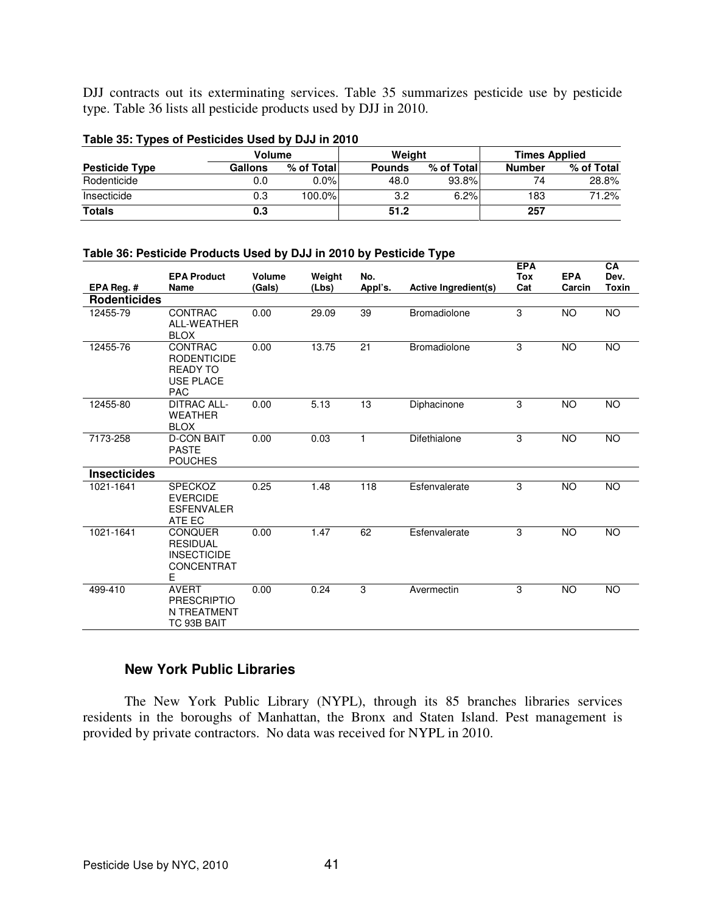DJJ contracts out its exterminating services. Table 35 summarizes pesticide use by pesticide type. Table 36 lists all pesticide products used by DJJ in 2010.

**Table 35: Types of Pesticides Used by DJJ in 2010**

| | Volume | | Weight | | Times Applied | |
|---|---|---|---|---|---|---|
| **Pesticide Type** | **Gallons** | **% of Total** | **Pounds** | **% of Total** | **Number** | **% of Total** |
| Rodenticide | 0.0 | 0.0% | 48.0 | 93.8% | 74 | 28.8% |
| Insecticide | 0.3 | 100.0% | 3.2 | 6.2% | 183 | 71.2% |
| **Totals** | **0.3** | | **51.2** | | **257** | |

**Table 36: Pesticide Products Used by DJJ in 2010 by Pesticide Type**

| EPA Reg. # | EPA Product Name | Volume (Gals) | Weight (Lbs) | No. Appl's. | Active Ingredient(s) | EPA Tox Cat | EPA Carcin | CA Dev. Toxin |
|---|---|---|---|---|---|---|---|---|
| **Rodenticides** | | | | | | | | |
| 12455-79 | CONTRAC ALL-WEATHER BLOX | 0.00 | 29.09 | 39 | Bromadiolone | 3 | NO | NO |
| 12455-76 | CONTRAC RODENTICIDE READY TO USE PLACE PAC | 0.00 | 13.75 | 21 | Bromadiolone | 3 | NO | NO |
| 12455-80 | DITRAC ALL-WEATHER BLOX | 0.00 | 5.13 | 13 | Diphacinone | 3 | NO | NO |
| 7173-258 | D-CON BAIT PASTE POUCHES | 0.00 | 0.03 | 1 | Difethialone | 3 | NO | NO |
| **Insecticides** | | | | | | | | |
| 1021-1641 | SPECKOZ EVERCIDE ESFENVALERATE EC | 0.25 | 1.48 | 118 | Esfenvalerate | 3 | NO | NO |
| 1021-1641 | CONQUER RESIDUAL INSECTICIDE CONCENTRATE | 0.00 | 1.47 | 62 | Esfenvalerate | 3 | NO | NO |
| 499-410 | AVERT PRESCRIPTION TREATMENT TC 93B BAIT | 0.00 | 0.24 | 3 | Avermectin | 3 | NO | NO |

## New York Public Libraries

The New York Public Library (NYPL), through its 85 branches libraries services residents in the boroughs of Manhattan, the Bronx and Staten Island. Pest management is provided by private contractors. No data was received for NYPL in 2010.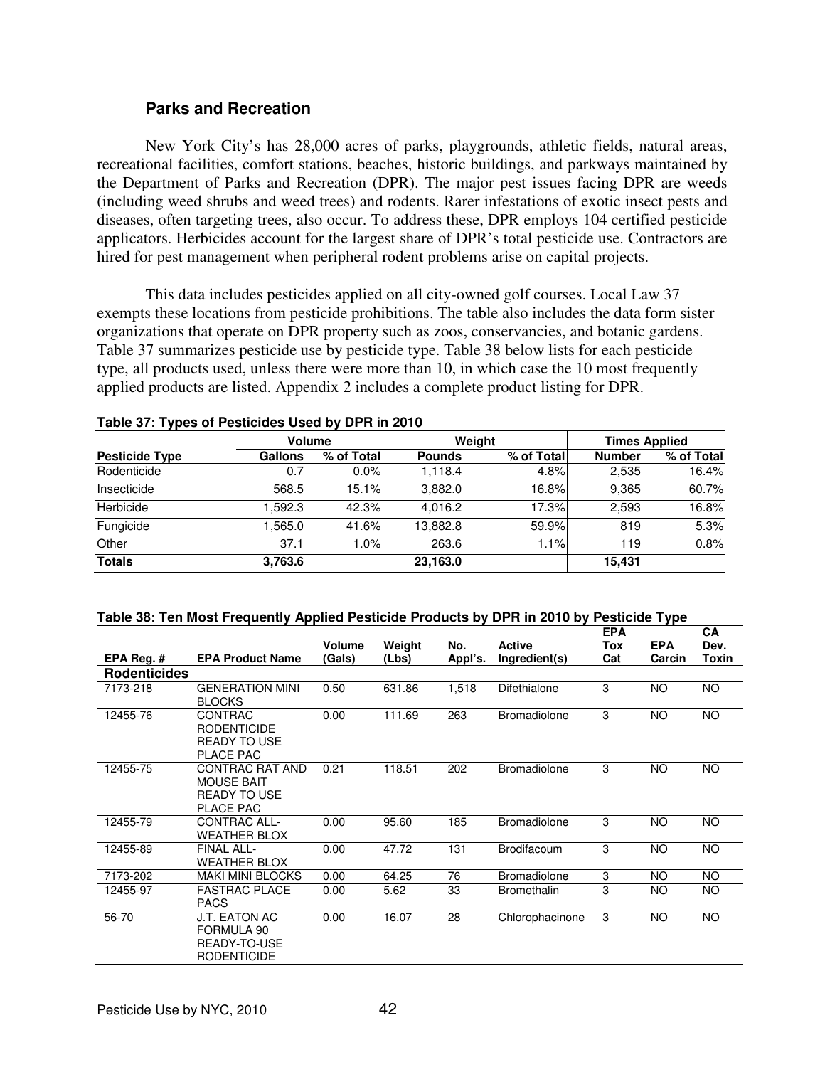### Parks and Recreation

New York City's has 28,000 acres of parks, playgrounds, athletic fields, natural areas, recreational facilities, comfort stations, beaches, historic buildings, and parkways maintained by the Department of Parks and Recreation (DPR). The major pest issues facing DPR are weeds (including weed shrubs and weed trees) and rodents. Rarer infestations of exotic insect pests and diseases, often targeting trees, also occur. To address these, DPR employs 104 certified pesticide applicators. Herbicides account for the largest share of DPR's total pesticide use. Contractors are hired for pest management when peripheral rodent problems arise on capital projects.

This data includes pesticides applied on all city-owned golf courses. Local Law 37 exempts these locations from pesticide prohibitions. The table also includes the data form sister organizations that operate on DPR property such as zoos, conservancies, and botanic gardens. Table 37 summarizes pesticide use by pesticide type. Table 38 below lists for each pesticide type, all products used, unless there were more than 10, in which case the 10 most frequently applied products are listed. Appendix 2 includes a complete product listing for DPR.

**Table 37: Types of Pesticides Used by DPR in 2010**

| | Volume | | Weight | | Times Applied | |
|---|---|---|---|---|---|---|
| **Pesticide Type** | **Gallons** | **% of Total** | **Pounds** | **% of Total** | **Number** | **% of Total** |
| Rodenticide | 0.7 | 0.0% | 1,118.4 | 4.8% | 2,535 | 16.4% |
| Insecticide | 568.5 | 15.1% | 3,882.0 | 16.8% | 9,365 | 60.7% |
| Herbicide | 1,592.3 | 42.3% | 4,016.2 | 17.3% | 2,593 | 16.8% |
| Fungicide | 1,565.0 | 41.6% | 13,882.8 | 59.9% | 819 | 5.3% |
| Other | 37.1 | 1.0% | 263.6 | 1.1% | 119 | 0.8% |
| **Totals** | **3,763.6** | | **23,163.0** | | **15,431** | |

**Table 38: Ten Most Frequently Applied Pesticide Products by DPR in 2010 by Pesticide Type**

| EPA Reg. # | EPA Product Name | Volume (Gals) | Weight (Lbs) | No. Appl's. | Active Ingredient(s) | EPA Tox Cat | EPA Carcin | CA Dev. Toxin |
|---|---|---|---|---|---|---|---|---|
| **Rodenticides** | | | | | | | | |
| 7173-218 | GENERATION MINI BLOCKS | 0.50 | 631.86 | 1,518 | Difethialone | 3 | NO | NO |
| 12455-76 | CONTRAC RODENTICIDE READY TO USE PLACE PAC | 0.00 | 111.69 | 263 | Bromadiolone | 3 | NO | NO |
| 12455-75 | CONTRAC RAT AND MOUSE BAIT READY TO USE PLACE PAC | 0.21 | 118.51 | 202 | Bromadiolone | 3 | NO | NO |
| 12455-79 | CONTRAC ALL-WEATHER BLOX | 0.00 | 95.60 | 185 | Bromadiolone | 3 | NO | NO |
| 12455-89 | FINAL ALL-WEATHER BLOX | 0.00 | 47.72 | 131 | Brodifacoum | 3 | NO | NO |
| 7173-202 | MAKI MINI BLOCKS | 0.00 | 64.25 | 76 | Bromadiolone | 3 | NO | NO |
| 12455-97 | FASTRAC PLACE PACS | 0.00 | 5.62 | 33 | Bromethalin | 3 | NO | NO |
| 56-70 | J.T. EATON AC FORMULA 90 READY-TO-USE RODENTICIDE | 0.00 | 16.07 | 28 | Chlorophacinone | 3 | NO | NO |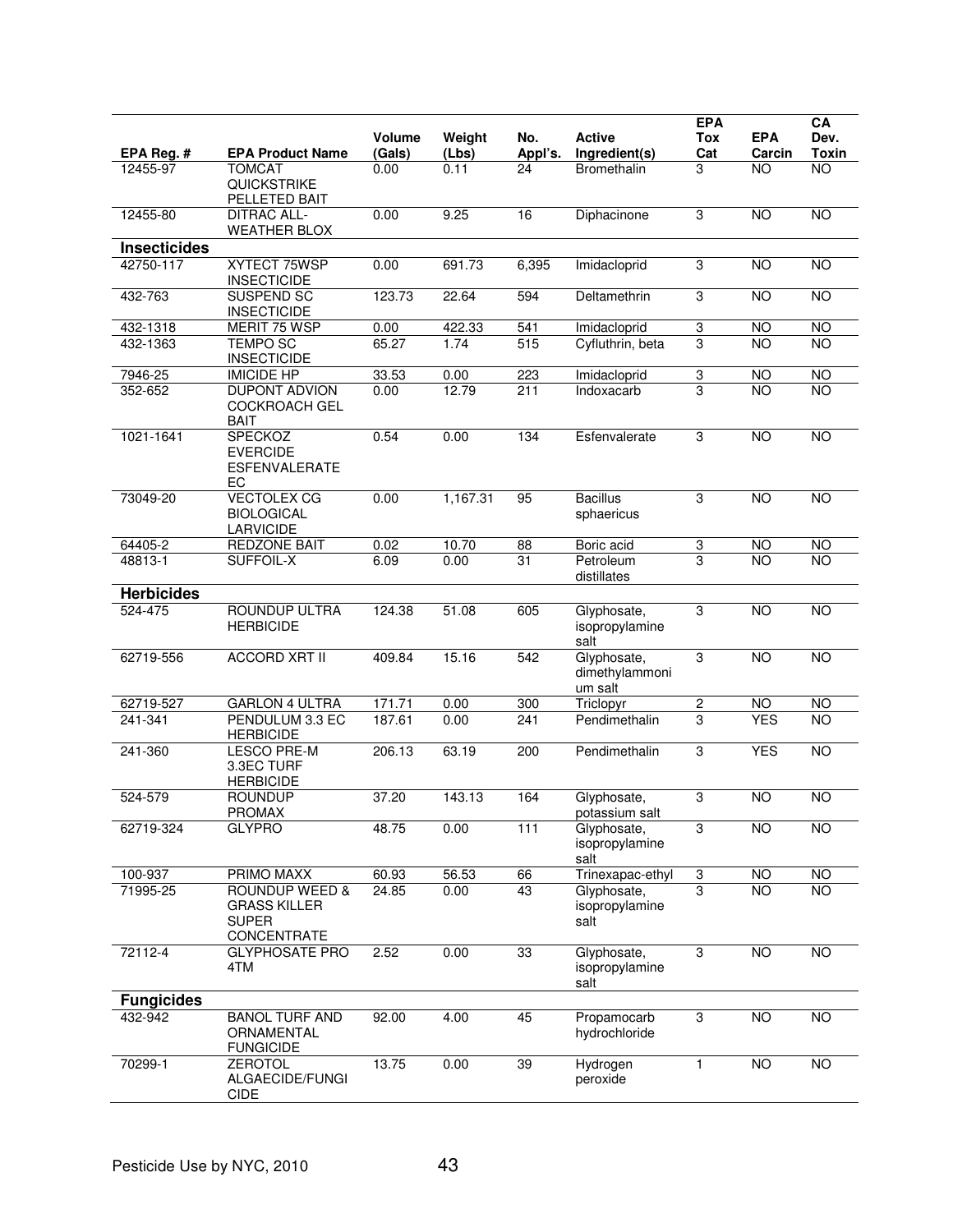| EPA Reg. # | EPA Product Name | Volume (Gals) | Weight (Lbs) | No. Appl's. | Active Ingredient(s) | EPA Tox Cat | EPA Carcin | CA Dev. Toxin |
|---|---|---|---|---|---|---|---|---|
| 12455-97 | TOMCAT QUICKSTRIKE PELLETED BAIT | 0.00 | 0.11 | 24 | Bromethalin | 3 | NO | NO |
| 12455-80 | DITRAC ALL-WEATHER BLOX | 0.00 | 9.25 | 16 | Diphacinone | 3 | NO | NO |
| **Insecticides** | | | | | | | | |
| 42750-117 | XYTECT 75WSP INSECTICIDE | 0.00 | 691.73 | 6,395 | Imidacloprid | 3 | NO | NO |
| 432-763 | SUSPEND SC INSECTICIDE | 123.73 | 22.64 | 594 | Deltamethrin | 3 | NO | NO |
| 432-1318 | MERIT 75 WSP | 0.00 | 422.33 | 541 | Imidacloprid | 3 | NO | NO |
| 432-1363 | TEMPO SC INSECTICIDE | 65.27 | 1.74 | 515 | Cyfluthrin, beta | 3 | NO | NO |
| 7946-25 | IMICIDE HP | 33.53 | 0.00 | 223 | Imidacloprid | 3 | NO | NO |
| 352-652 | DUPONT ADVION COCKROACH GEL BAIT | 0.00 | 12.79 | 211 | Indoxacarb | 3 | NO | NO |
| 1021-1641 | SPECKOZ EVERCIDE ESFENVALERATE EC | 0.54 | 0.00 | 134 | Esfenvalerate | 3 | NO | NO |
| 73049-20 | VECTOLEX CG BIOLOGICAL LARVICIDE | 0.00 | 1,167.31 | 95 | Bacillus sphaericus | 3 | NO | NO |
| 64405-2 | REDZONE BAIT | 0.02 | 10.70 | 88 | Boric acid | 3 | NO | NO |
| 48813-1 | SUFFOIL-X | 6.09 | 0.00 | 31 | Petroleum distillates | 3 | NO | NO |
| **Herbicides** | | | | | | | | |
| 524-475 | ROUNDUP ULTRA HERBICIDE | 124.38 | 51.08 | 605 | Glyphosate, isopropylamine salt | 3 | NO | NO |
| 62719-556 | ACCORD XRT II | 409.84 | 15.16 | 542 | Glyphosate, dimethylammonium salt | 3 | NO | NO |
| 62719-527 | GARLON 4 ULTRA | 171.71 | 0.00 | 300 | Triclopyr | 2 | NO | NO |
| 241-341 | PENDULUM 3.3 EC HERBICIDE | 187.61 | 0.00 | 241 | Pendimethalin | 3 | YES | NO |
| 241-360 | LESCO PRE-M 3.3EC TURF HERBICIDE | 206.13 | 63.19 | 200 | Pendimethalin | 3 | YES | NO |
| 524-579 | ROUNDUP PROMAX | 37.20 | 143.13 | 164 | Glyphosate, potassium salt | 3 | NO | NO |
| 62719-324 | GLYPRO | 48.75 | 0.00 | 111 | Glyphosate, isopropylamine salt | 3 | NO | NO |
| 100-937 | PRIMO MAXX | 60.93 | 56.53 | 66 | Trinexapac-ethyl | 3 | NO | NO |
| 71995-25 | ROUNDUP WEED & GRASS KILLER SUPER CONCENTRATE | 24.85 | 0.00 | 43 | Glyphosate, isopropylamine salt | 3 | NO | NO |
| 72112-4 | GLYPHOSATE PRO 4TM | 2.52 | 0.00 | 33 | Glyphosate, isopropylamine salt | 3 | NO | NO |
| **Fungicides** | | | | | | | | |
| 432-942 | BANOL TURF AND ORNAMENTAL FUNGICIDE | 92.00 | 4.00 | 45 | Propamocarb hydrochloride | 3 | NO | NO |
| 70299-1 | ZEROTOL ALGAECIDE/FUNGICIDE | 13.75 | 0.00 | 39 | Hydrogen peroxide | 1 | NO | NO |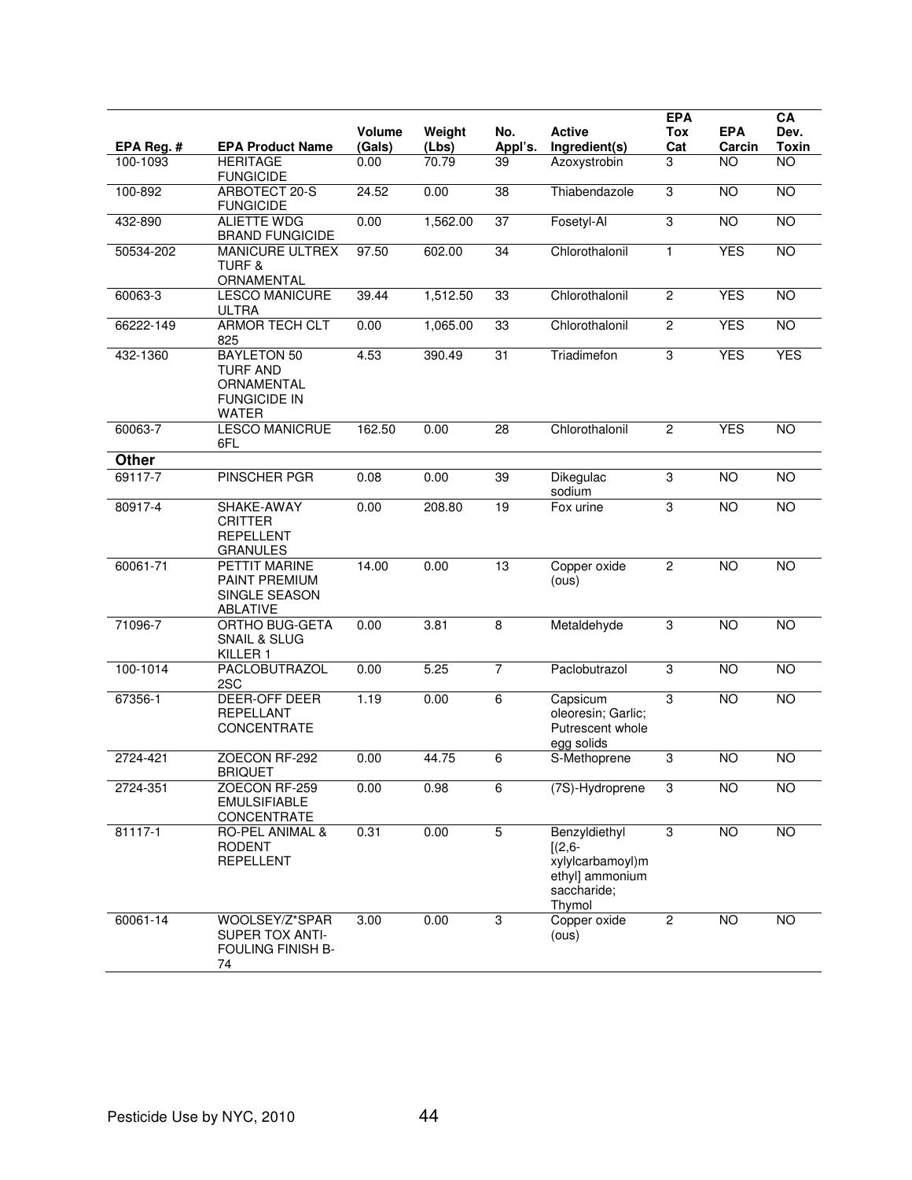| EPA Reg. # | EPA Product Name | Volume (Gals) | Weight (Lbs) | No. Appl's. | Active Ingredient(s) | EPA Tox Cat | EPA Carcin | CA Dev. Toxin |
|---|---|---|---|---|---|---|---|---|
| 100-1093 | HERITAGE FUNGICIDE | 0.00 | 70.79 | 39 | Azoxystrobin | 3 | NO | NO |
| 100-892 | ARBOTECT 20-S FUNGICIDE | 24.52 | 0.00 | 38 | Thiabendazole | 3 | NO | NO |
| 432-890 | ALIETTE WDG BRAND FUNGICIDE | 0.00 | 1,562.00 | 37 | Fosetyl-Al | 3 | NO | NO |
| 50534-202 | MANICURE ULTREX TURF & ORNAMENTAL | 97.50 | 602.00 | 34 | Chlorothalonil | 1 | YES | NO |
| 60063-3 | LESCO MANICURE ULTRA | 39.44 | 1,512.50 | 33 | Chlorothalonil | 2 | YES | NO |
| 66222-149 | ARMOR TECH CLT 825 | 0.00 | 1,065.00 | 33 | Chlorothalonil | 2 | YES | NO |
| 432-1360 | BAYLETON 50 TURF AND ORNAMENTAL FUNGICIDE IN WATER | 4.53 | 390.49 | 31 | Triadimefon | 3 | YES | YES |
| 60063-7 | LESCO MANICRUE 6FL | 162.50 | 0.00 | 28 | Chlorothalonil | 2 | YES | NO |
| **Other** | | | | | | | | |
| 69117-7 | PINSCHER PGR | 0.08 | 0.00 | 39 | Dikegulac sodium | 3 | NO | NO |
| 80917-4 | SHAKE-AWAY CRITTER REPELLENT GRANULES | 0.00 | 208.80 | 19 | Fox urine | 3 | NO | NO |
| 60061-71 | PETTIT MARINE PAINT PREMIUM SINGLE SEASON ABLATIVE | 14.00 | 0.00 | 13 | Copper oxide (ous) | 2 | NO | NO |
| 71096-7 | ORTHO BUG-GETA SNAIL & SLUG KILLER 1 | 0.00 | 3.81 | 8 | Metaldehyde | 3 | NO | NO |
| 100-1014 | PACLOBUTRAZOL 2SC | 0.00 | 5.25 | 7 | Paclobutrazol | 3 | NO | NO |
| 67356-1 | DEER-OFF DEER REPELLANT CONCENTRATE | 1.19 | 0.00 | 6 | Capsicum oleoresin; Garlic; Putrescent whole egg solids | 3 | NO | NO |
| 2724-421 | ZOECON RF-292 BRIQUET | 0.00 | 44.75 | 6 | S-Methoprene | 3 | NO | NO |
| 2724-351 | ZOECON RF-259 EMULSIFIABLE CONCENTRATE | 0.00 | 0.98 | 6 | (7S)-Hydroprene | 3 | NO | NO |
| 81117-1 | RO-PEL ANIMAL & RODENT REPELLENT | 0.31 | 0.00 | 5 | Benzyldiethyl [(2,6-xylylcarbamoyl)methyl] ammonium saccharide; Thymol | 3 | NO | NO |
| 60061-14 | WOOLSEY/Z*SPAR SUPER TOX ANTI-FOULING FINISH B-74 | 3.00 | 0.00 | 3 | Copper oxide (ous) | 2 | NO | NO |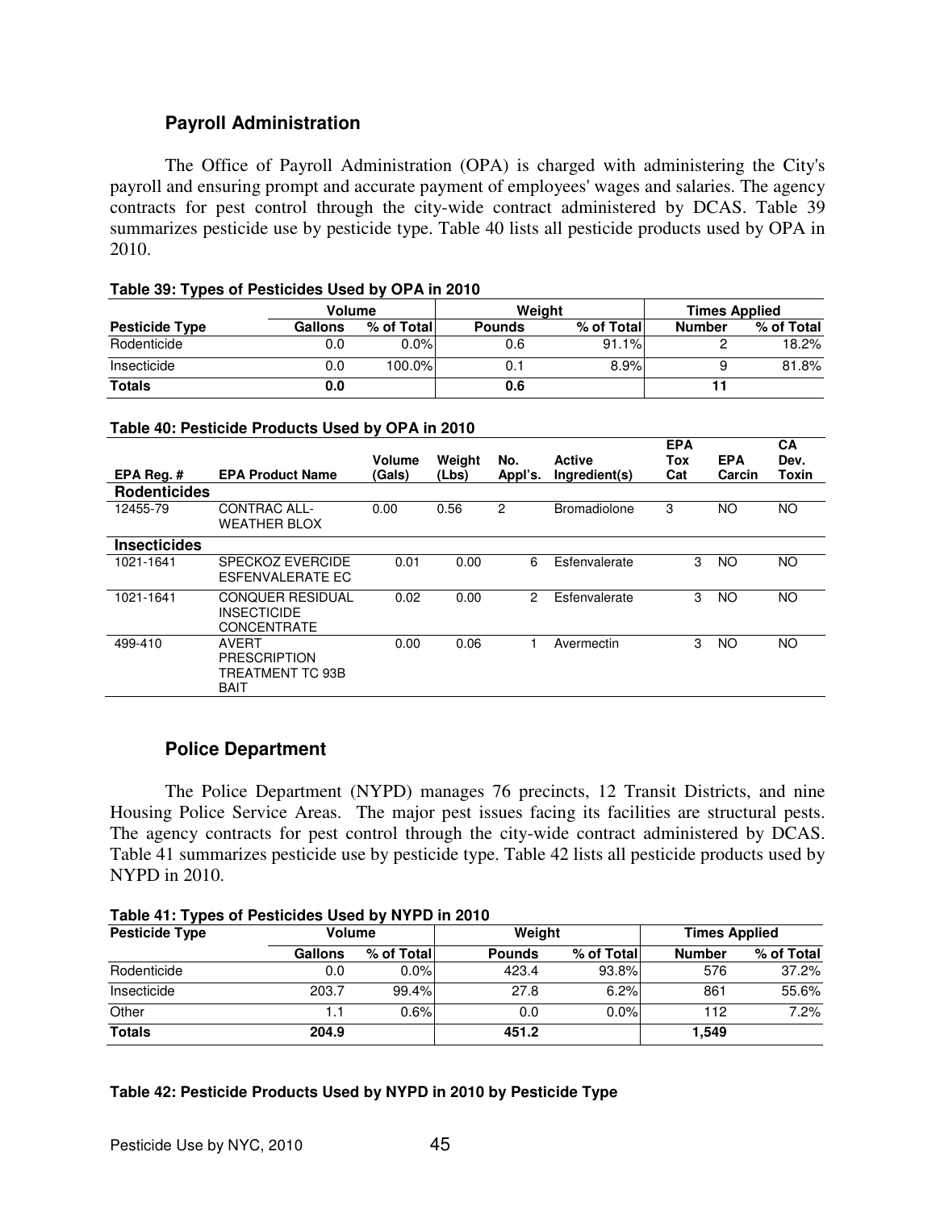## Payroll Administration

The Office of Payroll Administration (OPA) is charged with administering the City's payroll and ensuring prompt and accurate payment of employees' wages and salaries. The agency contracts for pest control through the city-wide contract administered by DCAS. Table 39 summarizes pesticide use by pesticide type. Table 40 lists all pesticide products used by OPA in 2010.

**Table 39: Types of Pesticides Used by OPA in 2010**

| | Volume | | Weight | | Times Applied | |
|---|---|---|---|---|---|---|
| **Pesticide Type** | **Gallons** | **% of Total** | **Pounds** | **% of Total** | **Number** | **% of Total** |
| Rodenticide | 0.0 | 0.0% | 0.6 | 91.1% | 2 | 18.2% |
| Insecticide | 0.0 | 100.0% | 0.1 | 8.9% | 9 | 81.8% |
| **Totals** | **0.0** | | **0.6** | | **11** | |

**Table 40: Pesticide Products Used by OPA in 2010**

| EPA Reg. # | EPA Product Name | Volume (Gals) | Weight (Lbs) | No. Appl's. | Active Ingredient(s) | EPA Tox Cat | EPA Carcin | CA Dev. Toxin |
|---|---|---|---|---|---|---|---|---|
| **Rodenticides** | | | | | | | | |
| 12455-79 | CONTRAC ALL-WEATHER BLOX | 0.00 | 0.56 | 2 | Bromadiolone | 3 | NO | NO |
| **Insecticides** | | | | | | | | |
| 1021-1641 | SPECKOZ EVERCIDE ESFENVALERATE EC | 0.01 | 0.00 | 6 | Esfenvalerate | 3 | NO | NO |
| 1021-1641 | CONQUER RESIDUAL INSECTICIDE CONCENTRATE | 0.02 | 0.00 | 2 | Esfenvalerate | 3 | NO | NO |
| 499-410 | AVERT PRESCRIPTION TREATMENT TC 93B BAIT | 0.00 | 0.06 | 1 | Avermectin | 3 | NO | NO |

## Police Department

The Police Department (NYPD) manages 76 precincts, 12 Transit Districts, and nine Housing Police Service Areas. The major pest issues facing its facilities are structural pests. The agency contracts for pest control through the city-wide contract administered by DCAS. Table 41 summarizes pesticide use by pesticide type. Table 42 lists all pesticide products used by NYPD in 2010.

**Table 41: Types of Pesticides Used by NYPD in 2010**

| Pesticide Type | Volume | | Weight | | Times Applied | |
|---|---|---|---|---|---|---|
| | **Gallons** | **% of Total** | **Pounds** | **% of Total** | **Number** | **% of Total** |
| Rodenticide | 0.0 | 0.0% | 423.4 | 93.8% | 576 | 37.2% |
| Insecticide | 203.7 | 99.4% | 27.8 | 6.2% | 861 | 55.6% |
| Other | 1.1 | 0.6% | 0.0 | 0.0% | 112 | 7.2% |
| **Totals** | **204.9** | | **451.2** | | **1,549** | |

**Table 42: Pesticide Products Used by NYPD in 2010 by Pesticide Type**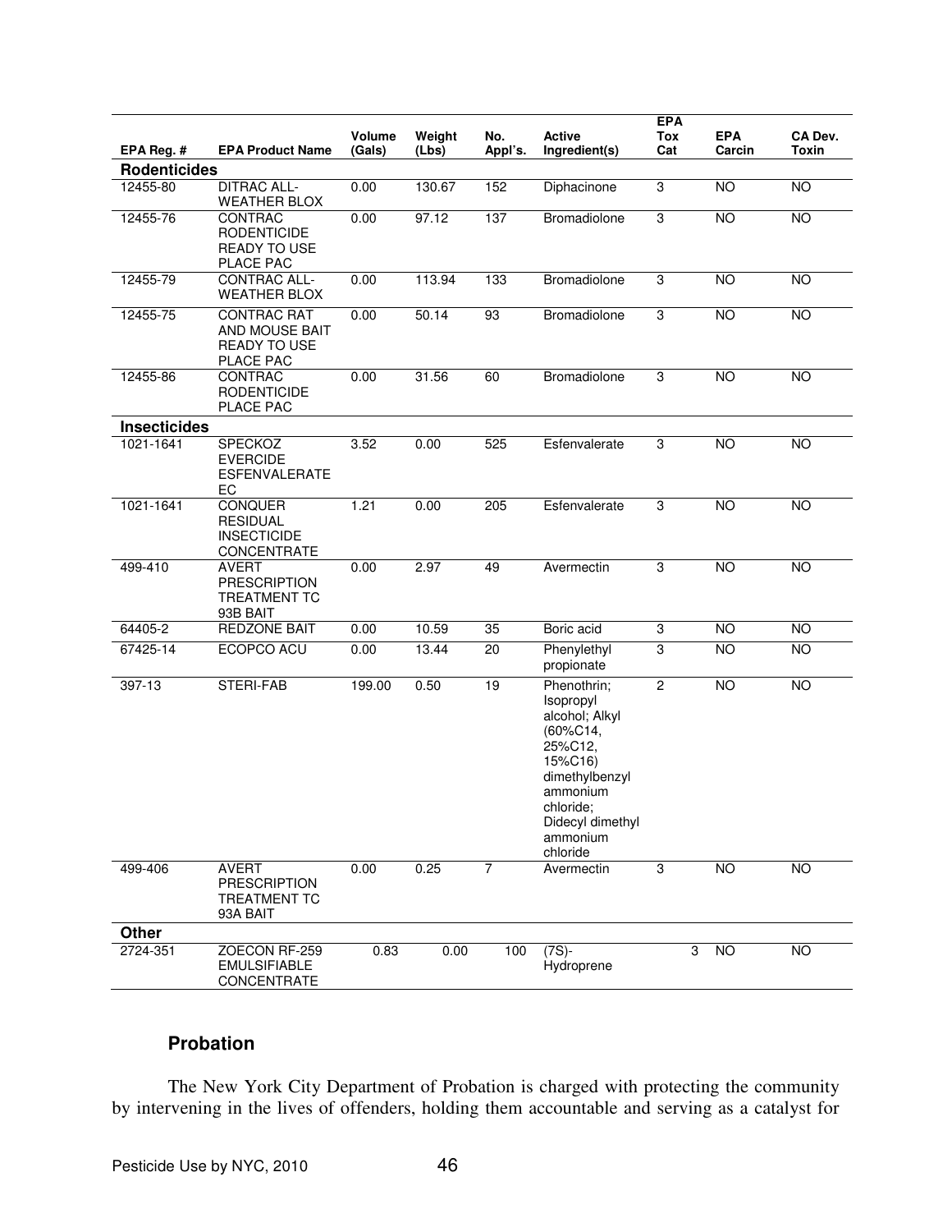| EPA Reg. # | EPA Product Name | Volume (Gals) | Weight (Lbs) | No. Appl's. | Active Ingredient(s) | EPA Tox Cat | EPA Carcin | CA Dev. Toxin |
|---|---|---|---|---|---|---|---|---|
| **Rodenticides** | | | | | | | | |
| 12455-80 | DITRAC ALL-WEATHER BLOX | 0.00 | 130.67 | 152 | Diphacinone | 3 | NO | NO |
| 12455-76 | CONTRAC RODENTICIDE READY TO USE PLACE PAC | 0.00 | 97.12 | 137 | Bromadiolone | 3 | NO | NO |
| 12455-79 | CONTRAC ALL-WEATHER BLOX | 0.00 | 113.94 | 133 | Bromadiolone | 3 | NO | NO |
| 12455-75 | CONTRAC RAT AND MOUSE BAIT READY TO USE PLACE PAC | 0.00 | 50.14 | 93 | Bromadiolone | 3 | NO | NO |
| 12455-86 | CONTRAC RODENTICIDE PLACE PAC | 0.00 | 31.56 | 60 | Bromadiolone | 3 | NO | NO |
| **Insecticides** | | | | | | | | |
| 1021-1641 | SPECKOZ EVERCIDE ESFENVALERATE EC | 3.52 | 0.00 | 525 | Esfenvalerate | 3 | NO | NO |
| 1021-1641 | CONQUER RESIDUAL INSECTICIDE CONCENTRATE | 1.21 | 0.00 | 205 | Esfenvalerate | 3 | NO | NO |
| 499-410 | AVERT PRESCRIPTION TREATMENT TC 93B BAIT | 0.00 | 2.97 | 49 | Avermectin | 3 | NO | NO |
| 64405-2 | REDZONE BAIT | 0.00 | 10.59 | 35 | Boric acid | 3 | NO | NO |
| 67425-14 | ECOPCO ACU | 0.00 | 13.44 | 20 | Phenylethyl propionate | 3 | NO | NO |
| 397-13 | STERI-FAB | 199.00 | 0.50 | 19 | Phenothrin; Isopropyl alcohol; Alkyl (60%C14, 25%C12, 15%C16) dimethylbenzyl ammonium chloride; Didecyl dimethyl ammonium chloride | 2 | NO | NO |
| 499-406 | AVERT PRESCRIPTION TREATMENT TC 93A BAIT | 0.00 | 0.25 | 7 | Avermectin | 3 | NO | NO |
| **Other** | | | | | | | | |
| 2724-351 | ZOECON RF-259 EMULSIFIABLE CONCENTRATE | 0.83 | 0.00 | 100 | (7S)-Hydroprene | 3 | NO | NO |

### Probation

The New York City Department of Probation is charged with protecting the community by intervening in the lives of offenders, holding them accountable and serving as a catalyst for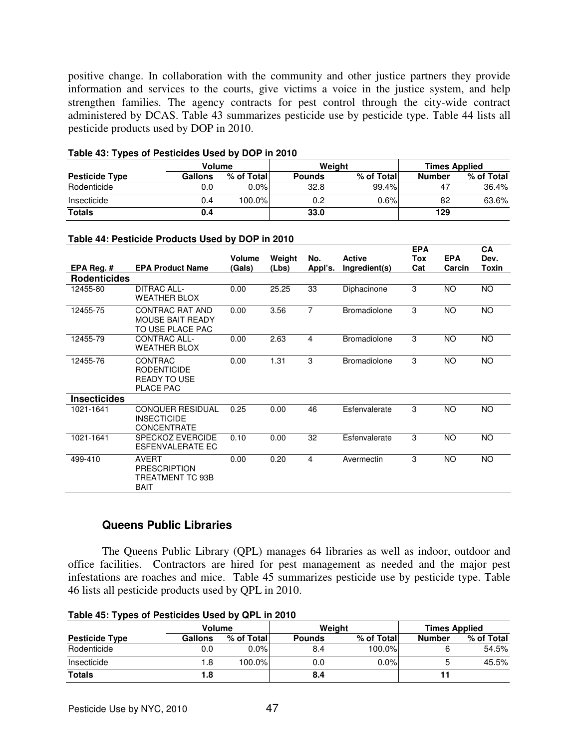positive change. In collaboration with the community and other justice partners they provide information and services to the courts, give victims a voice in the justice system, and help strengthen families. The agency contracts for pest control through the city-wide contract administered by DCAS. Table 43 summarizes pesticide use by pesticide type. Table 44 lists all pesticide products used by DOP in 2010.

**Table 43: Types of Pesticides Used by DOP in 2010**

| | Volume | | Weight | | Times Applied | |
|---|---|---|---|---|---|---|
| **Pesticide Type** | **Gallons** | **% of Total** | **Pounds** | **% of Total** | **Number** | **% of Total** |
| Rodenticide | 0.0 | 0.0% | 32.8 | 99.4% | 47 | 36.4% |
| Insecticide | 0.4 | 100.0% | 0.2 | 0.6% | 82 | 63.6% |
| **Totals** | **0.4** | | **33.0** | | **129** | |

**Table 44: Pesticide Products Used by DOP in 2010**

| EPA Reg. # | EPA Product Name | Volume (Gals) | Weight (Lbs) | No. Appl's. | Active Ingredient(s) | EPA Tox Cat | EPA Carcin | CA Dev. Toxin |
|---|---|---|---|---|---|---|---|---|
| **Rodenticides** | | | | | | | | |
| 12455-80 | DITRAC ALL-WEATHER BLOX | 0.00 | 25.25 | 33 | Diphacinone | 3 | NO | NO |
| 12455-75 | CONTRAC RAT AND MOUSE BAIT READY TO USE PLACE PAC | 0.00 | 3.56 | 7 | Bromadiolone | 3 | NO | NO |
| 12455-79 | CONTRAC ALL-WEATHER BLOX | 0.00 | 2.63 | 4 | Bromadiolone | 3 | NO | NO |
| 12455-76 | CONTRAC RODENTICIDE READY TO USE PLACE PAC | 0.00 | 1.31 | 3 | Bromadiolone | 3 | NO | NO |
| **Insecticides** | | | | | | | | |
| 1021-1641 | CONQUER RESIDUAL INSECTICIDE CONCENTRATE | 0.25 | 0.00 | 46 | Esfenvalerate | 3 | NO | NO |
| 1021-1641 | SPECKOZ EVERCIDE ESFENVALERATE EC | 0.10 | 0.00 | 32 | Esfenvalerate | 3 | NO | NO |
| 499-410 | AVERT PRESCRIPTION TREATMENT TC 93B BAIT | 0.00 | 0.20 | 4 | Avermectin | 3 | NO | NO |

## Queens Public Libraries

The Queens Public Library (QPL) manages 64 libraries as well as indoor, outdoor and office facilities. Contractors are hired for pest management as needed and the major pest infestations are roaches and mice. Table 45 summarizes pesticide use by pesticide type. Table 46 lists all pesticide products used by QPL in 2010.

**Table 45: Types of Pesticides Used by QPL in 2010**

| | Volume | | Weight | | Times Applied | |
|---|---|---|---|---|---|---|
| **Pesticide Type** | **Gallons** | **% of Total** | **Pounds** | **% of Total** | **Number** | **% of Total** |
| Rodenticide | 0.0 | 0.0% | 8.4 | 100.0% | 6 | 54.5% |
| Insecticide | 1.8 | 100.0% | 0.0 | 0.0% | 5 | 45.5% |
| **Totals** | **1.8** | | **8.4** | | **11** | |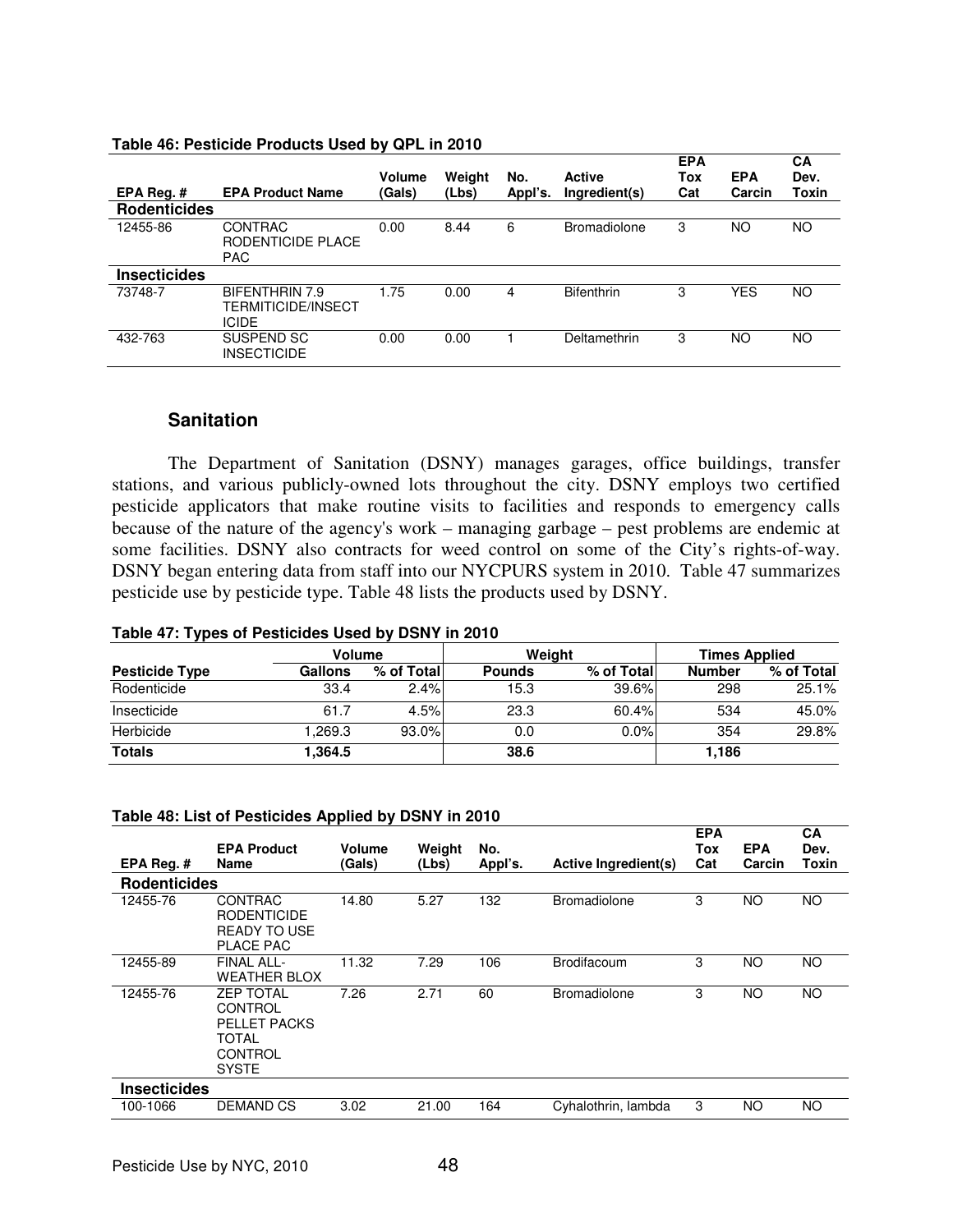**Table 46: Pesticide Products Used by QPL in 2010**

| EPA Reg. # | EPA Product Name | Volume (Gals) | Weight (Lbs) | No. Appl's. | Active Ingredient(s) | EPA Tox Cat | EPA Carcin | CA Dev. Toxin |
|---|---|---|---|---|---|---|---|---|
| **Rodenticides** | | | | | | | | |
| 12455-86 | CONTRAC RODENTICIDE PLACE PAC | 0.00 | 8.44 | 6 | Bromadiolone | 3 | NO | NO |
| **Insecticides** | | | | | | | | |
| 73748-7 | BIFENTHRIN 7.9 TERMITICIDE/INSECTICIDE | 1.75 | 0.00 | 4 | Bifenthrin | 3 | YES | NO |
| 432-763 | SUSPEND SC INSECTICIDE | 0.00 | 0.00 | 1 | Deltamethrin | 3 | NO | NO |

## Sanitation

The Department of Sanitation (DSNY) manages garages, office buildings, transfer stations, and various publicly-owned lots throughout the city. DSNY employs two certified pesticide applicators that make routine visits to facilities and responds to emergency calls because of the nature of the agency's work – managing garbage – pest problems are endemic at some facilities. DSNY also contracts for weed control on some of the City's rights-of-way. DSNY began entering data from staff into our NYCPURS system in 2010. Table 47 summarizes pesticide use by pesticide type. Table 48 lists the products used by DSNY.

**Table 47: Types of Pesticides Used by DSNY in 2010**

| | Volume | | Weight | | Times Applied | |
|---|---|---|---|---|---|---|
| **Pesticide Type** | **Gallons** | **% of Total** | **Pounds** | **% of Total** | **Number** | **% of Total** |
| Rodenticide | 33.4 | 2.4% | 15.3 | 39.6% | 298 | 25.1% |
| Insecticide | 61.7 | 4.5% | 23.3 | 60.4% | 534 | 45.0% |
| Herbicide | 1,269.3 | 93.0% | 0.0 | 0.0% | 354 | 29.8% |
| **Totals** | **1,364.5** | | **38.6** | | **1,186** | |

**Table 48: List of Pesticides Applied by DSNY in 2010**

| EPA Reg. # | EPA Product Name | Volume (Gals) | Weight (Lbs) | No. Appl's. | Active Ingredient(s) | EPA Tox Cat | EPA Carcin | CA Dev. Toxin |
|---|---|---|---|---|---|---|---|---|
| **Rodenticides** | | | | | | | | |
| 12455-76 | CONTRAC RODENTICIDE READY TO USE PLACE PAC | 14.80 | 5.27 | 132 | Bromadiolone | 3 | NO | NO |
| 12455-89 | FINAL ALL-WEATHER BLOX | 11.32 | 7.29 | 106 | Brodifacoum | 3 | NO | NO |
| 12455-76 | ZEP TOTAL CONTROL PELLET PACKS TOTAL CONTROL SYSTE | 7.26 | 2.71 | 60 | Bromadiolone | 3 | NO | NO |
| **Insecticides** | | | | | | | | |
| 100-1066 | DEMAND CS | 3.02 | 21.00 | 164 | Cyhalothrin, lambda | 3 | NO | NO |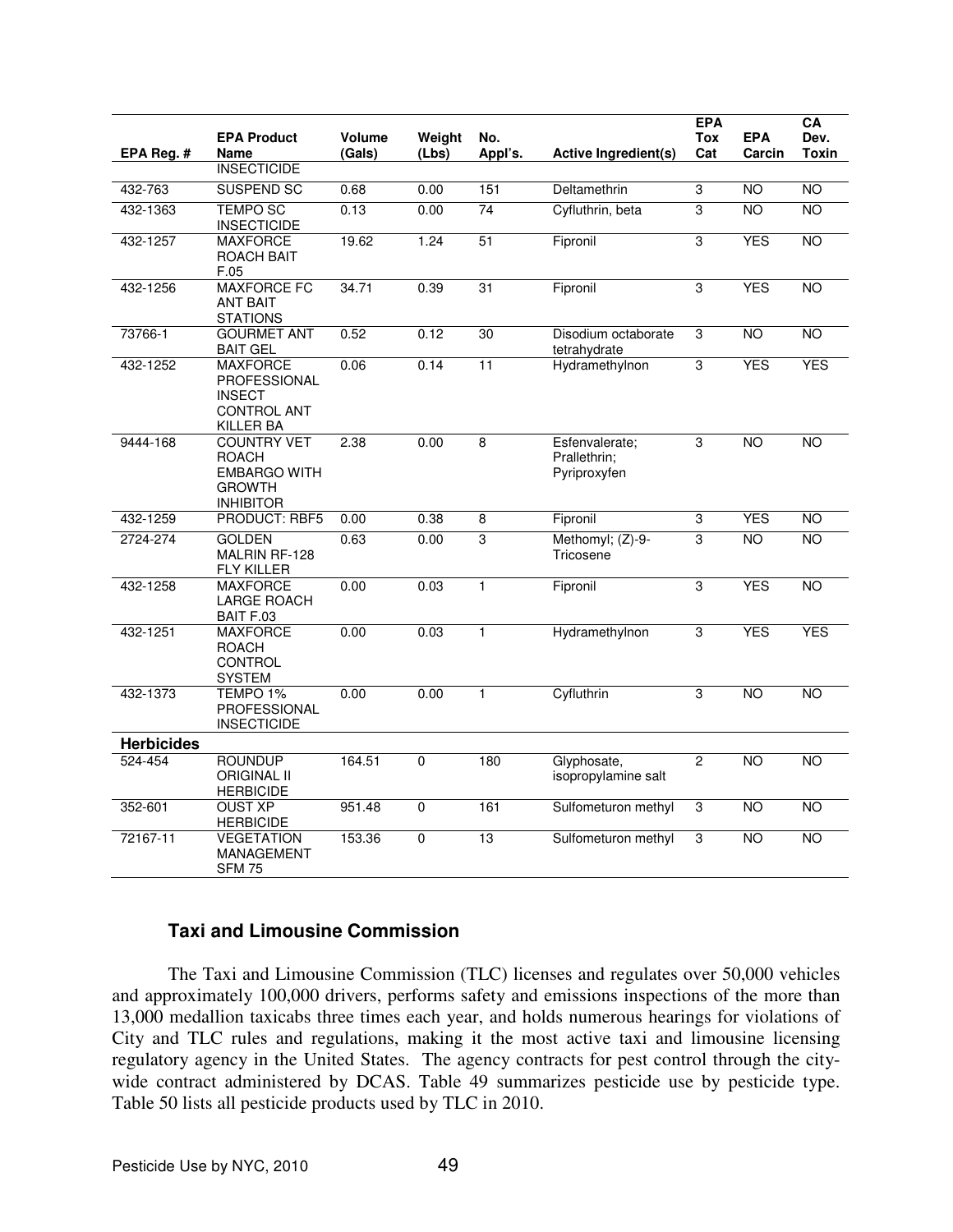| EPA Reg. # | EPA Product Name | Volume (Gals) | Weight (Lbs) | No. Appl's. | Active Ingredient(s) | EPA Tox Cat | EPA Carcin | CA Dev. Toxin |
|---|---|---|---|---|---|---|---|---|
| | INSECTICIDE | | | | | | | |
| 432-763 | SUSPEND SC | 0.68 | 0.00 | 151 | Deltamethrin | 3 | NO | NO |
| 432-1363 | TEMPO SC INSECTICIDE | 0.13 | 0.00 | 74 | Cyfluthrin, beta | 3 | NO | NO |
| 432-1257 | MAXFORCE ROACH BAIT F.05 | 19.62 | 1.24 | 51 | Fipronil | 3 | YES | NO |
| 432-1256 | MAXFORCE FC ANT BAIT STATIONS | 34.71 | 0.39 | 31 | Fipronil | 3 | YES | NO |
| 73766-1 | GOURMET ANT BAIT GEL | 0.52 | 0.12 | 30 | Disodium octaborate tetrahydrate | 3 | NO | NO |
| 432-1252 | MAXFORCE PROFESSIONAL INSECT CONTROL ANT KILLER BA | 0.06 | 0.14 | 11 | Hydramethylnon | 3 | YES | YES |
| 9444-168 | COUNTRY VET ROACH EMBARGO WITH GROWTH INHIBITOR | 2.38 | 0.00 | 8 | Esfenvalerate; Prallethrin; Pyriproxyfen | 3 | NO | NO |
| 432-1259 | PRODUCT: RBF5 | 0.00 | 0.38 | 8 | Fipronil | 3 | YES | NO |
| 2724-274 | GOLDEN MALRIN RF-128 FLY KILLER | 0.63 | 0.00 | 3 | Methomyl; (Z)-9-Tricosene | 3 | NO | NO |
| 432-1258 | MAXFORCE LARGE ROACH BAIT F.03 | 0.00 | 0.03 | 1 | Fipronil | 3 | YES | NO |
| 432-1251 | MAXFORCE ROACH CONTROL SYSTEM | 0.00 | 0.03 | 1 | Hydramethylnon | 3 | YES | YES |
| 432-1373 | TEMPO 1% PROFESSIONAL INSECTICIDE | 0.00 | 0.00 | 1 | Cyfluthrin | 3 | NO | NO |
| **Herbicides** | | | | | | | | |
| 524-454 | ROUNDUP ORIGINAL II HERBICIDE | 164.51 | 0 | 180 | Glyphosate, isopropylamine salt | 2 | NO | NO |
| 352-601 | OUST XP HERBICIDE | 951.48 | 0 | 161 | Sulfometuron methyl | 3 | NO | NO |
| 72167-11 | VEGETATION MANAGEMENT SFM 75 | 153.36 | 0 | 13 | Sulfometuron methyl | 3 | NO | NO |

### Taxi and Limousine Commission

The Taxi and Limousine Commission (TLC) licenses and regulates over 50,000 vehicles and approximately 100,000 drivers, performs safety and emissions inspections of the more than 13,000 medallion taxicabs three times each year, and holds numerous hearings for violations of City and TLC rules and regulations, making it the most active taxi and limousine licensing regulatory agency in the United States. The agency contracts for pest control through the city-wide contract administered by DCAS. Table 49 summarizes pesticide use by pesticide type. Table 50 lists all pesticide products used by TLC in 2010.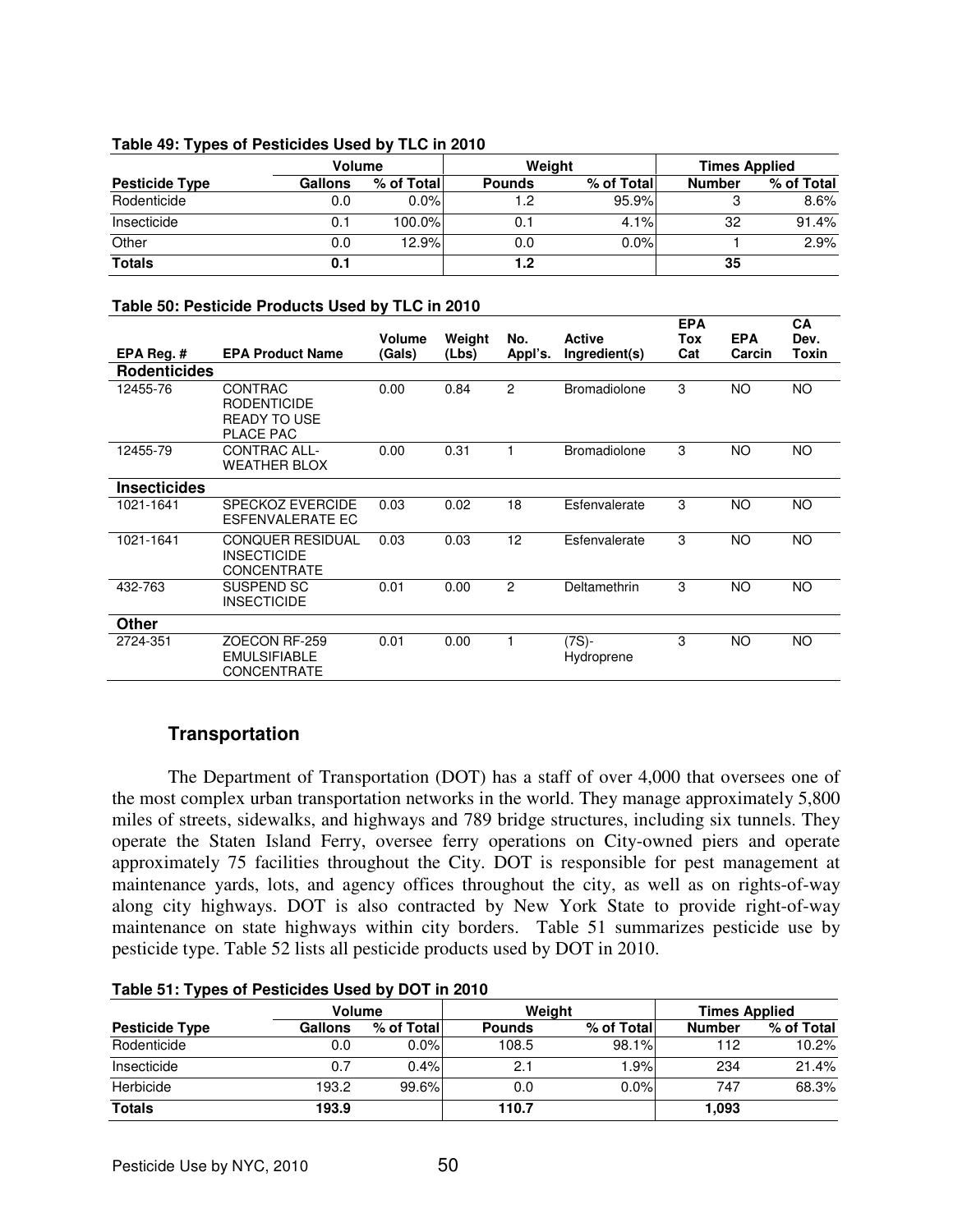**Table 49: Types of Pesticides Used by TLC in 2010**

| | Volume | | Weight | | Times Applied | |
|---|---|---|---|---|---|---|
| **Pesticide Type** | **Gallons** | **% of Total** | **Pounds** | **% of Total** | **Number** | **% of Total** |
| Rodenticide | 0.0 | 0.0% | 1.2 | 95.9% | 3 | 8.6% |
| Insecticide | 0.1 | 100.0% | 0.1 | 4.1% | 32 | 91.4% |
| Other | 0.0 | 12.9% | 0.0 | 0.0% | 1 | 2.9% |
| **Totals** | **0.1** | | **1.2** | | **35** | |

**Table 50: Pesticide Products Used by TLC in 2010**

| EPA Reg. # | EPA Product Name | Volume (Gals) | Weight (Lbs) | No. Appl's. | Active Ingredient(s) | EPA Tox Cat | EPA Carcin | CA Dev. Toxin |
|---|---|---|---|---|---|---|---|---|
| **Rodenticides** | | | | | | | | |
| 12455-76 | CONTRAC RODENTICIDE READY TO USE PLACE PAC | 0.00 | 0.84 | 2 | Bromadiolone | 3 | NO | NO |
| 12455-79 | CONTRAC ALL-WEATHER BLOX | 0.00 | 0.31 | 1 | Bromadiolone | 3 | NO | NO |
| **Insecticides** | | | | | | | | |
| 1021-1641 | SPECKOZ EVERCIDE ESFENVALERATE EC | 0.03 | 0.02 | 18 | Esfenvalerate | 3 | NO | NO |
| 1021-1641 | CONQUER RESIDUAL INSECTICIDE CONCENTRATE | 0.03 | 0.03 | 12 | Esfenvalerate | 3 | NO | NO |
| 432-763 | SUSPEND SC INSECTICIDE | 0.01 | 0.00 | 2 | Deltamethrin | 3 | NO | NO |
| **Other** | | | | | | | | |
| 2724-351 | ZOECON RF-259 EMULSIFIABLE CONCENTRATE | 0.01 | 0.00 | 1 | (7S)-Hydroprene | 3 | NO | NO |

## Transportation

The Department of Transportation (DOT) has a staff of over 4,000 that oversees one of the most complex urban transportation networks in the world. They manage approximately 5,800 miles of streets, sidewalks, and highways and 789 bridge structures, including six tunnels. They operate the Staten Island Ferry, oversee ferry operations on City-owned piers and operate approximately 75 facilities throughout the City. DOT is responsible for pest management at maintenance yards, lots, and agency offices throughout the city, as well as on rights-of-way along city highways. DOT is also contracted by New York State to provide right-of-way maintenance on state highways within city borders. Table 51 summarizes pesticide use by pesticide type. Table 52 lists all pesticide products used by DOT in 2010.

**Table 51: Types of Pesticides Used by DOT in 2010**

| | Volume | | Weight | | Times Applied | |
|---|---|---|---|---|---|---|
| **Pesticide Type** | **Gallons** | **% of Total** | **Pounds** | **% of Total** | **Number** | **% of Total** |
| Rodenticide | 0.0 | 0.0% | 108.5 | 98.1% | 112 | 10.2% |
| Insecticide | 0.7 | 0.4% | 2.1 | 1.9% | 234 | 21.4% |
| Herbicide | 193.2 | 99.6% | 0.0 | 0.0% | 747 | 68.3% |
| **Totals** | **193.9** | | **110.7** | | **1,093** | |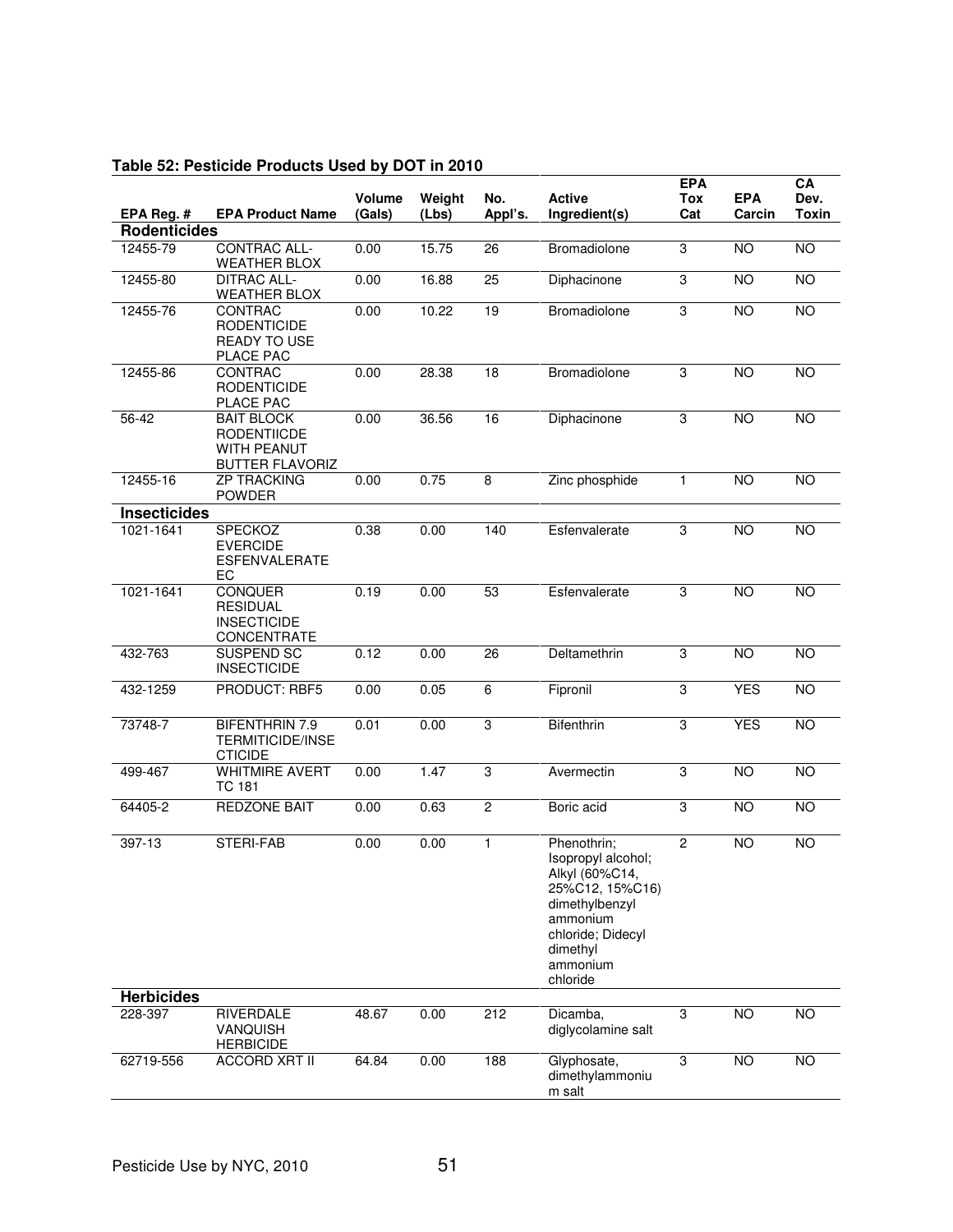**Table 52: Pesticide Products Used by DOT in 2010**

| EPA Reg. # | EPA Product Name | Volume (Gals) | Weight (Lbs) | No. Appl's. | Active Ingredient(s) | EPA Tox Cat | EPA Carcin | CA Dev. Toxin |
|---|---|---|---|---|---|---|---|---|
| **Rodenticides** | | | | | | | | |
| 12455-79 | CONTRAC ALL-WEATHER BLOX | 0.00 | 15.75 | 26 | Bromadiolone | 3 | NO | NO |
| 12455-80 | DITRAC ALL-WEATHER BLOX | 0.00 | 16.88 | 25 | Diphacinone | 3 | NO | NO |
| 12455-76 | CONTRAC RODENTICIDE READY TO USE PLACE PAC | 0.00 | 10.22 | 19 | Bromadiolone | 3 | NO | NO |
| 12455-86 | CONTRAC RODENTICIDE PLACE PAC | 0.00 | 28.38 | 18 | Bromadiolone | 3 | NO | NO |
| 56-42 | BAIT BLOCK RODENTIICDE WITH PEANUT BUTTER FLAVORIZ | 0.00 | 36.56 | 16 | Diphacinone | 3 | NO | NO |
| 12455-16 | ZP TRACKING POWDER | 0.00 | 0.75 | 8 | Zinc phosphide | 1 | NO | NO |
| **Insecticides** | | | | | | | | |
| 1021-1641 | SPECKOZ EVERCIDE ESFENVALERATE EC | 0.38 | 0.00 | 140 | Esfenvalerate | 3 | NO | NO |
| 1021-1641 | CONQUER RESIDUAL INSECTICIDE CONCENTRATE | 0.19 | 0.00 | 53 | Esfenvalerate | 3 | NO | NO |
| 432-763 | SUSPEND SC INSECTICIDE | 0.12 | 0.00 | 26 | Deltamethrin | 3 | NO | NO |
| 432-1259 | PRODUCT: RBF5 | 0.00 | 0.05 | 6 | Fipronil | 3 | YES | NO |
| 73748-7 | BIFENTHRIN 7.9 TERMITICIDE/INSECTICIDE | 0.01 | 0.00 | 3 | Bifenthrin | 3 | YES | NO |
| 499-467 | WHITMIRE AVERT TC 181 | 0.00 | 1.47 | 3 | Avermectin | 3 | NO | NO |
| 64405-2 | REDZONE BAIT | 0.00 | 0.63 | 2 | Boric acid | 3 | NO | NO |
| 397-13 | STERI-FAB | 0.00 | 0.00 | 1 | Phenothrin; Isopropyl alcohol; Alkyl (60%C14, 25%C12, 15%C16) dimethylbenzyl ammonium chloride; Didecyl dimethyl ammonium chloride | 2 | NO | NO |
| **Herbicides** | | | | | | | | |
| 228-397 | RIVERDALE VANQUISH HERBICIDE | 48.67 | 0.00 | 212 | Dicamba, diglycolamine salt | 3 | NO | NO |
| 62719-556 | ACCORD XRT II | 64.84 | 0.00 | 188 | Glyphosate, dimethylammonium salt | 3 | NO | NO |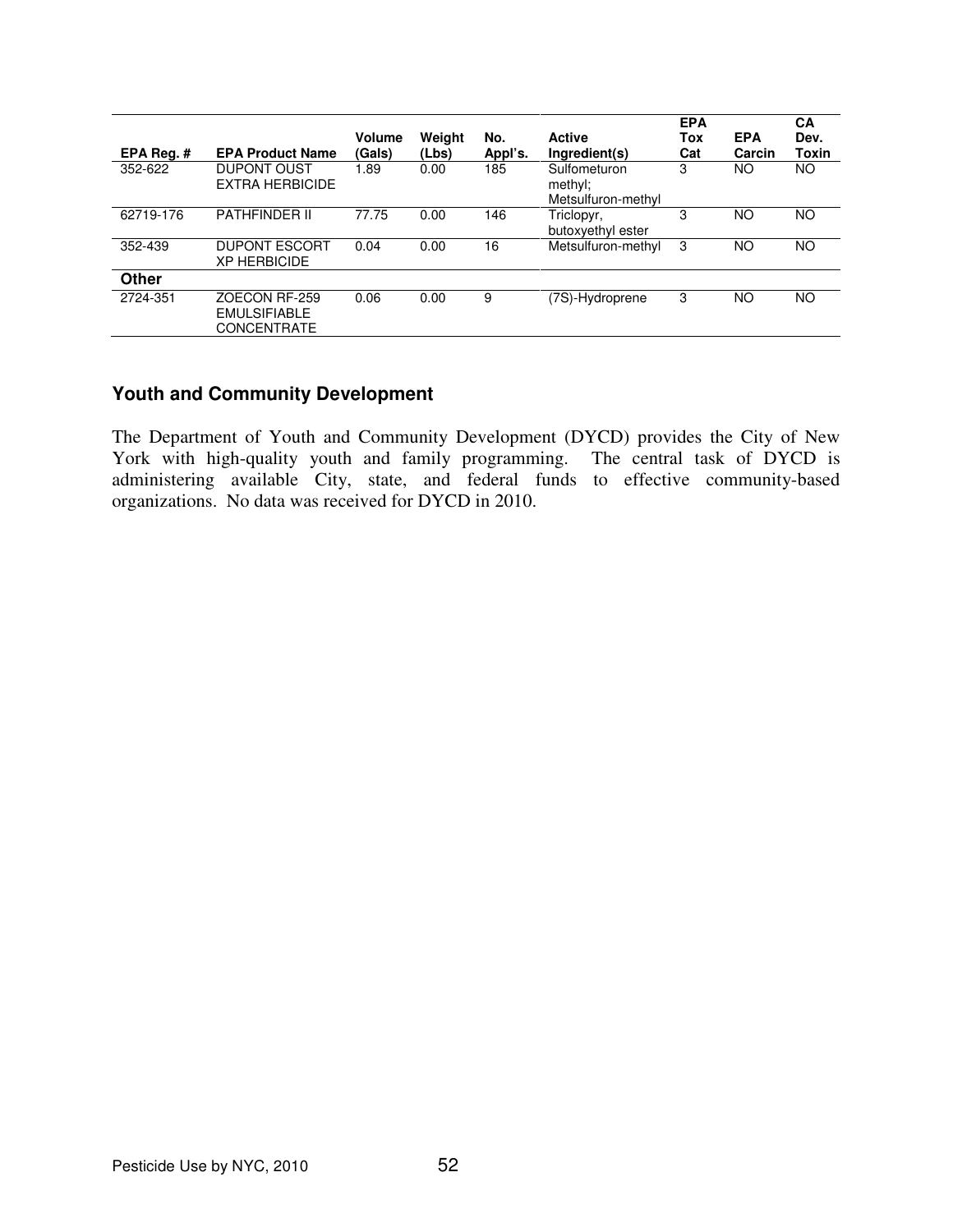| EPA Reg. # | EPA Product Name | Volume (Gals) | Weight (Lbs) | No. Appl's. | Active Ingredient(s) | EPA Tox Cat | EPA Carcin | CA Dev. Toxin |
|---|---|---|---|---|---|---|---|---|
| 352-622 | DUPONT OUST EXTRA HERBICIDE | 1.89 | 0.00 | 185 | Sulfometuron methyl; Metsulfuron-methyl | 3 | NO | NO |
| 62719-176 | PATHFINDER II | 77.75 | 0.00 | 146 | Triclopyr, butoxyethyl ester | 3 | NO | NO |
| 352-439 | DUPONT ESCORT XP HERBICIDE | 0.04 | 0.00 | 16 | Metsulfuron-methyl | 3 | NO | NO |
| **Other** | | | | | | | | |
| 2724-351 | ZOECON RF-259 EMULSIFIABLE CONCENTRATE | 0.06 | 0.00 | 9 | (7S)-Hydroprene | 3 | NO | NO |

### Youth and Community Development

The Department of Youth and Community Development (DYCD) provides the City of New York with high-quality youth and family programming. The central task of DYCD is administering available City, state, and federal funds to effective community-based organizations. No data was received for DYCD in 2010.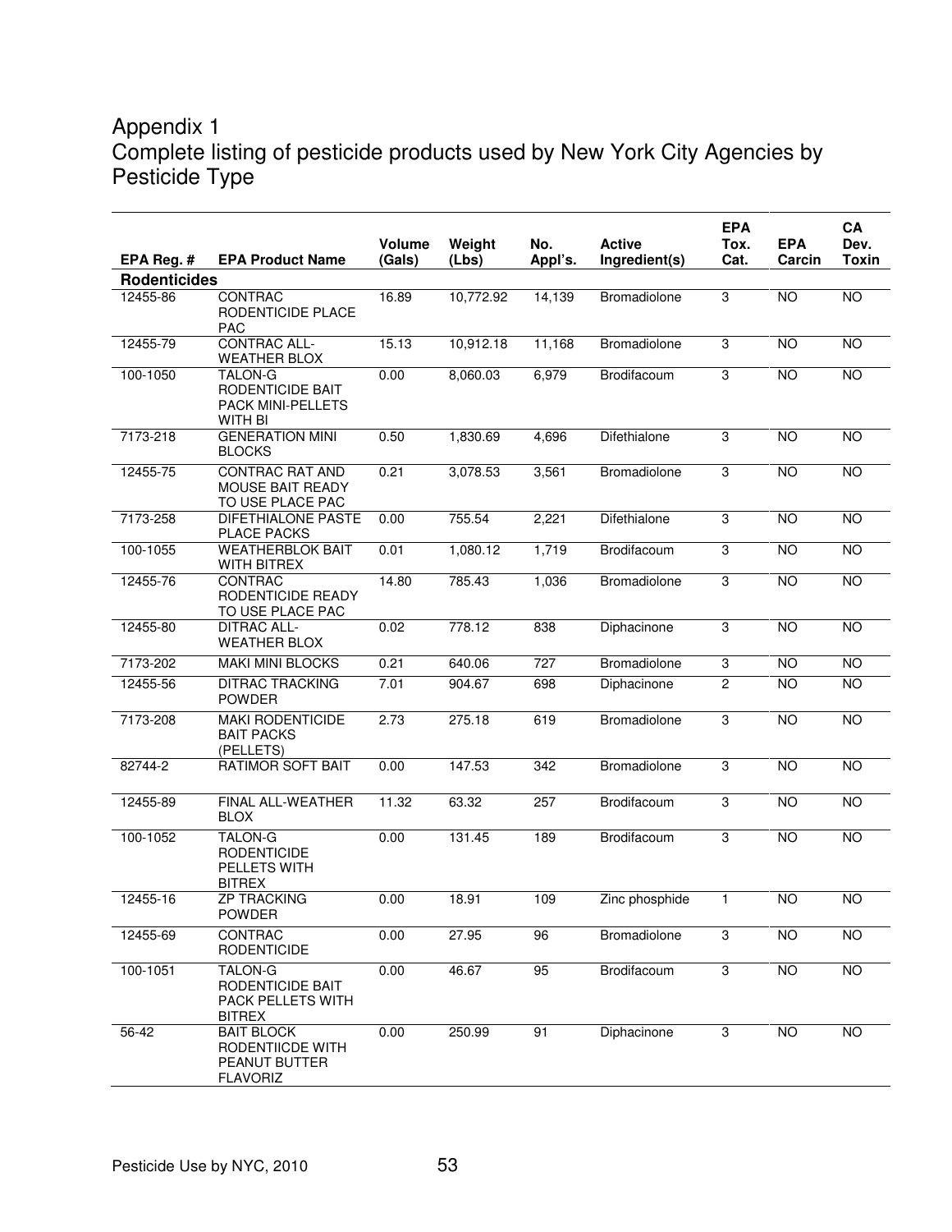# Appendix 1
## Complete listing of pesticide products used by New York City Agencies by Pesticide Type

| EPA Reg. # | EPA Product Name | Volume (Gals) | Weight (Lbs) | No. Appl's. | Active Ingredient(s) | EPA Tox. Cat. | EPA Carcin | CA Dev. Toxin |
|---|---|---|---|---|---|---|---|---|
| **Rodenticides** | | | | | | | | |
| 12455-86 | CONTRAC RODENTICIDE PLACE PAC | 16.89 | 10,772.92 | 14,139 | Bromadiolone | 3 | NO | NO |
| 12455-79 | CONTRAC ALL-WEATHER BLOX | 15.13 | 10,912.18 | 11,168 | Bromadiolone | 3 | NO | NO |
| 100-1050 | TALON-G RODENTICIDE BAIT PACK MINI-PELLETS WITH BI | 0.00 | 8,060.03 | 6,979 | Brodifacoum | 3 | NO | NO |
| 7173-218 | GENERATION MINI BLOCKS | 0.50 | 1,830.69 | 4,696 | Difethialone | 3 | NO | NO |
| 12455-75 | CONTRAC RAT AND MOUSE BAIT READY TO USE PLACE PAC | 0.21 | 3,078.53 | 3,561 | Bromadiolone | 3 | NO | NO |
| 7173-258 | DIFETHIALONE PASTE PLACE PACKS | 0.00 | 755.54 | 2,221 | Difethialone | 3 | NO | NO |
| 100-1055 | WEATHERBLOK BAIT WITH BITREX | 0.01 | 1,080.12 | 1,719 | Brodifacoum | 3 | NO | NO |
| 12455-76 | CONTRAC RODENTICIDE READY TO USE PLACE PAC | 14.80 | 785.43 | 1,036 | Bromadiolone | 3 | NO | NO |
| 12455-80 | DITRAC ALL-WEATHER BLOX | 0.02 | 778.12 | 838 | Diphacinone | 3 | NO | NO |
| 7173-202 | MAKI MINI BLOCKS | 0.21 | 640.06 | 727 | Bromadiolone | 3 | NO | NO |
| 12455-56 | DITRAC TRACKING POWDER | 7.01 | 904.67 | 698 | Diphacinone | 2 | NO | NO |
| 7173-208 | MAKI RODENTICIDE BAIT PACKS (PELLETS) | 2.73 | 275.18 | 619 | Bromadiolone | 3 | NO | NO |
| 82744-2 | RATIMOR SOFT BAIT | 0.00 | 147.53 | 342 | Bromadiolone | 3 | NO | NO |
| 12455-89 | FINAL ALL-WEATHER BLOX | 11.32 | 63.32 | 257 | Brodifacoum | 3 | NO | NO |
| 100-1052 | TALON-G RODENTICIDE PELLETS WITH BITREX | 0.00 | 131.45 | 189 | Brodifacoum | 3 | NO | NO |
| 12455-16 | ZP TRACKING POWDER | 0.00 | 18.91 | 109 | Zinc phosphide | 1 | NO | NO |
| 12455-69 | CONTRAC RODENTICIDE | 0.00 | 27.95 | 96 | Bromadiolone | 3 | NO | NO |
| 100-1051 | TALON-G RODENTICIDE BAIT PACK PELLETS WITH BITREX | 0.00 | 46.67 | 95 | Brodifacoum | 3 | NO | NO |
| 56-42 | BAIT BLOCK RODENTIICDE WITH PEANUT BUTTER FLAVORIZ | 0.00 | 250.99 | 91 | Diphacinone | 3 | NO | NO |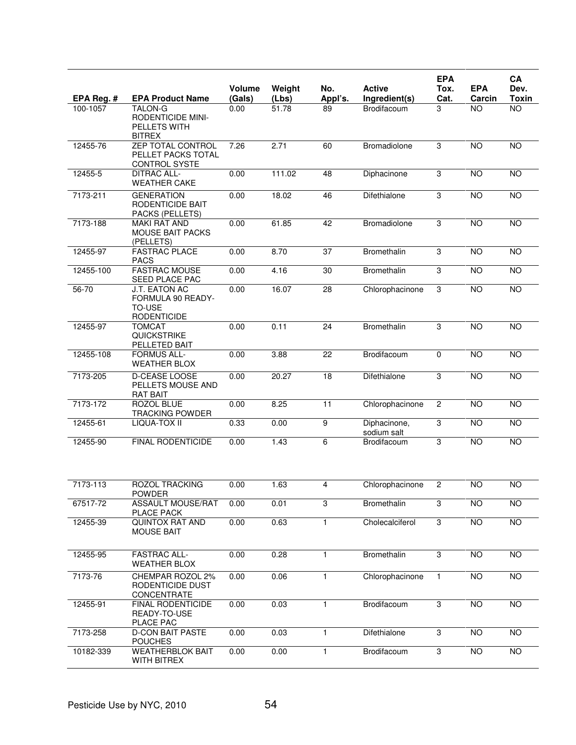| EPA Reg. # | EPA Product Name | Volume (Gals) | Weight (Lbs) | No. Appl's. | Active Ingredient(s) | EPA Tox. Cat. | EPA Carcin | CA Dev. Toxin |
|---|---|---|---|---|---|---|---|---|
| 100-1057 | TALON-G RODENTICIDE MINI-PELLETS WITH BITREX | 0.00 | 51.78 | 89 | Brodifacoum | 3 | NO | NO |
| 12455-76 | ZEP TOTAL CONTROL PELLET PACKS TOTAL CONTROL SYSTE | 7.26 | 2.71 | 60 | Bromadiolone | 3 | NO | NO |
| 12455-5 | DITRAC ALL-WEATHER CAKE | 0.00 | 111.02 | 48 | Diphacinone | 3 | NO | NO |
| 7173-211 | GENERATION RODENTICIDE BAIT PACKS (PELLETS) | 0.00 | 18.02 | 46 | Difethialone | 3 | NO | NO |
| 7173-188 | MAKI RAT AND MOUSE BAIT PACKS (PELLETS) | 0.00 | 61.85 | 42 | Bromadiolone | 3 | NO | NO |
| 12455-97 | FASTRAC PLACE PACS | 0.00 | 8.70 | 37 | Bromethalin | 3 | NO | NO |
| 12455-100 | FASTRAC MOUSE SEED PLACE PAC | 0.00 | 4.16 | 30 | Bromethalin | 3 | NO | NO |
| 56-70 | J.T. EATON AC FORMULA 90 READY-TO-USE RODENTICIDE | 0.00 | 16.07 | 28 | Chlorophacinone | 3 | NO | NO |
| 12455-97 | TOMCAT QUICKSTRIKE PELLETED BAIT | 0.00 | 0.11 | 24 | Bromethalin | 3 | NO | NO |
| 12455-108 | FORMUS ALL-WEATHER BLOX | 0.00 | 3.88 | 22 | Brodifacoum | 0 | NO | NO |
| 7173-205 | D-CEASE LOOSE PELLETS MOUSE AND RAT BAIT | 0.00 | 20.27 | 18 | Difethialone | 3 | NO | NO |
| 7173-172 | ROZOL BLUE TRACKING POWDER | 0.00 | 8.25 | 11 | Chlorophacinone | 2 | NO | NO |
| 12455-61 | LIQUA-TOX II | 0.33 | 0.00 | 9 | Diphacinone, sodium salt | 3 | NO | NO |
| 12455-90 | FINAL RODENTICIDE | 0.00 | 1.43 | 6 | Brodifacoum | 3 | NO | NO |
| 7173-113 | ROZOL TRACKING POWDER | 0.00 | 1.63 | 4 | Chlorophacinone | 2 | NO | NO |
| 67517-72 | ASSAULT MOUSE/RAT PLACE PACK | 0.00 | 0.01 | 3 | Bromethalin | 3 | NO | NO |
| 12455-39 | QUINTOX RAT AND MOUSE BAIT | 0.00 | 0.63 | 1 | Cholecalciferol | 3 | NO | NO |
| 12455-95 | FASTRAC ALL-WEATHER BLOX | 0.00 | 0.28 | 1 | Bromethalin | 3 | NO | NO |
| 7173-76 | CHEMPAR ROZOL 2% RODENTICIDE DUST CONCENTRATE | 0.00 | 0.06 | 1 | Chlorophacinone | 1 | NO | NO |
| 12455-91 | FINAL RODENTICIDE READY-TO-USE PLACE PAC | 0.00 | 0.03 | 1 | Brodifacoum | 3 | NO | NO |
| 7173-258 | D-CON BAIT PASTE POUCHES | 0.00 | 0.03 | 1 | Difethialone | 3 | NO | NO |
| 10182-339 | WEATHERBLOK BAIT WITH BITREX | 0.00 | 0.00 | 1 | Brodifacoum | 3 | NO | NO |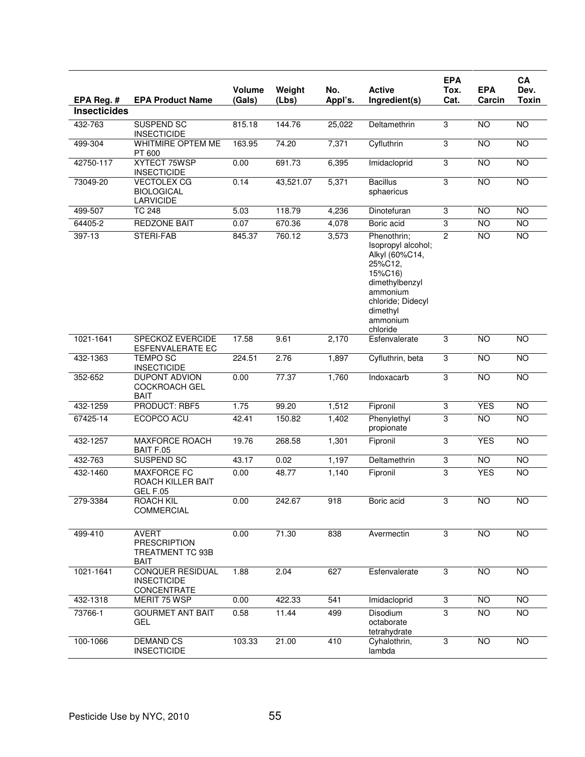| EPA Reg. # | EPA Product Name | Volume (Gals) | Weight (Lbs) | No. Appl's. | Active Ingredient(s) | EPA Tox. Cat. | EPA Carcin | CA Dev. Toxin |
|---|---|---|---|---|---|---|---|---|
| **Insecticides** | | | | | | | | |
| 432-763 | SUSPEND SC INSECTICIDE | 815.18 | 144.76 | 25,022 | Deltamethrin | 3 | NO | NO |
| 499-304 | WHITMIRE OPTEM ME PT 600 | 163.95 | 74.20 | 7,371 | Cyfluthrin | 3 | NO | NO |
| 42750-117 | XYTECT 75WSP INSECTICIDE | 0.00 | 691.73 | 6,395 | Imidacloprid | 3 | NO | NO |
| 73049-20 | VECTOLEX CG BIOLOGICAL LARVICIDE | 0.14 | 43,521.07 | 5,371 | Bacillus sphaericus | 3 | NO | NO |
| 499-507 | TC 248 | 5.03 | 118.79 | 4,236 | Dinotefuran | 3 | NO | NO |
| 64405-2 | REDZONE BAIT | 0.07 | 670.36 | 4,078 | Boric acid | 3 | NO | NO |
| 397-13 | STERI-FAB | 845.37 | 760.12 | 3,573 | Phenothrin; Isopropyl alcohol; Alkyl (60%C14, 25%C12, 15%C16) dimethylbenzyl ammonium chloride; Didecyl dimethyl ammonium chloride | 2 | NO | NO |
| 1021-1641 | SPECKOZ EVERCIDE ESFENVALERATE EC | 17.58 | 9.61 | 2,170 | Esfenvalerate | 3 | NO | NO |
| 432-1363 | TEMPO SC INSECTICIDE | 224.51 | 2.76 | 1,897 | Cyfluthrin, beta | 3 | NO | NO |
| 352-652 | DUPONT ADVION COCKROACH GEL BAIT | 0.00 | 77.37 | 1,760 | Indoxacarb | 3 | NO | NO |
| 432-1259 | PRODUCT: RBF5 | 1.75 | 99.20 | 1,512 | Fipronil | 3 | YES | NO |
| 67425-14 | ECOPCO ACU | 42.41 | 150.82 | 1,402 | Phenylethyl propionate | 3 | NO | NO |
| 432-1257 | MAXFORCE ROACH BAIT F.05 | 19.76 | 268.58 | 1,301 | Fipronil | 3 | YES | NO |
| 432-763 | SUSPEND SC | 43.17 | 0.02 | 1,197 | Deltamethrin | 3 | NO | NO |
| 432-1460 | MAXFORCE FC ROACH KILLER BAIT GEL F.05 | 0.00 | 48.77 | 1,140 | Fipronil | 3 | YES | NO |
| 279-3384 | ROACH KIL COMMERCIAL | 0.00 | 242.67 | 918 | Boric acid | 3 | NO | NO |
| 499-410 | AVERT PRESCRIPTION TREATMENT TC 93B BAIT | 0.00 | 71.30 | 838 | Avermectin | 3 | NO | NO |
| 1021-1641 | CONQUER RESIDUAL INSECTICIDE CONCENTRATE | 1.88 | 2.04 | 627 | Esfenvalerate | 3 | NO | NO |
| 432-1318 | MERIT 75 WSP | 0.00 | 422.33 | 541 | Imidacloprid | 3 | NO | NO |
| 73766-1 | GOURMET ANT BAIT GEL | 0.58 | 11.44 | 499 | Disodium octaborate tetrahydrate | 3 | NO | NO |
| 100-1066 | DEMAND CS INSECTICIDE | 103.33 | 21.00 | 410 | Cyhalothrin, lambda | 3 | NO | NO |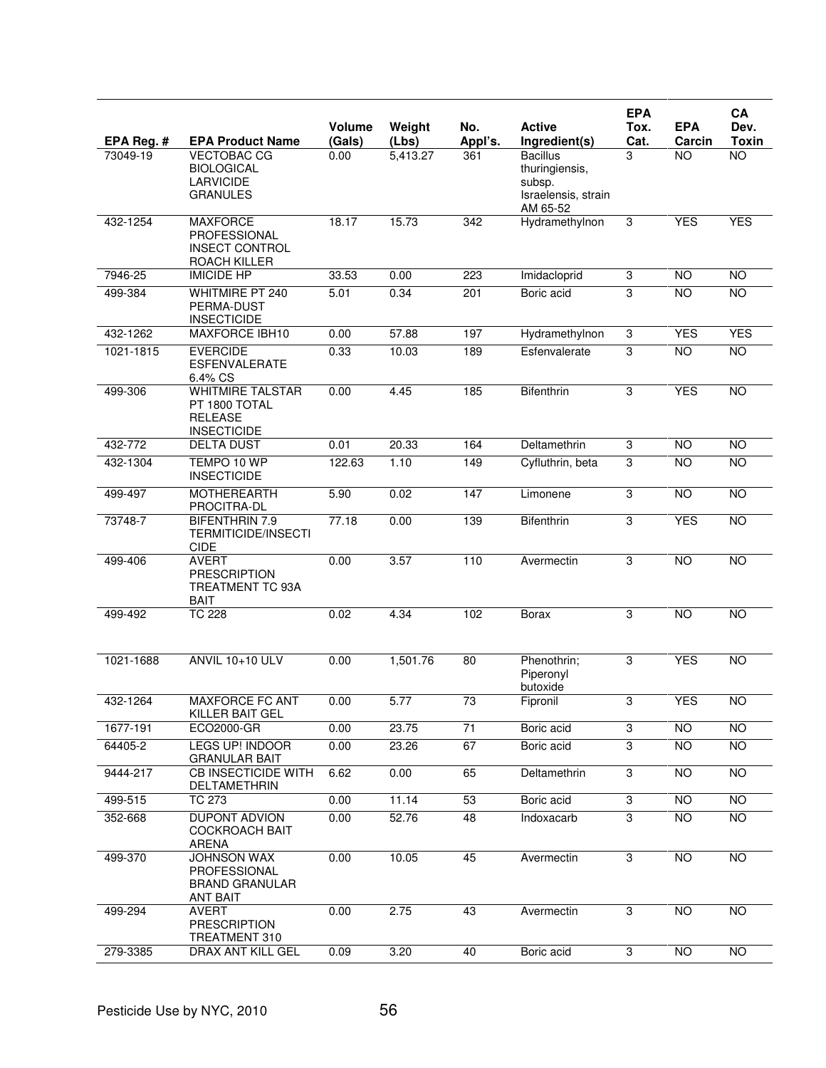| EPA Reg. # | EPA Product Name | Volume (Gals) | Weight (Lbs) | No. Appl's. | Active Ingredient(s) | EPA Tox. Cat. | EPA Carcin | CA Dev. Toxin |
|---|---|---|---|---|---|---|---|---|
| 73049-19 | VECTOBAC CG BIOLOGICAL LARVICIDE GRANULES | 0.00 | 5,413.27 | 361 | Bacillus thuringiensis, subsp. Israelensis, strain AM 65-52 | 3 | NO | NO |
| 432-1254 | MAXFORCE PROFESSIONAL INSECT CONTROL ROACH KILLER | 18.17 | 15.73 | 342 | Hydramethylnon | 3 | YES | YES |
| 7946-25 | IMICIDE HP | 33.53 | 0.00 | 223 | Imidacloprid | 3 | NO | NO |
| 499-384 | WHITMIRE PT 240 PERMA-DUST INSECTICIDE | 5.01 | 0.34 | 201 | Boric acid | 3 | NO | NO |
| 432-1262 | MAXFORCE IBH10 | 0.00 | 57.88 | 197 | Hydramethylnon | 3 | YES | YES |
| 1021-1815 | EVERCIDE ESFENVALERATE 6.4% CS | 0.33 | 10.03 | 189 | Esfenvalerate | 3 | NO | NO |
| 499-306 | WHITMIRE TALSTAR PT 1800 TOTAL RELEASE INSECTICIDE | 0.00 | 4.45 | 185 | Bifenthrin | 3 | YES | NO |
| 432-772 | DELTA DUST | 0.01 | 20.33 | 164 | Deltamethrin | 3 | NO | NO |
| 432-1304 | TEMPO 10 WP INSECTICIDE | 122.63 | 1.10 | 149 | Cyfluthrin, beta | 3 | NO | NO |
| 499-497 | MOTHEREARTH PROCITRA-DL | 5.90 | 0.02 | 147 | Limonene | 3 | NO | NO |
| 73748-7 | BIFENTHRIN 7.9 TERMITICIDE/INSECTICIDE | 77.18 | 0.00 | 139 | Bifenthrin | 3 | YES | NO |
| 499-406 | AVERT PRESCRIPTION TREATMENT TC 93A BAIT | 0.00 | 3.57 | 110 | Avermectin | 3 | NO | NO |
| 499-492 | TC 228 | 0.02 | 4.34 | 102 | Borax | 3 | NO | NO |
| 1021-1688 | ANVIL 10+10 ULV | 0.00 | 1,501.76 | 80 | Phenothrin; Piperonyl butoxide | 3 | YES | NO |
| 432-1264 | MAXFORCE FC ANT KILLER BAIT GEL | 0.00 | 5.77 | 73 | Fipronil | 3 | YES | NO |
| 1677-191 | ECO2000-GR | 0.00 | 23.75 | 71 | Boric acid | 3 | NO | NO |
| 64405-2 | LEGS UP! INDOOR GRANULAR BAIT | 0.00 | 23.26 | 67 | Boric acid | 3 | NO | NO |
| 9444-217 | CB INSECTICIDE WITH DELTAMETHRIN | 6.62 | 0.00 | 65 | Deltamethrin | 3 | NO | NO |
| 499-515 | TC 273 | 0.00 | 11.14 | 53 | Boric acid | 3 | NO | NO |
| 352-668 | DUPONT ADVION COCKROACH BAIT ARENA | 0.00 | 52.76 | 48 | Indoxacarb | 3 | NO | NO |
| 499-370 | JOHNSON WAX PROFESSIONAL BRAND GRANULAR ANT BAIT | 0.00 | 10.05 | 45 | Avermectin | 3 | NO | NO |
| 499-294 | AVERT PRESCRIPTION TREATMENT 310 | 0.00 | 2.75 | 43 | Avermectin | 3 | NO | NO |
| 279-3385 | DRAX ANT KILL GEL | 0.09 | 3.20 | 40 | Boric acid | 3 | NO | NO |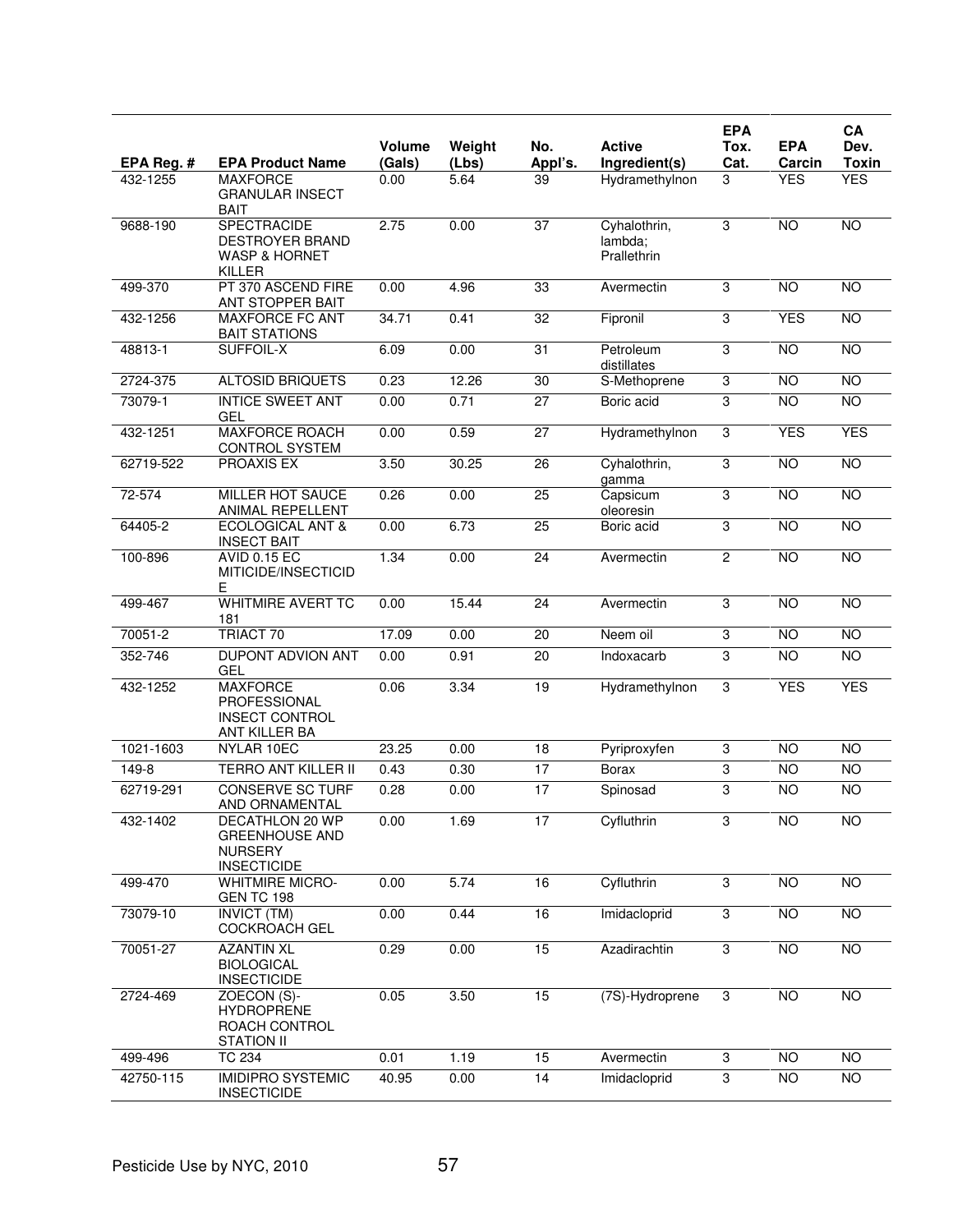| EPA Reg. # | EPA Product Name | Volume (Gals) | Weight (Lbs) | No. Appl's. | Active Ingredient(s) | EPA Tox. Cat. | EPA Carcin | CA Dev. Toxin |
|---|---|---|---|---|---|---|---|---|
| 432-1255 | MAXFORCE GRANULAR INSECT BAIT | 0.00 | 5.64 | 39 | Hydramethylnon | 3 | YES | YES |
| 9688-190 | SPECTRACIDE DESTROYER BRAND WASP & HORNET KILLER | 2.75 | 0.00 | 37 | Cyhalothrin, lambda; Prallethrin | 3 | NO | NO |
| 499-370 | PT 370 ASCEND FIRE ANT STOPPER BAIT | 0.00 | 4.96 | 33 | Avermectin | 3 | NO | NO |
| 432-1256 | MAXFORCE FC ANT BAIT STATIONS | 34.71 | 0.41 | 32 | Fipronil | 3 | YES | NO |
| 48813-1 | SUFFOIL-X | 6.09 | 0.00 | 31 | Petroleum distillates | 3 | NO | NO |
| 2724-375 | ALTOSID BRIQUETS | 0.23 | 12.26 | 30 | S-Methoprene | 3 | NO | NO |
| 73079-1 | INTICE SWEET ANT GEL | 0.00 | 0.71 | 27 | Boric acid | 3 | NO | NO |
| 432-1251 | MAXFORCE ROACH CONTROL SYSTEM | 0.00 | 0.59 | 27 | Hydramethylnon | 3 | YES | YES |
| 62719-522 | PROAXIS EX | 3.50 | 30.25 | 26 | Cyhalothrin, gamma | 3 | NO | NO |
| 72-574 | MILLER HOT SAUCE ANIMAL REPELLENT | 0.26 | 0.00 | 25 | Capsicum oleoresin | 3 | NO | NO |
| 64405-2 | ECOLOGICAL ANT & INSECT BAIT | 0.00 | 6.73 | 25 | Boric acid | 3 | NO | NO |
| 100-896 | AVID 0.15 EC MITICIDE/INSECTICIDE | 1.34 | 0.00 | 24 | Avermectin | 2 | NO | NO |
| 499-467 | WHITMIRE AVERT TC 181 | 0.00 | 15.44 | 24 | Avermectin | 3 | NO | NO |
| 70051-2 | TRIACT 70 | 17.09 | 0.00 | 20 | Neem oil | 3 | NO | NO |
| 352-746 | DUPONT ADVION ANT GEL | 0.00 | 0.91 | 20 | Indoxacarb | 3 | NO | NO |
| 432-1252 | MAXFORCE PROFESSIONAL INSECT CONTROL ANT KILLER BA | 0.06 | 3.34 | 19 | Hydramethylnon | 3 | YES | YES |
| 1021-1603 | NYLAR 10EC | 23.25 | 0.00 | 18 | Pyriproxyfen | 3 | NO | NO |
| 149-8 | TERRO ANT KILLER II | 0.43 | 0.30 | 17 | Borax | 3 | NO | NO |
| 62719-291 | CONSERVE SC TURF AND ORNAMENTAL | 0.28 | 0.00 | 17 | Spinosad | 3 | NO | NO |
| 432-1402 | DECATHLON 20 WP GREENHOUSE AND NURSERY INSECTICIDE | 0.00 | 1.69 | 17 | Cyfluthrin | 3 | NO | NO |
| 499-470 | WHITMIRE MICRO-GEN TC 198 | 0.00 | 5.74 | 16 | Cyfluthrin | 3 | NO | NO |
| 73079-10 | INVICT (TM) COCKROACH GEL | 0.00 | 0.44 | 16 | Imidacloprid | 3 | NO | NO |
| 70051-27 | AZANTIN XL BIOLOGICAL INSECTICIDE | 0.29 | 0.00 | 15 | Azadirachtin | 3 | NO | NO |
| 2724-469 | ZOECON (S)-HYDROPRENE ROACH CONTROL STATION II | 0.05 | 3.50 | 15 | (7S)-Hydroprene | 3 | NO | NO |
| 499-496 | TC 234 | 0.01 | 1.19 | 15 | Avermectin | 3 | NO | NO |
| 42750-115 | IMIDIPRO SYSTEMIC INSECTICIDE | 40.95 | 0.00 | 14 | Imidacloprid | 3 | NO | NO |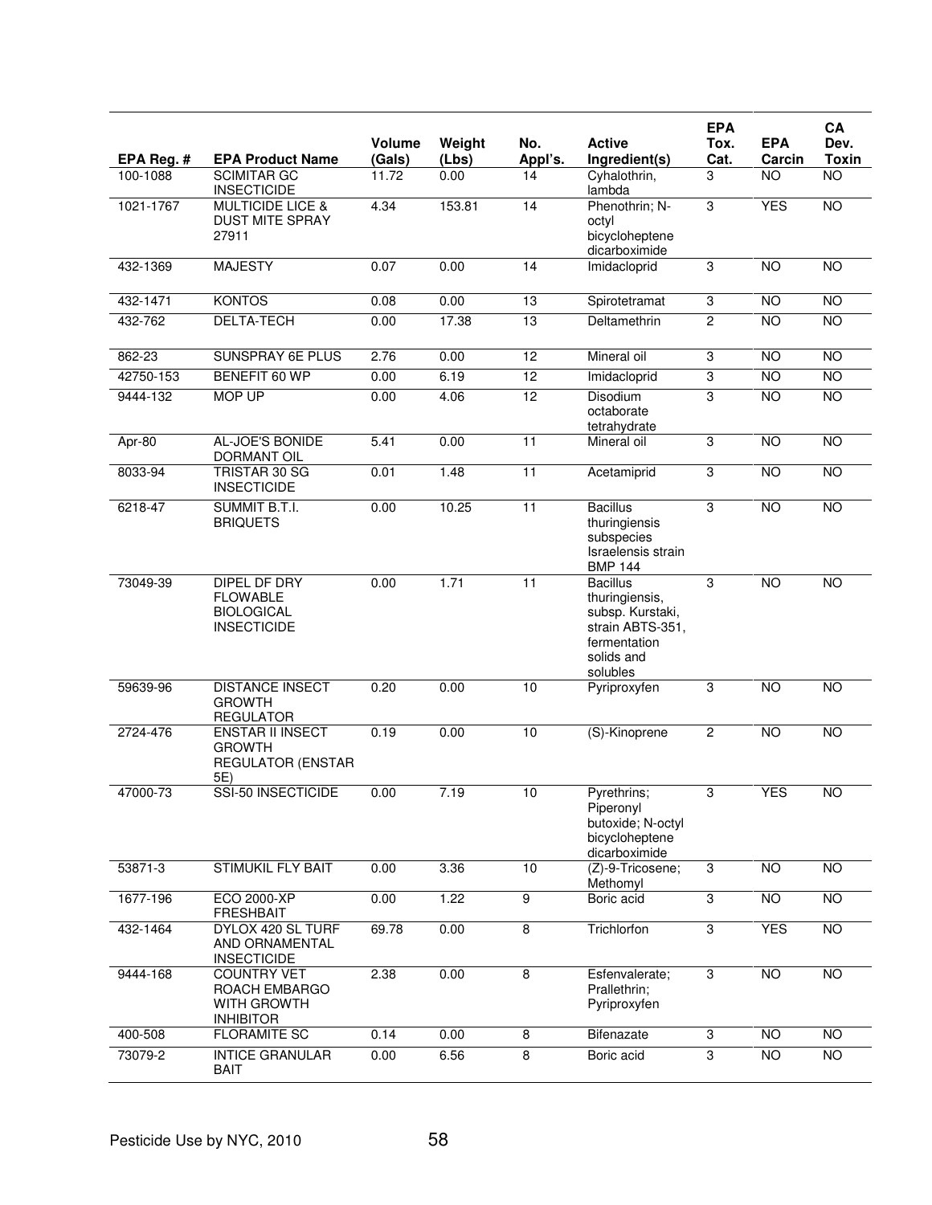| EPA Reg. # | EPA Product Name | Volume (Gals) | Weight (Lbs) | No. Appl's. | Active Ingredient(s) | EPA Tox. Cat. | EPA Carcin | CA Dev. Toxin |
|---|---|---|---|---|---|---|---|---|
| 100-1088 | SCIMITAR GC INSECTICIDE | 11.72 | 0.00 | 14 | Cyhalothrin, lambda | 3 | NO | NO |
| 1021-1767 | MULTICIDE LICE & DUST MITE SPRAY 27911 | 4.34 | 153.81 | 14 | Phenothrin; N-octyl bicycloheptene dicarboximide | 3 | YES | NO |
| 432-1369 | MAJESTY | 0.07 | 0.00 | 14 | Imidacloprid | 3 | NO | NO |
| 432-1471 | KONTOS | 0.08 | 0.00 | 13 | Spirotetramat | 3 | NO | NO |
| 432-762 | DELTA-TECH | 0.00 | 17.38 | 13 | Deltamethrin | 2 | NO | NO |
| 862-23 | SUNSPRAY 6E PLUS | 2.76 | 0.00 | 12 | Mineral oil | 3 | NO | NO |
| 42750-153 | BENEFIT 60 WP | 0.00 | 6.19 | 12 | Imidacloprid | 3 | NO | NO |
| 9444-132 | MOP UP | 0.00 | 4.06 | 12 | Disodium octaborate tetrahydrate | 3 | NO | NO |
| Apr-80 | AL-JOE'S BONIDE DORMANT OIL | 5.41 | 0.00 | 11 | Mineral oil | 3 | NO | NO |
| 8033-94 | TRISTAR 30 SG INSECTICIDE | 0.01 | 1.48 | 11 | Acetamiprid | 3 | NO | NO |
| 6218-47 | SUMMIT B.T.I. BRIQUETS | 0.00 | 10.25 | 11 | Bacillus thuringiensis subspecies Israelensis strain BMP 144 | 3 | NO | NO |
| 73049-39 | DIPEL DF DRY FLOWABLE BIOLOGICAL INSECTICIDE | 0.00 | 1.71 | 11 | Bacillus thuringiensis, subsp. Kurstaki, strain ABTS-351, fermentation solids and solubles | 3 | NO | NO |
| 59639-96 | DISTANCE INSECT GROWTH REGULATOR | 0.20 | 0.00 | 10 | Pyriproxyfen | 3 | NO | NO |
| 2724-476 | ENSTAR II INSECT GROWTH REGULATOR (ENSTAR 5E) | 0.19 | 0.00 | 10 | (S)-Kinoprene | 2 | NO | NO |
| 47000-73 | SSI-50 INSECTICIDE | 0.00 | 7.19 | 10 | Pyrethrins; Piperonyl butoxide; N-octyl bicycloheptene dicarboximide | 3 | YES | NO |
| 53871-3 | STIMUKIL FLY BAIT | 0.00 | 3.36 | 10 | (Z)-9-Tricosene; Methomyl | 3 | NO | NO |
| 1677-196 | ECO 2000-XP FRESHBAIT | 0.00 | 1.22 | 9 | Boric acid | 3 | NO | NO |
| 432-1464 | DYLOX 420 SL TURF AND ORNAMENTAL INSECTICIDE | 69.78 | 0.00 | 8 | Trichlorfon | 3 | YES | NO |
| 9444-168 | COUNTRY VET ROACH EMBARGO WITH GROWTH INHIBITOR | 2.38 | 0.00 | 8 | Esfenvalerate; Prallethrin; Pyriproxyfen | 3 | NO | NO |
| 400-508 | FLORAMITE SC | 0.14 | 0.00 | 8 | Bifenazate | 3 | NO | NO |
| 73079-2 | INTICE GRANULAR BAIT | 0.00 | 6.56 | 8 | Boric acid | 3 | NO | NO |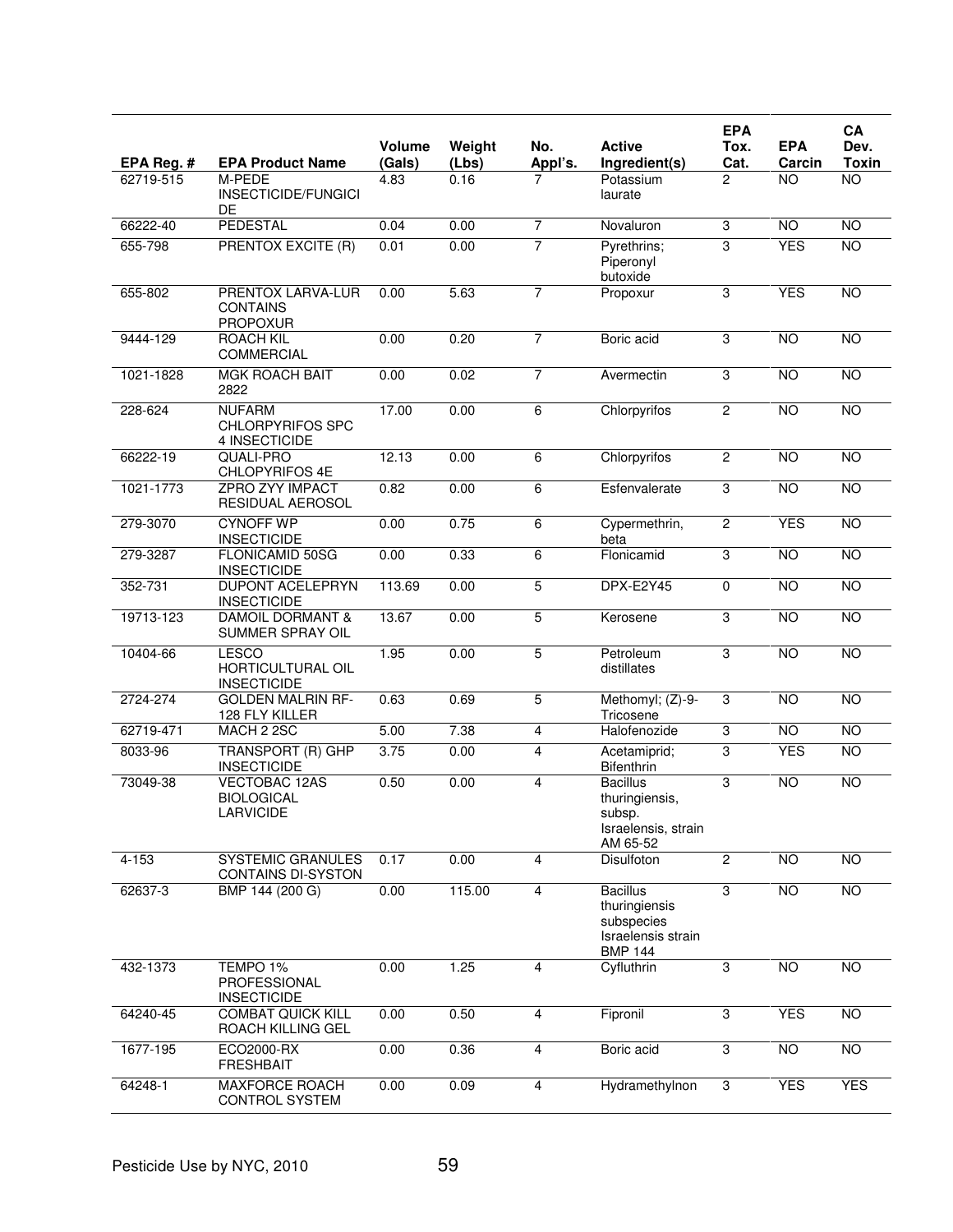| EPA Reg. # | EPA Product Name | Volume (Gals) | Weight (Lbs) | No. Appl's. | Active Ingredient(s) | EPA Tox. Cat. | EPA Carcin | CA Dev. Toxin |
|---|---|---|---|---|---|---|---|---|
| 62719-515 | M-PEDE INSECTICIDE/FUNGICIDE | 4.83 | 0.16 | 7 | Potassium laurate | 2 | NO | NO |
| 66222-40 | PEDESTAL | 0.04 | 0.00 | 7 | Novaluron | 3 | NO | NO |
| 655-798 | PRENTOX EXCITE (R) | 0.01 | 0.00 | 7 | Pyrethrins; Piperonyl butoxide | 3 | YES | NO |
| 655-802 | PRENTOX LARVA-LUR CONTAINS PROPOXUR | 0.00 | 5.63 | 7 | Propoxur | 3 | YES | NO |
| 9444-129 | ROACH KIL COMMERCIAL | 0.00 | 0.20 | 7 | Boric acid | 3 | NO | NO |
| 1021-1828 | MGK ROACH BAIT 2822 | 0.00 | 0.02 | 7 | Avermectin | 3 | NO | NO |
| 228-624 | NUFARM CHLORPYRIFOS SPC 4 INSECTICIDE | 17.00 | 0.00 | 6 | Chlorpyrifos | 2 | NO | NO |
| 66222-19 | QUALI-PRO CHLOPYRIFOS 4E | 12.13 | 0.00 | 6 | Chlorpyrifos | 2 | NO | NO |
| 1021-1773 | ZPRO ZYY IMPACT RESIDUAL AEROSOL | 0.82 | 0.00 | 6 | Esfenvalerate | 3 | NO | NO |
| 279-3070 | CYNOFF WP INSECTICIDE | 0.00 | 0.75 | 6 | Cypermethrin, beta | 2 | YES | NO |
| 279-3287 | FLONICAMID 50SG INSECTICIDE | 0.00 | 0.33 | 6 | Flonicamid | 3 | NO | NO |
| 352-731 | DUPONT ACELEPRYN INSECTICIDE | 113.69 | 0.00 | 5 | DPX-E2Y45 | 0 | NO | NO |
| 19713-123 | DAMOIL DORMANT & SUMMER SPRAY OIL | 13.67 | 0.00 | 5 | Kerosene | 3 | NO | NO |
| 10404-66 | LESCO HORTICULTURAL OIL INSECTICIDE | 1.95 | 0.00 | 5 | Petroleum distillates | 3 | NO | NO |
| 2724-274 | GOLDEN MALRIN RF-128 FLY KILLER | 0.63 | 0.69 | 5 | Methomyl; (Z)-9-Tricosene | 3 | NO | NO |
| 62719-471 | MACH 2 2SC | 5.00 | 7.38 | 4 | Halofenozide | 3 | NO | NO |
| 8033-96 | TRANSPORT (R) GHP INSECTICIDE | 3.75 | 0.00 | 4 | Acetamiprid; Bifenthrin | 3 | YES | NO |
| 73049-38 | VECTOBAC 12AS BIOLOGICAL LARVICIDE | 0.50 | 0.00 | 4 | Bacillus thuringiensis, subsp. Israelensis, strain AM 65-52 | 3 | NO | NO |
| 4-153 | SYSTEMIC GRANULES CONTAINS DI-SYSTON | 0.17 | 0.00 | 4 | Disulfoton | 2 | NO | NO |
| 62637-3 | BMP 144 (200 G) | 0.00 | 115.00 | 4 | Bacillus thuringiensis subspecies Israelensis strain BMP 144 | 3 | NO | NO |
| 432-1373 | TEMPO 1% PROFESSIONAL INSECTICIDE | 0.00 | 1.25 | 4 | Cyfluthrin | 3 | NO | NO |
| 64240-45 | COMBAT QUICK KILL ROACH KILLING GEL | 0.00 | 0.50 | 4 | Fipronil | 3 | YES | NO |
| 1677-195 | ECO2000-RX FRESHBAIT | 0.00 | 0.36 | 4 | Boric acid | 3 | NO | NO |
| 64248-1 | MAXFORCE ROACH CONTROL SYSTEM | 0.00 | 0.09 | 4 | Hydramethylnon | 3 | YES | YES |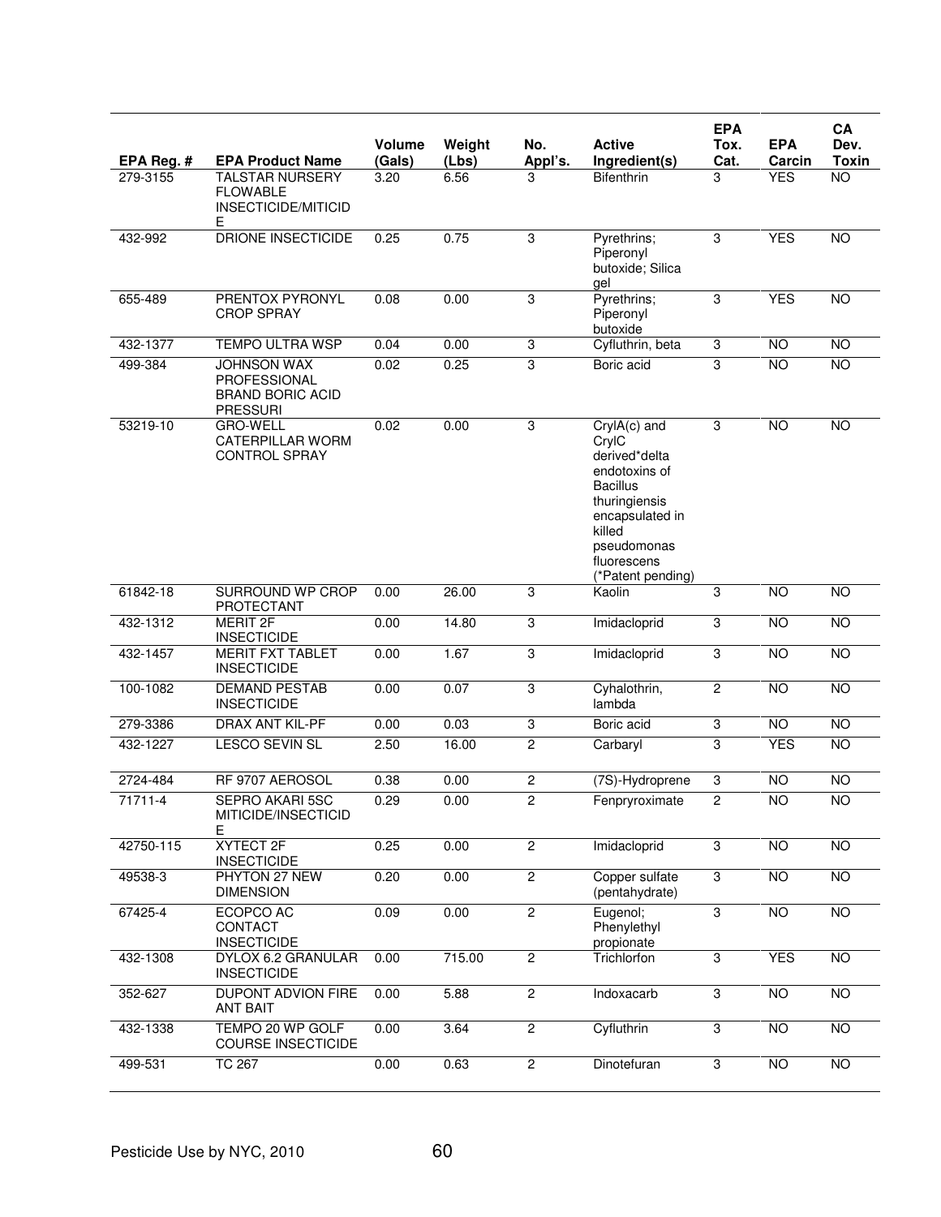| EPA Reg. # | EPA Product Name | Volume (Gals) | Weight (Lbs) | No. Appl's. | Active Ingredient(s) | EPA Tox. Cat. | EPA Carcin | CA Dev. Toxin |
|---|---|---|---|---|---|---|---|---|
| 279-3155 | TALSTAR NURSERY FLOWABLE INSECTICIDE/MITICIDE | 3.20 | 6.56 | 3 | Bifenthrin | 3 | YES | NO |
| 432-992 | DRIONE INSECTICIDE | 0.25 | 0.75 | 3 | Pyrethrins; Piperonyl butoxide; Silica gel | 3 | YES | NO |
| 655-489 | PRENTOX PYRONYL CROP SPRAY | 0.08 | 0.00 | 3 | Pyrethrins; Piperonyl butoxide | 3 | YES | NO |
| 432-1377 | TEMPO ULTRA WSP | 0.04 | 0.00 | 3 | Cyfluthrin, beta | 3 | NO | NO |
| 499-384 | JOHNSON WAX PROFESSIONAL BRAND BORIC ACID PRESSURI | 0.02 | 0.25 | 3 | Boric acid | 3 | NO | NO |
| 53219-10 | GRO-WELL CATERPILLAR WORM CONTROL SPRAY | 0.02 | 0.00 | 3 | CryIA(c) and CryIC derived*delta endotoxins of Bacillus thuringiensis encapsulated in killed pseudomonas fluorescens (*Patent pending) | 3 | NO | NO |
| 61842-18 | SURROUND WP CROP PROTECTANT | 0.00 | 26.00 | 3 | Kaolin | 3 | NO | NO |
| 432-1312 | MERIT 2F INSECTICIDE | 0.00 | 14.80 | 3 | Imidacloprid | 3 | NO | NO |
| 432-1457 | MERIT FXT TABLET INSECTICIDE | 0.00 | 1.67 | 3 | Imidacloprid | 3 | NO | NO |
| 100-1082 | DEMAND PESTAB INSECTICIDE | 0.00 | 0.07 | 3 | Cyhalothrin, lambda | 2 | NO | NO |
| 279-3386 | DRAX ANT KIL-PF | 0.00 | 0.03 | 3 | Boric acid | 3 | NO | NO |
| 432-1227 | LESCO SEVIN SL | 2.50 | 16.00 | 2 | Carbaryl | 3 | YES | NO |
| 2724-484 | RF 9707 AEROSOL | 0.38 | 0.00 | 2 | (7S)-Hydroprene | 3 | NO | NO |
| 71711-4 | SEPRO AKARI 5SC MITICIDE/INSECTICIDE | 0.29 | 0.00 | 2 | Fenpryroximate | 2 | NO | NO |
| 42750-115 | XYTECT 2F INSECTICIDE | 0.25 | 0.00 | 2 | Imidacloprid | 3 | NO | NO |
| 49538-3 | PHYTON 27 NEW DIMENSION | 0.20 | 0.00 | 2 | Copper sulfate (pentahydrate) | 3 | NO | NO |
| 67425-4 | ECOPCO AC CONTACT INSECTICIDE | 0.09 | 0.00 | 2 | Eugenol; Phenylethyl propionate | 3 | NO | NO |
| 432-1308 | DYLOX 6.2 GRANULAR INSECTICIDE | 0.00 | 715.00 | 2 | Trichlorfon | 3 | YES | NO |
| 352-627 | DUPONT ADVION FIRE ANT BAIT | 0.00 | 5.88 | 2 | Indoxacarb | 3 | NO | NO |
| 432-1338 | TEMPO 20 WP GOLF COURSE INSECTICIDE | 0.00 | 3.64 | 2 | Cyfluthrin | 3 | NO | NO |
| 499-531 | TC 267 | 0.00 | 0.63 | 2 | Dinotefuran | 3 | NO | NO |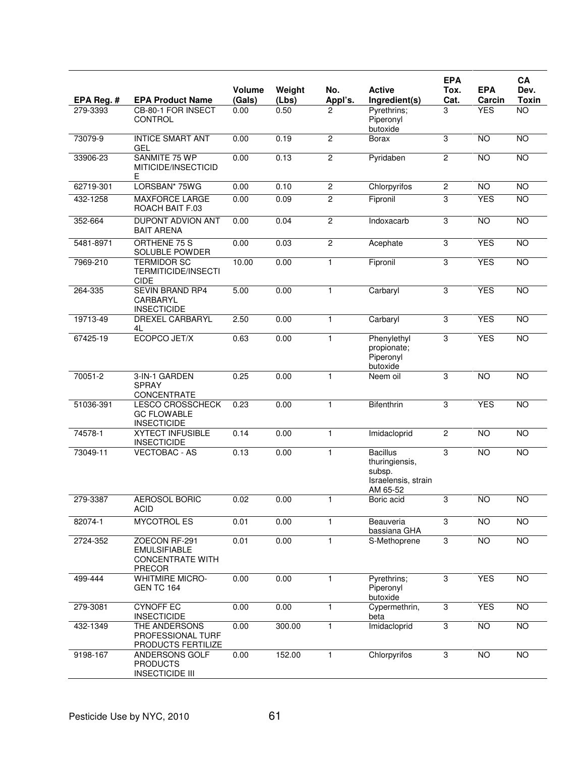| EPA Reg. # | EPA Product Name | Volume (Gals) | Weight (Lbs) | No. Appl's. | Active Ingredient(s) | EPA Tox. Cat. | EPA Carcin | CA Dev. Toxin |
|---|---|---|---|---|---|---|---|---|
| 279-3393 | CB-80-1 FOR INSECT CONTROL | 0.00 | 0.50 | 2 | Pyrethrins; Piperonyl butoxide | 3 | YES | NO |
| 73079-9 | INTICE SMART ANT GEL | 0.00 | 0.19 | 2 | Borax | 3 | NO | NO |
| 33906-23 | SANMITE 75 WP MITICIDE/INSECTICIDE | 0.00 | 0.13 | 2 | Pyridaben | 2 | NO | NO |
| 62719-301 | LORSBAN* 75WG | 0.00 | 0.10 | 2 | Chlorpyrifos | 2 | NO | NO |
| 432-1258 | MAXFORCE LARGE ROACH BAIT F.03 | 0.00 | 0.09 | 2 | Fipronil | 3 | YES | NO |
| 352-664 | DUPONT ADVION ANT BAIT ARENA | 0.00 | 0.04 | 2 | Indoxacarb | 3 | NO | NO |
| 5481-8971 | ORTHENE 75 S SOLUBLE POWDER | 0.00 | 0.03 | 2 | Acephate | 3 | YES | NO |
| 7969-210 | TERMIDOR SC TERMITICIDE/INSECTICIDE | 10.00 | 0.00 | 1 | Fipronil | 3 | YES | NO |
| 264-335 | SEVIN BRAND RP4 CARBARYL INSECTICIDE | 5.00 | 0.00 | 1 | Carbaryl | 3 | YES | NO |
| 19713-49 | DREXEL CARBARYL 4L | 2.50 | 0.00 | 1 | Carbaryl | 3 | YES | NO |
| 67425-19 | ECOPCO JET/X | 0.63 | 0.00 | 1 | Phenylethyl propionate; Piperonyl butoxide | 3 | YES | NO |
| 70051-2 | 3-IN-1 GARDEN SPRAY CONCENTRATE | 0.25 | 0.00 | 1 | Neem oil | 3 | NO | NO |
| 51036-391 | LESCO CROSSCHECK GC FLOWABLE INSECTICIDE | 0.23 | 0.00 | 1 | Bifenthrin | 3 | YES | NO |
| 74578-1 | XYTECT INFUSIBLE INSECTICIDE | 0.14 | 0.00 | 1 | Imidacloprid | 2 | NO | NO |
| 73049-11 | VECTOBAC - AS | 0.13 | 0.00 | 1 | Bacillus thuringiensis, subsp. Israelensis, strain AM 65-52 | 3 | NO | NO |
| 279-3387 | AEROSOL BORIC ACID | 0.02 | 0.00 | 1 | Boric acid | 3 | NO | NO |
| 82074-1 | MYCOTROL ES | 0.01 | 0.00 | 1 | Beauveria bassiana GHA | 3 | NO | NO |
| 2724-352 | ZOECON RF-291 EMULSIFIABLE CONCENTRATE WITH PRECOR | 0.01 | 0.00 | 1 | S-Methoprene | 3 | NO | NO |
| 499-444 | WHITMIRE MICRO-GEN TC 164 | 0.00 | 0.00 | 1 | Pyrethrins; Piperonyl butoxide | 3 | YES | NO |
| 279-3081 | CYNOFF EC INSECTICIDE | 0.00 | 0.00 | 1 | Cypermethrin, beta | 3 | YES | NO |
| 432-1349 | THE ANDERSONS PROFESSIONAL TURF PRODUCTS FERTILIZE | 0.00 | 300.00 | 1 | Imidacloprid | 3 | NO | NO |
| 9198-167 | ANDERSONS GOLF PRODUCTS INSECTICIDE III | 0.00 | 152.00 | 1 | Chlorpyrifos | 3 | NO | NO |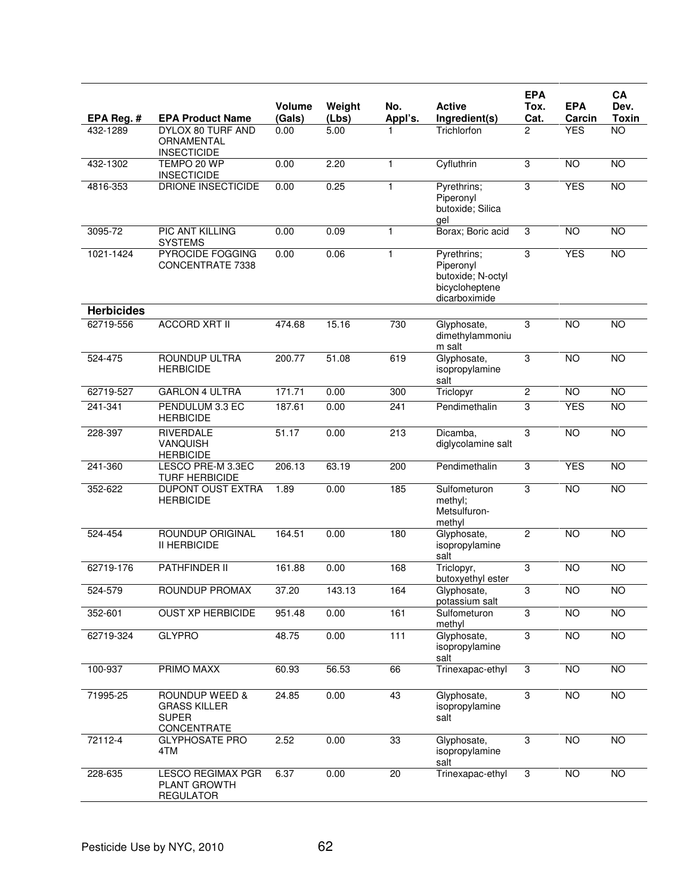| EPA Reg. # | EPA Product Name | Volume (Gals) | Weight (Lbs) | No. Appl's. | Active Ingredient(s) | EPA Tox. Cat. | EPA Carcin | CA Dev. Toxin |
|---|---|---|---|---|---|---|---|---|
| 432-1289 | DYLOX 80 TURF AND ORNAMENTAL INSECTICIDE | 0.00 | 5.00 | 1 | Trichlorfon | 2 | YES | NO |
| 432-1302 | TEMPO 20 WP INSECTICIDE | 0.00 | 2.20 | 1 | Cyfluthrin | 3 | NO | NO |
| 4816-353 | DRIONE INSECTICIDE | 0.00 | 0.25 | 1 | Pyrethrins; Piperonyl butoxide; Silica gel | 3 | YES | NO |
| 3095-72 | PIC ANT KILLING SYSTEMS | 0.00 | 0.09 | 1 | Borax; Boric acid | 3 | NO | NO |
| 1021-1424 | PYROCIDE FOGGING CONCENTRATE 7338 | 0.00 | 0.06 | 1 | Pyrethrins; Piperonyl butoxide; N-octyl bicycloheptene dicarboximide | 3 | YES | NO |
| **Herbicides** | | | | | | | | |
| 62719-556 | ACCORD XRT II | 474.68 | 15.16 | 730 | Glyphosate, dimethylammonium salt | 3 | NO | NO |
| 524-475 | ROUNDUP ULTRA HERBICIDE | 200.77 | 51.08 | 619 | Glyphosate, isopropylamine salt | 3 | NO | NO |
| 62719-527 | GARLON 4 ULTRA | 171.71 | 0.00 | 300 | Triclopyr | 2 | NO | NO |
| 241-341 | PENDULUM 3.3 EC HERBICIDE | 187.61 | 0.00 | 241 | Pendimethalin | 3 | YES | NO |
| 228-397 | RIVERDALE VANQUISH HERBICIDE | 51.17 | 0.00 | 213 | Dicamba, diglycolamine salt | 3 | NO | NO |
| 241-360 | LESCO PRE-M 3.3EC TURF HERBICIDE | 206.13 | 63.19 | 200 | Pendimethalin | 3 | YES | NO |
| 352-622 | DUPONT OUST EXTRA HERBICIDE | 1.89 | 0.00 | 185 | Sulfometuron methyl; Metsulfuron-methyl | 3 | NO | NO |
| 524-454 | ROUNDUP ORIGINAL II HERBICIDE | 164.51 | 0.00 | 180 | Glyphosate, isopropylamine salt | 2 | NO | NO |
| 62719-176 | PATHFINDER II | 161.88 | 0.00 | 168 | Triclopyr, butoxyethyl ester | 3 | NO | NO |
| 524-579 | ROUNDUP PROMAX | 37.20 | 143.13 | 164 | Glyphosate, potassium salt | 3 | NO | NO |
| 352-601 | OUST XP HERBICIDE | 951.48 | 0.00 | 161 | Sulfometuron methyl | 3 | NO | NO |
| 62719-324 | GLYPRO | 48.75 | 0.00 | 111 | Glyphosate, isopropylamine salt | 3 | NO | NO |
| 100-937 | PRIMO MAXX | 60.93 | 56.53 | 66 | Trinexapac-ethyl | 3 | NO | NO |
| 71995-25 | ROUNDUP WEED & GRASS KILLER SUPER CONCENTRATE | 24.85 | 0.00 | 43 | Glyphosate, isopropylamine salt | 3 | NO | NO |
| 72112-4 | GLYPHOSATE PRO 4TM | 2.52 | 0.00 | 33 | Glyphosate, isopropylamine salt | 3 | NO | NO |
| 228-635 | LESCO REGIMAX PGR PLANT GROWTH REGULATOR | 6.37 | 0.00 | 20 | Trinexapac-ethyl | 3 | NO | NO |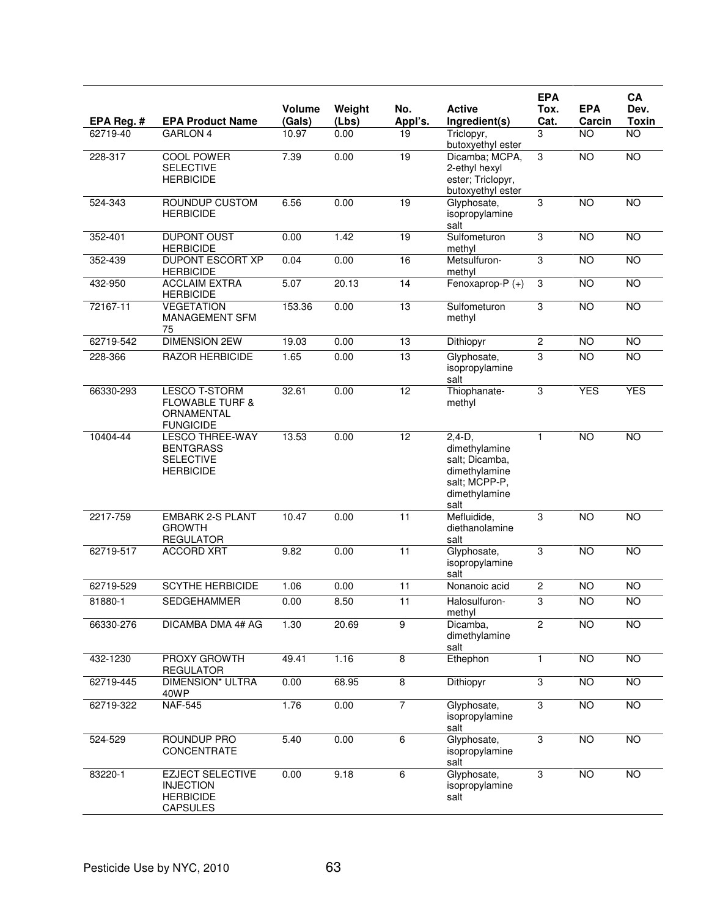| EPA Reg. # | EPA Product Name | Volume (Gals) | Weight (Lbs) | No. Appl's. | Active Ingredient(s) | EPA Tox. Cat. | EPA Carcin | CA Dev. Toxin |
|---|---|---|---|---|---|---|---|---|
| 62719-40 | GARLON 4 | 10.97 | 0.00 | 19 | Triclopyr, butoxyethyl ester | 3 | NO | NO |
| 228-317 | COOL POWER SELECTIVE HERBICIDE | 7.39 | 0.00 | 19 | Dicamba; MCPA, 2-ethyl hexyl ester; Triclopyr, butoxyethyl ester | 3 | NO | NO |
| 524-343 | ROUNDUP CUSTOM HERBICIDE | 6.56 | 0.00 | 19 | Glyphosate, isopropylamine salt | 3 | NO | NO |
| 352-401 | DUPONT OUST HERBICIDE | 0.00 | 1.42 | 19 | Sulfometuron methyl | 3 | NO | NO |
| 352-439 | DUPONT ESCORT XP HERBICIDE | 0.04 | 0.00 | 16 | Metsulfuron-methyl | 3 | NO | NO |
| 432-950 | ACCLAIM EXTRA HERBICIDE | 5.07 | 20.13 | 14 | Fenoxaprop-P (+) | 3 | NO | NO |
| 72167-11 | VEGETATION MANAGEMENT SFM 75 | 153.36 | 0.00 | 13 | Sulfometuron methyl | 3 | NO | NO |
| 62719-542 | DIMENSION 2EW | 19.03 | 0.00 | 13 | Dithiopyr | 2 | NO | NO |
| 228-366 | RAZOR HERBICIDE | 1.65 | 0.00 | 13 | Glyphosate, isopropylamine salt | 3 | NO | NO |
| 66330-293 | LESCO T-STORM FLOWABLE TURF & ORNAMENTAL FUNGICIDE | 32.61 | 0.00 | 12 | Thiophanate-methyl | 3 | YES | YES |
| 10404-44 | LESCO THREE-WAY BENTGRASS SELECTIVE HERBICIDE | 13.53 | 0.00 | 12 | 2,4-D, dimethylamine salt; Dicamba, dimethylamine salt; MCPP-P, dimethylamine salt | 1 | NO | NO |
| 2217-759 | EMBARK 2-S PLANT GROWTH REGULATOR | 10.47 | 0.00 | 11 | Mefluidide, diethanolamine salt | 3 | NO | NO |
| 62719-517 | ACCORD XRT | 9.82 | 0.00 | 11 | Glyphosate, isopropylamine salt | 3 | NO | NO |
| 62719-529 | SCYTHE HERBICIDE | 1.06 | 0.00 | 11 | Nonanoic acid | 2 | NO | NO |
| 81880-1 | SEDGEHAMMER | 0.00 | 8.50 | 11 | Halosulfuron-methyl | 3 | NO | NO |
| 66330-276 | DICAMBA DMA 4# AG | 1.30 | 20.69 | 9 | Dicamba, dimethylamine salt | 2 | NO | NO |
| 432-1230 | PROXY GROWTH REGULATOR | 49.41 | 1.16 | 8 | Ethephon | 1 | NO | NO |
| 62719-445 | DIMENSION* ULTRA 40WP | 0.00 | 68.95 | 8 | Dithiopyr | 3 | NO | NO |
| 62719-322 | NAF-545 | 1.76 | 0.00 | 7 | Glyphosate, isopropylamine salt | 3 | NO | NO |
| 524-529 | ROUNDUP PRO CONCENTRATE | 5.40 | 0.00 | 6 | Glyphosate, isopropylamine salt | 3 | NO | NO |
| 83220-1 | EZJECT SELECTIVE INJECTION HERBICIDE CAPSULES | 0.00 | 9.18 | 6 | Glyphosate, isopropylamine salt | 3 | NO | NO |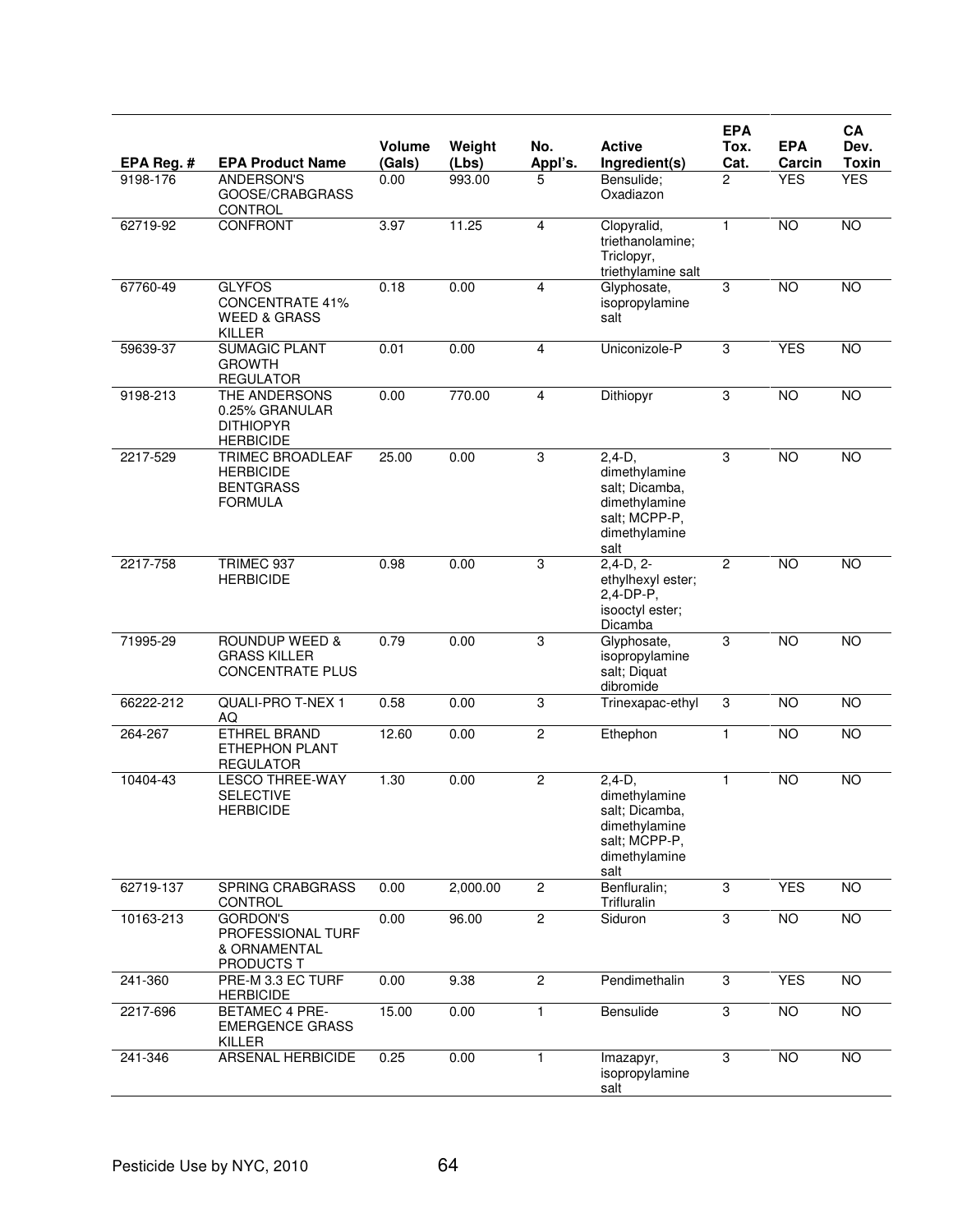| EPA Reg. # | EPA Product Name | Volume (Gals) | Weight (Lbs) | No. Appl's. | Active Ingredient(s) | EPA Tox. Cat. | EPA Carcin | CA Dev. Toxin |
|---|---|---|---|---|---|---|---|---|
| 9198-176 | ANDERSON'S GOOSE/CRABGRASS CONTROL | 0.00 | 993.00 | 5 | Bensulide; Oxadiazon | 2 | YES | YES |
| 62719-92 | CONFRONT | 3.97 | 11.25 | 4 | Clopyralid, triethanolamine; Triclopyr, triethylamine salt | 1 | NO | NO |
| 67760-49 | GLYFOS CONCENTRATE 41% WEED & GRASS KILLER | 0.18 | 0.00 | 4 | Glyphosate, isopropylamine salt | 3 | NO | NO |
| 59639-37 | SUMAGIC PLANT GROWTH REGULATOR | 0.01 | 0.00 | 4 | Uniconizole-P | 3 | YES | NO |
| 9198-213 | THE ANDERSONS 0.25% GRANULAR DITHIOPYR HERBICIDE | 0.00 | 770.00 | 4 | Dithiopyr | 3 | NO | NO |
| 2217-529 | TRIMEC BROADLEAF HERBICIDE BENTGRASS FORMULA | 25.00 | 0.00 | 3 | 2,4-D, dimethylamine salt; Dicamba, dimethylamine salt; MCPP-P, dimethylamine salt | 3 | NO | NO |
| 2217-758 | TRIMEC 937 HERBICIDE | 0.98 | 0.00 | 3 | 2,4-D, 2-ethylhexyl ester; 2,4-DP-P, isooctyl ester; Dicamba | 2 | NO | NO |
| 71995-29 | ROUNDUP WEED & GRASS KILLER CONCENTRATE PLUS | 0.79 | 0.00 | 3 | Glyphosate, isopropylamine salt; Diquat dibromide | 3 | NO | NO |
| 66222-212 | QUALI-PRO T-NEX 1 AQ | 0.58 | 0.00 | 3 | Trinexapac-ethyl | 3 | NO | NO |
| 264-267 | ETHREL BRAND ETHEPHON PLANT REGULATOR | 12.60 | 0.00 | 2 | Ethephon | 1 | NO | NO |
| 10404-43 | LESCO THREE-WAY SELECTIVE HERBICIDE | 1.30 | 0.00 | 2 | 2,4-D, dimethylamine salt; Dicamba, dimethylamine salt; MCPP-P, dimethylamine salt | 1 | NO | NO |
| 62719-137 | SPRING CRABGRASS CONTROL | 0.00 | 2,000.00 | 2 | Benfluralin; Trifluralin | 3 | YES | NO |
| 10163-213 | GORDON'S PROFESSIONAL TURF & ORNAMENTAL PRODUCTS T | 0.00 | 96.00 | 2 | Siduron | 3 | NO | NO |
| 241-360 | PRE-M 3.3 EC TURF HERBICIDE | 0.00 | 9.38 | 2 | Pendimethalin | 3 | YES | NO |
| 2217-696 | BETAMEC 4 PRE-EMERGENCE GRASS KILLER | 15.00 | 0.00 | 1 | Bensulide | 3 | NO | NO |
| 241-346 | ARSENAL HERBICIDE | 0.25 | 0.00 | 1 | Imazapyr, isopropylamine salt | 3 | NO | NO |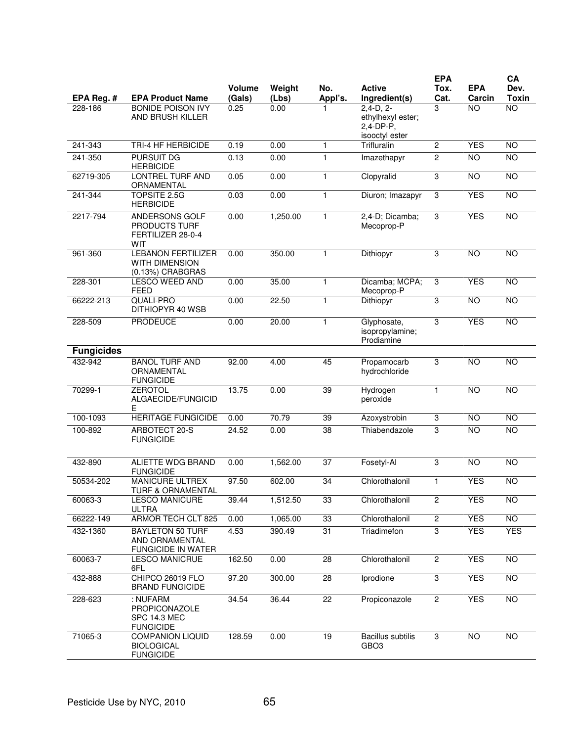| EPA Reg. # | EPA Product Name | Volume (Gals) | Weight (Lbs) | No. Appl's. | Active Ingredient(s) | EPA Tox. Cat. | EPA Carcin | CA Dev. Toxin |
|---|---|---|---|---|---|---|---|---|
| 228-186 | BONIDE POISON IVY AND BRUSH KILLER | 0.25 | 0.00 | 1 | 2,4-D, 2-ethylhexyl ester; 2,4-DP-P, isooctyl ester | 3 | NO | NO |
| 241-343 | TRI-4 HF HERBICIDE | 0.19 | 0.00 | 1 | Trifluralin | 2 | YES | NO |
| 241-350 | PURSUIT DG HERBICIDE | 0.13 | 0.00 | 1 | Imazethapyr | 2 | NO | NO |
| 62719-305 | LONTREL TURF AND ORNAMENTAL | 0.05 | 0.00 | 1 | Clopyralid | 3 | NO | NO |
| 241-344 | TOPSITE 2.5G HERBICIDE | 0.03 | 0.00 | 1 | Diuron; Imazapyr | 3 | YES | NO |
| 2217-794 | ANDERSONS GOLF PRODUCTS TURF FERTILIZER 28-0-4 WIT | 0.00 | 1,250.00 | 1 | 2,4-D; Dicamba; Mecoprop-P | 3 | YES | NO |
| 961-360 | LEBANON FERTILIZER WITH DIMENSION (0.13%) CRABGRAS | 0.00 | 350.00 | 1 | Dithiopyr | 3 | NO | NO |
| 228-301 | LESCO WEED AND FEED | 0.00 | 35.00 | 1 | Dicamba; MCPA; Mecoprop-P | 3 | YES | NO |
| 66222-213 | QUALI-PRO DITHIOPYR 40 WSB | 0.00 | 22.50 | 1 | Dithiopyr | 3 | NO | NO |
| 228-509 | PRODEUCE | 0.00 | 20.00 | 1 | Glyphosate, isopropylamine; Prodiamine | 3 | YES | NO |
| **Fungicides** | | | | | | | | |
| 432-942 | BANOL TURF AND ORNAMENTAL FUNGICIDE | 92.00 | 4.00 | 45 | Propamocarb hydrochloride | 3 | NO | NO |
| 70299-1 | ZEROTOL ALGAECIDE/FUNGICIDE | 13.75 | 0.00 | 39 | Hydrogen peroxide | 1 | NO | NO |
| 100-1093 | HERITAGE FUNGICIDE | 0.00 | 70.79 | 39 | Azoxystrobin | 3 | NO | NO |
| 100-892 | ARBOTECT 20-S FUNGICIDE | 24.52 | 0.00 | 38 | Thiabendazole | 3 | NO | NO |
| 432-890 | ALIETTE WDG BRAND FUNGICIDE | 0.00 | 1,562.00 | 37 | Fosetyl-Al | 3 | NO | NO |
| 50534-202 | MANICURE ULTREX TURF & ORNAMENTAL | 97.50 | 602.00 | 34 | Chlorothalonil | 1 | YES | NO |
| 60063-3 | LESCO MANICURE ULTRA | 39.44 | 1,512.50 | 33 | Chlorothalonil | 2 | YES | NO |
| 66222-149 | ARMOR TECH CLT 825 | 0.00 | 1,065.00 | 33 | Chlorothalonil | 2 | YES | NO |
| 432-1360 | BAYLETON 50 TURF AND ORNAMENTAL FUNGICIDE IN WATER | 4.53 | 390.49 | 31 | Triadimefon | 3 | YES | YES |
| 60063-7 | LESCO MANICRUE 6FL | 162.50 | 0.00 | 28 | Chlorothalonil | 2 | YES | NO |
| 432-888 | CHIPCO 26019 FLO BRAND FUNGICIDE | 97.20 | 300.00 | 28 | Iprodione | 3 | YES | NO |
| 228-623 | : NUFARM PROPICONAZOLE SPC 14.3 MEC FUNGICIDE | 34.54 | 36.44 | 22 | Propiconazole | 2 | YES | NO |
| 71065-3 | COMPANION LIQUID BIOLOGICAL FUNGICIDE | 128.59 | 0.00 | 19 | Bacillus subtilis GBO3 | 3 | NO | NO |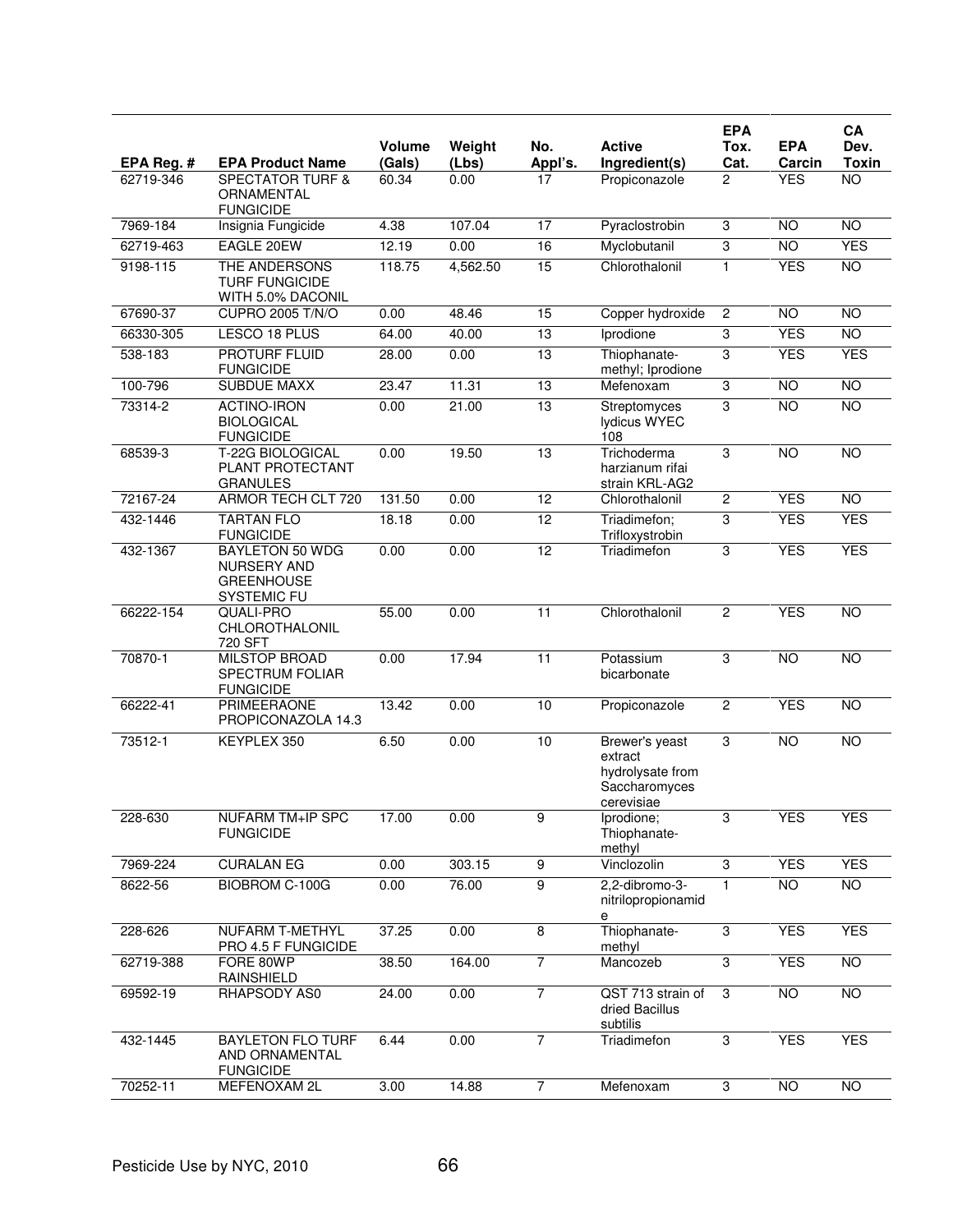| EPA Reg. # | EPA Product Name | Volume (Gals) | Weight (Lbs) | No. Appl's. | Active Ingredient(s) | EPA Tox. Cat. | EPA Carcin | CA Dev. Toxin |
|---|---|---|---|---|---|---|---|---|
| 62719-346 | SPECTATOR TURF & ORNAMENTAL FUNGICIDE | 60.34 | 0.00 | 17 | Propiconazole | 2 | YES | NO |
| 7969-184 | Insignia Fungicide | 4.38 | 107.04 | 17 | Pyraclostrobin | 3 | NO | NO |
| 62719-463 | EAGLE 20EW | 12.19 | 0.00 | 16 | Myclobutanil | 3 | NO | YES |
| 9198-115 | THE ANDERSONS TURF FUNGICIDE WITH 5.0% DACONIL | 118.75 | 4,562.50 | 15 | Chlorothalonil | 1 | YES | NO |
| 67690-37 | CUPRO 2005 T/N/O | 0.00 | 48.46 | 15 | Copper hydroxide | 2 | NO | NO |
| 66330-305 | LESCO 18 PLUS | 64.00 | 40.00 | 13 | Iprodione | 3 | YES | NO |
| 538-183 | PROTURF FLUID FUNGICIDE | 28.00 | 0.00 | 13 | Thiophanate-methyl; Iprodione | 3 | YES | YES |
| 100-796 | SUBDUE MAXX | 23.47 | 11.31 | 13 | Mefenoxam | 3 | NO | NO |
| 73314-2 | ACTINO-IRON BIOLOGICAL FUNGICIDE | 0.00 | 21.00 | 13 | Streptomyces lydicus WYEC 108 | 3 | NO | NO |
| 68539-3 | T-22G BIOLOGICAL PLANT PROTECTANT GRANULES | 0.00 | 19.50 | 13 | Trichoderma harzianum rifai strain KRL-AG2 | 3 | NO | NO |
| 72167-24 | ARMOR TECH CLT 720 | 131.50 | 0.00 | 12 | Chlorothalonil | 2 | YES | NO |
| 432-1446 | TARTAN FLO FUNGICIDE | 18.18 | 0.00 | 12 | Triadimefon; Trifloxystrobin | 3 | YES | YES |
| 432-1367 | BAYLETON 50 WDG NURSERY AND GREENHOUSE SYSTEMIC FU | 0.00 | 0.00 | 12 | Triadimefon | 3 | YES | YES |
| 66222-154 | QUALI-PRO CHLOROTHALONIL 720 SFT | 55.00 | 0.00 | 11 | Chlorothalonil | 2 | YES | NO |
| 70870-1 | MILSTOP BROAD SPECTRUM FOLIAR FUNGICIDE | 0.00 | 17.94 | 11 | Potassium bicarbonate | 3 | NO | NO |
| 66222-41 | PRIMEERAONE PROPICONAZOLA 14.3 | 13.42 | 0.00 | 10 | Propiconazole | 2 | YES | NO |
| 73512-1 | KEYPLEX 350 | 6.50 | 0.00 | 10 | Brewer's yeast extract hydrolysate from Saccharomyces cerevisiae | 3 | NO | NO |
| 228-630 | NUFARM TM+IP SPC FUNGICIDE | 17.00 | 0.00 | 9 | Iprodione; Thiophanate-methyl | 3 | YES | YES |
| 7969-224 | CURALAN EG | 0.00 | 303.15 | 9 | Vinclozolin | 3 | YES | YES |
| 8622-56 | BIOBROM C-100G | 0.00 | 76.00 | 9 | 2,2-dibromo-3-nitrilopropionamide | 1 | NO | NO |
| 228-626 | NUFARM T-METHYL PRO 4.5 F FUNGICIDE | 37.25 | 0.00 | 8 | Thiophanate-methyl | 3 | YES | YES |
| 62719-388 | FORE 80WP RAINSHIELD | 38.50 | 164.00 | 7 | Mancozeb | 3 | YES | NO |
| 69592-19 | RHAPSODY AS0 | 24.00 | 0.00 | 7 | QST 713 strain of dried Bacillus subtilis | 3 | NO | NO |
| 432-1445 | BAYLETON FLO TURF AND ORNAMENTAL FUNGICIDE | 6.44 | 0.00 | 7 | Triadimefon | 3 | YES | YES |
| 70252-11 | MEFENOXAM 2L | 3.00 | 14.88 | 7 | Mefenoxam | 3 | NO | NO |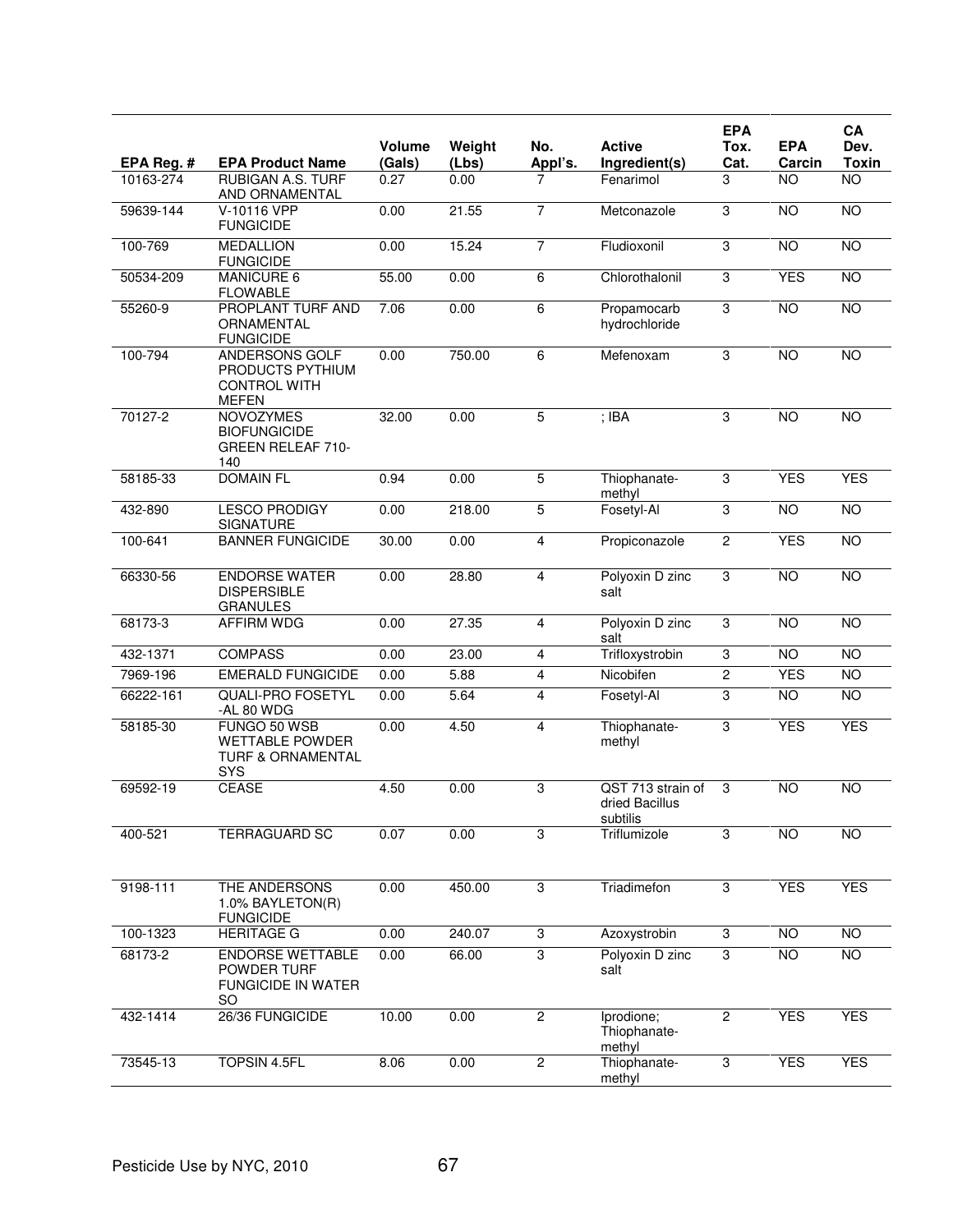| EPA Reg. # | EPA Product Name | Volume (Gals) | Weight (Lbs) | No. Appl's. | Active Ingredient(s) | EPA Tox. Cat. | EPA Carcin | CA Dev. Toxin |
|---|---|---|---|---|---|---|---|---|
| 10163-274 | RUBIGAN A.S. TURF AND ORNAMENTAL | 0.27 | 0.00 | 7 | Fenarimol | 3 | NO | NO |
| 59639-144 | V-10116 VPP FUNGICIDE | 0.00 | 21.55 | 7 | Metconazole | 3 | NO | NO |
| 100-769 | MEDALLION FUNGICIDE | 0.00 | 15.24 | 7 | Fludioxonil | 3 | NO | NO |
| 50534-209 | MANICURE 6 FLOWABLE | 55.00 | 0.00 | 6 | Chlorothalonil | 3 | YES | NO |
| 55260-9 | PROPLANT TURF AND ORNAMENTAL FUNGICIDE | 7.06 | 0.00 | 6 | Propamocarb hydrochloride | 3 | NO | NO |
| 100-794 | ANDERSONS GOLF PRODUCTS PYTHIUM CONTROL WITH MEFEN | 0.00 | 750.00 | 6 | Mefenoxam | 3 | NO | NO |
| 70127-2 | NOVOZYMES BIOFUNGICIDE GREEN RELEAF 710-140 | 32.00 | 0.00 | 5 | ; IBA | 3 | NO | NO |
| 58185-33 | DOMAIN FL | 0.94 | 0.00 | 5 | Thiophanate-methyl | 3 | YES | YES |
| 432-890 | LESCO PRODIGY SIGNATURE | 0.00 | 218.00 | 5 | Fosetyl-Al | 3 | NO | NO |
| 100-641 | BANNER FUNGICIDE | 30.00 | 0.00 | 4 | Propiconazole | 2 | YES | NO |
| 66330-56 | ENDORSE WATER DISPERSIBLE GRANULES | 0.00 | 28.80 | 4 | Polyoxin D zinc salt | 3 | NO | NO |
| 68173-3 | AFFIRM WDG | 0.00 | 27.35 | 4 | Polyoxin D zinc salt | 3 | NO | NO |
| 432-1371 | COMPASS | 0.00 | 23.00 | 4 | Trifloxystrobin | 3 | NO | NO |
| 7969-196 | EMERALD FUNGICIDE | 0.00 | 5.88 | 4 | Nicobifen | 2 | YES | NO |
| 66222-161 | QUALI-PRO FOSETYL -AL 80 WDG | 0.00 | 5.64 | 4 | Fosetyl-Al | 3 | NO | NO |
| 58185-30 | FUNGO 50 WSB WETTABLE POWDER TURF & ORNAMENTAL SYS | 0.00 | 4.50 | 4 | Thiophanate-methyl | 3 | YES | YES |
| 69592-19 | CEASE | 4.50 | 0.00 | 3 | QST 713 strain of dried Bacillus subtilis | 3 | NO | NO |
| 400-521 | TERRAGUARD SC | 0.07 | 0.00 | 3 | Triflumizole | 3 | NO | NO |
| 9198-111 | THE ANDERSONS 1.0% BAYLETON(R) FUNGICIDE | 0.00 | 450.00 | 3 | Triadimefon | 3 | YES | YES |
| 100-1323 | HERITAGE G | 0.00 | 240.07 | 3 | Azoxystrobin | 3 | NO | NO |
| 68173-2 | ENDORSE WETTABLE POWDER TURF FUNGICIDE IN WATER SO | 0.00 | 66.00 | 3 | Polyoxin D zinc salt | 3 | NO | NO |
| 432-1414 | 26/36 FUNGICIDE | 10.00 | 0.00 | 2 | Iprodione; Thiophanate-methyl | 2 | YES | YES |
| 73545-13 | TOPSIN 4.5FL | 8.06 | 0.00 | 2 | Thiophanate-methyl | 3 | YES | YES |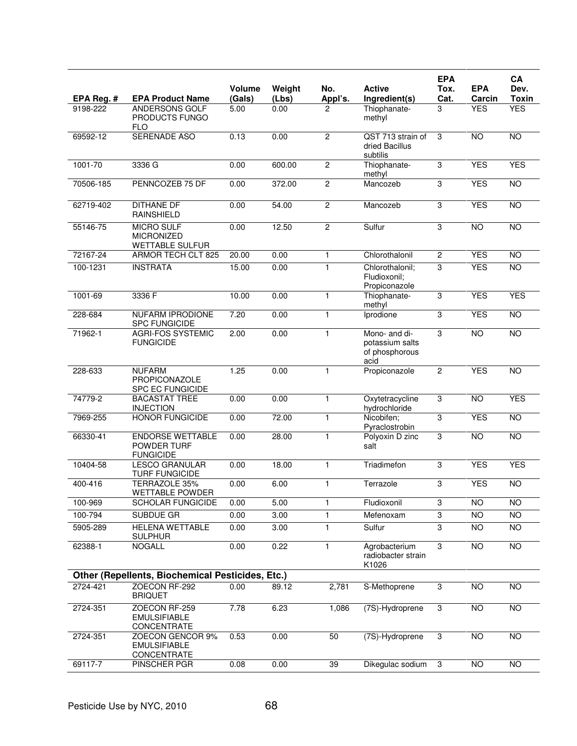| EPA Reg. # | EPA Product Name | Volume (Gals) | Weight (Lbs) | No. Appl's. | Active Ingredient(s) | EPA Tox. Cat. | EPA Carcin | CA Dev. Toxin |
|---|---|---|---|---|---|---|---|---|
| 9198-222 | ANDERSONS GOLF PRODUCTS FUNGO FLO | 5.00 | 0.00 | 2 | Thiophanate-methyl | 3 | YES | YES |
| 69592-12 | SERENADE ASO | 0.13 | 0.00 | 2 | QST 713 strain of dried Bacillus subtilis | 3 | NO | NO |
| 1001-70 | 3336 G | 0.00 | 600.00 | 2 | Thiophanate-methyl | 3 | YES | YES |
| 70506-185 | PENNCOZEB 75 DF | 0.00 | 372.00 | 2 | Mancozeb | 3 | YES | NO |
| 62719-402 | DITHANE DF RAINSHIELD | 0.00 | 54.00 | 2 | Mancozeb | 3 | YES | NO |
| 55146-75 | MICRO SULF MICRONIZED WETTABLE SULFUR | 0.00 | 12.50 | 2 | Sulfur | 3 | NO | NO |
| 72167-24 | ARMOR TECH CLT 825 | 20.00 | 0.00 | 1 | Chlorothalonil | 2 | YES | NO |
| 100-1231 | INSTRATA | 15.00 | 0.00 | 1 | Chlorothalonil; Fludioxonil; Propiconazole | 3 | YES | NO |
| 1001-69 | 3336 F | 10.00 | 0.00 | 1 | Thiophanate-methyl | 3 | YES | YES |
| 228-684 | NUFARM IPRODIONE SPC FUNGICIDE | 7.20 | 0.00 | 1 | Iprodione | 3 | YES | NO |
| 71962-1 | AGRI-FOS SYSTEMIC FUNGICIDE | 2.00 | 0.00 | 1 | Mono- and di-potassium salts of phosphorous acid | 3 | NO | NO |
| 228-633 | NUFARM PROPICONAZOLE SPC EC FUNGICIDE | 1.25 | 0.00 | 1 | Propiconazole | 2 | YES | NO |
| 74779-2 | BACASTAT TREE INJECTION | 0.00 | 0.00 | 1 | Oxytetracycline hydrochloride | 3 | NO | YES |
| 7969-255 | HONOR FUNGICIDE | 0.00 | 72.00 | 1 | Nicobifen; Pyraclostrobin | 3 | YES | NO |
| 66330-41 | ENDORSE WETTABLE POWDER TURF FUNGICIDE | 0.00 | 28.00 | 1 | Polyoxin D zinc salt | 3 | NO | NO |
| 10404-58 | LESCO GRANULAR TURF FUNGICIDE | 0.00 | 18.00 | 1 | Triadimefon | 3 | YES | YES |
| 400-416 | TERRAZOLE 35% WETTABLE POWDER | 0.00 | 6.00 | 1 | Terrazole | 3 | YES | NO |
| 100-969 | SCHOLAR FUNGICIDE | 0.00 | 5.00 | 1 | Fludioxonil | 3 | NO | NO |
| 100-794 | SUBDUE GR | 0.00 | 3.00 | 1 | Mefenoxam | 3 | NO | NO |
| 5905-289 | HELENA WETTABLE SULPHUR | 0.00 | 3.00 | 1 | Sulfur | 3 | NO | NO |
| 62388-1 | NOGALL | 0.00 | 0.22 | 1 | Agrobacterium radiobacter strain K1026 | 3 | NO | NO |
| **Other (Repellents, Biochemical Pesticides, Etc.)** | | | | | | | | |
| 2724-421 | ZOECON RF-292 BRIQUET | 0.00 | 89.12 | 2,781 | S-Methoprene | 3 | NO | NO |
| 2724-351 | ZOECON RF-259 EMULSIFIABLE CONCENTRATE | 7.78 | 6.23 | 1,086 | (7S)-Hydroprene | 3 | NO | NO |
| 2724-351 | ZOECON GENCOR 9% EMULSIFIABLE CONCENTRATE | 0.53 | 0.00 | 50 | (7S)-Hydroprene | 3 | NO | NO |
| 69117-7 | PINSCHER PGR | 0.08 | 0.00 | 39 | Dikegulac sodium | 3 | NO | NO |

Pesticide Use by NYC, 2010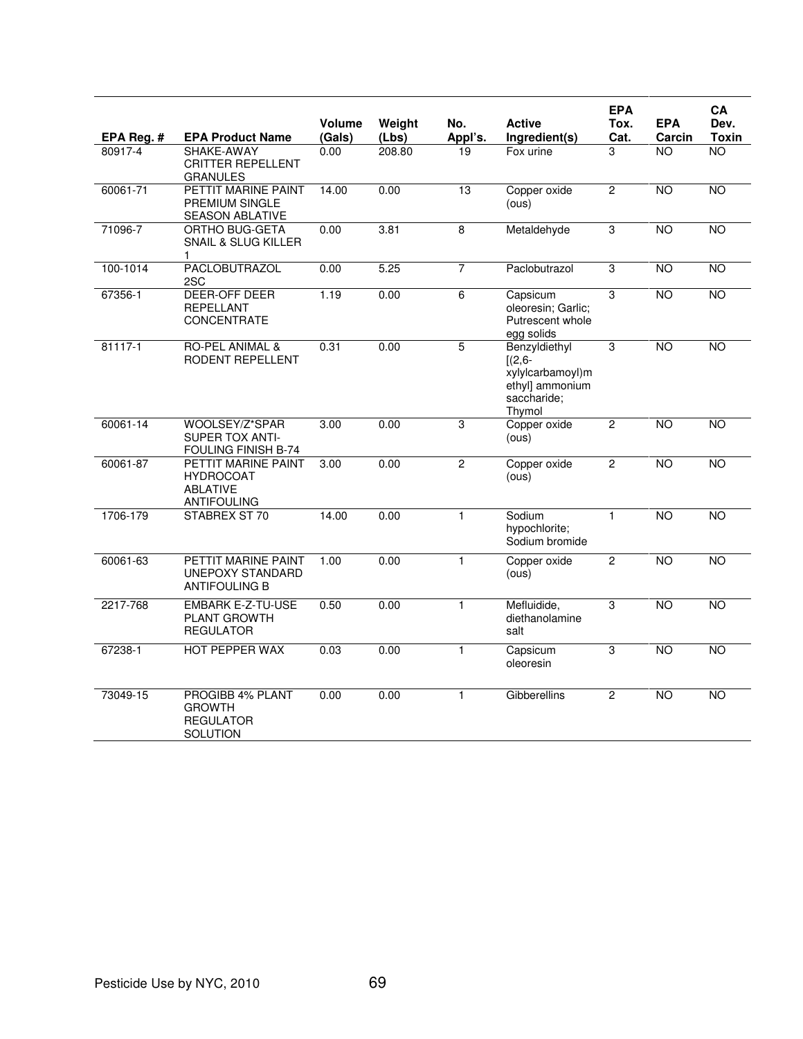| EPA Reg. # | EPA Product Name | Volume (Gals) | Weight (Lbs) | No. Appl's. | Active Ingredient(s) | EPA Tox. Cat. | EPA Carcin | CA Dev. Toxin |
|---|---|---|---|---|---|---|---|---|
| 80917-4 | SHAKE-AWAY CRITTER REPELLENT GRANULES | 0.00 | 208.80 | 19 | Fox urine | 3 | NO | NO |
| 60061-71 | PETTIT MARINE PAINT PREMIUM SINGLE SEASON ABLATIVE | 14.00 | 0.00 | 13 | Copper oxide (ous) | 2 | NO | NO |
| 71096-7 | ORTHO BUG-GETA SNAIL & SLUG KILLER 1 | 0.00 | 3.81 | 8 | Metaldehyde | 3 | NO | NO |
| 100-1014 | PACLOBUTRAZOL 2SC | 0.00 | 5.25 | 7 | Paclobutrazol | 3 | NO | NO |
| 67356-1 | DEER-OFF DEER REPELLANT CONCENTRATE | 1.19 | 0.00 | 6 | Capsicum oleoresin; Garlic; Putrescent whole egg solids | 3 | NO | NO |
| 81117-1 | RO-PEL ANIMAL & RODENT REPELLENT | 0.31 | 0.00 | 5 | Benzyldiethyl [(2,6-xylylcarbamoyl)methyl] ammonium saccharide; Thymol | 3 | NO | NO |
| 60061-14 | WOOLSEY/Z*SPAR SUPER TOX ANTI-FOULING FINISH B-74 | 3.00 | 0.00 | 3 | Copper oxide (ous) | 2 | NO | NO |
| 60061-87 | PETTIT MARINE PAINT HYDROCOAT ABLATIVE ANTIFOULING | 3.00 | 0.00 | 2 | Copper oxide (ous) | 2 | NO | NO |
| 1706-179 | STABREX ST 70 | 14.00 | 0.00 | 1 | Sodium hypochlorite; Sodium bromide | 1 | NO | NO |
| 60061-63 | PETTIT MARINE PAINT UNEPOXY STANDARD ANTIFOULING B | 1.00 | 0.00 | 1 | Copper oxide (ous) | 2 | NO | NO |
| 2217-768 | EMBARK E-Z-TU-USE PLANT GROWTH REGULATOR | 0.50 | 0.00 | 1 | Mefluidide, diethanolamine salt | 3 | NO | NO |
| 67238-1 | HOT PEPPER WAX | 0.03 | 0.00 | 1 | Capsicum oleoresin | 3 | NO | NO |
| 73049-15 | PROGIBB 4% PLANT GROWTH REGULATOR SOLUTION | 0.00 | 0.00 | 1 | Gibberellins | 2 | NO | NO |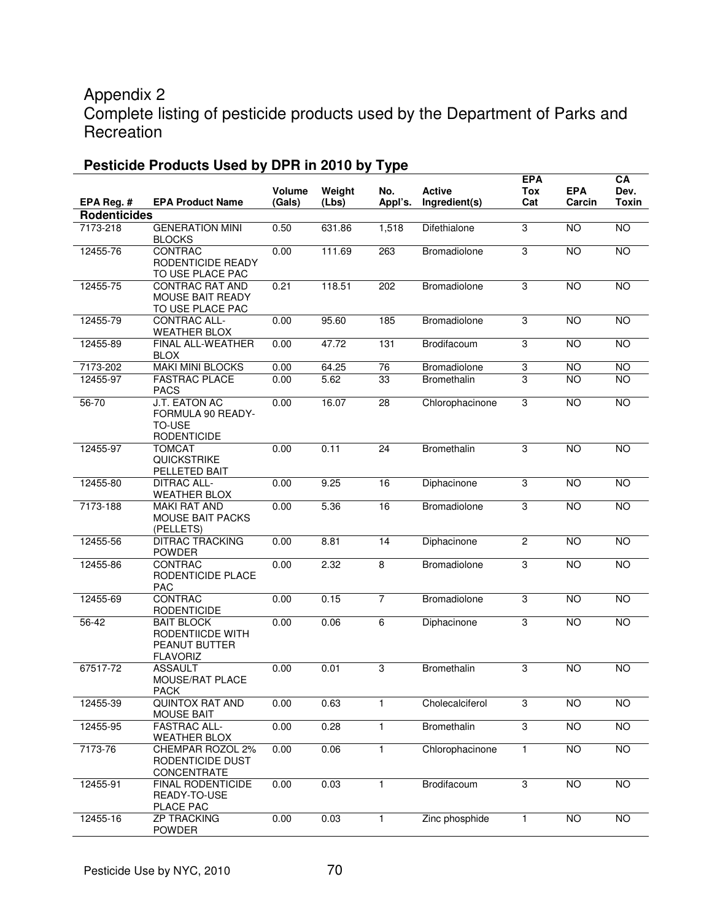# Appendix 2
# Complete listing of pesticide products used by the Department of Parks and Recreation

## Pesticide Products Used by DPR in 2010 by Type

| EPA Reg. # | EPA Product Name | Volume (Gals) | Weight (Lbs) | No. Appl's. | Active Ingredient(s) | EPA Tox Cat | EPA Carcin | CA Dev. Toxin |
|---|---|---|---|---|---|---|---|---|
| **Rodenticides** | | | | | | | | |
| 7173-218 | GENERATION MINI BLOCKS | 0.50 | 631.86 | 1,518 | Difethialone | 3 | NO | NO |
| 12455-76 | CONTRAC RODENTICIDE READY TO USE PLACE PAC | 0.00 | 111.69 | 263 | Bromadiolone | 3 | NO | NO |
| 12455-75 | CONTRAC RAT AND MOUSE BAIT READY TO USE PLACE PAC | 0.21 | 118.51 | 202 | Bromadiolone | 3 | NO | NO |
| 12455-79 | CONTRAC ALL-WEATHER BLOX | 0.00 | 95.60 | 185 | Bromadiolone | 3 | NO | NO |
| 12455-89 | FINAL ALL-WEATHER BLOX | 0.00 | 47.72 | 131 | Brodifacoum | 3 | NO | NO |
| 7173-202 | MAKI MINI BLOCKS | 0.00 | 64.25 | 76 | Bromadiolone | 3 | NO | NO |
| 12455-97 | FASTRAC PLACE PACS | 0.00 | 5.62 | 33 | Bromethalin | 3 | NO | NO |
| 56-70 | J.T. EATON AC FORMULA 90 READY-TO-USE RODENTICIDE | 0.00 | 16.07 | 28 | Chlorophacinone | 3 | NO | NO |
| 12455-97 | TOMCAT QUICKSTRIKE PELLETED BAIT | 0.00 | 0.11 | 24 | Bromethalin | 3 | NO | NO |
| 12455-80 | DITRAC ALL-WEATHER BLOX | 0.00 | 9.25 | 16 | Diphacinone | 3 | NO | NO |
| 7173-188 | MAKI RAT AND MOUSE BAIT PACKS (PELLETS) | 0.00 | 5.36 | 16 | Bromadiolone | 3 | NO | NO |
| 12455-56 | DITRAC TRACKING POWDER | 0.00 | 8.81 | 14 | Diphacinone | 2 | NO | NO |
| 12455-86 | CONTRAC RODENTICIDE PLACE PAC | 0.00 | 2.32 | 8 | Bromadiolone | 3 | NO | NO |
| 12455-69 | CONTRAC RODENTICIDE | 0.00 | 0.15 | 7 | Bromadiolone | 3 | NO | NO |
| 56-42 | BAIT BLOCK RODENTIICDE WITH PEANUT BUTTER FLAVORIZ | 0.00 | 0.06 | 6 | Diphacinone | 3 | NO | NO |
| 67517-72 | ASSAULT MOUSE/RAT PLACE PACK | 0.00 | 0.01 | 3 | Bromethalin | 3 | NO | NO |
| 12455-39 | QUINTOX RAT AND MOUSE BAIT | 0.00 | 0.63 | 1 | Cholecalciferol | 3 | NO | NO |
| 12455-95 | FASTRAC ALL-WEATHER BLOX | 0.00 | 0.28 | 1 | Bromethalin | 3 | NO | NO |
| 7173-76 | CHEMPAR ROZOL 2% RODENTICIDE DUST CONCENTRATE | 0.00 | 0.06 | 1 | Chlorophacinone | 1 | NO | NO |
| 12455-91 | FINAL RODENTICIDE READY-TO-USE PLACE PAC | 0.00 | 0.03 | 1 | Brodifacoum | 3 | NO | NO |
| 12455-16 | ZP TRACKING POWDER | 0.00 | 0.03 | 1 | Zinc phosphide | 1 | NO | NO |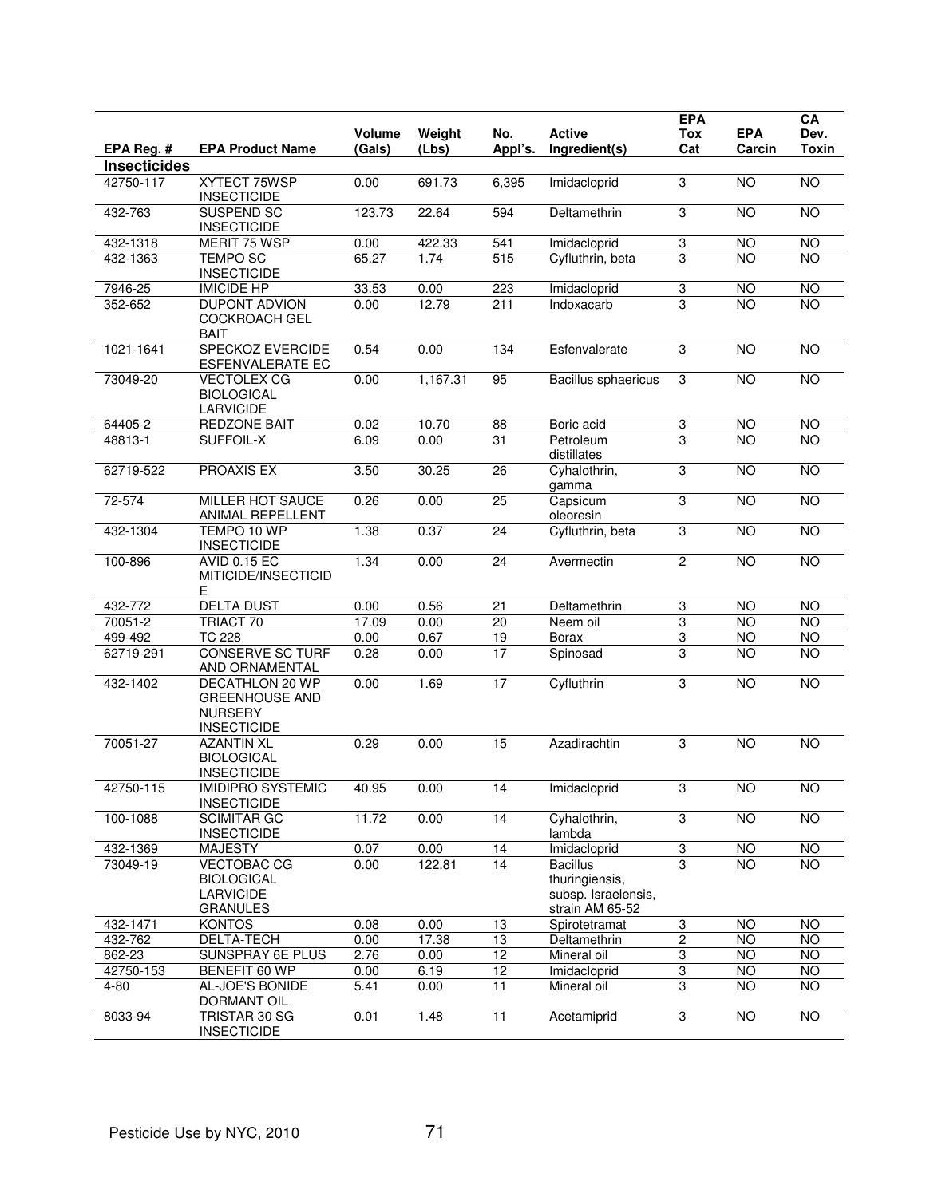| EPA Reg. # | EPA Product Name | Volume (Gals) | Weight (Lbs) | No. Appl's. | Active Ingredient(s) | EPA Tox Cat | EPA Carcin | CA Dev. Toxin |
|---|---|---|---|---|---|---|---|---|
| **Insecticides** | | | | | | | | |
| 42750-117 | XYTECT 75WSP INSECTICIDE | 0.00 | 691.73 | 6,395 | Imidacloprid | 3 | NO | NO |
| 432-763 | SUSPEND SC INSECTICIDE | 123.73 | 22.64 | 594 | Deltamethrin | 3 | NO | NO |
| 432-1318 | MERIT 75 WSP | 0.00 | 422.33 | 541 | Imidacloprid | 3 | NO | NO |
| 432-1363 | TEMPO SC INSECTICIDE | 65.27 | 1.74 | 515 | Cyfluthrin, beta | 3 | NO | NO |
| 7946-25 | IMICIDE HP | 33.53 | 0.00 | 223 | Imidacloprid | 3 | NO | NO |
| 352-652 | DUPONT ADVION COCKROACH GEL BAIT | 0.00 | 12.79 | 211 | Indoxacarb | 3 | NO | NO |
| 1021-1641 | SPECKOZ EVERCIDE ESFENVALERATE EC | 0.54 | 0.00 | 134 | Esfenvalerate | 3 | NO | NO |
| 73049-20 | VECTOLEX CG BIOLOGICAL LARVICIDE | 0.00 | 1,167.31 | 95 | Bacillus sphaericus | 3 | NO | NO |
| 64405-2 | REDZONE BAIT | 0.02 | 10.70 | 88 | Boric acid | 3 | NO | NO |
| 48813-1 | SUFFOIL-X | 6.09 | 0.00 | 31 | Petroleum distillates | 3 | NO | NO |
| 62719-522 | PROAXIS EX | 3.50 | 30.25 | 26 | Cyhalothrin, gamma | 3 | NO | NO |
| 72-574 | MILLER HOT SAUCE ANIMAL REPELLENT | 0.26 | 0.00 | 25 | Capsicum oleoresin | 3 | NO | NO |
| 432-1304 | TEMPO 10 WP INSECTICIDE | 1.38 | 0.37 | 24 | Cyfluthrin, beta | 3 | NO | NO |
| 100-896 | AVID 0.15 EC MITICIDE/INSECTICIDE | 1.34 | 0.00 | 24 | Avermectin | 2 | NO | NO |
| 432-772 | DELTA DUST | 0.00 | 0.56 | 21 | Deltamethrin | 3 | NO | NO |
| 70051-2 | TRIACT 70 | 17.09 | 0.00 | 20 | Neem oil | 3 | NO | NO |
| 499-492 | TC 228 | 0.00 | 0.67 | 19 | Borax | 3 | NO | NO |
| 62719-291 | CONSERVE SC TURF AND ORNAMENTAL | 0.28 | 0.00 | 17 | Spinosad | 3 | NO | NO |
| 432-1402 | DECATHLON 20 WP GREENHOUSE AND NURSERY INSECTICIDE | 0.00 | 1.69 | 17 | Cyfluthrin | 3 | NO | NO |
| 70051-27 | AZANTIN XL BIOLOGICAL INSECTICIDE | 0.29 | 0.00 | 15 | Azadirachtin | 3 | NO | NO |
| 42750-115 | IMIDIPRO SYSTEMIC INSECTICIDE | 40.95 | 0.00 | 14 | Imidacloprid | 3 | NO | NO |
| 100-1088 | SCIMITAR GC INSECTICIDE | 11.72 | 0.00 | 14 | Cyhalothrin, lambda | 3 | NO | NO |
| 432-1369 | MAJESTY | 0.07 | 0.00 | 14 | Imidacloprid | 3 | NO | NO |
| 73049-19 | VECTOBAC CG BIOLOGICAL LARVICIDE GRANULES | 0.00 | 122.81 | 14 | Bacillus thuringiensis, subsp. Israelensis, strain AM 65-52 | 3 | NO | NO |
| 432-1471 | KONTOS | 0.08 | 0.00 | 13 | Spirotetramat | 3 | NO | NO |
| 432-762 | DELTA-TECH | 0.00 | 17.38 | 13 | Deltamethrin | 2 | NO | NO |
| 862-23 | SUNSPRAY 6E PLUS | 2.76 | 0.00 | 12 | Mineral oil | 3 | NO | NO |
| 42750-153 | BENEFIT 60 WP | 0.00 | 6.19 | 12 | Imidacloprid | 3 | NO | NO |
| 4-80 | AL-JOE'S BONIDE DORMANT OIL | 5.41 | 0.00 | 11 | Mineral oil | 3 | NO | NO |
| 8033-94 | TRISTAR 30 SG INSECTICIDE | 0.01 | 1.48 | 11 | Acetamiprid | 3 | NO | NO |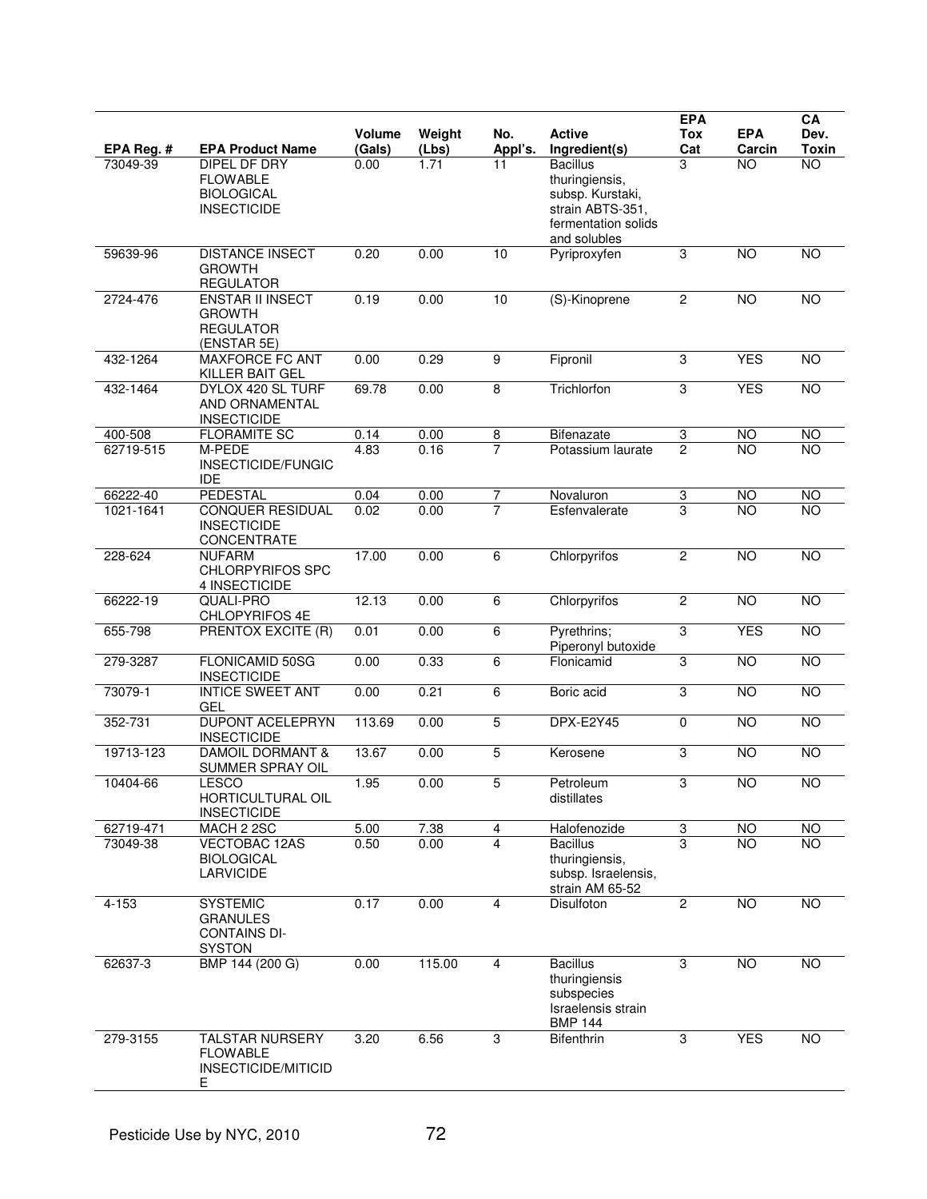| EPA Reg. # | EPA Product Name | Volume (Gals) | Weight (Lbs) | No. Appl's. | Active Ingredient(s) | EPA Tox Cat | EPA Carcin | CA Dev. Toxin |
|---|---|---|---|---|---|---|---|---|
| 73049-39 | DIPEL DF DRY FLOWABLE BIOLOGICAL INSECTICIDE | 0.00 | 1.71 | 11 | Bacillus thuringiensis, subsp. Kurstaki, strain ABTS-351, fermentation solids and solubles | 3 | NO | NO |
| 59639-96 | DISTANCE INSECT GROWTH REGULATOR | 0.20 | 0.00 | 10 | Pyriproxyfen | 3 | NO | NO |
| 2724-476 | ENSTAR II INSECT GROWTH REGULATOR (ENSTAR 5E) | 0.19 | 0.00 | 10 | (S)-Kinoprene | 2 | NO | NO |
| 432-1264 | MAXFORCE FC ANT KILLER BAIT GEL | 0.00 | 0.29 | 9 | Fipronil | 3 | YES | NO |
| 432-1464 | DYLOX 420 SL TURF AND ORNAMENTAL INSECTICIDE | 69.78 | 0.00 | 8 | Trichlorfon | 3 | YES | NO |
| 400-508 | FLORAMITE SC | 0.14 | 0.00 | 8 | Bifenazate | 3 | NO | NO |
| 62719-515 | M-PEDE INSECTICIDE/FUNGICIDE | 4.83 | 0.16 | 7 | Potassium laurate | 2 | NO | NO |
| 66222-40 | PEDESTAL | 0.04 | 0.00 | 7 | Novaluron | 3 | NO | NO |
| 1021-1641 | CONQUER RESIDUAL INSECTICIDE CONCENTRATE | 0.02 | 0.00 | 7 | Esfenvalerate | 3 | NO | NO |
| 228-624 | NUFARM CHLORPYRIFOS SPC 4 INSECTICIDE | 17.00 | 0.00 | 6 | Chlorpyrifos | 2 | NO | NO |
| 66222-19 | QUALI-PRO CHLOPYRIFOS 4E | 12.13 | 0.00 | 6 | Chlorpyrifos | 2 | NO | NO |
| 655-798 | PRENTOX EXCITE (R) | 0.01 | 0.00 | 6 | Pyrethrins; Piperonyl butoxide | 3 | YES | NO |
| 279-3287 | FLONICAMID 50SG INSECTICIDE | 0.00 | 0.33 | 6 | Flonicamid | 3 | NO | NO |
| 73079-1 | INTICE SWEET ANT GEL | 0.00 | 0.21 | 6 | Boric acid | 3 | NO | NO |
| 352-731 | DUPONT ACELEPRYN INSECTICIDE | 113.69 | 0.00 | 5 | DPX-E2Y45 | 0 | NO | NO |
| 19713-123 | DAMOIL DORMANT & SUMMER SPRAY OIL | 13.67 | 0.00 | 5 | Kerosene | 3 | NO | NO |
| 10404-66 | LESCO HORTICULTURAL OIL INSECTICIDE | 1.95 | 0.00 | 5 | Petroleum distillates | 3 | NO | NO |
| 62719-471 | MACH 2 2SC | 5.00 | 7.38 | 4 | Halofenozide | 3 | NO | NO |
| 73049-38 | VECTOBAC 12AS BIOLOGICAL LARVICIDE | 0.50 | 0.00 | 4 | Bacillus thuringiensis, subsp. Israelensis, strain AM 65-52 | 3 | NO | NO |
| 4-153 | SYSTEMIC GRANULES CONTAINS DI-SYSTON | 0.17 | 0.00 | 4 | Disulfoton | 2 | NO | NO |
| 62637-3 | BMP 144 (200 G) | 0.00 | 115.00 | 4 | Bacillus thuringiensis subspecies Israelensis strain BMP 144 | 3 | NO | NO |
| 279-3155 | TALSTAR NURSERY FLOWABLE INSECTICIDE/MITICIDE | 3.20 | 6.56 | 3 | Bifenthrin | 3 | YES | NO |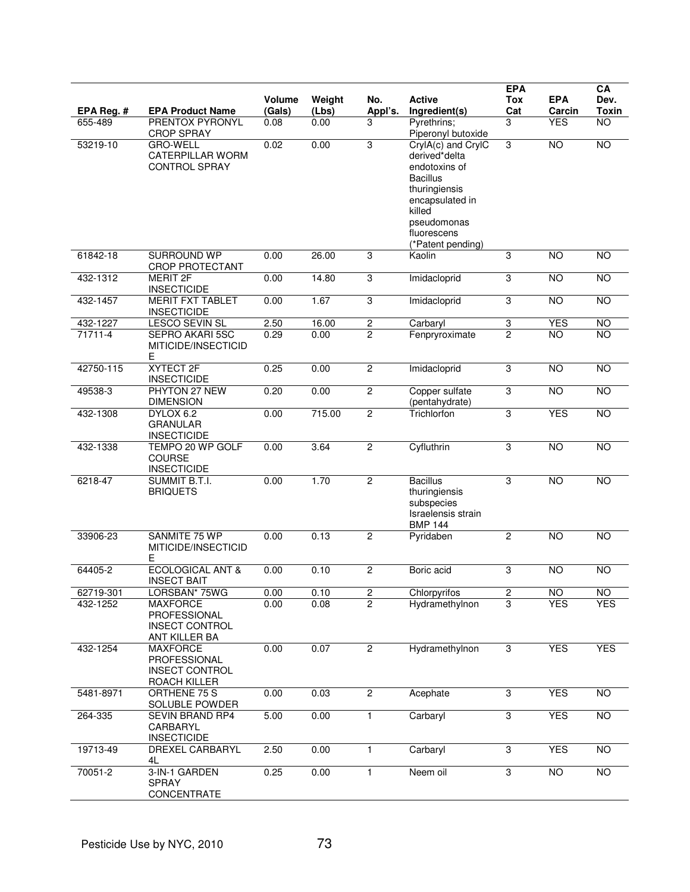| EPA Reg. # | EPA Product Name | Volume (Gals) | Weight (Lbs) | No. Appl's. | Active Ingredient(s) | EPA Tox Cat | EPA Carcin | CA Dev. Toxin |
|---|---|---|---|---|---|---|---|---|
| 655-489 | PRENTOX PYRONYL CROP SPRAY | 0.08 | 0.00 | 3 | Pyrethrins; Piperonyl butoxide | 3 | YES | NO |
| 53219-10 | GRO-WELL CATERPILLAR WORM CONTROL SPRAY | 0.02 | 0.00 | 3 | CryIA(c) and CryIC derived*delta endotoxins of Bacillus thuringiensis encapsulated in killed pseudomonas fluorescens (*Patent pending) | 3 | NO | NO |
| 61842-18 | SURROUND WP CROP PROTECTANT | 0.00 | 26.00 | 3 | Kaolin | 3 | NO | NO |
| 432-1312 | MERIT 2F INSECTICIDE | 0.00 | 14.80 | 3 | Imidacloprid | 3 | NO | NO |
| 432-1457 | MERIT FXT TABLET INSECTICIDE | 0.00 | 1.67 | 3 | Imidacloprid | 3 | NO | NO |
| 432-1227 | LESCO SEVIN SL | 2.50 | 16.00 | 2 | Carbaryl | 3 | YES | NO |
| 71711-4 | SEPRO AKARI 5SC MITICIDE/INSECTICIDE | 0.29 | 0.00 | 2 | Fenpryroximate | 2 | NO | NO |
| 42750-115 | XYTECT 2F INSECTICIDE | 0.25 | 0.00 | 2 | Imidacloprid | 3 | NO | NO |
| 49538-3 | PHYTON 27 NEW DIMENSION | 0.20 | 0.00 | 2 | Copper sulfate (pentahydrate) | 3 | NO | NO |
| 432-1308 | DYLOX 6.2 GRANULAR INSECTICIDE | 0.00 | 715.00 | 2 | Trichlorfon | 3 | YES | NO |
| 432-1338 | TEMPO 20 WP GOLF COURSE INSECTICIDE | 0.00 | 3.64 | 2 | Cyfluthrin | 3 | NO | NO |
| 6218-47 | SUMMIT B.T.I. BRIQUETS | 0.00 | 1.70 | 2 | Bacillus thuringiensis subspecies Israelensis strain BMP 144 | 3 | NO | NO |
| 33906-23 | SANMITE 75 WP MITICIDE/INSECTICIDE | 0.00 | 0.13 | 2 | Pyridaben | 2 | NO | NO |
| 64405-2 | ECOLOGICAL ANT & INSECT BAIT | 0.00 | 0.10 | 2 | Boric acid | 3 | NO | NO |
| 62719-301 | LORSBAN* 75WG | 0.00 | 0.10 | 2 | Chlorpyrifos | 2 | NO | NO |
| 432-1252 | MAXFORCE PROFESSIONAL INSECT CONTROL ANT KILLER BA | 0.00 | 0.08 | 2 | Hydramethylnon | 3 | YES | YES |
| 432-1254 | MAXFORCE PROFESSIONAL INSECT CONTROL ROACH KILLER | 0.00 | 0.07 | 2 | Hydramethylnon | 3 | YES | YES |
| 5481-8971 | ORTHENE 75 S SOLUBLE POWDER | 0.00 | 0.03 | 2 | Acephate | 3 | YES | NO |
| 264-335 | SEVIN BRAND RP4 CARBARYL INSECTICIDE | 5.00 | 0.00 | 1 | Carbaryl | 3 | YES | NO |
| 19713-49 | DREXEL CARBARYL 4L | 2.50 | 0.00 | 1 | Carbaryl | 3 | YES | NO |
| 70051-2 | 3-IN-1 GARDEN SPRAY CONCENTRATE | 0.25 | 0.00 | 1 | Neem oil | 3 | NO | NO |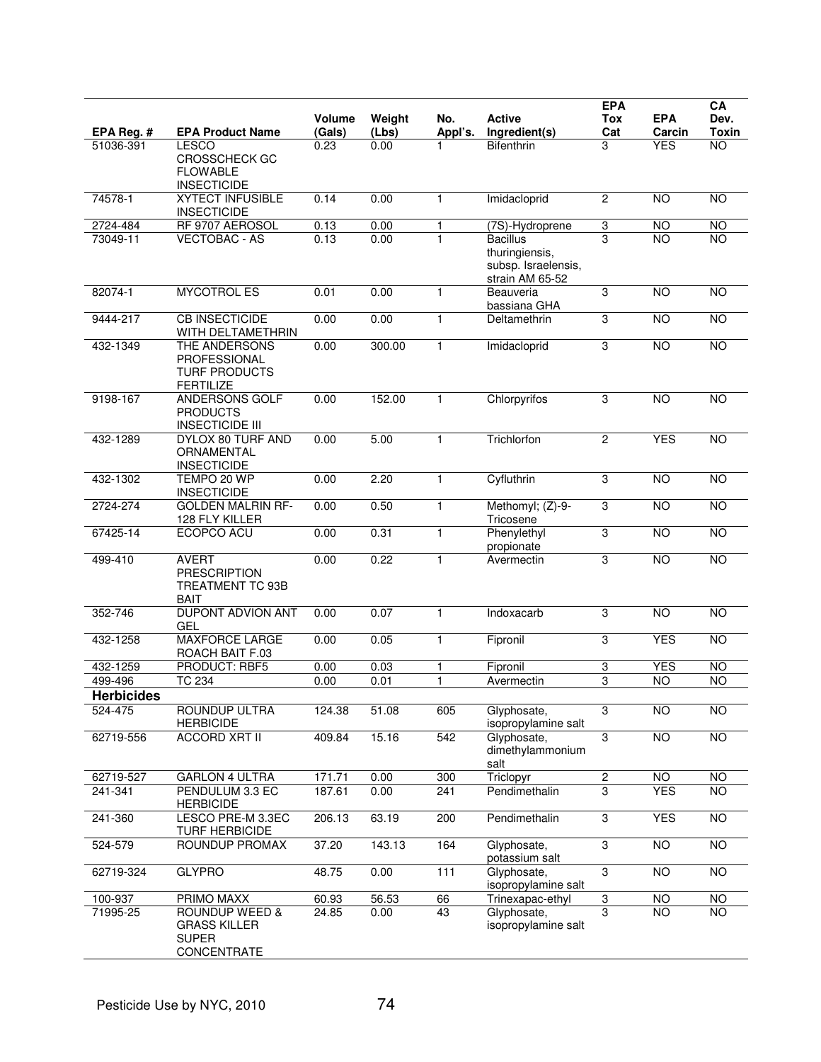| EPA Reg. # | EPA Product Name | Volume (Gals) | Weight (Lbs) | No. Appl's. | Active Ingredient(s) | EPA Tox Cat | EPA Carcin | CA Dev. Toxin |
|---|---|---|---|---|---|---|---|---|
| 51036-391 | LESCO CROSSCHECK GC FLOWABLE INSECTICIDE | 0.23 | 0.00 | 1 | Bifenthrin | 3 | YES | NO |
| 74578-1 | XYTECT INFUSIBLE INSECTICIDE | 0.14 | 0.00 | 1 | Imidacloprid | 2 | NO | NO |
| 2724-484 | RF 9707 AEROSOL | 0.13 | 0.00 | 1 | (7S)-Hydroprene | 3 | NO | NO |
| 73049-11 | VECTOBAC - AS | 0.13 | 0.00 | 1 | Bacillus thuringiensis, subsp. Israelensis, strain AM 65-52 | 3 | NO | NO |
| 82074-1 | MYCOTROL ES | 0.01 | 0.00 | 1 | Beauveria bassiana GHA | 3 | NO | NO |
| 9444-217 | CB INSECTICIDE WITH DELTAMETHRIN | 0.00 | 0.00 | 1 | Deltamethrin | 3 | NO | NO |
| 432-1349 | THE ANDERSONS PROFESSIONAL TURF PRODUCTS FERTILIZE | 0.00 | 300.00 | 1 | Imidacloprid | 3 | NO | NO |
| 9198-167 | ANDERSONS GOLF PRODUCTS INSECTICIDE III | 0.00 | 152.00 | 1 | Chlorpyrifos | 3 | NO | NO |
| 432-1289 | DYLOX 80 TURF AND ORNAMENTAL INSECTICIDE | 0.00 | 5.00 | 1 | Trichlorfon | 2 | YES | NO |
| 432-1302 | TEMPO 20 WP INSECTICIDE | 0.00 | 2.20 | 1 | Cyfluthrin | 3 | NO | NO |
| 2724-274 | GOLDEN MALRIN RF-128 FLY KILLER | 0.00 | 0.50 | 1 | Methomyl; (Z)-9-Tricosene | 3 | NO | NO |
| 67425-14 | ECOPCO ACU | 0.00 | 0.31 | 1 | Phenylethyl propionate | 3 | NO | NO |
| 499-410 | AVERT PRESCRIPTION TREATMENT TC 93B BAIT | 0.00 | 0.22 | 1 | Avermectin | 3 | NO | NO |
| 352-746 | DUPONT ADVION ANT GEL | 0.00 | 0.07 | 1 | Indoxacarb | 3 | NO | NO |
| 432-1258 | MAXFORCE LARGE ROACH BAIT F.03 | 0.00 | 0.05 | 1 | Fipronil | 3 | YES | NO |
| 432-1259 | PRODUCT: RBF5 | 0.00 | 0.03 | 1 | Fipronil | 3 | YES | NO |
| 499-496 | TC 234 | 0.00 | 0.01 | 1 | Avermectin | 3 | NO | NO |
| **Herbicides** | | | | | | | | |
| 524-475 | ROUNDUP ULTRA HERBICIDE | 124.38 | 51.08 | 605 | Glyphosate, isopropylamine salt | 3 | NO | NO |
| 62719-556 | ACCORD XRT II | 409.84 | 15.16 | 542 | Glyphosate, dimethylammonium salt | 3 | NO | NO |
| 62719-527 | GARLON 4 ULTRA | 171.71 | 0.00 | 300 | Triclopyr | 2 | NO | NO |
| 241-341 | PENDULUM 3.3 EC HERBICIDE | 187.61 | 0.00 | 241 | Pendimethalin | 3 | YES | NO |
| 241-360 | LESCO PRE-M 3.3EC TURF HERBICIDE | 206.13 | 63.19 | 200 | Pendimethalin | 3 | YES | NO |
| 524-579 | ROUNDUP PROMAX | 37.20 | 143.13 | 164 | Glyphosate, potassium salt | 3 | NO | NO |
| 62719-324 | GLYPRO | 48.75 | 0.00 | 111 | Glyphosate, isopropylamine salt | 3 | NO | NO |
| 100-937 | PRIMO MAXX | 60.93 | 56.53 | 66 | Trinexapac-ethyl | 3 | NO | NO |
| 71995-25 | ROUNDUP WEED & GRASS KILLER SUPER CONCENTRATE | 24.85 | 0.00 | 43 | Glyphosate, isopropylamine salt | 3 | NO | NO |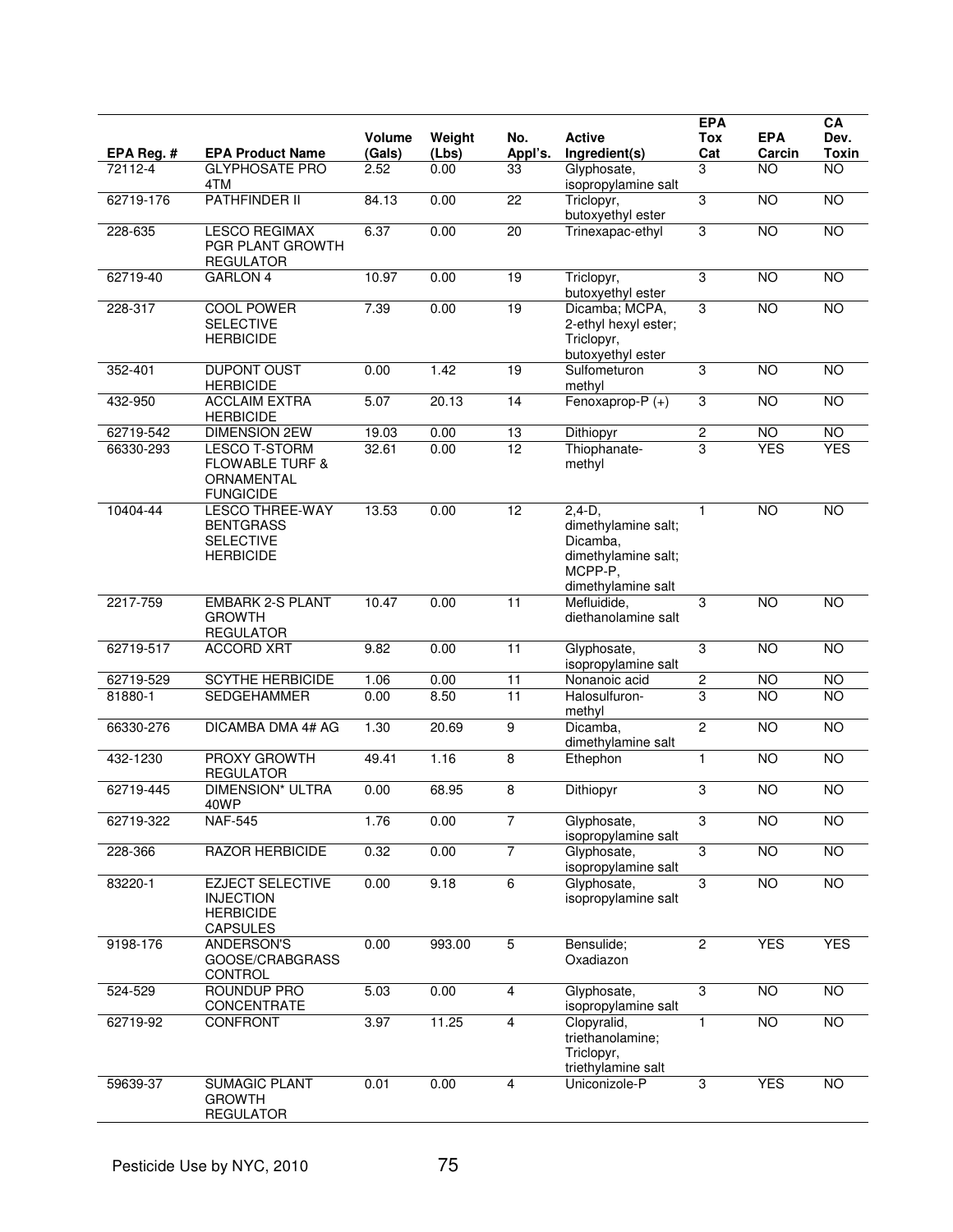| EPA Reg. # | EPA Product Name | Volume (Gals) | Weight (Lbs) | No. Appl's. | Active Ingredient(s) | EPA Tox Cat | EPA Carcin | CA Dev. Toxin |
|---|---|---|---|---|---|---|---|---|
| 72112-4 | GLYPHOSATE PRO 4TM | 2.52 | 0.00 | 33 | Glyphosate, isopropylamine salt | 3 | NO | NO |
| 62719-176 | PATHFINDER II | 84.13 | 0.00 | 22 | Triclopyr, butoxyethyl ester | 3 | NO | NO |
| 228-635 | LESCO REGIMAX PGR PLANT GROWTH REGULATOR | 6.37 | 0.00 | 20 | Trinexapac-ethyl | 3 | NO | NO |
| 62719-40 | GARLON 4 | 10.97 | 0.00 | 19 | Triclopyr, butoxyethyl ester | 3 | NO | NO |
| 228-317 | COOL POWER SELECTIVE HERBICIDE | 7.39 | 0.00 | 19 | Dicamba; MCPA, 2-ethyl hexyl ester; Triclopyr, butoxyethyl ester | 3 | NO | NO |
| 352-401 | DUPONT OUST HERBICIDE | 0.00 | 1.42 | 19 | Sulfometuron methyl | 3 | NO | NO |
| 432-950 | ACCLAIM EXTRA HERBICIDE | 5.07 | 20.13 | 14 | Fenoxaprop-P (+) | 3 | NO | NO |
| 62719-542 | DIMENSION 2EW | 19.03 | 0.00 | 13 | Dithiopyr | 2 | NO | NO |
| 66330-293 | LESCO T-STORM FLOWABLE TURF & ORNAMENTAL FUNGICIDE | 32.61 | 0.00 | 12 | Thiophanate-methyl | 3 | YES | YES |
| 10404-44 | LESCO THREE-WAY BENTGRASS SELECTIVE HERBICIDE | 13.53 | 0.00 | 12 | 2,4-D, dimethylamine salt; Dicamba, dimethylamine salt; MCPP-P, dimethylamine salt | 1 | NO | NO |
| 2217-759 | EMBARK 2-S PLANT GROWTH REGULATOR | 10.47 | 0.00 | 11 | Mefluidide, diethanolamine salt | 3 | NO | NO |
| 62719-517 | ACCORD XRT | 9.82 | 0.00 | 11 | Glyphosate, isopropylamine salt | 3 | NO | NO |
| 62719-529 | SCYTHE HERBICIDE | 1.06 | 0.00 | 11 | Nonanoic acid | 2 | NO | NO |
| 81880-1 | SEDGEHAMMER | 0.00 | 8.50 | 11 | Halosulfuron-methyl | 3 | NO | NO |
| 66330-276 | DICAMBA DMA 4# AG | 1.30 | 20.69 | 9 | Dicamba, dimethylamine salt | 2 | NO | NO |
| 432-1230 | PROXY GROWTH REGULATOR | 49.41 | 1.16 | 8 | Ethephon | 1 | NO | NO |
| 62719-445 | DIMENSION* ULTRA 40WP | 0.00 | 68.95 | 8 | Dithiopyr | 3 | NO | NO |
| 62719-322 | NAF-545 | 1.76 | 0.00 | 7 | Glyphosate, isopropylamine salt | 3 | NO | NO |
| 228-366 | RAZOR HERBICIDE | 0.32 | 0.00 | 7 | Glyphosate, isopropylamine salt | 3 | NO | NO |
| 83220-1 | EZJECT SELECTIVE INJECTION HERBICIDE CAPSULES | 0.00 | 9.18 | 6 | Glyphosate, isopropylamine salt | 3 | NO | NO |
| 9198-176 | ANDERSON'S GOOSE/CRABGRASS CONTROL | 0.00 | 993.00 | 5 | Bensulide; Oxadiazon | 2 | YES | YES |
| 524-529 | ROUNDUP PRO CONCENTRATE | 5.03 | 0.00 | 4 | Glyphosate, isopropylamine salt | 3 | NO | NO |
| 62719-92 | CONFRONT | 3.97 | 11.25 | 4 | Clopyralid, triethanolamine; Triclopyr, triethylamine salt | 1 | NO | NO |
| 59639-37 | SUMAGIC PLANT GROWTH REGULATOR | 0.01 | 0.00 | 4 | Uniconizole-P | 3 | YES | NO |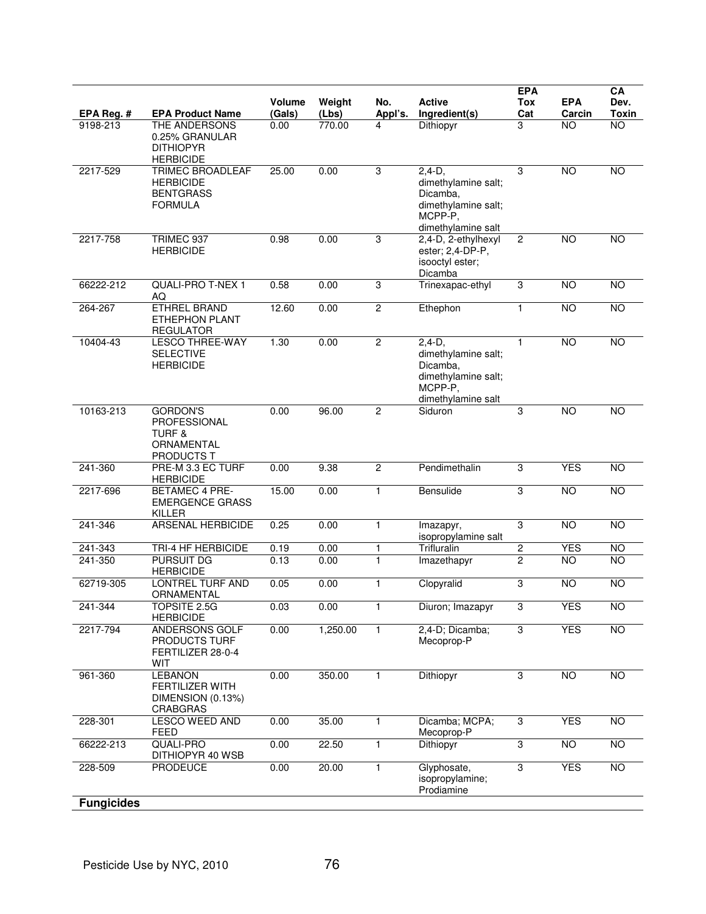| EPA Reg. # | EPA Product Name | Volume (Gals) | Weight (Lbs) | No. Appl's. | Active Ingredient(s) | EPA Tox Cat | EPA Carcin | CA Dev. Toxin |
|---|---|---|---|---|---|---|---|---|
| 9198-213 | THE ANDERSONS 0.25% GRANULAR DITHIOPYR HERBICIDE | 0.00 | 770.00 | 4 | Dithiopyr | 3 | NO | NO |
| 2217-529 | TRIMEC BROADLEAF HERBICIDE BENTGRASS FORMULA | 25.00 | 0.00 | 3 | 2,4-D, dimethylamine salt; Dicamba, dimethylamine salt; MCPP-P, dimethylamine salt | 3 | NO | NO |
| 2217-758 | TRIMEC 937 HERBICIDE | 0.98 | 0.00 | 3 | 2,4-D, 2-ethylhexyl ester; 2,4-DP-P, isooctyl ester; Dicamba | 2 | NO | NO |
| 66222-212 | QUALI-PRO T-NEX 1 AQ | 0.58 | 0.00 | 3 | Trinexapac-ethyl | 3 | NO | NO |
| 264-267 | ETHREL BRAND ETHEPHON PLANT REGULATOR | 12.60 | 0.00 | 2 | Ethephon | 1 | NO | NO |
| 10404-43 | LESCO THREE-WAY SELECTIVE HERBICIDE | 1.30 | 0.00 | 2 | 2,4-D, dimethylamine salt; Dicamba, dimethylamine salt; MCPP-P, dimethylamine salt | 1 | NO | NO |
| 10163-213 | GORDON'S PROFESSIONAL TURF & ORNAMENTAL PRODUCTS T | 0.00 | 96.00 | 2 | Siduron | 3 | NO | NO |
| 241-360 | PRE-M 3.3 EC TURF HERBICIDE | 0.00 | 9.38 | 2 | Pendimethalin | 3 | YES | NO |
| 2217-696 | BETAMEC 4 PRE-EMERGENCE GRASS KILLER | 15.00 | 0.00 | 1 | Bensulide | 3 | NO | NO |
| 241-346 | ARSENAL HERBICIDE | 0.25 | 0.00 | 1 | Imazapyr, isopropylamine salt | 3 | NO | NO |
| 241-343 | TRI-4 HF HERBICIDE | 0.19 | 0.00 | 1 | Trifluralin | 2 | YES | NO |
| 241-350 | PURSUIT DG HERBICIDE | 0.13 | 0.00 | 1 | Imazethapyr | 2 | NO | NO |
| 62719-305 | LONTREL TURF AND ORNAMENTAL | 0.05 | 0.00 | 1 | Clopyralid | 3 | NO | NO |
| 241-344 | TOPSITE 2.5G HERBICIDE | 0.03 | 0.00 | 1 | Diuron; Imazapyr | 3 | YES | NO |
| 2217-794 | ANDERSONS GOLF PRODUCTS TURF FERTILIZER 28-0-4 WIT | 0.00 | 1,250.00 | 1 | 2,4-D; Dicamba; Mecoprop-P | 3 | YES | NO |
| 961-360 | LEBANON FERTILIZER WITH DIMENSION (0.13%) CRABGRAS | 0.00 | 350.00 | 1 | Dithiopyr | 3 | NO | NO |
| 228-301 | LESCO WEED AND FEED | 0.00 | 35.00 | 1 | Dicamba; MCPA; Mecoprop-P | 3 | YES | NO |
| 66222-213 | QUALI-PRO DITHIOPYR 40 WSB | 0.00 | 22.50 | 1 | Dithiopyr | 3 | NO | NO |
| 228-509 | PRODEUCE | 0.00 | 20.00 | 1 | Glyphosate, isopropylamine; Prodiamine | 3 | YES | NO |

**Fungicides**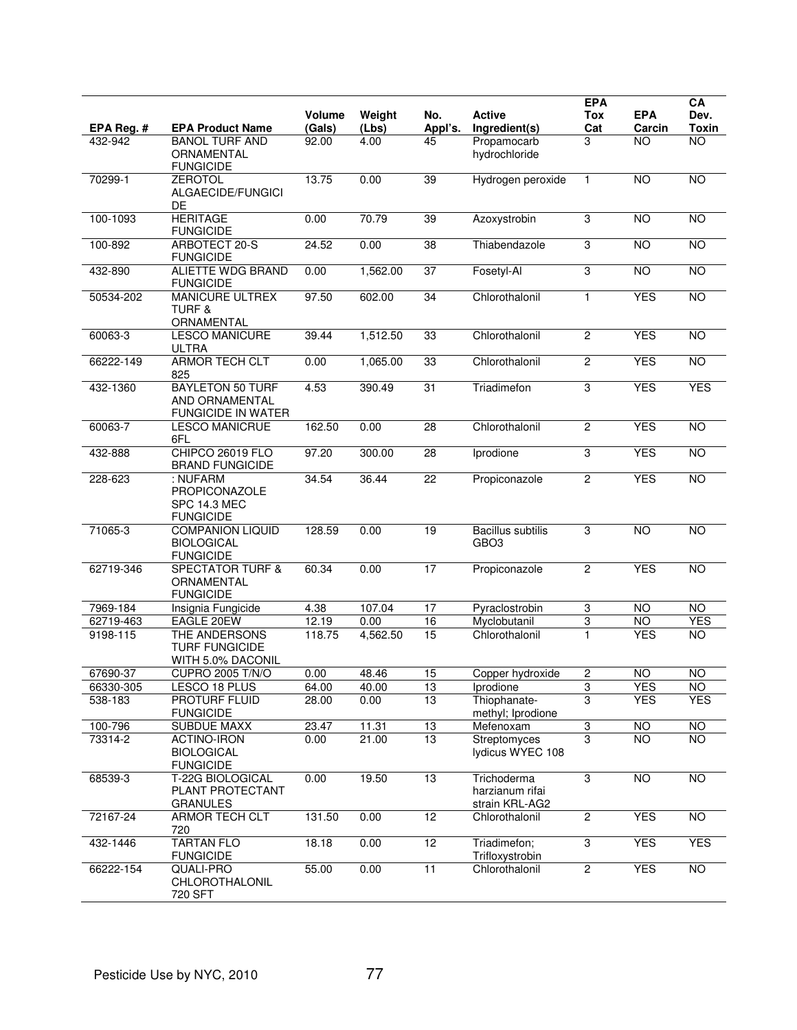| EPA Reg. # | EPA Product Name | Volume (Gals) | Weight (Lbs) | No. Appl's. | Active Ingredient(s) | EPA Tox Cat | EPA Carcin | CA Dev. Toxin |
|---|---|---|---|---|---|---|---|---|
| 432-942 | BANOL TURF AND ORNAMENTAL FUNGICIDE | 92.00 | 4.00 | 45 | Propamocarb hydrochloride | 3 | NO | NO |
| 70299-1 | ZEROTOL ALGAECIDE/FUNGICIDE | 13.75 | 0.00 | 39 | Hydrogen peroxide | 1 | NO | NO |
| 100-1093 | HERITAGE FUNGICIDE | 0.00 | 70.79 | 39 | Azoxystrobin | 3 | NO | NO |
| 100-892 | ARBOTECT 20-S FUNGICIDE | 24.52 | 0.00 | 38 | Thiabendazole | 3 | NO | NO |
| 432-890 | ALIETTE WDG BRAND FUNGICIDE | 0.00 | 1,562.00 | 37 | Fosetyl-Al | 3 | NO | NO |
| 50534-202 | MANICURE ULTREX TURF & ORNAMENTAL | 97.50 | 602.00 | 34 | Chlorothalonil | 1 | YES | NO |
| 60063-3 | LESCO MANICURE ULTRA | 39.44 | 1,512.50 | 33 | Chlorothalonil | 2 | YES | NO |
| 66222-149 | ARMOR TECH CLT 825 | 0.00 | 1,065.00 | 33 | Chlorothalonil | 2 | YES | NO |
| 432-1360 | BAYLETON 50 TURF AND ORNAMENTAL FUNGICIDE IN WATER | 4.53 | 390.49 | 31 | Triadimefon | 3 | YES | YES |
| 60063-7 | LESCO MANICRUE 6FL | 162.50 | 0.00 | 28 | Chlorothalonil | 2 | YES | NO |
| 432-888 | CHIPCO 26019 FLO BRAND FUNGICIDE | 97.20 | 300.00 | 28 | Iprodione | 3 | YES | NO |
| 228-623 | : NUFARM PROPICONAZOLE SPC 14.3 MEC FUNGICIDE | 34.54 | 36.44 | 22 | Propiconazole | 2 | YES | NO |
| 71065-3 | COMPANION LIQUID BIOLOGICAL FUNGICIDE | 128.59 | 0.00 | 19 | Bacillus subtilis GBO3 | 3 | NO | NO |
| 62719-346 | SPECTATOR TURF & ORNAMENTAL FUNGICIDE | 60.34 | 0.00 | 17 | Propiconazole | 2 | YES | NO |
| 7969-184 | Insignia Fungicide | 4.38 | 107.04 | 17 | Pyraclostrobin | 3 | NO | NO |
| 62719-463 | EAGLE 20EW | 12.19 | 0.00 | 16 | Myclobutanil | 3 | NO | YES |
| 9198-115 | THE ANDERSONS TURF FUNGICIDE WITH 5.0% DACONIL | 118.75 | 4,562.50 | 15 | Chlorothalonil | 1 | YES | NO |
| 67690-37 | CUPRO 2005 T/N/O | 0.00 | 48.46 | 15 | Copper hydroxide | 2 | NO | NO |
| 66330-305 | LESCO 18 PLUS | 64.00 | 40.00 | 13 | Iprodione | 3 | YES | NO |
| 538-183 | PROTURF FLUID FUNGICIDE | 28.00 | 0.00 | 13 | Thiophanate-methyl; Iprodione | 3 | YES | YES |
| 100-796 | SUBDUE MAXX | 23.47 | 11.31 | 13 | Mefenoxam | 3 | NO | NO |
| 73314-2 | ACTINO-IRON BIOLOGICAL FUNGICIDE | 0.00 | 21.00 | 13 | Streptomyces lydicus WYEC 108 | 3 | NO | NO |
| 68539-3 | T-22G BIOLOGICAL PLANT PROTECTANT GRANULES | 0.00 | 19.50 | 13 | Trichoderma harzianum rifai strain KRL-AG2 | 3 | NO | NO |
| 72167-24 | ARMOR TECH CLT 720 | 131.50 | 0.00 | 12 | Chlorothalonil | 2 | YES | NO |
| 432-1446 | TARTAN FLO FUNGICIDE | 18.18 | 0.00 | 12 | Triadimefon; Trifloxystrobin | 3 | YES | YES |
| 66222-154 | QUALI-PRO CHLOROTHALONIL 720 SFT | 55.00 | 0.00 | 11 | Chlorothalonil | 2 | YES | NO |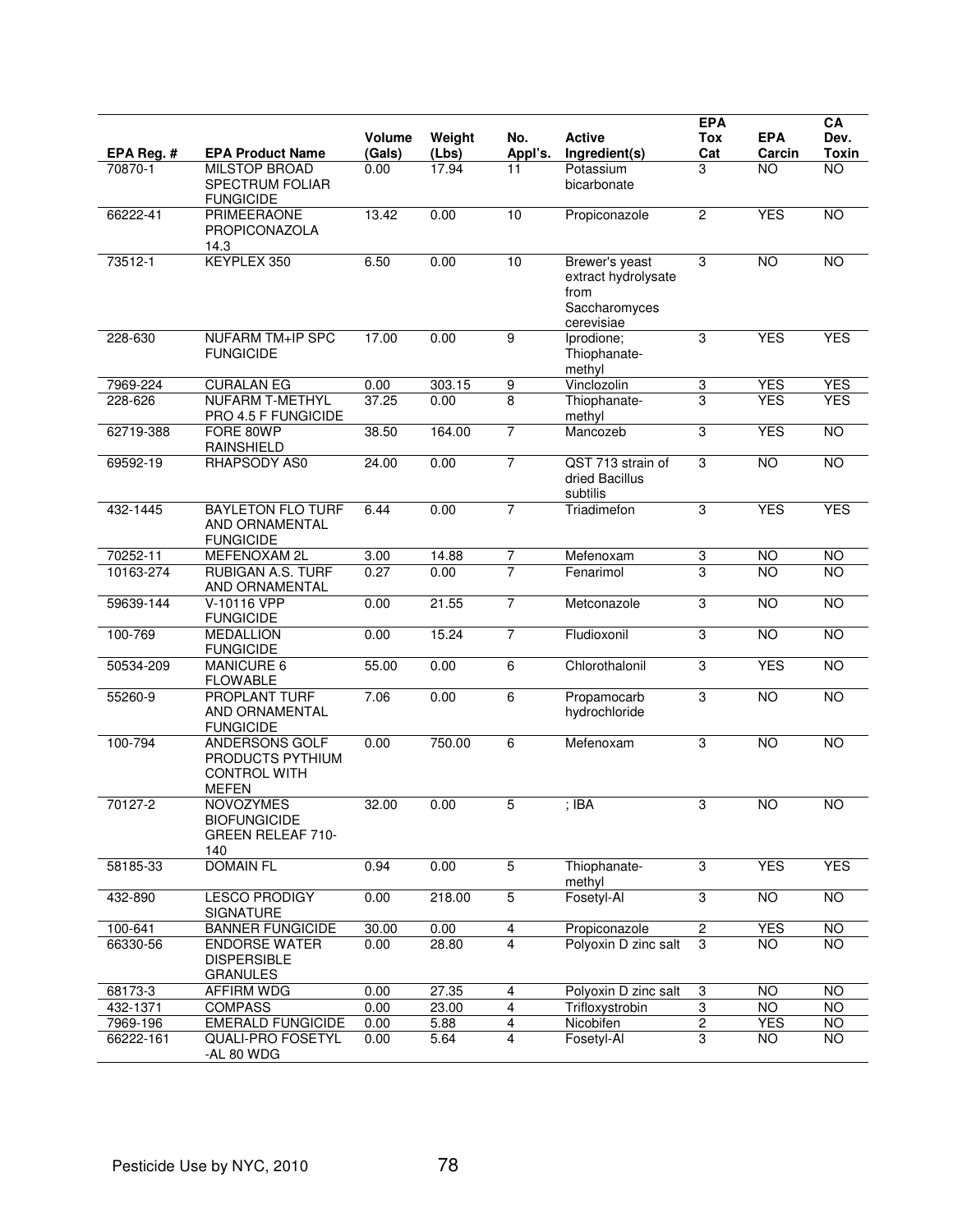| EPA Reg. # | EPA Product Name | Volume (Gals) | Weight (Lbs) | No. Appl's. | Active Ingredient(s) | EPA Tox Cat | EPA Carcin | CA Dev. Toxin |
|---|---|---|---|---|---|---|---|---|
| 70870-1 | MILSTOP BROAD SPECTRUM FOLIAR FUNGICIDE | 0.00 | 17.94 | 11 | Potassium bicarbonate | 3 | NO | NO |
| 66222-41 | PRIMEERAONE PROPICONAZOLA 14.3 | 13.42 | 0.00 | 10 | Propiconazole | 2 | YES | NO |
| 73512-1 | KEYPLEX 350 | 6.50 | 0.00 | 10 | Brewer's yeast extract hydrolysate from Saccharomyces cerevisiae | 3 | NO | NO |
| 228-630 | NUFARM TM+IP SPC FUNGICIDE | 17.00 | 0.00 | 9 | Iprodione; Thiophanate-methyl | 3 | YES | YES |
| 7969-224 | CURALAN EG | 0.00 | 303.15 | 9 | Vinclozolin | 3 | YES | YES |
| 228-626 | NUFARM T-METHYL PRO 4.5 F FUNGICIDE | 37.25 | 0.00 | 8 | Thiophanate-methyl | 3 | YES | YES |
| 62719-388 | FORE 80WP RAINSHIELD | 38.50 | 164.00 | 7 | Mancozeb | 3 | YES | NO |
| 69592-19 | RHAPSODY AS0 | 24.00 | 0.00 | 7 | QST 713 strain of dried Bacillus subtilis | 3 | NO | NO |
| 432-1445 | BAYLETON FLO TURF AND ORNAMENTAL FUNGICIDE | 6.44 | 0.00 | 7 | Triadimefon | 3 | YES | YES |
| 70252-11 | MEFENOXAM 2L | 3.00 | 14.88 | 7 | Mefenoxam | 3 | NO | NO |
| 10163-274 | RUBIGAN A.S. TURF AND ORNAMENTAL | 0.27 | 0.00 | 7 | Fenarimol | 3 | NO | NO |
| 59639-144 | V-10116 VPP FUNGICIDE | 0.00 | 21.55 | 7 | Metconazole | 3 | NO | NO |
| 100-769 | MEDALLION FUNGICIDE | 0.00 | 15.24 | 7 | Fludioxonil | 3 | NO | NO |
| 50534-209 | MANICURE 6 FLOWABLE | 55.00 | 0.00 | 6 | Chlorothalonil | 3 | YES | NO |
| 55260-9 | PROPLANT TURF AND ORNAMENTAL FUNGICIDE | 7.06 | 0.00 | 6 | Propamocarb hydrochloride | 3 | NO | NO |
| 100-794 | ANDERSONS GOLF PRODUCTS PYTHIUM CONTROL WITH MEFEN | 0.00 | 750.00 | 6 | Mefenoxam | 3 | NO | NO |
| 70127-2 | NOVOZYMES BIOFUNGICIDE GREEN RELEAF 710-140 | 32.00 | 0.00 | 5 | ; IBA | 3 | NO | NO |
| 58185-33 | DOMAIN FL | 0.94 | 0.00 | 5 | Thiophanate-methyl | 3 | YES | YES |
| 432-890 | LESCO PRODIGY SIGNATURE | 0.00 | 218.00 | 5 | Fosetyl-Al | 3 | NO | NO |
| 100-641 | BANNER FUNGICIDE | 30.00 | 0.00 | 4 | Propiconazole | 2 | YES | NO |
| 66330-56 | ENDORSE WATER DISPERSIBLE GRANULES | 0.00 | 28.80 | 4 | Polyoxin D zinc salt | 3 | NO | NO |
| 68173-3 | AFFIRM WDG | 0.00 | 27.35 | 4 | Polyoxin D zinc salt | 3 | NO | NO |
| 432-1371 | COMPASS | 0.00 | 23.00 | 4 | Trifloxystrobin | 3 | NO | NO |
| 7969-196 | EMERALD FUNGICIDE | 0.00 | 5.88 | 4 | Nicobifen | 2 | YES | NO |
| 66222-161 | QUALI-PRO FOSETYL -AL 80 WDG | 0.00 | 5.64 | 4 | Fosetyl-Al | 3 | NO | NO |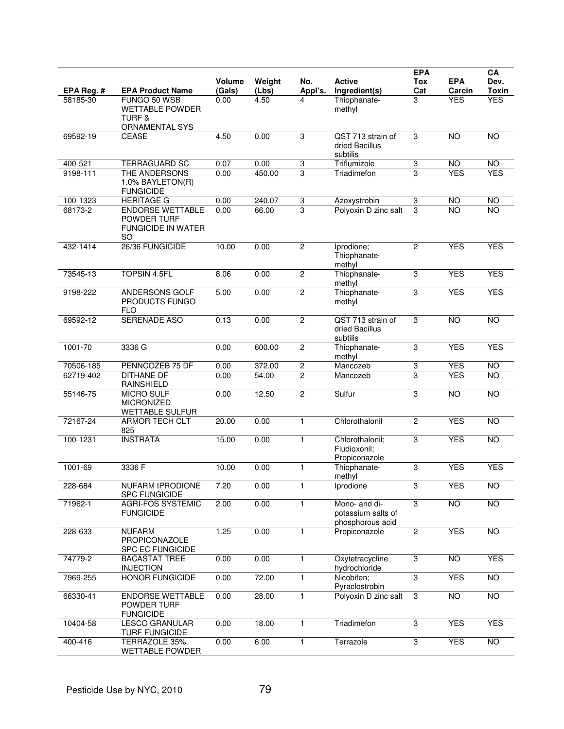| EPA Reg. # | EPA Product Name | Volume (Gals) | Weight (Lbs) | No. Appl's. | Active Ingredient(s) | EPA Tox Cat | EPA Carcin | CA Dev. Toxin |
|---|---|---|---|---|---|---|---|---|
| 58185-30 | FUNGO 50 WSB WETTABLE POWDER TURF & ORNAMENTAL SYS | 0.00 | 4.50 | 4 | Thiophanate-methyl | 3 | YES | YES |
| 69592-19 | CEASE | 4.50 | 0.00 | 3 | QST 713 strain of dried Bacillus subtilis | 3 | NO | NO |
| 400-521 | TERRAGUARD SC | 0.07 | 0.00 | 3 | Triflumizole | 3 | NO | NO |
| 9198-111 | THE ANDERSONS 1.0% BAYLETON(R) FUNGICIDE | 0.00 | 450.00 | 3 | Triadimefon | 3 | YES | YES |
| 100-1323 | HERITAGE G | 0.00 | 240.07 | 3 | Azoxystrobin | 3 | NO | NO |
| 68173-2 | ENDORSE WETTABLE POWDER TURF FUNGICIDE IN WATER SO | 0.00 | 66.00 | 3 | Polyoxin D zinc salt | 3 | NO | NO |
| 432-1414 | 26/36 FUNGICIDE | 10.00 | 0.00 | 2 | Iprodione; Thiophanate-methyl | 2 | YES | YES |
| 73545-13 | TOPSIN 4.5FL | 8.06 | 0.00 | 2 | Thiophanate-methyl | 3 | YES | YES |
| 9198-222 | ANDERSONS GOLF PRODUCTS FUNGO FLO | 5.00 | 0.00 | 2 | Thiophanate-methyl | 3 | YES | YES |
| 69592-12 | SERENADE ASO | 0.13 | 0.00 | 2 | QST 713 strain of dried Bacillus subtilis | 3 | NO | NO |
| 1001-70 | 3336 G | 0.00 | 600.00 | 2 | Thiophanate-methyl | 3 | YES | YES |
| 70506-185 | PENNCOZEB 75 DF | 0.00 | 372.00 | 2 | Mancozeb | 3 | YES | NO |
| 62719-402 | DITHANE DF RAINSHIELD | 0.00 | 54.00 | 2 | Mancozeb | 3 | YES | NO |
| 55146-75 | MICRO SULF MICRONIZED WETTABLE SULFUR | 0.00 | 12.50 | 2 | Sulfur | 3 | NO | NO |
| 72167-24 | ARMOR TECH CLT 825 | 20.00 | 0.00 | 1 | Chlorothalonil | 2 | YES | NO |
| 100-1231 | INSTRATA | 15.00 | 0.00 | 1 | Chlorothalonil; Fludioxonil; Propiconazole | 3 | YES | NO |
| 1001-69 | 3336 F | 10.00 | 0.00 | 1 | Thiophanate-methyl | 3 | YES | YES |
| 228-684 | NUFARM IPRODIONE SPC FUNGICIDE | 7.20 | 0.00 | 1 | Iprodione | 3 | YES | NO |
| 71962-1 | AGRI-FOS SYSTEMIC FUNGICIDE | 2.00 | 0.00 | 1 | Mono- and di-potassium salts of phosphorous acid | 3 | NO | NO |
| 228-633 | NUFARM PROPICONAZOLE SPC EC FUNGICIDE | 1.25 | 0.00 | 1 | Propiconazole | 2 | YES | NO |
| 74779-2 | BACASTAT TREE INJECTION | 0.00 | 0.00 | 1 | Oxytetracycline hydrochloride | 3 | NO | YES |
| 7969-255 | HONOR FUNGICIDE | 0.00 | 72.00 | 1 | Nicobifen; Pyraclostrobin | 3 | YES | NO |
| 66330-41 | ENDORSE WETTABLE POWDER TURF FUNGICIDE | 0.00 | 28.00 | 1 | Polyoxin D zinc salt | 3 | NO | NO |
| 10404-58 | LESCO GRANULAR TURF FUNGICIDE | 0.00 | 18.00 | 1 | Triadimefon | 3 | YES | YES |
| 400-416 | TERRAZOLE 35% WETTABLE POWDER | 0.00 | 6.00 | 1 | Terrazole | 3 | YES | NO |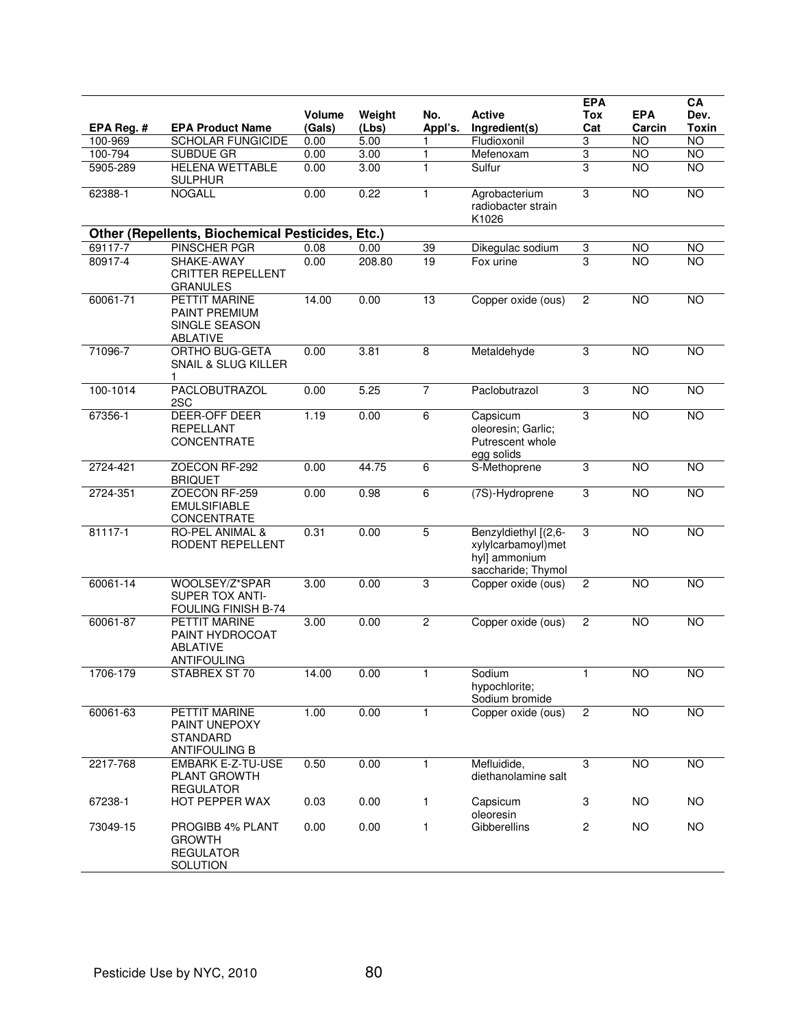| EPA Reg. # | EPA Product Name | Volume (Gals) | Weight (Lbs) | No. Appl's. | Active Ingredient(s) | EPA Tox Cat | EPA Carcin | CA Dev. Toxin |
|---|---|---|---|---|---|---|---|---|
| 100-969 | SCHOLAR FUNGICIDE | 0.00 | 5.00 | 1 | Fludioxonil | 3 | NO | NO |
| 100-794 | SUBDUE GR | 0.00 | 3.00 | 1 | Mefenoxam | 3 | NO | NO |
| 5905-289 | HELENA WETTABLE SULPHUR | 0.00 | 3.00 | 1 | Sulfur | 3 | NO | NO |
| 62388-1 | NOGALL | 0.00 | 0.22 | 1 | Agrobacterium radiobacter strain K1026 | 3 | NO | NO |
| **Other (Repellents, Biochemical Pesticides, Etc.)** | | | | | | | | |
| 69117-7 | PINSCHER PGR | 0.08 | 0.00 | 39 | Dikegulac sodium | 3 | NO | NO |
| 80917-4 | SHAKE-AWAY CRITTER REPELLENT GRANULES | 0.00 | 208.80 | 19 | Fox urine | 3 | NO | NO |
| 60061-71 | PETTIT MARINE PAINT PREMIUM SINGLE SEASON ABLATIVE | 14.00 | 0.00 | 13 | Copper oxide (ous) | 2 | NO | NO |
| 71096-7 | ORTHO BUG-GETA SNAIL & SLUG KILLER 1 | 0.00 | 3.81 | 8 | Metaldehyde | 3 | NO | NO |
| 100-1014 | PACLOBUTRAZOL 2SC | 0.00 | 5.25 | 7 | Paclobutrazol | 3 | NO | NO |
| 67356-1 | DEER-OFF DEER REPELLANT CONCENTRATE | 1.19 | 0.00 | 6 | Capsicum oleoresin; Garlic; Putrescent whole egg solids | 3 | NO | NO |
| 2724-421 | ZOECON RF-292 BRIQUET | 0.00 | 44.75 | 6 | S-Methoprene | 3 | NO | NO |
| 2724-351 | ZOECON RF-259 EMULSIFIABLE CONCENTRATE | 0.00 | 0.98 | 6 | (7S)-Hydroprene | 3 | NO | NO |
| 81117-1 | RO-PEL ANIMAL & RODENT REPELLENT | 0.31 | 0.00 | 5 | Benzyldiethyl [(2,6-xylylcarbamoyl)methyl] ammonium saccharide; Thymol | 3 | NO | NO |
| 60061-14 | WOOLSEY/Z*SPAR SUPER TOX ANTI-FOULING FINISH B-74 | 3.00 | 0.00 | 3 | Copper oxide (ous) | 2 | NO | NO |
| 60061-87 | PETTIT MARINE PAINT HYDROCOAT ABLATIVE ANTIFOULING | 3.00 | 0.00 | 2 | Copper oxide (ous) | 2 | NO | NO |
| 1706-179 | STABREX ST 70 | 14.00 | 0.00 | 1 | Sodium hypochlorite; Sodium bromide | 1 | NO | NO |
| 60061-63 | PETTIT MARINE PAINT UNEPOXY STANDARD ANTIFOULING B | 1.00 | 0.00 | 1 | Copper oxide (ous) | 2 | NO | NO |
| 2217-768 | EMBARK E-Z-TU-USE PLANT GROWTH REGULATOR | 0.50 | 0.00 | 1 | Mefluidide, diethanolamine salt | 3 | NO | NO |
| 67238-1 | HOT PEPPER WAX | 0.03 | 0.00 | 1 | Capsicum oleoresin | 3 | NO | NO |
| 73049-15 | PROGIBB 4% PLANT GROWTH REGULATOR SOLUTION | 0.00 | 0.00 | 1 | Gibberellins | 2 | NO | NO |